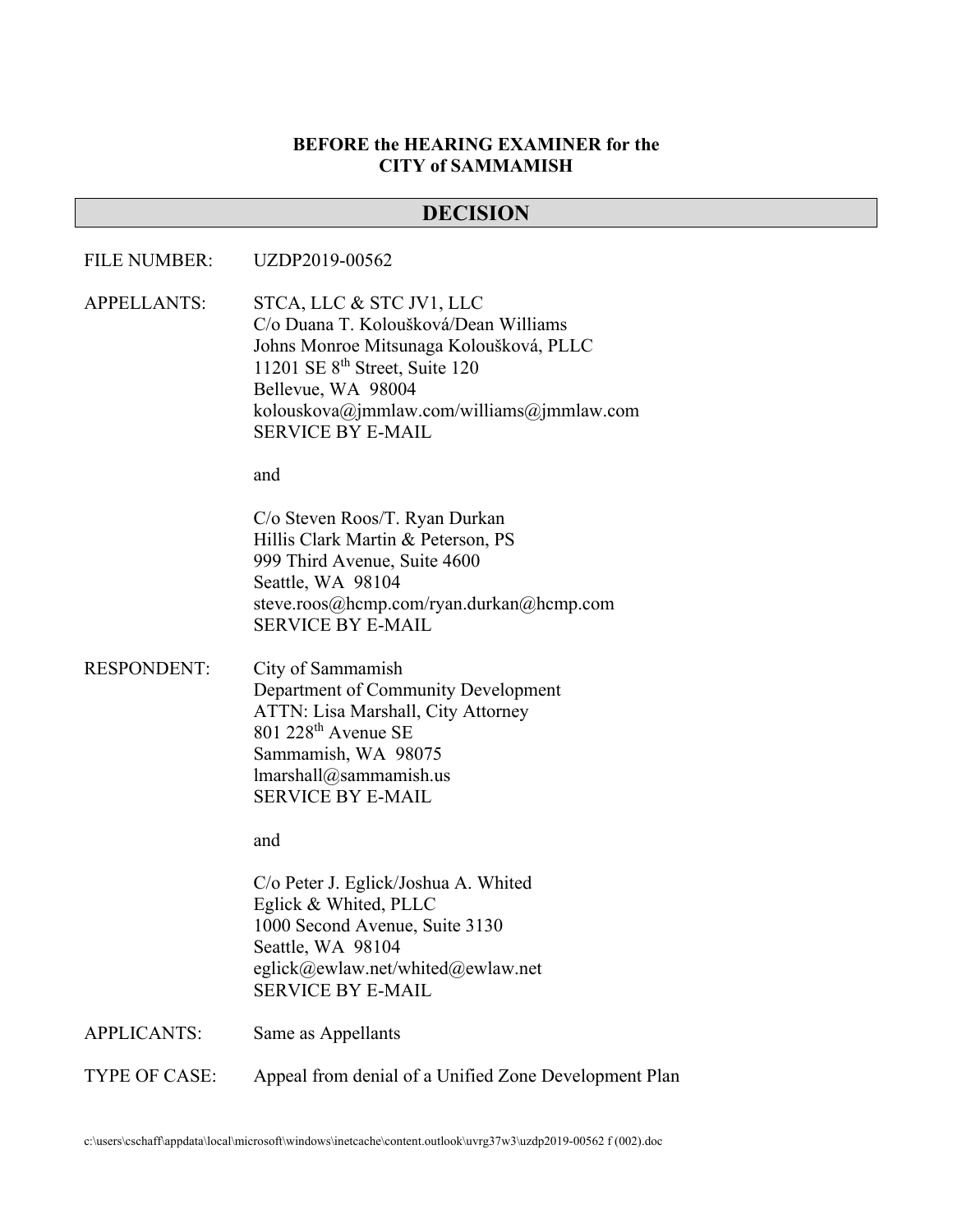**BEFORE the HEARING EXAMINER for the**
**CITY of SAMMAMISH**

## DECISION

FILE NUMBER: UZDP2019-00562

APPELLANTS: STCA, LLC & STC JV1, LLC
C/o Duana T. Koloušková/Dean Williams
Johns Monroe Mitsunaga Koloušková, PLLC
11201 SE 8th Street, Suite 120
Bellevue, WA 98004
kolouskova@jmmlaw.com/williams@jmmlaw.com
SERVICE BY E-MAIL

and

C/o Steven Roos/T. Ryan Durkan
Hillis Clark Martin & Peterson, PS
999 Third Avenue, Suite 4600
Seattle, WA 98104
steve.roos@hcmp.com/ryan.durkan@hcmp.com
SERVICE BY E-MAIL

RESPONDENT: City of Sammamish
Department of Community Development
ATTN: Lisa Marshall, City Attorney
801 228th Avenue SE
Sammamish, WA 98075
lmarshall@sammamish.us
SERVICE BY E-MAIL

and

C/o Peter J. Eglick/Joshua A. Whited
Eglick & Whited, PLLC
1000 Second Avenue, Suite 3130
Seattle, WA 98104
eglick@ewlaw.net/whited@ewlaw.net
SERVICE BY E-MAIL

APPLICANTS: Same as Appellants

TYPE OF CASE: Appeal from denial of a Unified Zone Development Plan

c:\users\cschaff\appdata\local\microsoft\windows\inetcache\content.outlook\uvrg37w3\uzdp2019-00562 f (002).doc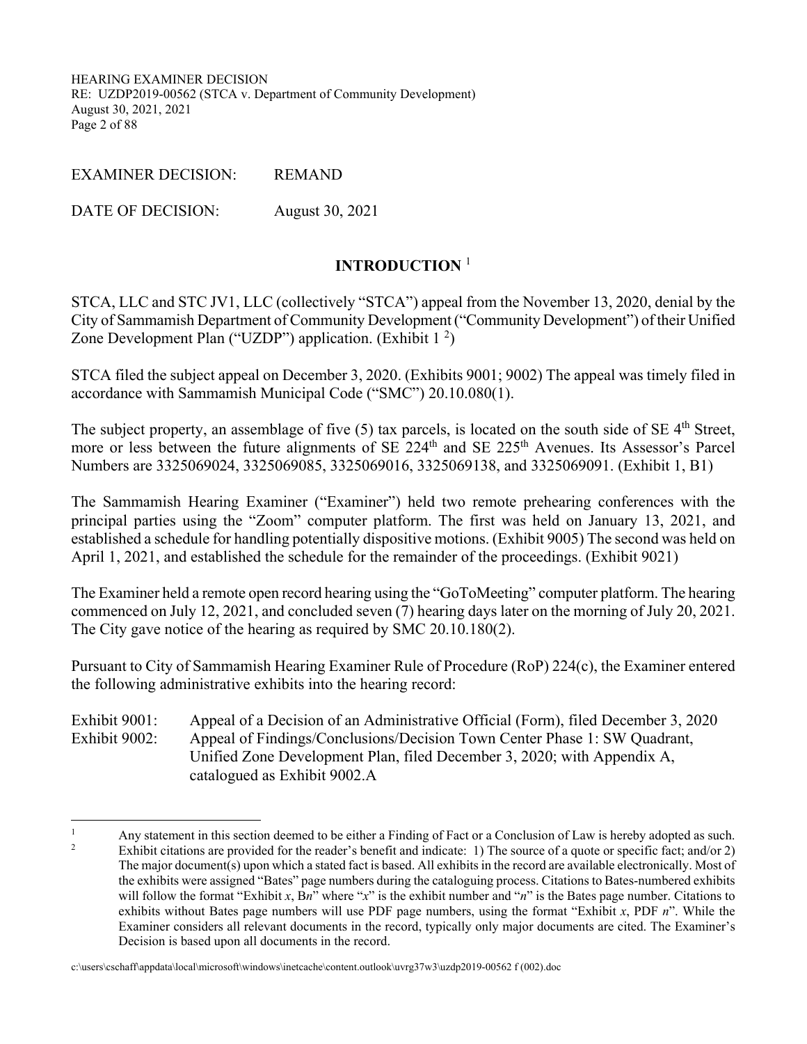EXAMINER DECISION: REMAND

DATE OF DECISION: August 30, 2021

## INTRODUCTION [1]

STCA, LLC and STC JV1, LLC (collectively "STCA") appeal from the November 13, 2020, denial by the City of Sammamish Department of Community Development ("Community Development") of their Unified Zone Development Plan ("UZDP") application. (Exhibit 1 [2])

STCA filed the subject appeal on December 3, 2020. (Exhibits 9001; 9002) The appeal was timely filed in accordance with Sammamish Municipal Code ("SMC") 20.10.080(1).

The subject property, an assemblage of five (5) tax parcels, is located on the south side of SE 4th Street, more or less between the future alignments of SE 224th and SE 225th Avenues. Its Assessor's Parcel Numbers are 3325069024, 3325069085, 3325069016, 3325069138, and 3325069091. (Exhibit 1, B1)

The Sammamish Hearing Examiner ("Examiner") held two remote prehearing conferences with the principal parties using the "Zoom" computer platform. The first was held on January 13, 2021, and established a schedule for handling potentially dispositive motions. (Exhibit 9005) The second was held on April 1, 2021, and established the schedule for the remainder of the proceedings. (Exhibit 9021)

The Examiner held a remote open record hearing using the "GoToMeeting" computer platform. The hearing commenced on July 12, 2021, and concluded seven (7) hearing days later on the morning of July 20, 2021. The City gave notice of the hearing as required by SMC 20.10.180(2).

Pursuant to City of Sammamish Hearing Examiner Rule of Procedure (RoP) 224(c), the Examiner entered the following administrative exhibits into the hearing record:

Exhibit 9001: Appeal of a Decision of an Administrative Official (Form), filed December 3, 2020

Exhibit 9002: Appeal of Findings/Conclusions/Decision Town Center Phase 1: SW Quadrant, Unified Zone Development Plan, filed December 3, 2020; with Appendix A, catalogued as Exhibit 9002.A

---

[1] Any statement in this section deemed to be either a Finding of Fact or a Conclusion of Law is hereby adopted as such.

[2] Exhibit citations are provided for the reader's benefit and indicate: 1) The source of a quote or specific fact; and/or 2) The major document(s) upon which a stated fact is based. All exhibits in the record are available electronically. Most of the exhibits were assigned "Bates" page numbers during the cataloguing process. Citations to Bates-numbered exhibits will follow the format "Exhibit *x*, B*n*" where "*x*" is the exhibit number and "*n*" is the Bates page number. Citations to exhibits without Bates page numbers will use PDF page numbers, using the format "Exhibit *x*, PDF *n*". While the Examiner considers all relevant documents in the record, typically only major documents are cited. The Examiner's Decision is based upon all documents in the record.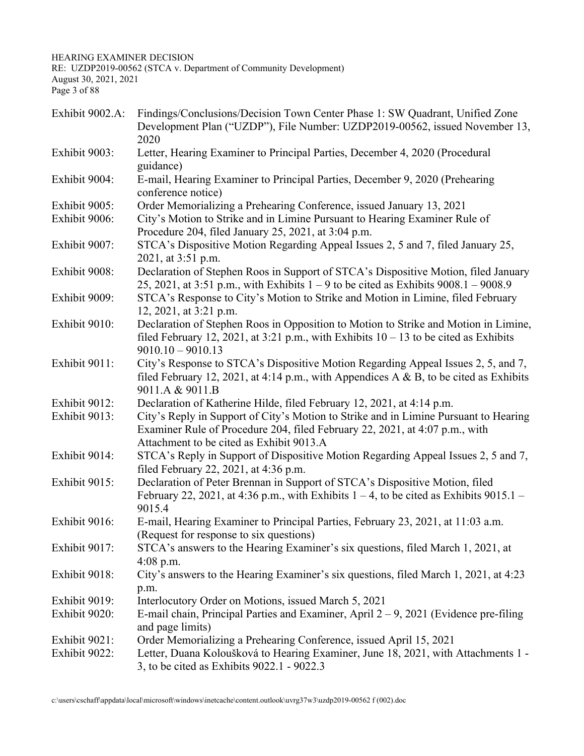| | |
|---|---|
| Exhibit 9002.A: | Findings/Conclusions/Decision Town Center Phase 1: SW Quadrant, Unified Zone Development Plan ("UZDP"), File Number: UZDP2019-00562, issued November 13, 2020 |
| Exhibit 9003: | Letter, Hearing Examiner to Principal Parties, December 4, 2020 (Procedural guidance) |
| Exhibit 9004: | E-mail, Hearing Examiner to Principal Parties, December 9, 2020 (Prehearing conference notice) |
| Exhibit 9005: | Order Memorializing a Prehearing Conference, issued January 13, 2021 |
| Exhibit 9006: | City's Motion to Strike and in Limine Pursuant to Hearing Examiner Rule of Procedure 204, filed January 25, 2021, at 3:04 p.m. |
| Exhibit 9007: | STCA's Dispositive Motion Regarding Appeal Issues 2, 5 and 7, filed January 25, 2021, at 3:51 p.m. |
| Exhibit 9008: | Declaration of Stephen Roos in Support of STCA's Dispositive Motion, filed January 25, 2021, at 3:51 p.m., with Exhibits 1 – 9 to be cited as Exhibits 9008.1 – 9008.9 |
| Exhibit 9009: | STCA's Response to City's Motion to Strike and Motion in Limine, filed February 12, 2021, at 3:21 p.m. |
| Exhibit 9010: | Declaration of Stephen Roos in Opposition to Motion to Strike and Motion in Limine, filed February 12, 2021, at 3:21 p.m., with Exhibits 10 – 13 to be cited as Exhibits 9010.10 – 9010.13 |
| Exhibit 9011: | City's Response to STCA's Dispositive Motion Regarding Appeal Issues 2, 5, and 7, filed February 12, 2021, at 4:14 p.m., with Appendices A & B, to be cited as Exhibits 9011.A & 9011.B |
| Exhibit 9012: | Declaration of Katherine Hilde, filed February 12, 2021, at 4:14 p.m. |
| Exhibit 9013: | City's Reply in Support of City's Motion to Strike and in Limine Pursuant to Hearing Examiner Rule of Procedure 204, filed February 22, 2021, at 4:07 p.m., with Attachment to be cited as Exhibit 9013.A |
| Exhibit 9014: | STCA's Reply in Support of Dispositive Motion Regarding Appeal Issues 2, 5 and 7, filed February 22, 2021, at 4:36 p.m. |
| Exhibit 9015: | Declaration of Peter Brennan in Support of STCA's Dispositive Motion, filed February 22, 2021, at 4:36 p.m., with Exhibits 1 – 4, to be cited as Exhibits 9015.1 – 9015.4 |
| Exhibit 9016: | E-mail, Hearing Examiner to Principal Parties, February 23, 2021, at 11:03 a.m. (Request for response to six questions) |
| Exhibit 9017: | STCA's answers to the Hearing Examiner's six questions, filed March 1, 2021, at 4:08 p.m. |
| Exhibit 9018: | City's answers to the Hearing Examiner's six questions, filed March 1, 2021, at 4:23 p.m. |
| Exhibit 9019: | Interlocutory Order on Motions, issued March 5, 2021 |
| Exhibit 9020: | E-mail chain, Principal Parties and Examiner, April 2 – 9, 2021 (Evidence pre-filing and page limits) |
| Exhibit 9021: | Order Memorializing a Prehearing Conference, issued April 15, 2021 |
| Exhibit 9022: | Letter, Duana Koloušková to Hearing Examiner, June 18, 2021, with Attachments 1 - 3, to be cited as Exhibits 9022.1 - 9022.3 |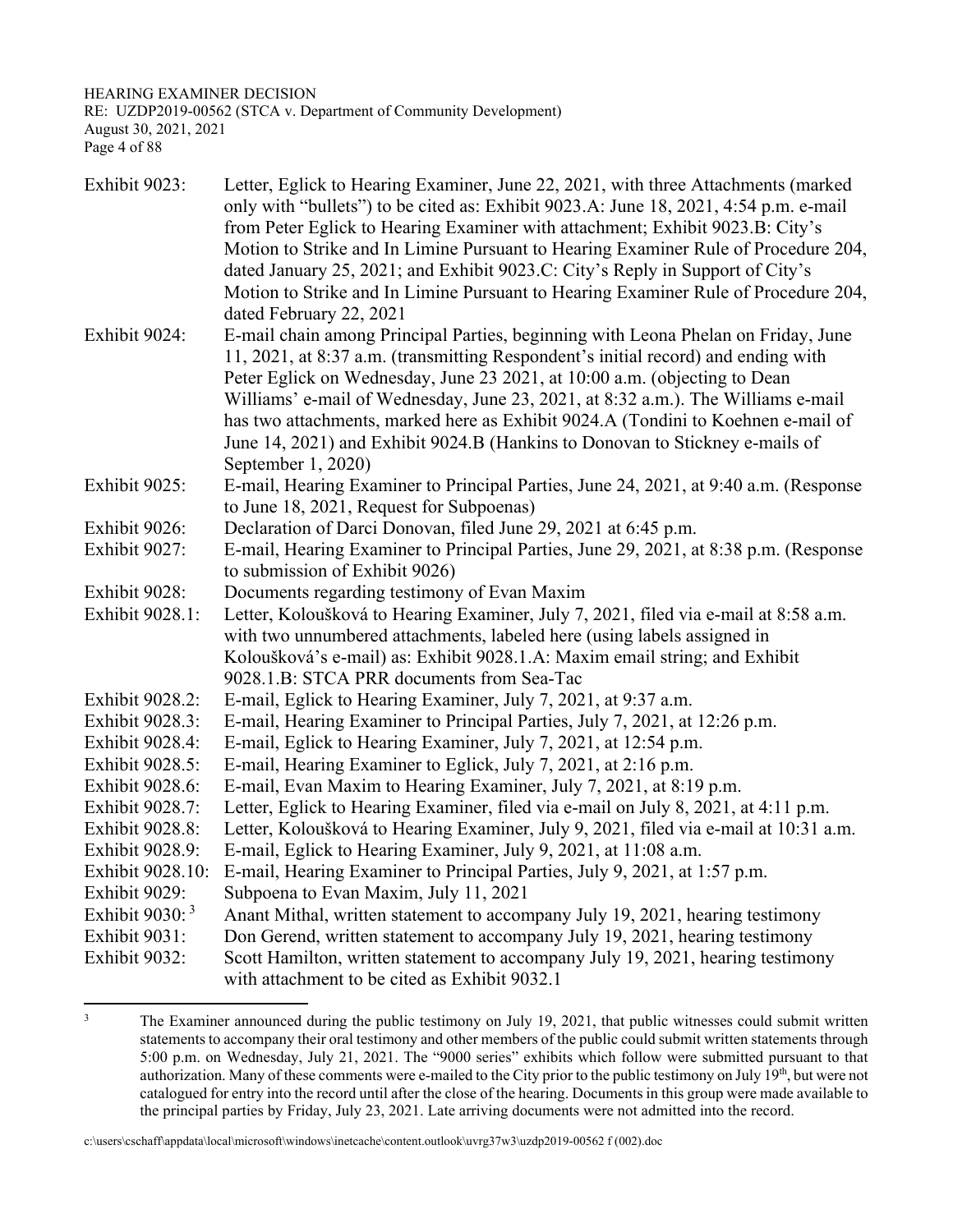| | |
|---|---|
| Exhibit 9023: | Letter, Eglick to Hearing Examiner, June 22, 2021, with three Attachments (marked only with "bullets") to be cited as: Exhibit 9023.A: June 18, 2021, 4:54 p.m. e-mail from Peter Eglick to Hearing Examiner with attachment; Exhibit 9023.B: City's Motion to Strike and In Limine Pursuant to Hearing Examiner Rule of Procedure 204, dated January 25, 2021; and Exhibit 9023.C: City's Reply in Support of City's Motion to Strike and In Limine Pursuant to Hearing Examiner Rule of Procedure 204, dated February 22, 2021 |
| Exhibit 9024: | E-mail chain among Principal Parties, beginning with Leona Phelan on Friday, June 11, 2021, at 8:37 a.m. (transmitting Respondent's initial record) and ending with Peter Eglick on Wednesday, June 23 2021, at 10:00 a.m. (objecting to Dean Williams' e-mail of Wednesday, June 23, 2021, at 8:32 a.m.). The Williams e-mail has two attachments, marked here as Exhibit 9024.A (Tondini to Koehnen e-mail of June 14, 2021) and Exhibit 9024.B (Hankins to Donovan to Stickney e-mails of September 1, 2020) |
| Exhibit 9025: | E-mail, Hearing Examiner to Principal Parties, June 24, 2021, at 9:40 a.m. (Response to June 18, 2021, Request for Subpoenas) |
| Exhibit 9026: | Declaration of Darci Donovan, filed June 29, 2021 at 6:45 p.m. |
| Exhibit 9027: | E-mail, Hearing Examiner to Principal Parties, June 29, 2021, at 8:38 p.m. (Response to submission of Exhibit 9026) |
| Exhibit 9028: | Documents regarding testimony of Evan Maxim |
| Exhibit 9028.1: | Letter, Koloušková to Hearing Examiner, July 7, 2021, filed via e-mail at 8:58 a.m. with two unnumbered attachments, labeled here (using labels assigned in Koloušková's e-mail) as: Exhibit 9028.1.A: Maxim email string; and Exhibit 9028.1.B: STCA PRR documents from Sea-Tac |
| Exhibit 9028.2: | E-mail, Eglick to Hearing Examiner, July 7, 2021, at 9:37 a.m. |
| Exhibit 9028.3: | E-mail, Hearing Examiner to Principal Parties, July 7, 2021, at 12:26 p.m. |
| Exhibit 9028.4: | E-mail, Eglick to Hearing Examiner, July 7, 2021, at 12:54 p.m. |
| Exhibit 9028.5: | E-mail, Hearing Examiner to Eglick, July 7, 2021, at 2:16 p.m. |
| Exhibit 9028.6: | E-mail, Evan Maxim to Hearing Examiner, July 7, 2021, at 8:19 p.m. |
| Exhibit 9028.7: | Letter, Eglick to Hearing Examiner, filed via e-mail on July 8, 2021, at 4:11 p.m. |
| Exhibit 9028.8: | Letter, Koloušková to Hearing Examiner, July 9, 2021, filed via e-mail at 10:31 a.m. |
| Exhibit 9028.9: | E-mail, Eglick to Hearing Examiner, July 9, 2021, at 11:08 a.m. |
| Exhibit 9028.10: | E-mail, Hearing Examiner to Principal Parties, July 9, 2021, at 1:57 p.m. |
| Exhibit 9029: | Subpoena to Evan Maxim, July 11, 2021 |
| Exhibit 9030: [3] | Anant Mithal, written statement to accompany July 19, 2021, hearing testimony |
| Exhibit 9031: | Don Gerend, written statement to accompany July 19, 2021, hearing testimony |
| Exhibit 9032: | Scott Hamilton, written statement to accompany July 19, 2021, hearing testimony with attachment to be cited as Exhibit 9032.1 |

[3] The Examiner announced during the public testimony on July 19, 2021, that public witnesses could submit written statements to accompany their oral testimony and other members of the public could submit written statements through 5:00 p.m. on Wednesday, July 21, 2021. The "9000 series" exhibits which follow were submitted pursuant to that authorization. Many of these comments were e-mailed to the City prior to the public testimony on July 19th, but were not catalogued for entry into the record until after the close of the hearing. Documents in this group were made available to the principal parties by Friday, July 23, 2021. Late arriving documents were not admitted into the record.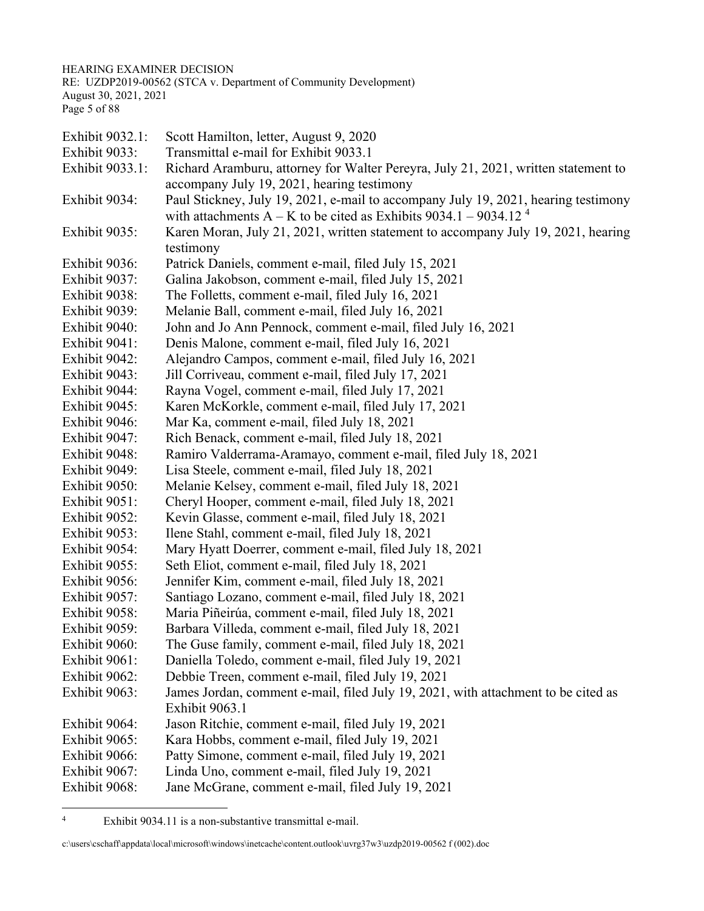Exhibit 9032.1: Scott Hamilton, letter, August 9, 2020

Exhibit 9033: Transmittal e-mail for Exhibit 9033.1

Exhibit 9033.1: Richard Aramburu, attorney for Walter Pereyra, July 21, 2021, written statement to accompany July 19, 2021, hearing testimony

Exhibit 9034: Paul Stickney, July 19, 2021, e-mail to accompany July 19, 2021, hearing testimony with attachments A – K to be cited as Exhibits 9034.1 – 9034.12 [4]

Exhibit 9035: Karen Moran, July 21, 2021, written statement to accompany July 19, 2021, hearing testimony

Exhibit 9036: Patrick Daniels, comment e-mail, filed July 15, 2021

Exhibit 9037: Galina Jakobson, comment e-mail, filed July 15, 2021

Exhibit 9038: The Folletts, comment e-mail, filed July 16, 2021

Exhibit 9039: Melanie Ball, comment e-mail, filed July 16, 2021

Exhibit 9040: John and Jo Ann Pennock, comment e-mail, filed July 16, 2021

Exhibit 9041: Denis Malone, comment e-mail, filed July 16, 2021

Exhibit 9042: Alejandro Campos, comment e-mail, filed July 16, 2021

Exhibit 9043: Jill Corriveau, comment e-mail, filed July 17, 2021

Exhibit 9044: Rayna Vogel, comment e-mail, filed July 17, 2021

Exhibit 9045: Karen McKorkle, comment e-mail, filed July 17, 2021

Exhibit 9046: Mar Ka, comment e-mail, filed July 18, 2021

Exhibit 9047: Rich Benack, comment e-mail, filed July 18, 2021

Exhibit 9048: Ramiro Valderrama-Aramayo, comment e-mail, filed July 18, 2021

Exhibit 9049: Lisa Steele, comment e-mail, filed July 18, 2021

Exhibit 9050: Melanie Kelsey, comment e-mail, filed July 18, 2021

Exhibit 9051: Cheryl Hooper, comment e-mail, filed July 18, 2021

Exhibit 9052: Kevin Glasse, comment e-mail, filed July 18, 2021

Exhibit 9053: Ilene Stahl, comment e-mail, filed July 18, 2021

Exhibit 9054: Mary Hyatt Doerrer, comment e-mail, filed July 18, 2021

Exhibit 9055: Seth Eliot, comment e-mail, filed July 18, 2021

Exhibit 9056: Jennifer Kim, comment e-mail, filed July 18, 2021

Exhibit 9057: Santiago Lozano, comment e-mail, filed July 18, 2021

Exhibit 9058: Maria Piñeirúa, comment e-mail, filed July 18, 2021

Exhibit 9059: Barbara Villeda, comment e-mail, filed July 18, 2021

Exhibit 9060: The Guse family, comment e-mail, filed July 18, 2021

Exhibit 9061: Daniella Toledo, comment e-mail, filed July 19, 2021

Exhibit 9062: Debbie Treen, comment e-mail, filed July 19, 2021

Exhibit 9063: James Jordan, comment e-mail, filed July 19, 2021, with attachment to be cited as Exhibit 9063.1

Exhibit 9064: Jason Ritchie, comment e-mail, filed July 19, 2021

Exhibit 9065: Kara Hobbs, comment e-mail, filed July 19, 2021

Exhibit 9066: Patty Simone, comment e-mail, filed July 19, 2021

Exhibit 9067: Linda Uno, comment e-mail, filed July 19, 2021

Exhibit 9068: Jane McGrane, comment e-mail, filed July 19, 2021

---

[4] Exhibit 9034.11 is a non-substantive transmittal e-mail.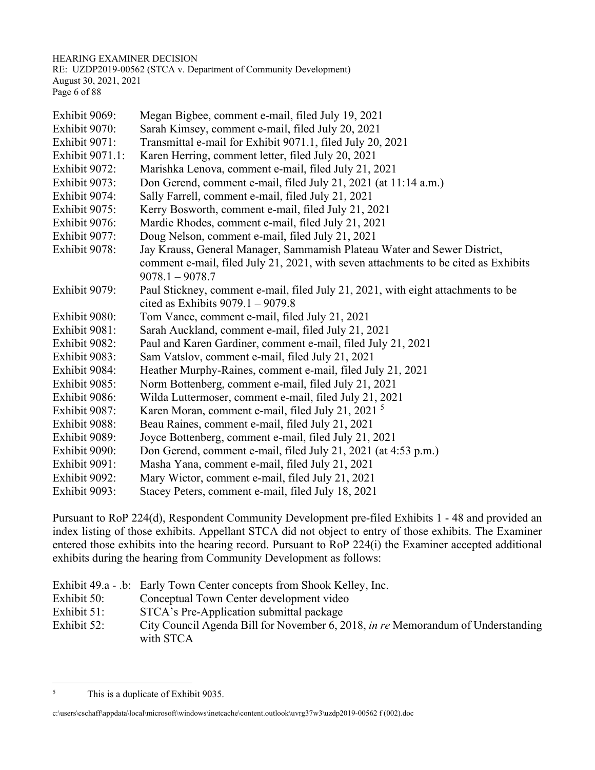Exhibit 9069: Megan Bigbee, comment e-mail, filed July 19, 2021
Exhibit 9070: Sarah Kimsey, comment e-mail, filed July 20, 2021
Exhibit 9071: Transmittal e-mail for Exhibit 9071.1, filed July 20, 2021
Exhibit 9071.1: Karen Herring, comment letter, filed July 20, 2021
Exhibit 9072: Marishka Lenova, comment e-mail, filed July 21, 2021
Exhibit 9073: Don Gerend, comment e-mail, filed July 21, 2021 (at 11:14 a.m.)
Exhibit 9074: Sally Farrell, comment e-mail, filed July 21, 2021
Exhibit 9075: Kerry Bosworth, comment e-mail, filed July 21, 2021
Exhibit 9076: Mardie Rhodes, comment e-mail, filed July 21, 2021
Exhibit 9077: Doug Nelson, comment e-mail, filed July 21, 2021
Exhibit 9078: Jay Krauss, General Manager, Sammamish Plateau Water and Sewer District, comment e-mail, filed July 21, 2021, with seven attachments to be cited as Exhibits 9078.1 – 9078.7
Exhibit 9079: Paul Stickney, comment e-mail, filed July 21, 2021, with eight attachments to be cited as Exhibits 9079.1 – 9079.8
Exhibit 9080: Tom Vance, comment e-mail, filed July 21, 2021
Exhibit 9081: Sarah Auckland, comment e-mail, filed July 21, 2021
Exhibit 9082: Paul and Karen Gardiner, comment e-mail, filed July 21, 2021
Exhibit 9083: Sam Vatslov, comment e-mail, filed July 21, 2021
Exhibit 9084: Heather Murphy-Raines, comment e-mail, filed July 21, 2021
Exhibit 9085: Norm Bottenberg, comment e-mail, filed July 21, 2021
Exhibit 9086: Wilda Luttermoser, comment e-mail, filed July 21, 2021
Exhibit 9087: Karen Moran, comment e-mail, filed July 21, 2021 [5]
Exhibit 9088: Beau Raines, comment e-mail, filed July 21, 2021
Exhibit 9089: Joyce Bottenberg, comment e-mail, filed July 21, 2021
Exhibit 9090: Don Gerend, comment e-mail, filed July 21, 2021 (at 4:53 p.m.)
Exhibit 9091: Masha Yana, comment e-mail, filed July 21, 2021
Exhibit 9092: Mary Wictor, comment e-mail, filed July 21, 2021
Exhibit 9093: Stacey Peters, comment e-mail, filed July 18, 2021

Pursuant to RoP 224(d), Respondent Community Development pre-filed Exhibits 1 - 48 and provided an index listing of those exhibits. Appellant STCA did not object to entry of those exhibits. The Examiner entered those exhibits into the hearing record. Pursuant to RoP 224(i) the Examiner accepted additional exhibits during the hearing from Community Development as follows:

Exhibit 49.a - .b: Early Town Center concepts from Shook Kelley, Inc.
Exhibit 50: Conceptual Town Center development video
Exhibit 51: STCA's Pre-Application submittal package
Exhibit 52: City Council Agenda Bill for November 6, 2018, *in re* Memorandum of Understanding with STCA

---

[5] This is a duplicate of Exhibit 9035.

c:\users\cschaff\appdata\local\microsoft\windows\inetcache\content.outlook\uvrg37w3\uzdp2019-00562 f (002).doc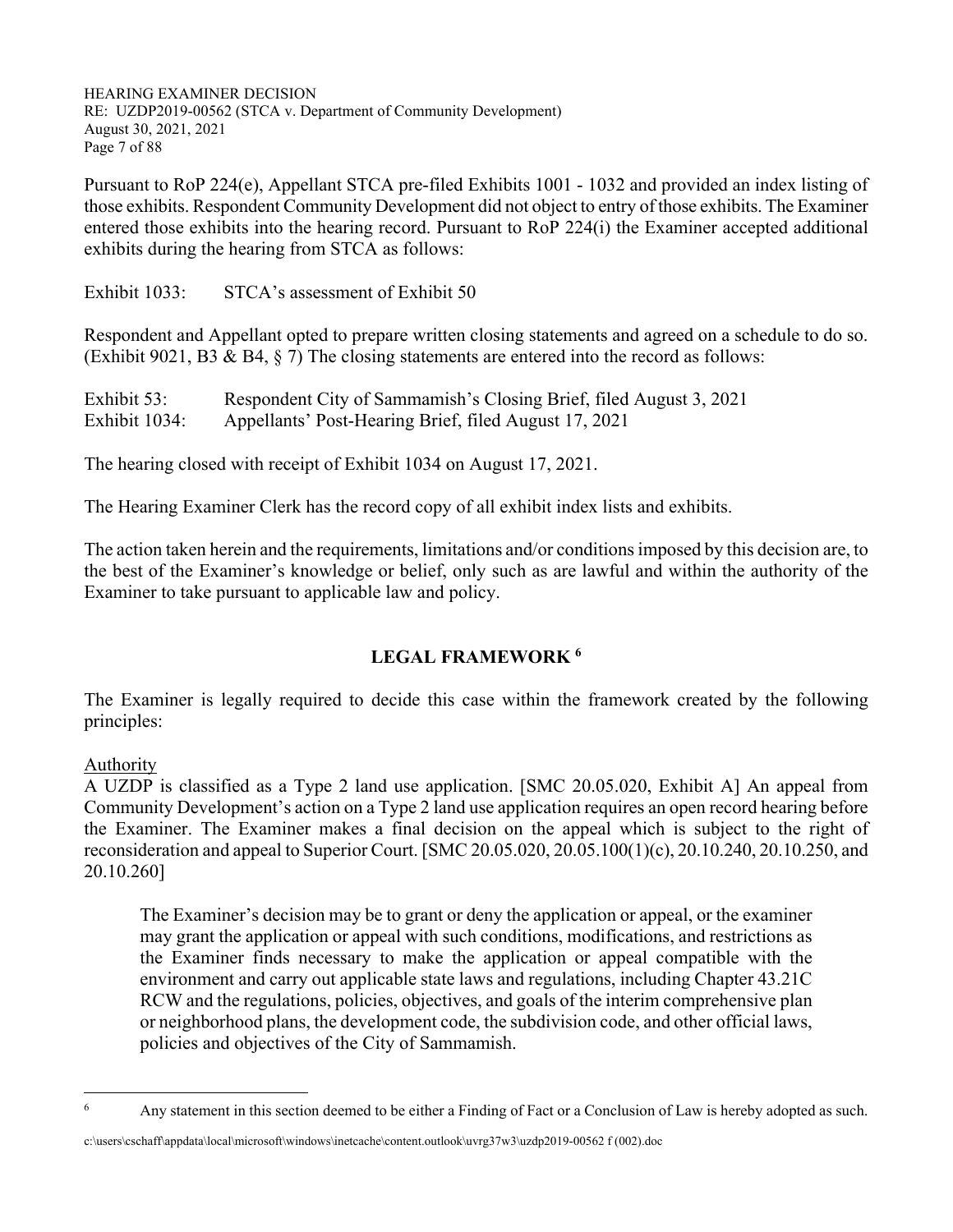Pursuant to RoP 224(e), Appellant STCA pre-filed Exhibits 1001 - 1032 and provided an index listing of those exhibits. Respondent Community Development did not object to entry of those exhibits. The Examiner entered those exhibits into the hearing record. Pursuant to RoP 224(i) the Examiner accepted additional exhibits during the hearing from STCA as follows:

Exhibit 1033: STCA's assessment of Exhibit 50

Respondent and Appellant opted to prepare written closing statements and agreed on a schedule to do so. (Exhibit 9021, B3 & B4, § 7) The closing statements are entered into the record as follows:

Exhibit 53: Respondent City of Sammamish's Closing Brief, filed August 3, 2021
Exhibit 1034: Appellants' Post-Hearing Brief, filed August 17, 2021

The hearing closed with receipt of Exhibit 1034 on August 17, 2021.

The Hearing Examiner Clerk has the record copy of all exhibit index lists and exhibits.

The action taken herein and the requirements, limitations and/or conditions imposed by this decision are, to the best of the Examiner's knowledge or belief, only such as are lawful and within the authority of the Examiner to take pursuant to applicable law and policy.

## LEGAL FRAMEWORK [6]

The Examiner is legally required to decide this case within the framework created by the following principles:

Authority

A UZDP is classified as a Type 2 land use application. [SMC 20.05.020, Exhibit A] An appeal from Community Development's action on a Type 2 land use application requires an open record hearing before the Examiner. The Examiner makes a final decision on the appeal which is subject to the right of reconsideration and appeal to Superior Court. [SMC 20.05.020, 20.05.100(1)(c), 20.10.240, 20.10.250, and 20.10.260]

> The Examiner's decision may be to grant or deny the application or appeal, or the examiner may grant the application or appeal with such conditions, modifications, and restrictions as the Examiner finds necessary to make the application or appeal compatible with the environment and carry out applicable state laws and regulations, including Chapter 43.21C RCW and the regulations, policies, objectives, and goals of the interim comprehensive plan or neighborhood plans, the development code, the subdivision code, and other official laws, policies and objectives of the City of Sammamish.

---

[6] Any statement in this section deemed to be either a Finding of Fact or a Conclusion of Law is hereby adopted as such.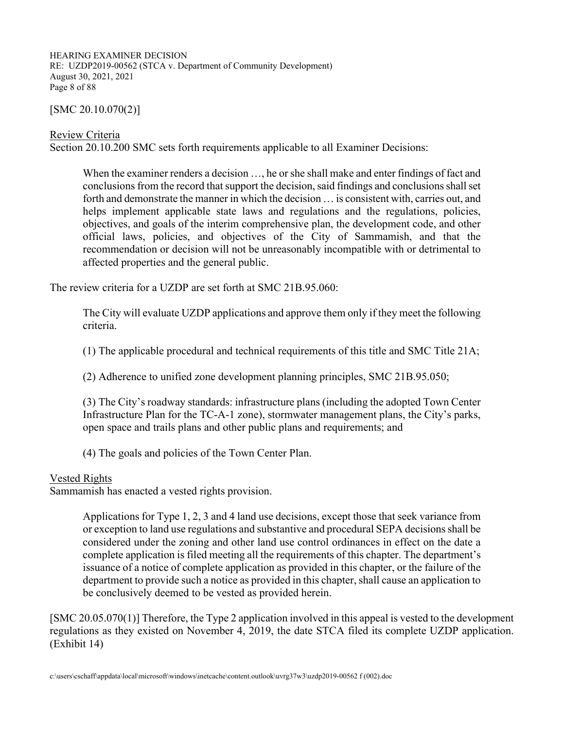[SMC 20.10.070(2)]

Review Criteria

Section 20.10.200 SMC sets forth requirements applicable to all Examiner Decisions:

> When the examiner renders a decision …, he or she shall make and enter findings of fact and conclusions from the record that support the decision, said findings and conclusions shall set forth and demonstrate the manner in which the decision … is consistent with, carries out, and helps implement applicable state laws and regulations and the regulations, policies, objectives, and goals of the interim comprehensive plan, the development code, and other official laws, policies, and objectives of the City of Sammamish, and that the recommendation or decision will not be unreasonably incompatible with or detrimental to affected properties and the general public.

The review criteria for a UZDP are set forth at SMC 21B.95.060:

> The City will evaluate UZDP applications and approve them only if they meet the following criteria.
>
> (1) The applicable procedural and technical requirements of this title and SMC Title 21A;
>
> (2) Adherence to unified zone development planning principles, SMC 21B.95.050;
>
> (3) The City's roadway standards: infrastructure plans (including the adopted Town Center Infrastructure Plan for the TC-A-1 zone), stormwater management plans, the City's parks, open space and trails plans and other public plans and requirements; and
>
> (4) The goals and policies of the Town Center Plan.

Vested Rights

Sammamish has enacted a vested rights provision.

> Applications for Type 1, 2, 3 and 4 land use decisions, except those that seek variance from or exception to land use regulations and substantive and procedural SEPA decisions shall be considered under the zoning and other land use control ordinances in effect on the date a complete application is filed meeting all the requirements of this chapter. The department's issuance of a notice of complete application as provided in this chapter, or the failure of the department to provide such a notice as provided in this chapter, shall cause an application to be conclusively deemed to be vested as provided herein.

[SMC 20.05.070(1)] Therefore, the Type 2 application involved in this appeal is vested to the development regulations as they existed on November 4, 2019, the date STCA filed its complete UZDP application. (Exhibit 14)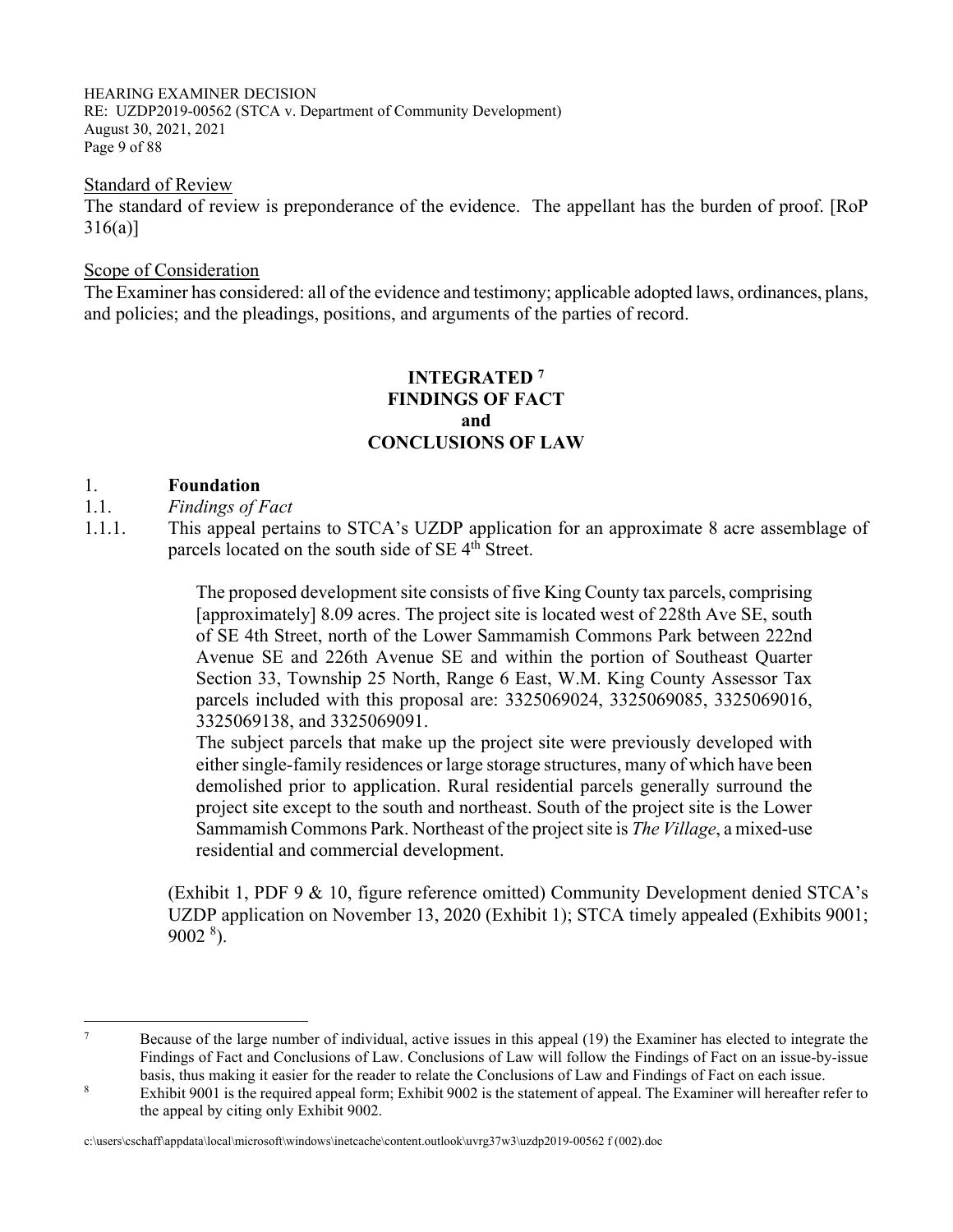Standard of Review

The standard of review is preponderance of the evidence. The appellant has the burden of proof. [RoP 316(a)]

Scope of Consideration

The Examiner has considered: all of the evidence and testimony; applicable adopted laws, ordinances, plans, and policies; and the pleadings, positions, and arguments of the parties of record.

## INTEGRATED [7] FINDINGS OF FACT and CONCLUSIONS OF LAW

1. **Foundation**

1.1. *Findings of Fact*

1.1.1. This appeal pertains to STCA's UZDP application for an approximate 8 acre assemblage of parcels located on the south side of SE 4th Street.

> The proposed development site consists of five King County tax parcels, comprising [approximately] 8.09 acres. The project site is located west of 228th Ave SE, south of SE 4th Street, north of the Lower Sammamish Commons Park between 222nd Avenue SE and 226th Avenue SE and within the portion of Southeast Quarter Section 33, Township 25 North, Range 6 East, W.M. King County Assessor Tax parcels included with this proposal are: 3325069024, 3325069085, 3325069016, 3325069138, and 3325069091.
>
> The subject parcels that make up the project site were previously developed with either single-family residences or large storage structures, many of which have been demolished prior to application. Rural residential parcels generally surround the project site except to the south and northeast. South of the project site is the Lower Sammamish Commons Park. Northeast of the project site is *The Village*, a mixed-use residential and commercial development.

(Exhibit 1, PDF 9 & 10, figure reference omitted) Community Development denied STCA's UZDP application on November 13, 2020 (Exhibit 1); STCA timely appealed (Exhibits 9001; 9002 [8]).

---

[7] Because of the large number of individual, active issues in this appeal (19) the Examiner has elected to integrate the Findings of Fact and Conclusions of Law. Conclusions of Law will follow the Findings of Fact on an issue-by-issue basis, thus making it easier for the reader to relate the Conclusions of Law and Findings of Fact on each issue.

[8] Exhibit 9001 is the required appeal form; Exhibit 9002 is the statement of appeal. The Examiner will hereafter refer to the appeal by citing only Exhibit 9002.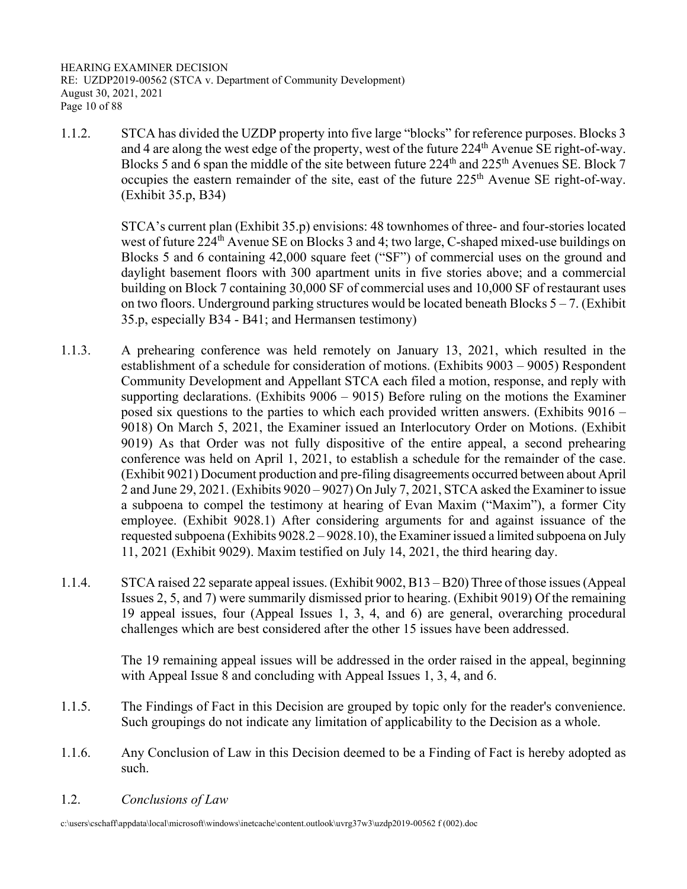1.1.2. STCA has divided the UZDP property into five large "blocks" for reference purposes. Blocks 3 and 4 are along the west edge of the property, west of the future 224th Avenue SE right-of-way. Blocks 5 and 6 span the middle of the site between future 224th and 225th Avenues SE. Block 7 occupies the eastern remainder of the site, east of the future 225th Avenue SE right-of-way. (Exhibit 35.p, B34)

STCA's current plan (Exhibit 35.p) envisions: 48 townhomes of three- and four-stories located west of future 224th Avenue SE on Blocks 3 and 4; two large, C-shaped mixed-use buildings on Blocks 5 and 6 containing 42,000 square feet ("SF") of commercial uses on the ground and daylight basement floors with 300 apartment units in five stories above; and a commercial building on Block 7 containing 30,000 SF of commercial uses and 10,000 SF of restaurant uses on two floors. Underground parking structures would be located beneath Blocks 5 – 7. (Exhibit 35.p, especially B34 - B41; and Hermansen testimony)

1.1.3. A prehearing conference was held remotely on January 13, 2021, which resulted in the establishment of a schedule for consideration of motions. (Exhibits 9003 – 9005) Respondent Community Development and Appellant STCA each filed a motion, response, and reply with supporting declarations. (Exhibits 9006 – 9015) Before ruling on the motions the Examiner posed six questions to the parties to which each provided written answers. (Exhibits 9016 – 9018) On March 5, 2021, the Examiner issued an Interlocutory Order on Motions. (Exhibit 9019) As that Order was not fully dispositive of the entire appeal, a second prehearing conference was held on April 1, 2021, to establish a schedule for the remainder of the case. (Exhibit 9021) Document production and pre-filing disagreements occurred between about April 2 and June 29, 2021. (Exhibits 9020 – 9027) On July 7, 2021, STCA asked the Examiner to issue a subpoena to compel the testimony at hearing of Evan Maxim ("Maxim"), a former City employee. (Exhibit 9028.1) After considering arguments for and against issuance of the requested subpoena (Exhibits 9028.2 – 9028.10), the Examiner issued a limited subpoena on July 11, 2021 (Exhibit 9029). Maxim testified on July 14, 2021, the third hearing day.

1.1.4. STCA raised 22 separate appeal issues. (Exhibit 9002, B13 – B20) Three of those issues (Appeal Issues 2, 5, and 7) were summarily dismissed prior to hearing. (Exhibit 9019) Of the remaining 19 appeal issues, four (Appeal Issues 1, 3, 4, and 6) are general, overarching procedural challenges which are best considered after the other 15 issues have been addressed.

The 19 remaining appeal issues will be addressed in the order raised in the appeal, beginning with Appeal Issue 8 and concluding with Appeal Issues 1, 3, 4, and 6.

1.1.5. The Findings of Fact in this Decision are grouped by topic only for the reader's convenience. Such groupings do not indicate any limitation of applicability to the Decision as a whole.

1.1.6. Any Conclusion of Law in this Decision deemed to be a Finding of Fact is hereby adopted as such.

1.2. *Conclusions of Law*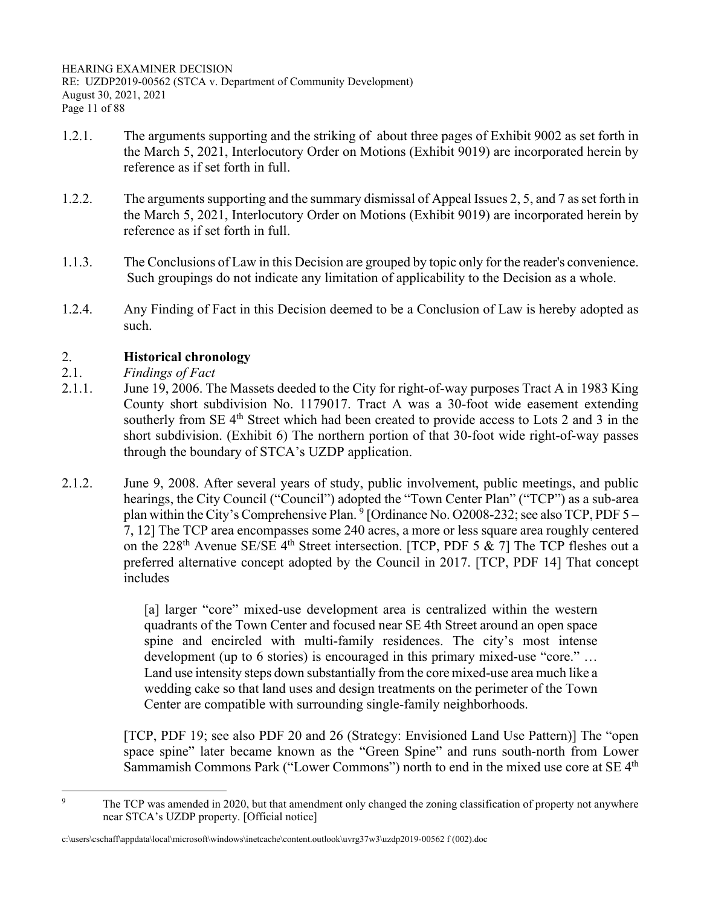1.2.1. The arguments supporting and the striking of about three pages of Exhibit 9002 as set forth in the March 5, 2021, Interlocutory Order on Motions (Exhibit 9019) are incorporated herein by reference as if set forth in full.

1.2.2. The arguments supporting and the summary dismissal of Appeal Issues 2, 5, and 7 as set forth in the March 5, 2021, Interlocutory Order on Motions (Exhibit 9019) are incorporated herein by reference as if set forth in full.

1.1.3. The Conclusions of Law in this Decision are grouped by topic only for the reader's convenience. Such groupings do not indicate any limitation of applicability to the Decision as a whole.

1.2.4. Any Finding of Fact in this Decision deemed to be a Conclusion of Law is hereby adopted as such.

## 2. **Historical chronology**

### 2.1. *Findings of Fact*

2.1.1. June 19, 2006. The Massets deeded to the City for right-of-way purposes Tract A in 1983 King County short subdivision No. 1179017. Tract A was a 30-foot wide easement extending southerly from SE 4th Street which had been created to provide access to Lots 2 and 3 in the short subdivision. (Exhibit 6) The northern portion of that 30-foot wide right-of-way passes through the boundary of STCA's UZDP application.

2.1.2. June 9, 2008. After several years of study, public involvement, public meetings, and public hearings, the City Council ("Council") adopted the "Town Center Plan" ("TCP") as a sub-area plan within the City's Comprehensive Plan. [9] [Ordinance No. O2008-232; see also TCP, PDF 5 – 7, 12] The TCP area encompasses some 240 acres, a more or less square area roughly centered on the 228th Avenue SE/SE 4th Street intersection. [TCP, PDF 5 & 7] The TCP fleshes out a preferred alternative concept adopted by the Council in 2017. [TCP, PDF 14] That concept includes

> [a] larger "core" mixed-use development area is centralized within the western quadrants of the Town Center and focused near SE 4th Street around an open space spine and encircled with multi-family residences. The city's most intense development (up to 6 stories) is encouraged in this primary mixed-use "core." … Land use intensity steps down substantially from the core mixed-use area much like a wedding cake so that land uses and design treatments on the perimeter of the Town Center are compatible with surrounding single-family neighborhoods.

[TCP, PDF 19; see also PDF 20 and 26 (Strategy: Envisioned Land Use Pattern)] The "open space spine" later became known as the "Green Spine" and runs south-north from Lower Sammamish Commons Park ("Lower Commons") north to end in the mixed use core at SE 4th

---

[9] The TCP was amended in 2020, but that amendment only changed the zoning classification of property not anywhere near STCA's UZDP property. [Official notice]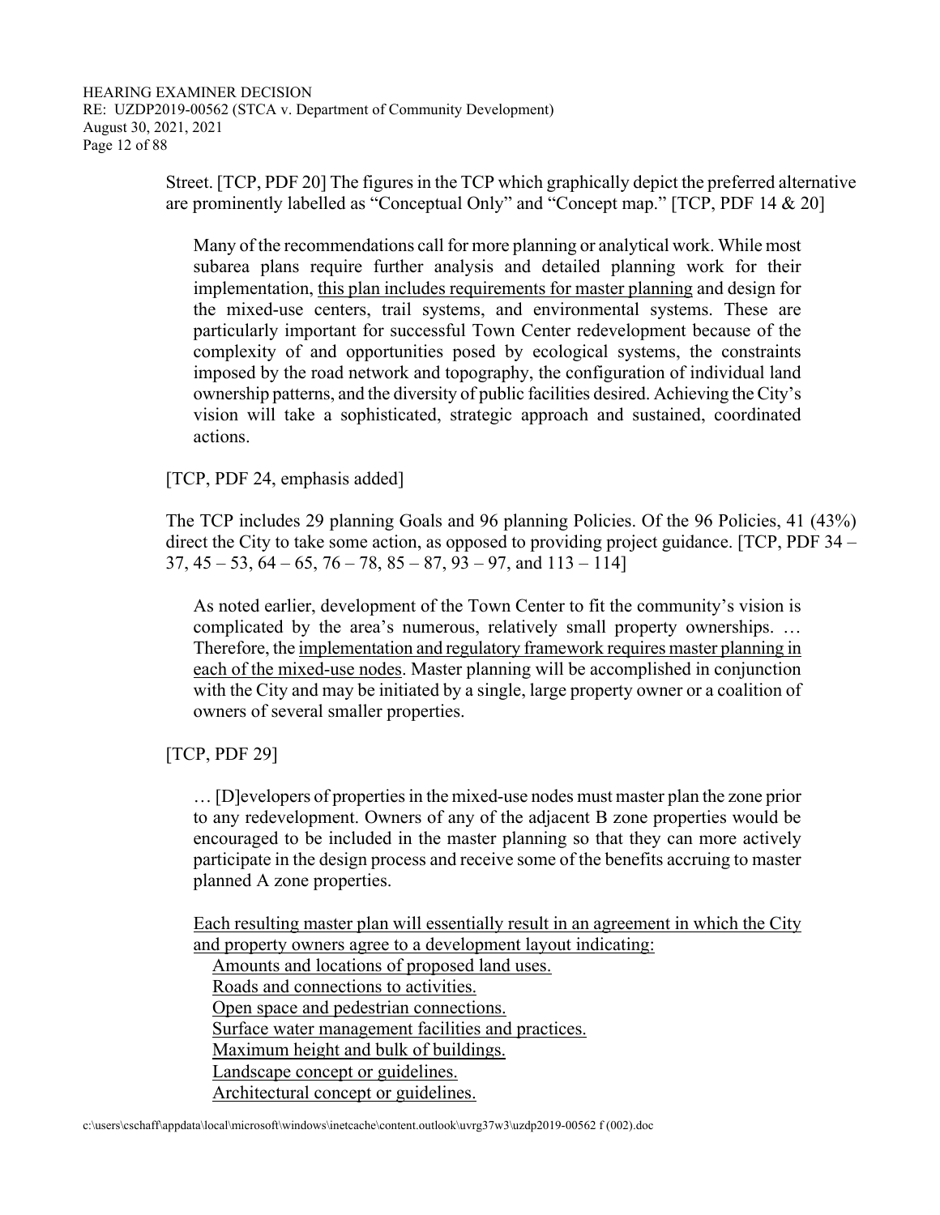Street. [TCP, PDF 20] The figures in the TCP which graphically depict the preferred alternative are prominently labelled as "Conceptual Only" and "Concept map." [TCP, PDF 14 & 20]

> Many of the recommendations call for more planning or analytical work. While most subarea plans require further analysis and detailed planning work for their implementation, <u>this plan includes requirements for master planning</u> and design for the mixed-use centers, trail systems, and environmental systems. These are particularly important for successful Town Center redevelopment because of the complexity of and opportunities posed by ecological systems, the constraints imposed by the road network and topography, the configuration of individual land ownership patterns, and the diversity of public facilities desired. Achieving the City's vision will take a sophisticated, strategic approach and sustained, coordinated actions.

[TCP, PDF 24, emphasis added]

The TCP includes 29 planning Goals and 96 planning Policies. Of the 96 Policies, 41 (43%) direct the City to take some action, as opposed to providing project guidance. [TCP, PDF 34 – 37, 45 – 53, 64 – 65, 76 – 78, 85 – 87, 93 – 97, and 113 – 114]

> As noted earlier, development of the Town Center to fit the community's vision is complicated by the area's numerous, relatively small property ownerships. … Therefore, the <u>implementation and regulatory framework requires master planning in each of the mixed-use nodes</u>. Master planning will be accomplished in conjunction with the City and may be initiated by a single, large property owner or a coalition of owners of several smaller properties.

[TCP, PDF 29]

> … [D]evelopers of properties in the mixed-use nodes must master plan the zone prior to any redevelopment. Owners of any of the adjacent B zone properties would be encouraged to be included in the master planning so that they can more actively participate in the design process and receive some of the benefits accruing to master planned A zone properties.
>
> <u>Each resulting master plan will essentially result in an agreement in which the City and property owners agree to a development layout indicating:</u>
>
> <u>Amounts and locations of proposed land uses.</u>
> <u>Roads and connections to activities.</u>
> <u>Open space and pedestrian connections.</u>
> <u>Surface water management facilities and practices.</u>
> <u>Maximum height and bulk of buildings.</u>
> <u>Landscape concept or guidelines.</u>
> <u>Architectural concept or guidelines.</u>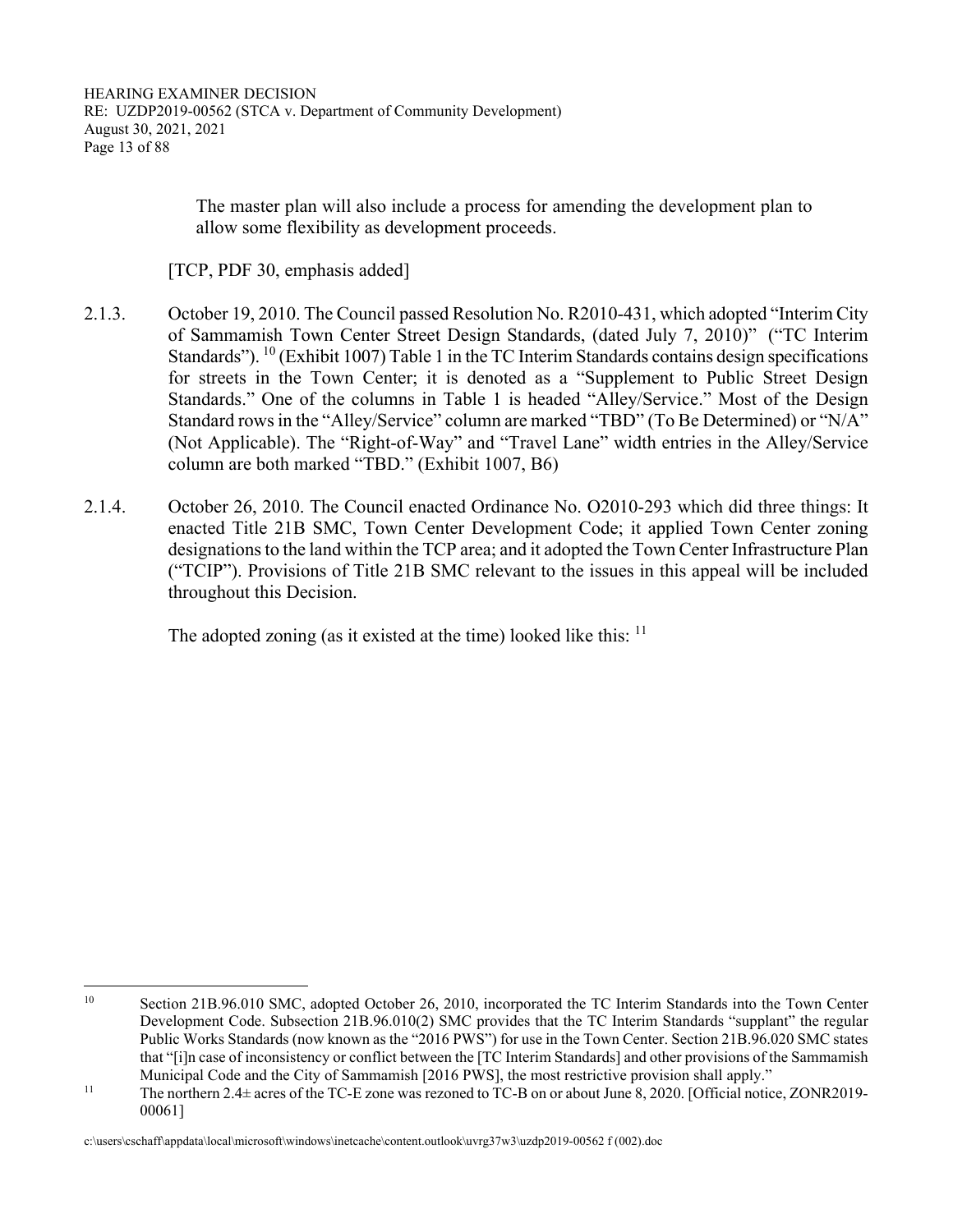The master plan will also include a process for amending the development plan to allow some flexibility as development proceeds.

[TCP, PDF 30, emphasis added]

2.1.3. October 19, 2010. The Council passed Resolution No. R2010-431, which adopted "Interim City of Sammamish Town Center Street Design Standards, (dated July 7, 2010)" ("TC Interim Standards"). [10] (Exhibit 1007) Table 1 in the TC Interim Standards contains design specifications for streets in the Town Center; it is denoted as a "Supplement to Public Street Design Standards." One of the columns in Table 1 is headed "Alley/Service." Most of the Design Standard rows in the "Alley/Service" column are marked "TBD" (To Be Determined) or "N/A" (Not Applicable). The "Right-of-Way" and "Travel Lane" width entries in the Alley/Service column are both marked "TBD." (Exhibit 1007, B6)

2.1.4. October 26, 2010. The Council enacted Ordinance No. O2010-293 which did three things: It enacted Title 21B SMC, Town Center Development Code; it applied Town Center zoning designations to the land within the TCP area; and it adopted the Town Center Infrastructure Plan ("TCIP"). Provisions of Title 21B SMC relevant to the issues in this appeal will be included throughout this Decision.

The adopted zoning (as it existed at the time) looked like this: [11]

---

[10] Section 21B.96.010 SMC, adopted October 26, 2010, incorporated the TC Interim Standards into the Town Center Development Code. Subsection 21B.96.010(2) SMC provides that the TC Interim Standards "supplant" the regular Public Works Standards (now known as the "2016 PWS") for use in the Town Center. Section 21B.96.020 SMC states that "[i]n case of inconsistency or conflict between the [TC Interim Standards] and other provisions of the Sammamish Municipal Code and the City of Sammamish [2016 PWS], the most restrictive provision shall apply."

[11] The northern 2.4± acres of the TC-E zone was rezoned to TC-B on or about June 8, 2020. [Official notice, ZONR2019-00061]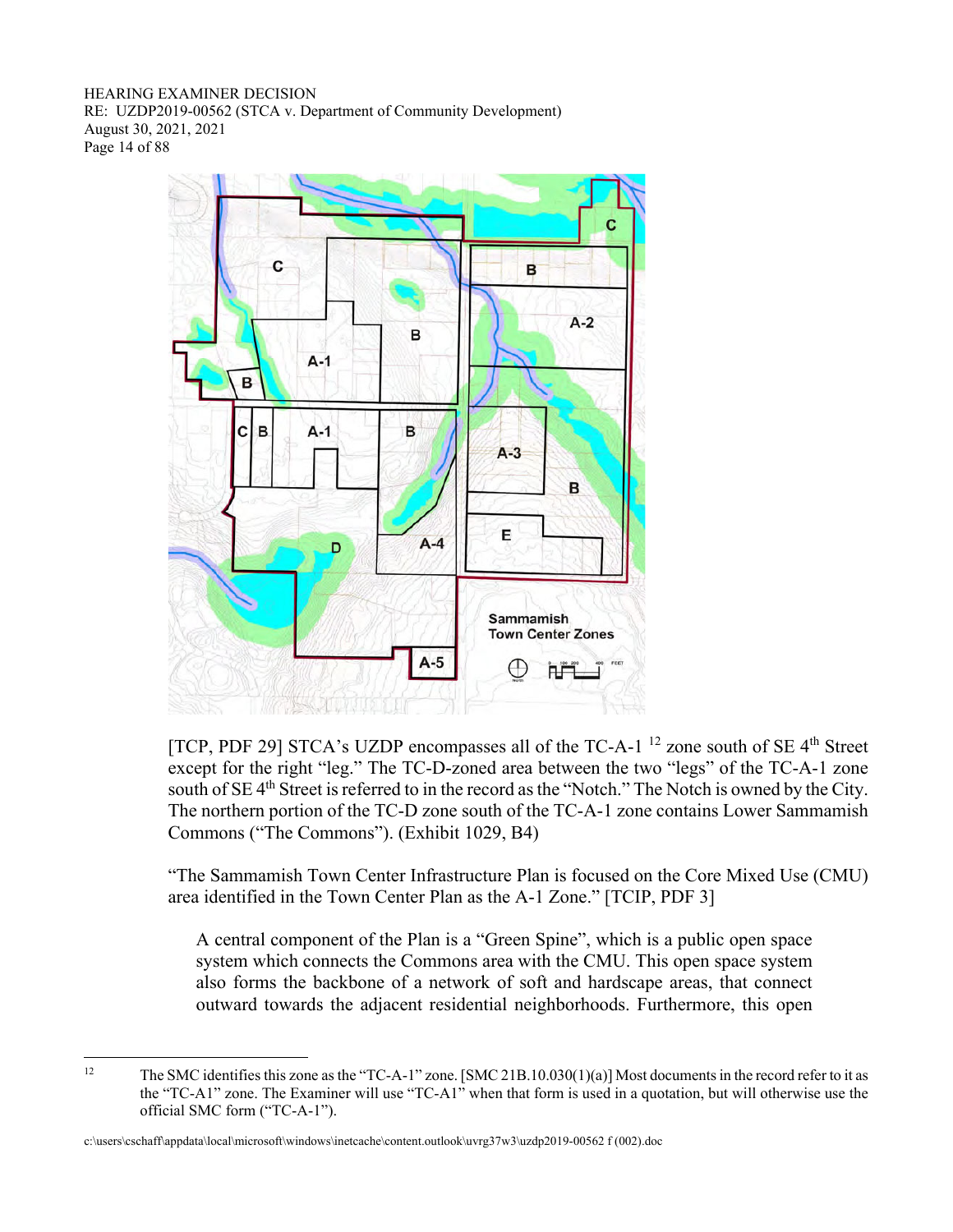[TCP, PDF 29] STCA's UZDP encompasses all of the TC-A-1 [12] zone south of SE 4th Street except for the right "leg." The TC-D-zoned area between the two "legs" of the TC-A-1 zone south of SE 4th Street is referred to in the record as the "Notch." The Notch is owned by the City. The northern portion of the TC-D zone south of the TC-A-1 zone contains Lower Sammamish Commons ("The Commons"). (Exhibit 1029, B4)

"The Sammamish Town Center Infrastructure Plan is focused on the Core Mixed Use (CMU) area identified in the Town Center Plan as the A-1 Zone." [TCIP, PDF 3]

> A central component of the Plan is a "Green Spine", which is a public open space system which connects the Commons area with the CMU. This open space system also forms the backbone of a network of soft and hardscape areas, that connect outward towards the adjacent residential neighborhoods. Furthermore, this open

---

[12] The SMC identifies this zone as the "TC-A-1" zone. [SMC 21B.10.030(1)(a)] Most documents in the record refer to it as the "TC-A1" zone. The Examiner will use "TC-A1" when that form is used in a quotation, but will otherwise use the official SMC form ("TC-A-1").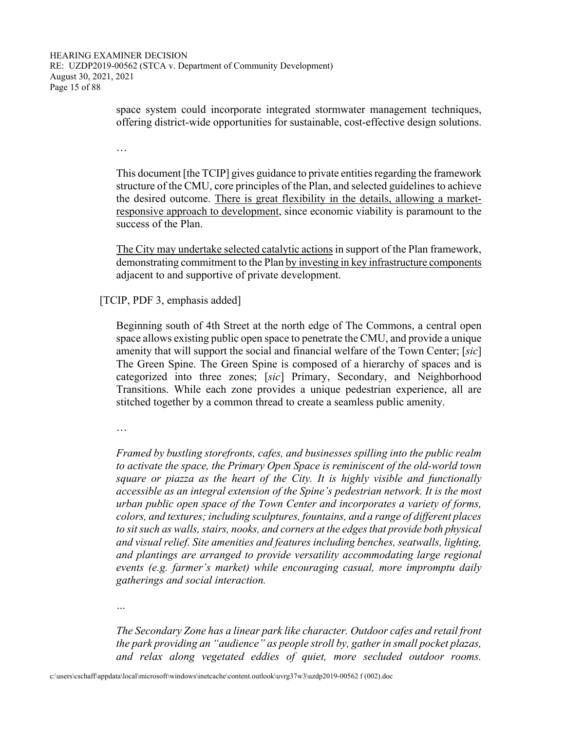> space system could incorporate integrated stormwater management techniques, offering district-wide opportunities for sustainable, cost-effective design solutions.
>
> …
>
> This document [the TCIP] gives guidance to private entities regarding the framework structure of the CMU, core principles of the Plan, and selected guidelines to achieve the desired outcome. <u>There is great flexibility in the details, allowing a market-responsive approach to development</u>, since economic viability is paramount to the success of the Plan.
>
> <u>The City may undertake selected catalytic actions</u> in support of the Plan framework, demonstrating commitment to the Plan <u>by investing in key infrastructure components</u> adjacent to and supportive of private development.

[TCIP, PDF 3, emphasis added]

> Beginning south of 4th Street at the north edge of The Commons, a central open space allows existing public open space to penetrate the CMU, and provide a unique amenity that will support the social and financial welfare of the Town Center; [*sic*] The Green Spine. The Green Spine is composed of a hierarchy of spaces and is categorized into three zones; [*sic*] Primary, Secondary, and Neighborhood Transitions. While each zone provides a unique pedestrian experience, all are stitched together by a common thread to create a seamless public amenity.
>
> …
>
> *Framed by bustling storefronts, cafes, and businesses spilling into the public realm to activate the space, the Primary Open Space is reminiscent of the old-world town square or piazza as the heart of the City. It is highly visible and functionally accessible as an integral extension of the Spine's pedestrian network. It is the most urban public open space of the Town Center and incorporates a variety of forms, colors, and textures; including sculptures, fountains, and a range of different places to sit such as walls, stairs, nooks, and corners at the edges that provide both physical and visual relief. Site amenities and features including benches, seatwalls, lighting, and plantings are arranged to provide versatility accommodating large regional events (e.g. farmer's market) while encouraging casual, more impromptu daily gatherings and social interaction.*
>
> …
>
> *The Secondary Zone has a linear park like character. Outdoor cafes and retail front the park providing an "audience" as people stroll by, gather in small pocket plazas, and relax along vegetated eddies of quiet, more secluded outdoor rooms.*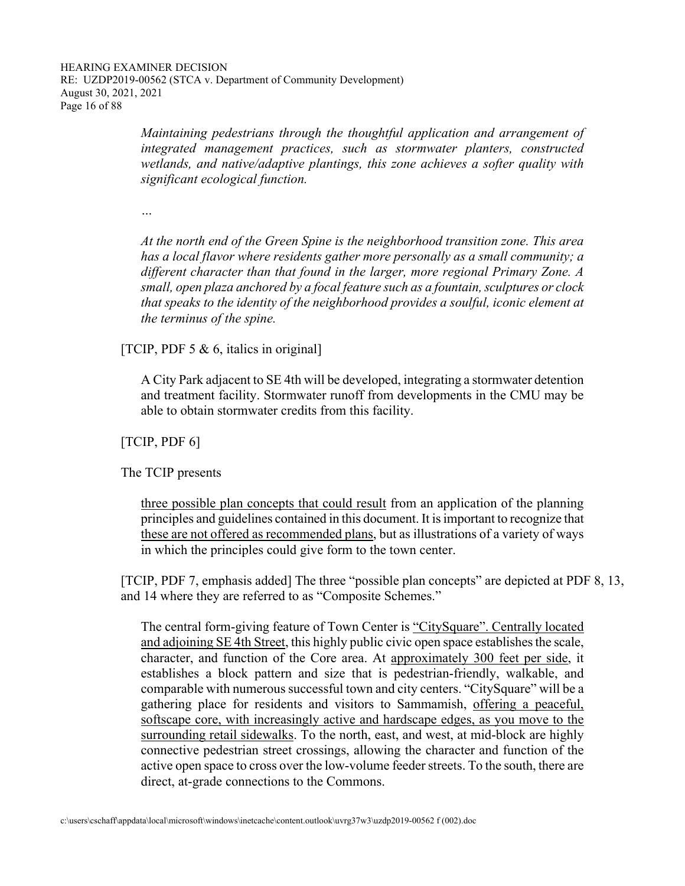> *Maintaining pedestrians through the thoughtful application and arrangement of integrated management practices, such as stormwater planters, constructed wetlands, and native/adaptive plantings, this zone achieves a softer quality with significant ecological function.*
>
> …
>
> *At the north end of the Green Spine is the neighborhood transition zone. This area has a local flavor where residents gather more personally as a small community; a different character than that found in the larger, more regional Primary Zone. A small, open plaza anchored by a focal feature such as a fountain, sculptures or clock that speaks to the identity of the neighborhood provides a soulful, iconic element at the terminus of the spine.*

[TCIP, PDF 5 & 6, italics in original]

> A City Park adjacent to SE 4th will be developed, integrating a stormwater detention and treatment facility. Stormwater runoff from developments in the CMU may be able to obtain stormwater credits from this facility.

[TCIP, PDF 6]

The TCIP presents

> <u>three possible plan concepts that could result</u> from an application of the planning principles and guidelines contained in this document. It is important to recognize that <u>these are not offered as recommended plans</u>, but as illustrations of a variety of ways in which the principles could give form to the town center.

[TCIP, PDF 7, emphasis added] The three "possible plan concepts" are depicted at PDF 8, 13, and 14 where they are referred to as "Composite Schemes."

> The central form-giving feature of Town Center is <u>"CitySquare". Centrally located and adjoining SE 4th Street</u>, this highly public civic open space establishes the scale, character, and function of the Core area. At <u>approximately 300 feet per side</u>, it establishes a block pattern and size that is pedestrian-friendly, walkable, and comparable with numerous successful town and city centers. "CitySquare" will be a gathering place for residents and visitors to Sammamish, <u>offering a peaceful, softscape core, with increasingly active and hardscape edges, as you move to the surrounding retail sidewalks</u>. To the north, east, and west, at mid-block are highly connective pedestrian street crossings, allowing the character and function of the active open space to cross over the low-volume feeder streets. To the south, there are direct, at-grade connections to the Commons.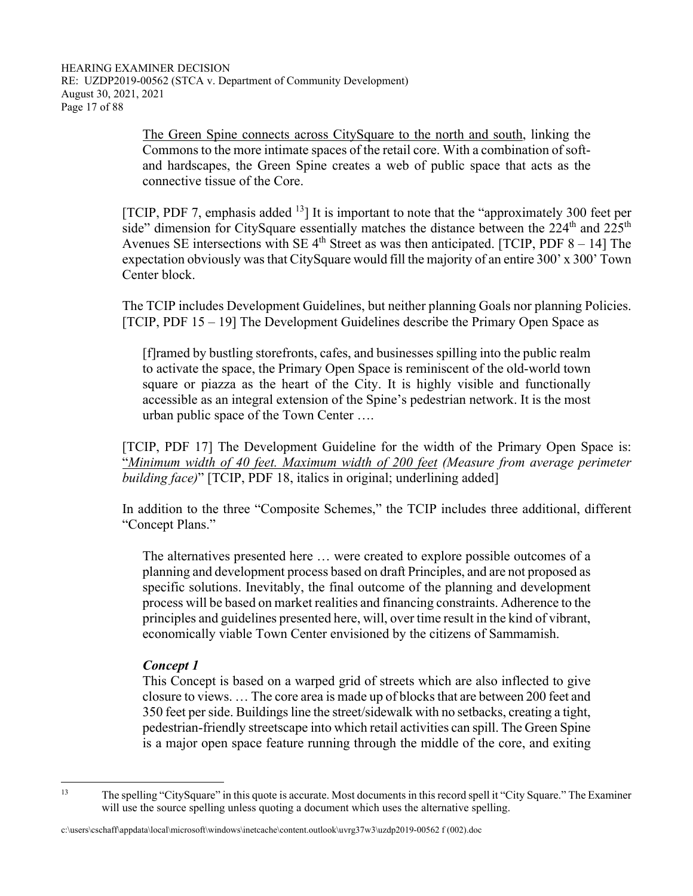The Green Spine connects across CitySquare to the north and south, linking the Commons to the more intimate spaces of the retail core. With a combination of soft- and hardscapes, the Green Spine creates a web of public space that acts as the connective tissue of the Core.

[TCIP, PDF 7, emphasis added [13]] It is important to note that the "approximately 300 feet per side" dimension for CitySquare essentially matches the distance between the 224th and 225th Avenues SE intersections with SE 4th Street as was then anticipated. [TCIP, PDF 8 – 14] The expectation obviously was that CitySquare would fill the majority of an entire 300' x 300' Town Center block.

The TCIP includes Development Guidelines, but neither planning Goals nor planning Policies. [TCIP, PDF 15 – 19] The Development Guidelines describe the Primary Open Space as

> [f]ramed by bustling storefronts, cafes, and businesses spilling into the public realm to activate the space, the Primary Open Space is reminiscent of the old-world town square or piazza as the heart of the City. It is highly visible and functionally accessible as an integral extension of the Spine's pedestrian network. It is the most urban public space of the Town Center ….

[TCIP, PDF 17] The Development Guideline for the width of the Primary Open Space is: "*Minimum width of 40 feet. Maximum width of 200 feet (Measure from average perimeter building face)*" [TCIP, PDF 18, italics in original; underlining added]

In addition to the three "Composite Schemes," the TCIP includes three additional, different "Concept Plans."

> The alternatives presented here … were created to explore possible outcomes of a planning and development process based on draft Principles, and are not proposed as specific solutions. Inevitably, the final outcome of the planning and development process will be based on market realities and financing constraints. Adherence to the principles and guidelines presented here, will, over time result in the kind of vibrant, economically viable Town Center envisioned by the citizens of Sammamish.
>
> ***Concept 1***
>
> This Concept is based on a warped grid of streets which are also inflected to give closure to views. … The core area is made up of blocks that are between 200 feet and 350 feet per side. Buildings line the street/sidewalk with no setbacks, creating a tight, pedestrian-friendly streetscape into which retail activities can spill. The Green Spine is a major open space feature running through the middle of the core, and exiting

---

[13] The spelling "CitySquare" in this quote is accurate. Most documents in this record spell it "City Square." The Examiner will use the source spelling unless quoting a document which uses the alternative spelling.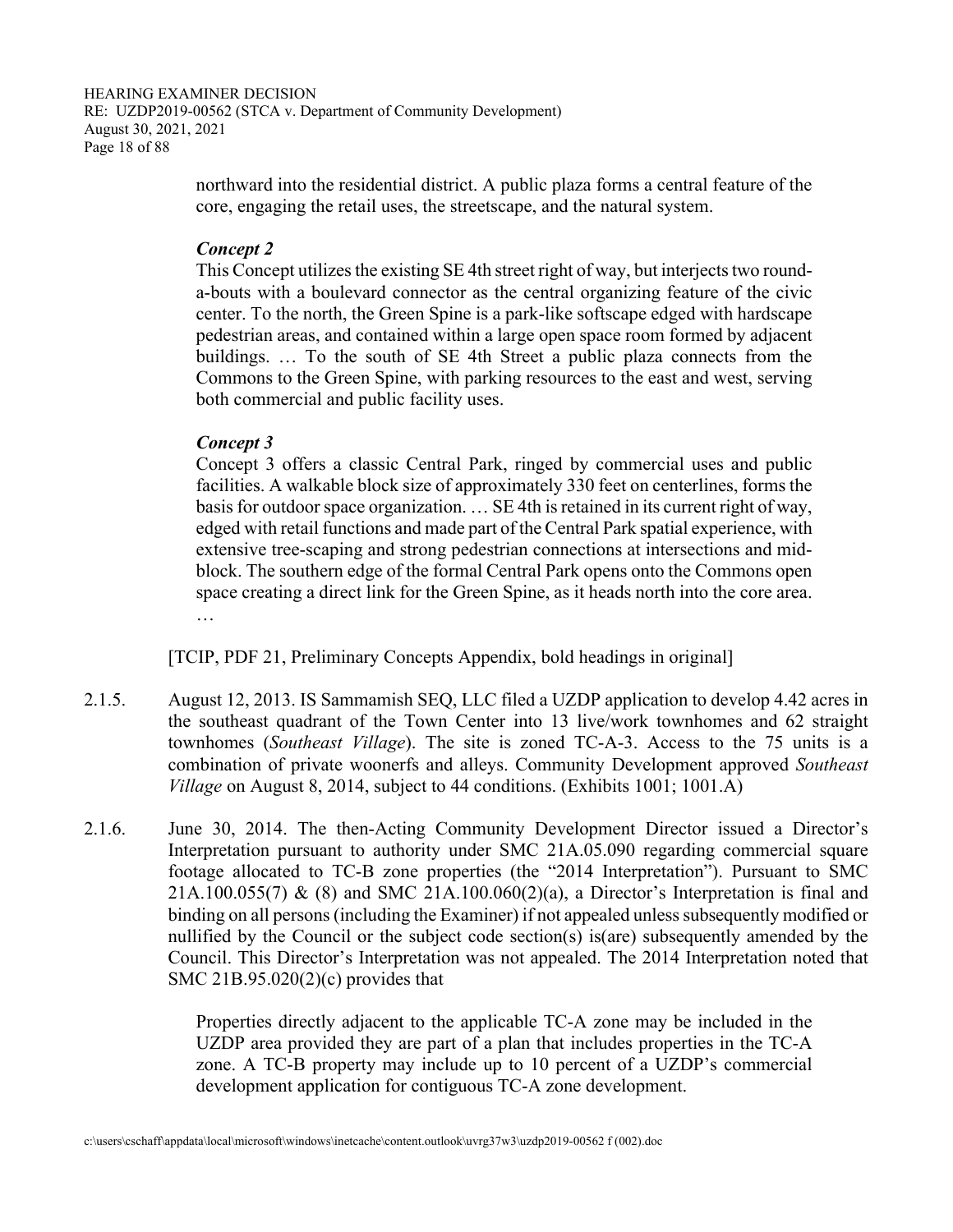> northward into the residential district. A public plaza forms a central feature of the core, engaging the retail uses, the streetscape, and the natural system.
>
> ***Concept 2***
>
> This Concept utilizes the existing SE 4th street right of way, but interjects two round-a-bouts with a boulevard connector as the central organizing feature of the civic center. To the north, the Green Spine is a park-like softscape edged with hardscape pedestrian areas, and contained within a large open space room formed by adjacent buildings. … To the south of SE 4th Street a public plaza connects from the Commons to the Green Spine, with parking resources to the east and west, serving both commercial and public facility uses.
>
> ***Concept 3***
>
> Concept 3 offers a classic Central Park, ringed by commercial uses and public facilities. A walkable block size of approximately 330 feet on centerlines, forms the basis for outdoor space organization. … SE 4th is retained in its current right of way, edged with retail functions and made part of the Central Park spatial experience, with extensive tree-scaping and strong pedestrian connections at intersections and mid-block. The southern edge of the formal Central Park opens onto the Commons open space creating a direct link for the Green Spine, as it heads north into the core area. …

[TCIP, PDF 21, Preliminary Concepts Appendix, bold headings in original]

2.1.5. August 12, 2013. IS Sammamish SEQ, LLC filed a UZDP application to develop 4.42 acres in the southeast quadrant of the Town Center into 13 live/work townhomes and 62 straight townhomes (*Southeast Village*). The site is zoned TC-A-3. Access to the 75 units is a combination of private woonerfs and alleys. Community Development approved *Southeast Village* on August 8, 2014, subject to 44 conditions. (Exhibits 1001; 1001.A)

2.1.6. June 30, 2014. The then-Acting Community Development Director issued a Director's Interpretation pursuant to authority under SMC 21A.05.090 regarding commercial square footage allocated to TC-B zone properties (the "2014 Interpretation"). Pursuant to SMC 21A.100.055(7) & (8) and SMC 21A.100.060(2)(a), a Director's Interpretation is final and binding on all persons (including the Examiner) if not appealed unless subsequently modified or nullified by the Council or the subject code section(s) is(are) subsequently amended by the Council. This Director's Interpretation was not appealed. The 2014 Interpretation noted that SMC 21B.95.020(2)(c) provides that

> Properties directly adjacent to the applicable TC-A zone may be included in the UZDP area provided they are part of a plan that includes properties in the TC-A zone. A TC-B property may include up to 10 percent of a UZDP's commercial development application for contiguous TC-A zone development.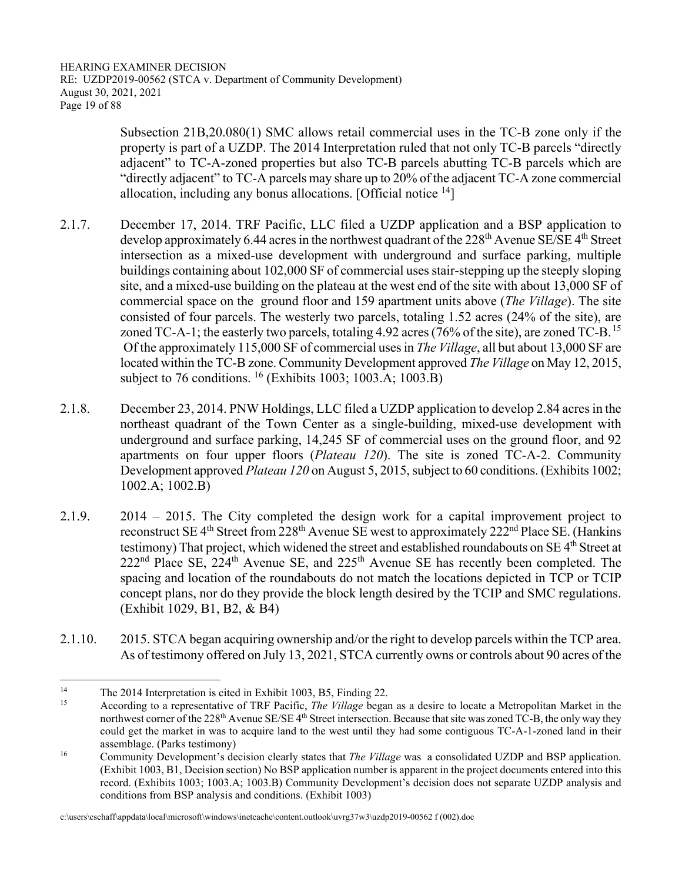Subsection 21B,20.080(1) SMC allows retail commercial uses in the TC-B zone only if the property is part of a UZDP. The 2014 Interpretation ruled that not only TC-B parcels "directly adjacent" to TC-A-zoned properties but also TC-B parcels abutting TC-B parcels which are "directly adjacent" to TC-A parcels may share up to 20% of the adjacent TC-A zone commercial allocation, including any bonus allocations. [Official notice [14]]

2.1.7. December 17, 2014. TRF Pacific, LLC filed a UZDP application and a BSP application to develop approximately 6.44 acres in the northwest quadrant of the 228th Avenue SE/SE 4th Street intersection as a mixed-use development with underground and surface parking, multiple buildings containing about 102,000 SF of commercial uses stair-stepping up the steeply sloping site, and a mixed-use building on the plateau at the west end of the site with about 13,000 SF of commercial space on the ground floor and 159 apartment units above (*The Village*). The site consisted of four parcels. The westerly two parcels, totaling 1.52 acres (24% of the site), are zoned TC-A-1; the easterly two parcels, totaling 4.92 acres (76% of the site), are zoned TC-B. [15] Of the approximately 115,000 SF of commercial uses in *The Village*, all but about 13,000 SF are located within the TC-B zone. Community Development approved *The Village* on May 12, 2015, subject to 76 conditions. [16] (Exhibits 1003; 1003.A; 1003.B)

2.1.8. December 23, 2014. PNW Holdings, LLC filed a UZDP application to develop 2.84 acres in the northeast quadrant of the Town Center as a single-building, mixed-use development with underground and surface parking, 14,245 SF of commercial uses on the ground floor, and 92 apartments on four upper floors (*Plateau 120*). The site is zoned TC-A-2. Community Development approved *Plateau 120* on August 5, 2015, subject to 60 conditions. (Exhibits 1002; 1002.A; 1002.B)

2.1.9. 2014 – 2015. The City completed the design work for a capital improvement project to reconstruct SE 4th Street from 228th Avenue SE west to approximately 222nd Place SE. (Hankins testimony) That project, which widened the street and established roundabouts on SE 4th Street at 222nd Place SE, 224th Avenue SE, and 225th Avenue SE has recently been completed. The spacing and location of the roundabouts do not match the locations depicted in TCP or TCIP concept plans, nor do they provide the block length desired by the TCIP and SMC regulations. (Exhibit 1029, B1, B2, & B4)

2.1.10. 2015. STCA began acquiring ownership and/or the right to develop parcels within the TCP area. As of testimony offered on July 13, 2021, STCA currently owns or controls about 90 acres of the

---

[14] The 2014 Interpretation is cited in Exhibit 1003, B5, Finding 22.

[15] According to a representative of TRF Pacific, *The Village* began as a desire to locate a Metropolitan Market in the northwest corner of the 228th Avenue SE/SE 4th Street intersection. Because that site was zoned TC-B, the only way they could get the market in was to acquire land to the west until they had some contiguous TC-A-1-zoned land in their assemblage. (Parks testimony)

[16] Community Development's decision clearly states that *The Village* was a consolidated UZDP and BSP application. (Exhibit 1003, B1, Decision section) No BSP application number is apparent in the project documents entered into this record. (Exhibits 1003; 1003.A; 1003.B) Community Development's decision does not separate UZDP analysis and conditions from BSP analysis and conditions. (Exhibit 1003)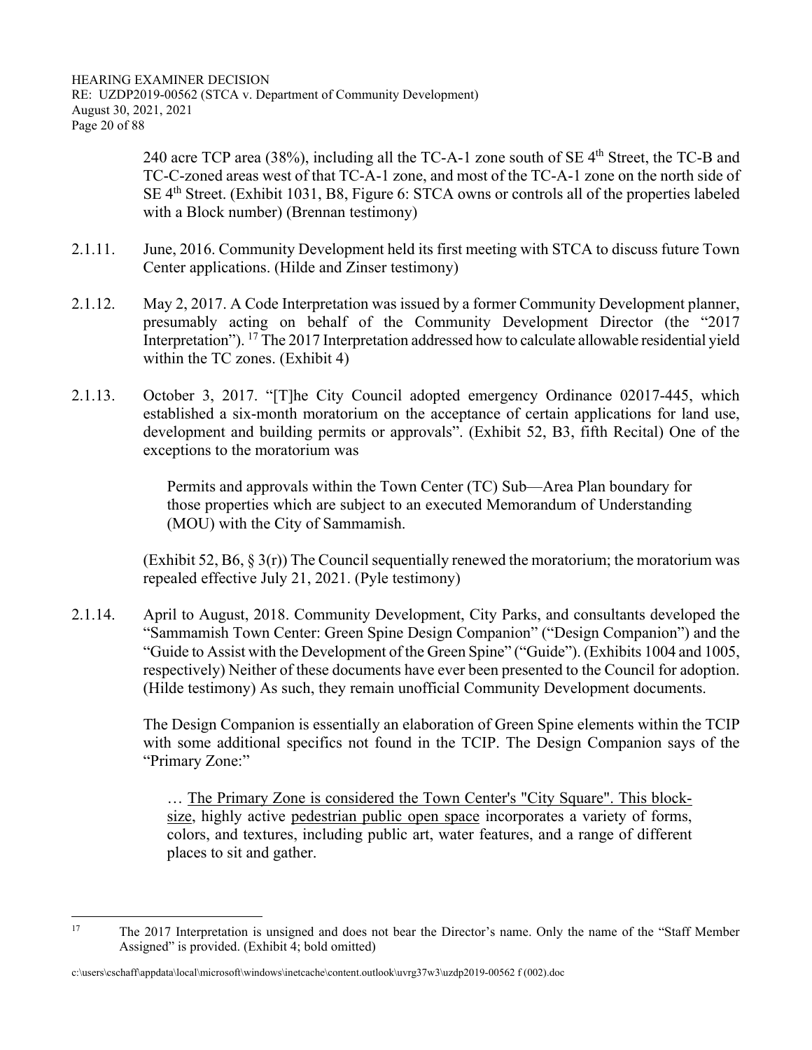240 acre TCP area (38%), including all the TC-A-1 zone south of SE 4th Street, the TC-B and TC-C-zoned areas west of that TC-A-1 zone, and most of the TC-A-1 zone on the north side of SE 4th Street. (Exhibit 1031, B8, Figure 6: STCA owns or controls all of the properties labeled with a Block number) (Brennan testimony)

2.1.11. June, 2016. Community Development held its first meeting with STCA to discuss future Town Center applications. (Hilde and Zinser testimony)

2.1.12. May 2, 2017. A Code Interpretation was issued by a former Community Development planner, presumably acting on behalf of the Community Development Director (the "2017 Interpretation").[17] The 2017 Interpretation addressed how to calculate allowable residential yield within the TC zones. (Exhibit 4)

2.1.13. October 3, 2017. "[T]he City Council adopted emergency Ordinance 02017-445, which established a six-month moratorium on the acceptance of certain applications for land use, development and building permits or approvals". (Exhibit 52, B3, fifth Recital) One of the exceptions to the moratorium was

> Permits and approvals within the Town Center (TC) Sub—Area Plan boundary for those properties which are subject to an executed Memorandum of Understanding (MOU) with the City of Sammamish.

(Exhibit 52, B6, § 3(r)) The Council sequentially renewed the moratorium; the moratorium was repealed effective July 21, 2021. (Pyle testimony)

2.1.14. April to August, 2018. Community Development, City Parks, and consultants developed the "Sammamish Town Center: Green Spine Design Companion" ("Design Companion") and the "Guide to Assist with the Development of the Green Spine" ("Guide"). (Exhibits 1004 and 1005, respectively) Neither of these documents have ever been presented to the Council for adoption. (Hilde testimony) As such, they remain unofficial Community Development documents.

The Design Companion is essentially an elaboration of Green Spine elements within the TCIP with some additional specifics not found in the TCIP. The Design Companion says of the "Primary Zone:"

> … <u>The Primary Zone is considered the Town Center's "City Square". This block-size</u>, highly active <u>pedestrian public open space</u> incorporates a variety of forms, colors, and textures, including public art, water features, and a range of different places to sit and gather.

---

[17] The 2017 Interpretation is unsigned and does not bear the Director's name. Only the name of the "Staff Member Assigned" is provided. (Exhibit 4; bold omitted)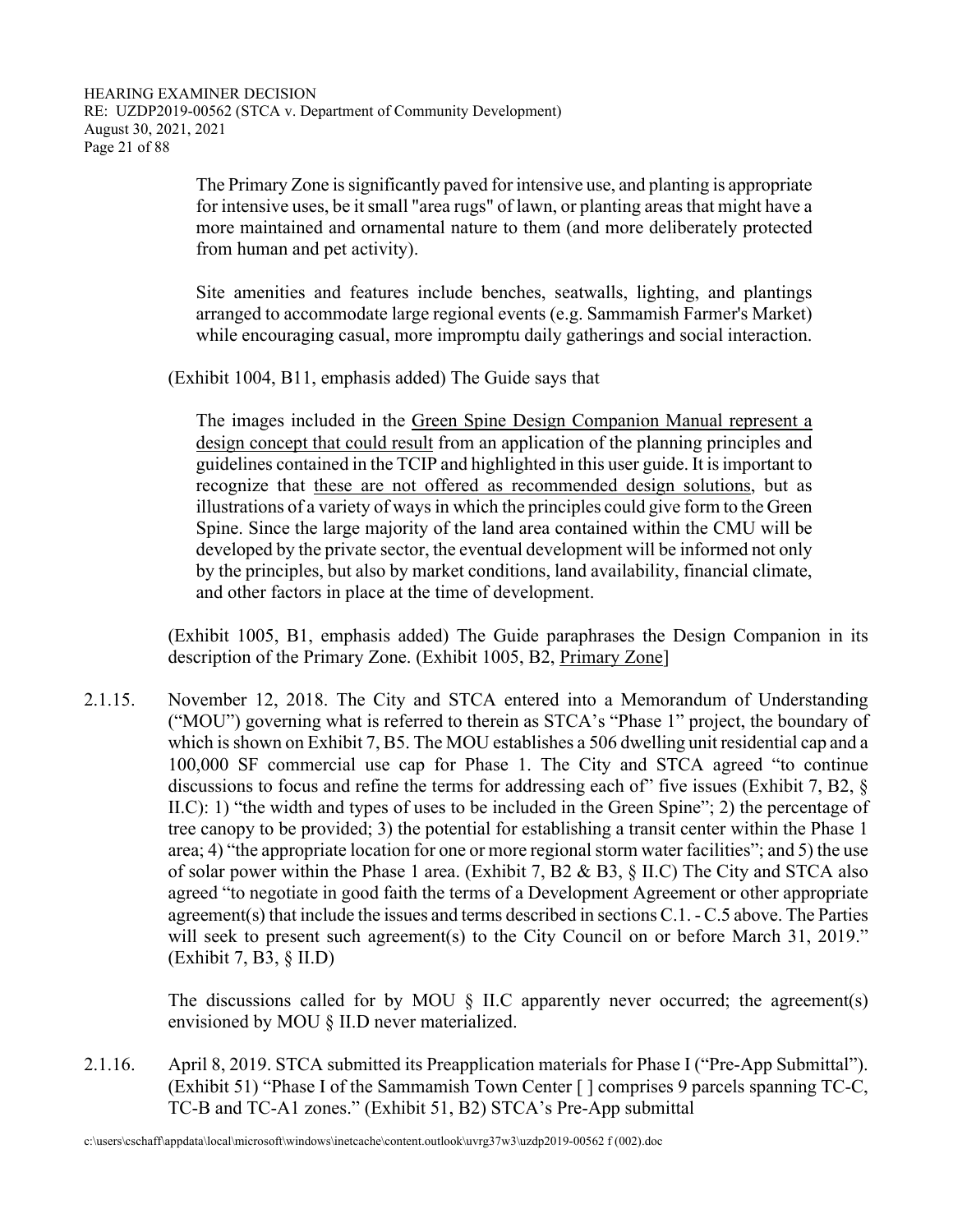> The Primary Zone is significantly paved for intensive use, and planting is appropriate for intensive uses, be it small "area rugs" of lawn, or planting areas that might have a more maintained and ornamental nature to them (and more deliberately protected from human and pet activity).
>
> Site amenities and features include benches, seatwalls, lighting, and plantings arranged to accommodate large regional events (e.g. Sammamish Farmer's Market) while encouraging casual, more impromptu daily gatherings and social interaction.

(Exhibit 1004, B11, emphasis added) The Guide says that

> The images included in the <u>Green Spine Design Companion Manual represent a design concept that could result</u> from an application of the planning principles and guidelines contained in the TCIP and highlighted in this user guide. It is important to recognize that <u>these are not offered as recommended design solutions</u>, but as illustrations of a variety of ways in which the principles could give form to the Green Spine. Since the large majority of the land area contained within the CMU will be developed by the private sector, the eventual development will be informed not only by the principles, but also by market conditions, land availability, financial climate, and other factors in place at the time of development.

(Exhibit 1005, B1, emphasis added) The Guide paraphrases the Design Companion in its description of the Primary Zone. (Exhibit 1005, B2, <u>Primary Zone</u>]

2.1.15. November 12, 2018. The City and STCA entered into a Memorandum of Understanding ("MOU") governing what is referred to therein as STCA's "Phase 1" project, the boundary of which is shown on Exhibit 7, B5. The MOU establishes a 506 dwelling unit residential cap and a 100,000 SF commercial use cap for Phase 1. The City and STCA agreed "to continue discussions to focus and refine the terms for addressing each of" five issues (Exhibit 7, B2, § II.C): 1) "the width and types of uses to be included in the Green Spine"; 2) the percentage of tree canopy to be provided; 3) the potential for establishing a transit center within the Phase 1 area; 4) "the appropriate location for one or more regional storm water facilities"; and 5) the use of solar power within the Phase 1 area. (Exhibit 7, B2 & B3, § II.C) The City and STCA also agreed "to negotiate in good faith the terms of a Development Agreement or other appropriate agreement(s) that include the issues and terms described in sections C.1. - C.5 above. The Parties will seek to present such agreement(s) to the City Council on or before March 31, 2019." (Exhibit 7, B3, § II.D)

The discussions called for by MOU § II.C apparently never occurred; the agreement(s) envisioned by MOU § II.D never materialized.

2.1.16. April 8, 2019. STCA submitted its Preapplication materials for Phase I ("Pre-App Submittal"). (Exhibit 51) "Phase I of the Sammamish Town Center [ ] comprises 9 parcels spanning TC-C, TC-B and TC-A1 zones." (Exhibit 51, B2) STCA's Pre-App submittal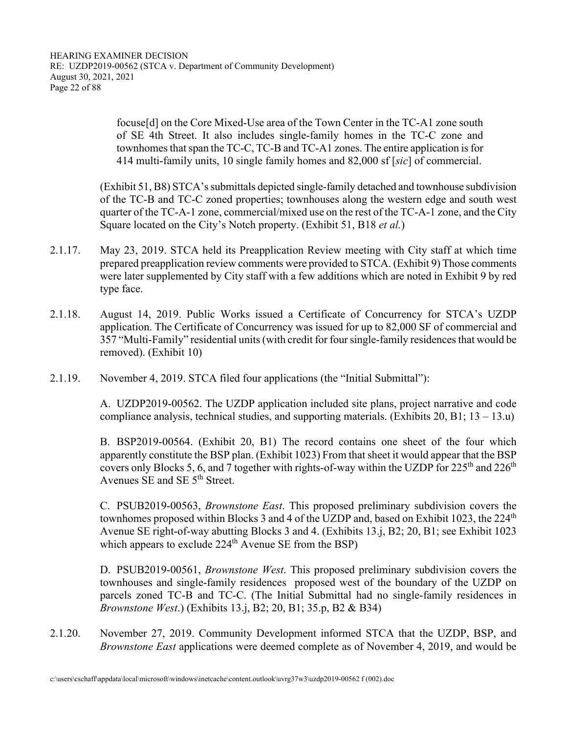focuse[d] on the Core Mixed-Use area of the Town Center in the TC-A1 zone south of SE 4th Street. It also includes single-family homes in the TC-C zone and townhomes that span the TC-C, TC-B and TC-A1 zones. The entire application is for 414 multi-family units, 10 single family homes and 82,000 sf [*sic*] of commercial.

(Exhibit 51, B8) STCA's submittals depicted single-family detached and townhouse subdivision of the TC-B and TC-C zoned properties; townhouses along the western edge and south west quarter of the TC-A-1 zone, commercial/mixed use on the rest of the TC-A-1 zone, and the City Square located on the City's Notch property. (Exhibit 51, B18 *et al.*)

2.1.17. May 23, 2019. STCA held its Preapplication Review meeting with City staff at which time prepared preapplication review comments were provided to STCA. (Exhibit 9) Those comments were later supplemented by City staff with a few additions which are noted in Exhibit 9 by red type face.

2.1.18. August 14, 2019. Public Works issued a Certificate of Concurrency for STCA's UZDP application. The Certificate of Concurrency was issued for up to 82,000 SF of commercial and 357 "Multi-Family" residential units (with credit for four single-family residences that would be removed). (Exhibit 10)

2.1.19. November 4, 2019. STCA filed four applications (the "Initial Submittal"):

A. UZDP2019-00562. The UZDP application included site plans, project narrative and code compliance analysis, technical studies, and supporting materials. (Exhibits 20, B1; 13 – 13.u)

B. BSP2019-00564. (Exhibit 20, B1) The record contains one sheet of the four which apparently constitute the BSP plan. (Exhibit 1023) From that sheet it would appear that the BSP covers only Blocks 5, 6, and 7 together with rights-of-way within the UZDP for 225th and 226th Avenues SE and SE 5th Street.

C. PSUB2019-00563, *Brownstone East*. This proposed preliminary subdivision covers the townhomes proposed within Blocks 3 and 4 of the UZDP and, based on Exhibit 1023, the 224th Avenue SE right-of-way abutting Blocks 3 and 4. (Exhibits 13.j, B2; 20, B1; see Exhibit 1023 which appears to exclude 224th Avenue SE from the BSP)

D. PSUB2019-00561, *Brownstone West*. This proposed preliminary subdivision covers the townhouses and single-family residences proposed west of the boundary of the UZDP on parcels zoned TC-B and TC-C. (The Initial Submittal had no single-family residences in *Brownstone West*.) (Exhibits 13.j, B2; 20, B1; 35.p, B2 & B34)

2.1.20. November 27, 2019. Community Development informed STCA that the UZDP, BSP, and *Brownstone East* applications were deemed complete as of November 4, 2019, and would be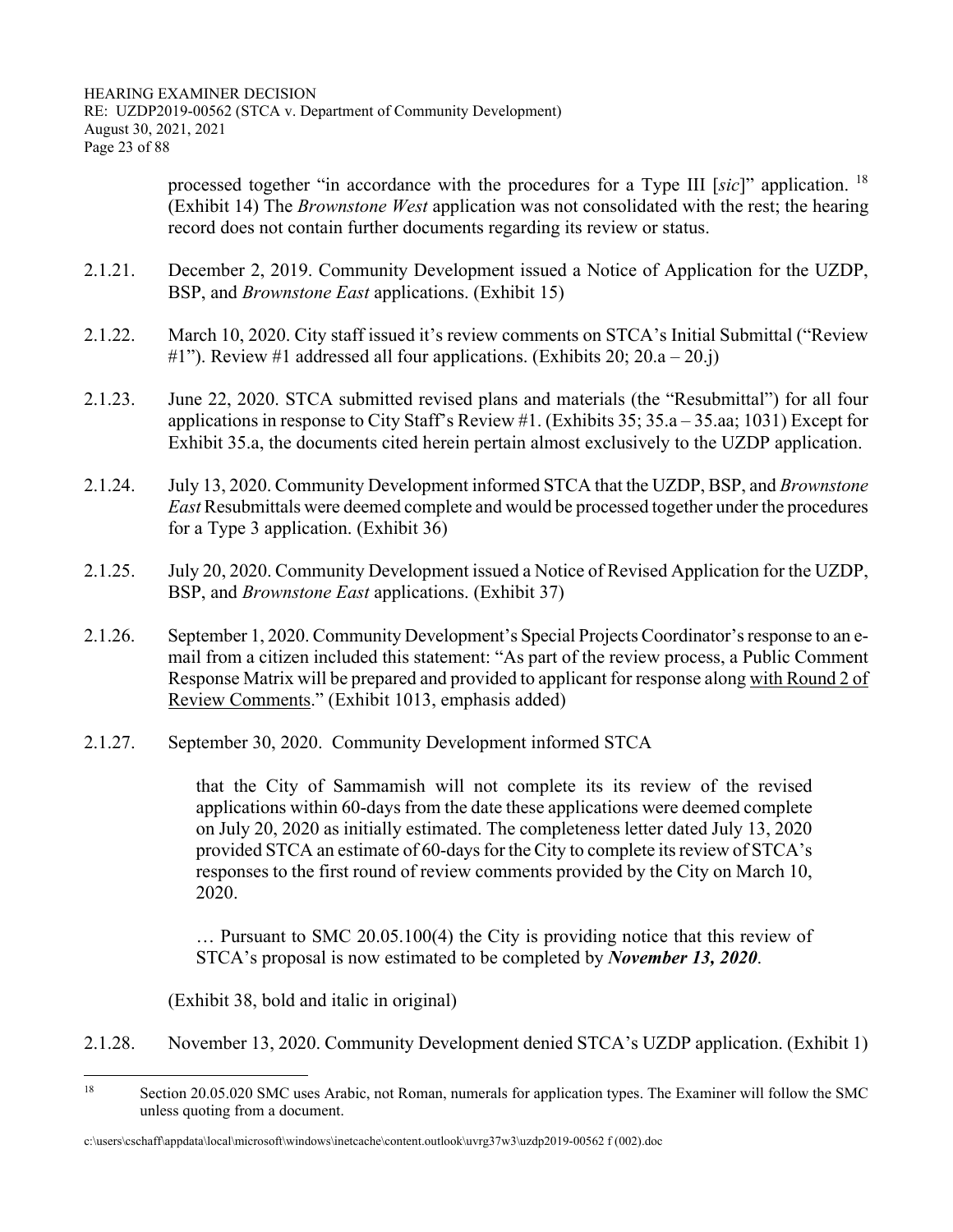processed together "in accordance with the procedures for a Type III [*sic*]" application. [18] (Exhibit 14) The *Brownstone West* application was not consolidated with the rest; the hearing record does not contain further documents regarding its review or status.

2.1.21. December 2, 2019. Community Development issued a Notice of Application for the UZDP, BSP, and *Brownstone East* applications. (Exhibit 15)

2.1.22. March 10, 2020. City staff issued it's review comments on STCA's Initial Submittal ("Review #1"). Review #1 addressed all four applications. (Exhibits 20; 20.a – 20.j)

2.1.23. June 22, 2020. STCA submitted revised plans and materials (the "Resubmittal") for all four applications in response to City Staff's Review #1. (Exhibits 35; 35.a – 35.aa; 1031) Except for Exhibit 35.a, the documents cited herein pertain almost exclusively to the UZDP application.

2.1.24. July 13, 2020. Community Development informed STCA that the UZDP, BSP, and *Brownstone East* Resubmittals were deemed complete and would be processed together under the procedures for a Type 3 application. (Exhibit 36)

2.1.25. July 20, 2020. Community Development issued a Notice of Revised Application for the UZDP, BSP, and *Brownstone East* applications. (Exhibit 37)

2.1.26. September 1, 2020. Community Development's Special Projects Coordinator's response to an e-mail from a citizen included this statement: "As part of the review process, a Public Comment Response Matrix will be prepared and provided to applicant for response along with Round 2 of Review Comments." (Exhibit 1013, emphasis added)

2.1.27. September 30, 2020. Community Development informed STCA

> that the City of Sammamish will not complete its its review of the revised applications within 60-days from the date these applications were deemed complete on July 20, 2020 as initially estimated. The completeness letter dated July 13, 2020 provided STCA an estimate of 60-days for the City to complete its review of STCA's responses to the first round of review comments provided by the City on March 10, 2020.
>
> … Pursuant to SMC 20.05.100(4) the City is providing notice that this review of STCA's proposal is now estimated to be completed by ***November 13, 2020***.

(Exhibit 38, bold and italic in original)

2.1.28. November 13, 2020. Community Development denied STCA's UZDP application. (Exhibit 1)

---

[18] Section 20.05.020 SMC uses Arabic, not Roman, numerals for application types. The Examiner will follow the SMC unless quoting from a document.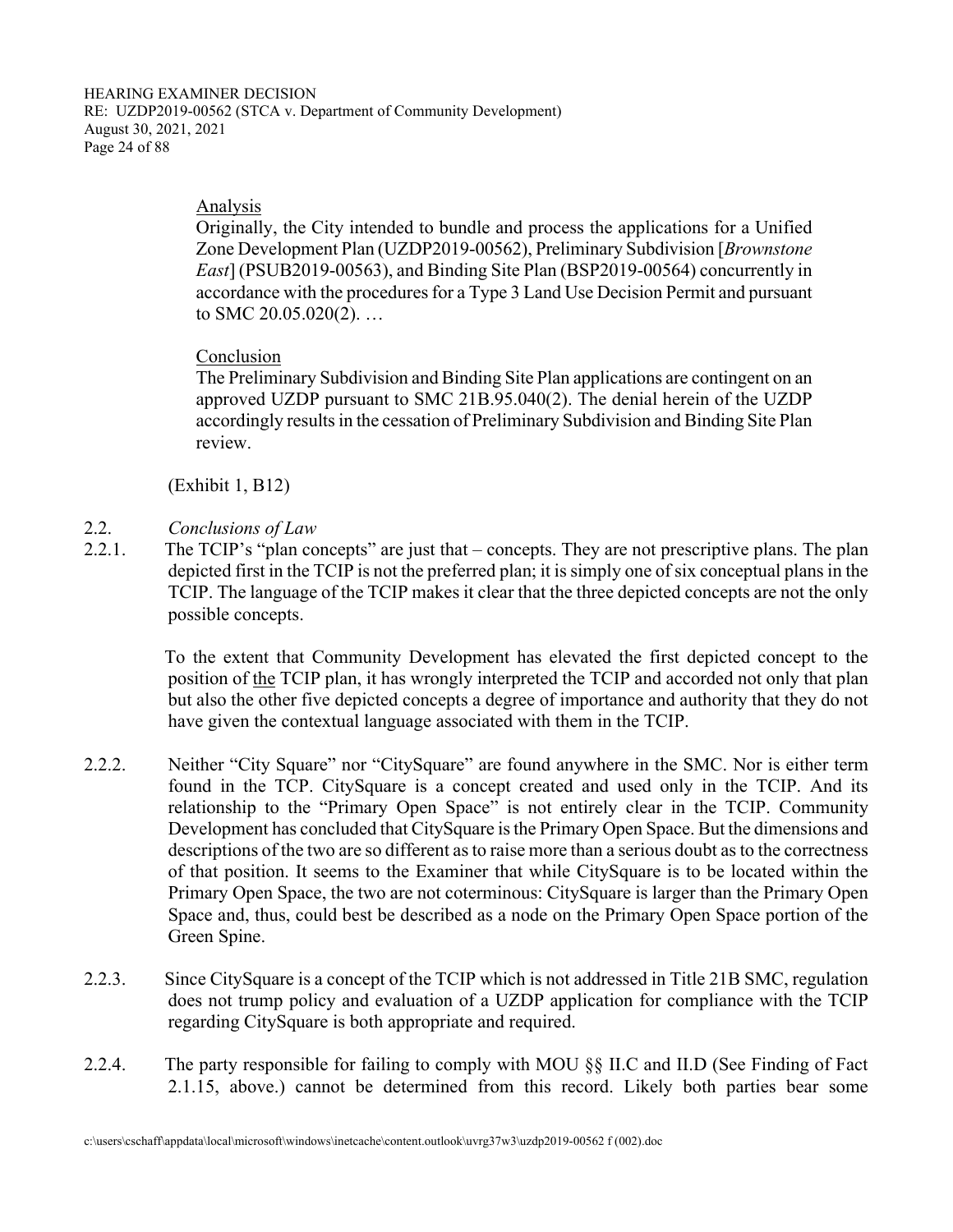Analysis

Originally, the City intended to bundle and process the applications for a Unified Zone Development Plan (UZDP2019-00562), Preliminary Subdivision [*Brownstone East*] (PSUB2019-00563), and Binding Site Plan (BSP2019-00564) concurrently in accordance with the procedures for a Type 3 Land Use Decision Permit and pursuant to SMC 20.05.020(2). …

Conclusion

The Preliminary Subdivision and Binding Site Plan applications are contingent on an approved UZDP pursuant to SMC 21B.95.040(2). The denial herein of the UZDP accordingly results in the cessation of Preliminary Subdivision and Binding Site Plan review.

(Exhibit 1, B12)

2.2. *Conclusions of Law*

2.2.1. The TCIP's "plan concepts" are just that – concepts. They are not prescriptive plans. The plan depicted first in the TCIP is not the preferred plan; it is simply one of six conceptual plans in the TCIP. The language of the TCIP makes it clear that the three depicted concepts are not the only possible concepts.

To the extent that Community Development has elevated the first depicted concept to the position of the TCIP plan, it has wrongly interpreted the TCIP and accorded not only that plan but also the other five depicted concepts a degree of importance and authority that they do not have given the contextual language associated with them in the TCIP.

2.2.2. Neither "City Square" nor "CitySquare" are found anywhere in the SMC. Nor is either term found in the TCP. CitySquare is a concept created and used only in the TCIP. And its relationship to the "Primary Open Space" is not entirely clear in the TCIP. Community Development has concluded that CitySquare is the Primary Open Space. But the dimensions and descriptions of the two are so different as to raise more than a serious doubt as to the correctness of that position. It seems to the Examiner that while CitySquare is to be located within the Primary Open Space, the two are not coterminous: CitySquare is larger than the Primary Open Space and, thus, could best be described as a node on the Primary Open Space portion of the Green Spine.

2.2.3. Since CitySquare is a concept of the TCIP which is not addressed in Title 21B SMC, regulation does not trump policy and evaluation of a UZDP application for compliance with the TCIP regarding CitySquare is both appropriate and required.

2.2.4. The party responsible for failing to comply with MOU §§ II.C and II.D (See Finding of Fact 2.1.15, above.) cannot be determined from this record. Likely both parties bear some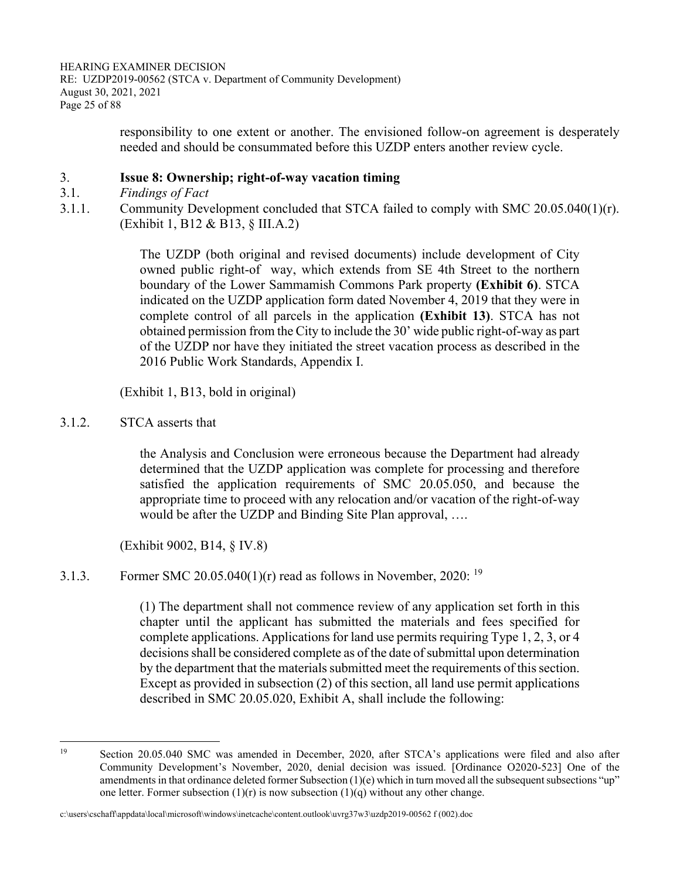responsibility to one extent or another. The envisioned follow-on agreement is desperately needed and should be consummated before this UZDP enters another review cycle.

## 3. Issue 8: Ownership; right-of-way vacation timing

### 3.1. *Findings of Fact*

3.1.1. Community Development concluded that STCA failed to comply with SMC 20.05.040(1)(r). (Exhibit 1, B12 & B13, § III.A.2)

> The UZDP (both original and revised documents) include development of City owned public right-of way, which extends from SE 4th Street to the northern boundary of the Lower Sammamish Commons Park property **(Exhibit 6)**. STCA indicated on the UZDP application form dated November 4, 2019 that they were in complete control of all parcels in the application **(Exhibit 13)**. STCA has not obtained permission from the City to include the 30' wide public right-of-way as part of the UZDP nor have they initiated the street vacation process as described in the 2016 Public Work Standards, Appendix I.

(Exhibit 1, B13, bold in original)

3.1.2. STCA asserts that

> the Analysis and Conclusion were erroneous because the Department had already determined that the UZDP application was complete for processing and therefore satisfied the application requirements of SMC 20.05.050, and because the appropriate time to proceed with any relocation and/or vacation of the right-of-way would be after the UZDP and Binding Site Plan approval, ….

(Exhibit 9002, B14, § IV.8)

3.1.3. Former SMC 20.05.040(1)(r) read as follows in November, 2020: [19]

> (1) The department shall not commence review of any application set forth in this chapter until the applicant has submitted the materials and fees specified for complete applications. Applications for land use permits requiring Type 1, 2, 3, or 4 decisions shall be considered complete as of the date of submittal upon determination by the department that the materials submitted meet the requirements of this section. Except as provided in subsection (2) of this section, all land use permit applications described in SMC 20.05.020, Exhibit A, shall include the following:

---

[19] Section 20.05.040 SMC was amended in December, 2020, after STCA's applications were filed and also after Community Development's November, 2020, denial decision was issued. [Ordinance O2020-523] One of the amendments in that ordinance deleted former Subsection (1)(e) which in turn moved all the subsequent subsections "up" one letter. Former subsection (1)(r) is now subsection (1)(q) without any other change.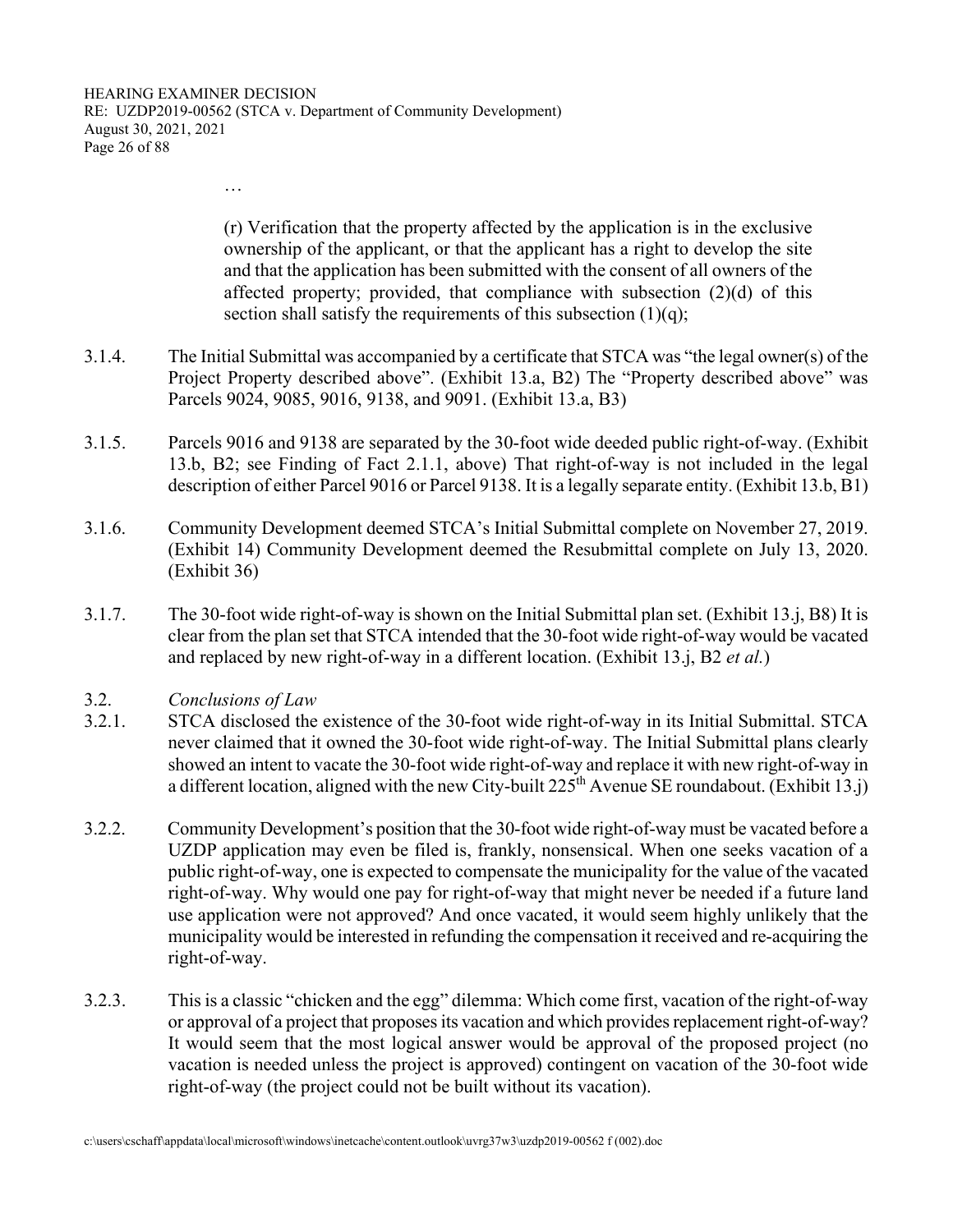…

> (r) Verification that the property affected by the application is in the exclusive ownership of the applicant, or that the applicant has a right to develop the site and that the application has been submitted with the consent of all owners of the affected property; provided, that compliance with subsection (2)(d) of this section shall satisfy the requirements of this subsection (1)(q);

3.1.4. The Initial Submittal was accompanied by a certificate that STCA was "the legal owner(s) of the Project Property described above". (Exhibit 13.a, B2) The "Property described above" was Parcels 9024, 9085, 9016, 9138, and 9091. (Exhibit 13.a, B3)

3.1.5. Parcels 9016 and 9138 are separated by the 30-foot wide deeded public right-of-way. (Exhibit 13.b, B2; see Finding of Fact 2.1.1, above) That right-of-way is not included in the legal description of either Parcel 9016 or Parcel 9138. It is a legally separate entity. (Exhibit 13.b, B1)

3.1.6. Community Development deemed STCA's Initial Submittal complete on November 27, 2019. (Exhibit 14) Community Development deemed the Resubmittal complete on July 13, 2020. (Exhibit 36)

3.1.7. The 30-foot wide right-of-way is shown on the Initial Submittal plan set. (Exhibit 13.j, B8) It is clear from the plan set that STCA intended that the 30-foot wide right-of-way would be vacated and replaced by new right-of-way in a different location. (Exhibit 13.j, B2 *et al.*)

3.2. *Conclusions of Law*

3.2.1. STCA disclosed the existence of the 30-foot wide right-of-way in its Initial Submittal. STCA never claimed that it owned the 30-foot wide right-of-way. The Initial Submittal plans clearly showed an intent to vacate the 30-foot wide right-of-way and replace it with new right-of-way in a different location, aligned with the new City-built 225th Avenue SE roundabout. (Exhibit 13.j)

3.2.2. Community Development's position that the 30-foot wide right-of-way must be vacated before a UZDP application may even be filed is, frankly, nonsensical. When one seeks vacation of a public right-of-way, one is expected to compensate the municipality for the value of the vacated right-of-way. Why would one pay for right-of-way that might never be needed if a future land use application were not approved? And once vacated, it would seem highly unlikely that the municipality would be interested in refunding the compensation it received and re-acquiring the right-of-way.

3.2.3. This is a classic "chicken and the egg" dilemma: Which come first, vacation of the right-of-way or approval of a project that proposes its vacation and which provides replacement right-of-way? It would seem that the most logical answer would be approval of the proposed project (no vacation is needed unless the project is approved) contingent on vacation of the 30-foot wide right-of-way (the project could not be built without its vacation).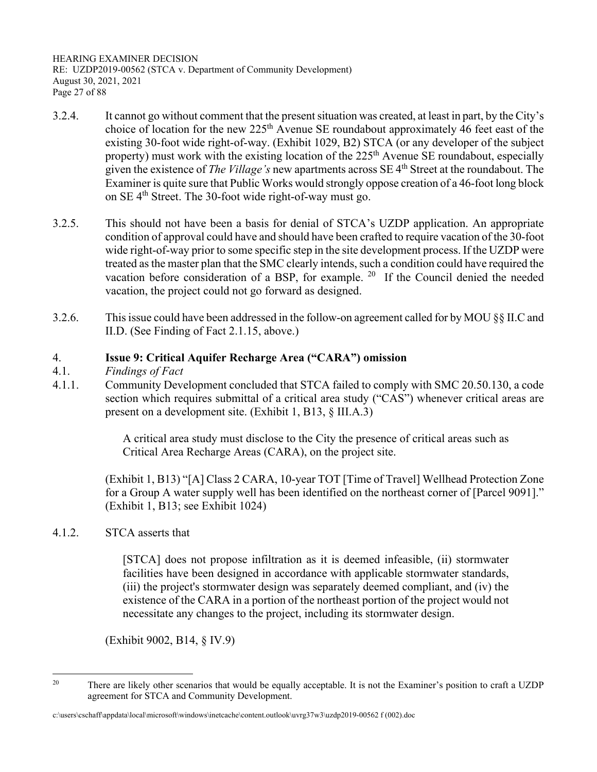3.2.4. It cannot go without comment that the present situation was created, at least in part, by the City's choice of location for the new 225th Avenue SE roundabout approximately 46 feet east of the existing 30-foot wide right-of-way. (Exhibit 1029, B2) STCA (or any developer of the subject property) must work with the existing location of the 225th Avenue SE roundabout, especially given the existence of *The Village's* new apartments across SE 4th Street at the roundabout. The Examiner is quite sure that Public Works would strongly oppose creation of a 46-foot long block on SE 4th Street. The 30-foot wide right-of-way must go.

3.2.5. This should not have been a basis for denial of STCA's UZDP application. An appropriate condition of approval could have and should have been crafted to require vacation of the 30-foot wide right-of-way prior to some specific step in the site development process. If the UZDP were treated as the master plan that the SMC clearly intends, such a condition could have required the vacation before consideration of a BSP, for example. [20] If the Council denied the needed vacation, the project could not go forward as designed.

3.2.6. This issue could have been addressed in the follow-on agreement called for by MOU §§ II.C and II.D. (See Finding of Fact 2.1.15, above.)

## 4. Issue 9: Critical Aquifer Recharge Area ("CARA") omission

4.1. *Findings of Fact*

4.1.1. Community Development concluded that STCA failed to comply with SMC 20.50.130, a code section which requires submittal of a critical area study ("CAS") whenever critical areas are present on a development site. (Exhibit 1, B13, § III.A.3)

> A critical area study must disclose to the City the presence of critical areas such as Critical Area Recharge Areas (CARA), on the project site.

(Exhibit 1, B13) "[A] Class 2 CARA, 10-year TOT [Time of Travel] Wellhead Protection Zone for a Group A water supply well has been identified on the northeast corner of [Parcel 9091]." (Exhibit 1, B13; see Exhibit 1024)

4.1.2. STCA asserts that

> [STCA] does not propose infiltration as it is deemed infeasible, (ii) stormwater facilities have been designed in accordance with applicable stormwater standards, (iii) the project's stormwater design was separately deemed compliant, and (iv) the existence of the CARA in a portion of the northeast portion of the project would not necessitate any changes to the project, including its stormwater design.

(Exhibit 9002, B14, § IV.9)

---

[20] There are likely other scenarios that would be equally acceptable. It is not the Examiner's position to craft a UZDP agreement for STCA and Community Development.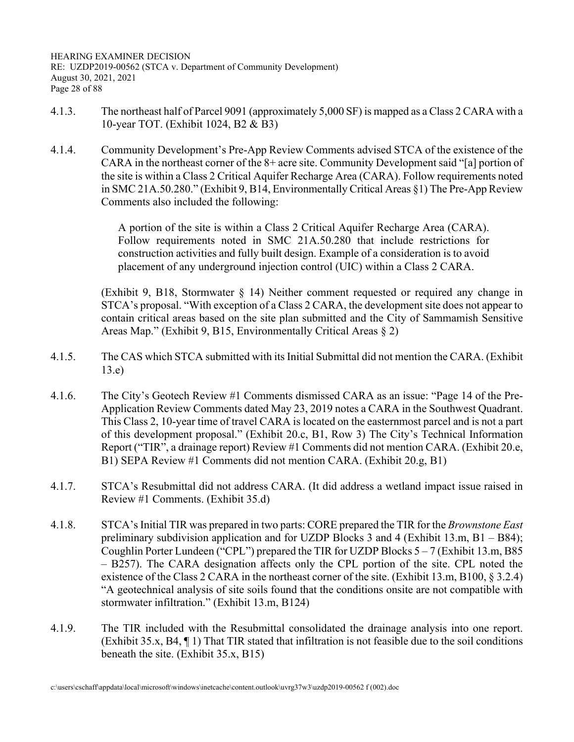4.1.3. The northeast half of Parcel 9091 (approximately 5,000 SF) is mapped as a Class 2 CARA with a 10-year TOT. (Exhibit 1024, B2 & B3)

4.1.4. Community Development's Pre-App Review Comments advised STCA of the existence of the CARA in the northeast corner of the 8+ acre site. Community Development said "[a] portion of the site is within a Class 2 Critical Aquifer Recharge Area (CARA). Follow requirements noted in SMC 21A.50.280." (Exhibit 9, B14, Environmentally Critical Areas §1) The Pre-App Review Comments also included the following:

> A portion of the site is within a Class 2 Critical Aquifer Recharge Area (CARA). Follow requirements noted in SMC 21A.50.280 that include restrictions for construction activities and fully built design. Example of a consideration is to avoid placement of any underground injection control (UIC) within a Class 2 CARA.

(Exhibit 9, B18, Stormwater § 14) Neither comment requested or required any change in STCA's proposal. "With exception of a Class 2 CARA, the development site does not appear to contain critical areas based on the site plan submitted and the City of Sammamish Sensitive Areas Map." (Exhibit 9, B15, Environmentally Critical Areas § 2)

4.1.5. The CAS which STCA submitted with its Initial Submittal did not mention the CARA. (Exhibit 13.e)

4.1.6. The City's Geotech Review #1 Comments dismissed CARA as an issue: "Page 14 of the Pre-Application Review Comments dated May 23, 2019 notes a CARA in the Southwest Quadrant. This Class 2, 10-year time of travel CARA is located on the easternmost parcel and is not a part of this development proposal." (Exhibit 20.c, B1, Row 3) The City's Technical Information Report ("TIR", a drainage report) Review #1 Comments did not mention CARA. (Exhibit 20.e, B1) SEPA Review #1 Comments did not mention CARA. (Exhibit 20.g, B1)

4.1.7. STCA's Resubmittal did not address CARA. (It did address a wetland impact issue raised in Review #1 Comments. (Exhibit 35.d)

4.1.8. STCA's Initial TIR was prepared in two parts: CORE prepared the TIR for the *Brownstone East* preliminary subdivision application and for UZDP Blocks 3 and 4 (Exhibit 13.m, B1 – B84); Coughlin Porter Lundeen ("CPL") prepared the TIR for UZDP Blocks 5 – 7 (Exhibit 13.m, B85 – B257). The CARA designation affects only the CPL portion of the site. CPL noted the existence of the Class 2 CARA in the northeast corner of the site. (Exhibit 13.m, B100, § 3.2.4) "A geotechnical analysis of site soils found that the conditions onsite are not compatible with stormwater infiltration." (Exhibit 13.m, B124)

4.1.9. The TIR included with the Resubmittal consolidated the drainage analysis into one report. (Exhibit 35.x, B4, ¶ 1) That TIR stated that infiltration is not feasible due to the soil conditions beneath the site. (Exhibit 35.x, B15)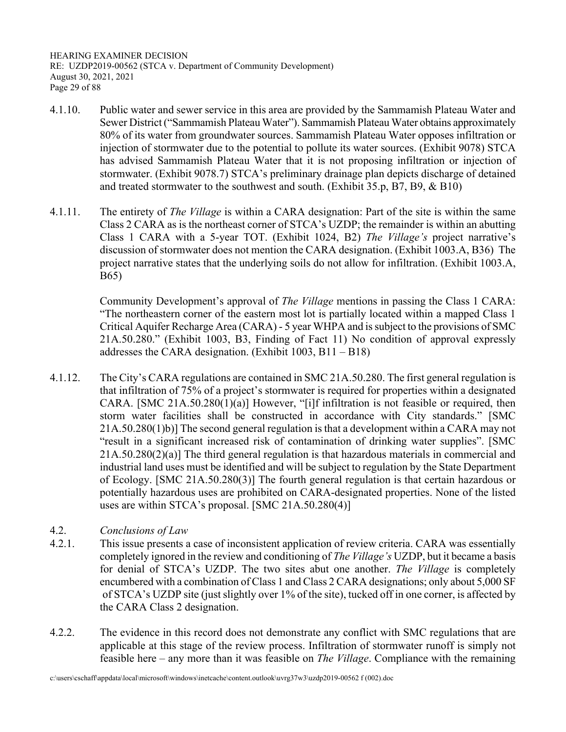4.1.10. Public water and sewer service in this area are provided by the Sammamish Plateau Water and Sewer District ("Sammamish Plateau Water"). Sammamish Plateau Water obtains approximately 80% of its water from groundwater sources. Sammamish Plateau Water opposes infiltration or injection of stormwater due to the potential to pollute its water sources. (Exhibit 9078) STCA has advised Sammamish Plateau Water that it is not proposing infiltration or injection of stormwater. (Exhibit 9078.7) STCA's preliminary drainage plan depicts discharge of detained and treated stormwater to the southwest and south. (Exhibit 35.p, B7, B9, & B10)

4.1.11. The entirety of *The Village* is within a CARA designation: Part of the site is within the same Class 2 CARA as is the northeast corner of STCA's UZDP; the remainder is within an abutting Class 1 CARA with a 5-year TOT. (Exhibit 1024, B2) *The Village's* project narrative's discussion of stormwater does not mention the CARA designation. (Exhibit 1003.A, B36) The project narrative states that the underlying soils do not allow for infiltration. (Exhibit 1003.A, B65)

Community Development's approval of *The Village* mentions in passing the Class 1 CARA: "The northeastern corner of the eastern most lot is partially located within a mapped Class 1 Critical Aquifer Recharge Area (CARA) - 5 year WHPA and is subject to the provisions of SMC 21A.50.280." (Exhibit 1003, B3, Finding of Fact 11) No condition of approval expressly addresses the CARA designation. (Exhibit 1003, B11 – B18)

4.1.12. The City's CARA regulations are contained in SMC 21A.50.280. The first general regulation is that infiltration of 75% of a project's stormwater is required for properties within a designated CARA. [SMC 21A.50.280(1)(a)] However, "[i]f infiltration is not feasible or required, then storm water facilities shall be constructed in accordance with City standards." [SMC 21A.50.280(1)b)] The second general regulation is that a development within a CARA may not "result in a significant increased risk of contamination of drinking water supplies". [SMC 21A.50.280(2)(a)] The third general regulation is that hazardous materials in commercial and industrial land uses must be identified and will be subject to regulation by the State Department of Ecology. [SMC 21A.50.280(3)] The fourth general regulation is that certain hazardous or potentially hazardous uses are prohibited on CARA-designated properties. None of the listed uses are within STCA's proposal. [SMC 21A.50.280(4)]

4.2. *Conclusions of Law*

4.2.1. This issue presents a case of inconsistent application of review criteria. CARA was essentially completely ignored in the review and conditioning of *The Village's* UZDP, but it became a basis for denial of STCA's UZDP. The two sites abut one another. *The Village* is completely encumbered with a combination of Class 1 and Class 2 CARA designations; only about 5,000 SF of STCA's UZDP site (just slightly over 1% of the site), tucked off in one corner, is affected by the CARA Class 2 designation.

4.2.2. The evidence in this record does not demonstrate any conflict with SMC regulations that are applicable at this stage of the review process. Infiltration of stormwater runoff is simply not feasible here – any more than it was feasible on *The Village*. Compliance with the remaining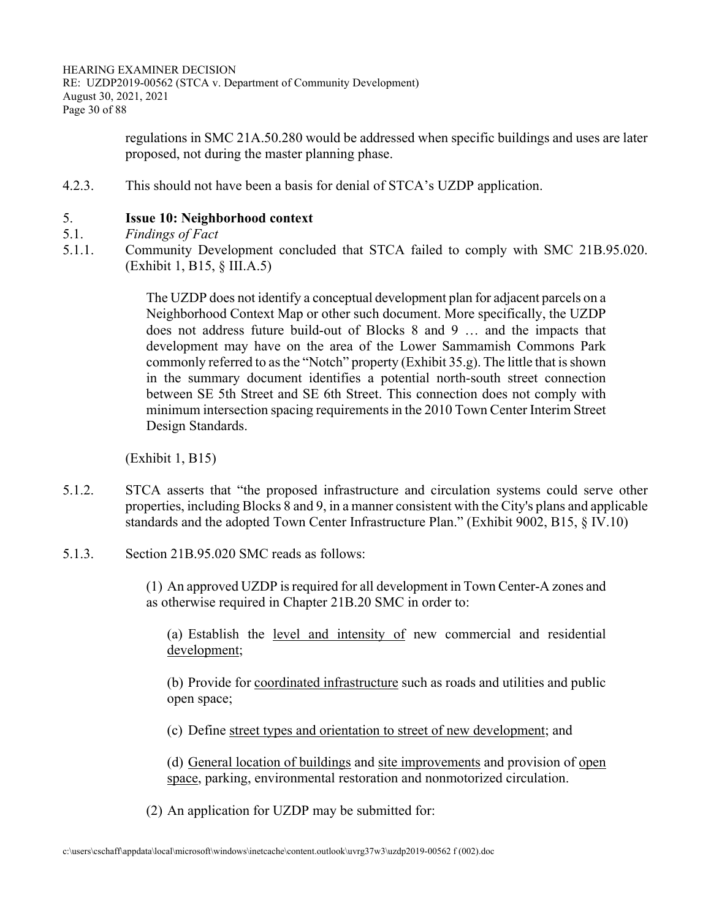regulations in SMC 21A.50.280 would be addressed when specific buildings and uses are later proposed, not during the master planning phase.

4.2.3. This should not have been a basis for denial of STCA's UZDP application.

5. **Issue 10: Neighborhood context**

5.1. *Findings of Fact*

5.1.1. Community Development concluded that STCA failed to comply with SMC 21B.95.020. (Exhibit 1, B15, § III.A.5)

> The UZDP does not identify a conceptual development plan for adjacent parcels on a Neighborhood Context Map or other such document. More specifically, the UZDP does not address future build-out of Blocks 8 and 9 … and the impacts that development may have on the area of the Lower Sammamish Commons Park commonly referred to as the "Notch" property (Exhibit 35.g). The little that is shown in the summary document identifies a potential north-south street connection between SE 5th Street and SE 6th Street. This connection does not comply with minimum intersection spacing requirements in the 2010 Town Center Interim Street Design Standards.
>
> (Exhibit 1, B15)

5.1.2. STCA asserts that "the proposed infrastructure and circulation systems could serve other properties, including Blocks 8 and 9, in a manner consistent with the City's plans and applicable standards and the adopted Town Center Infrastructure Plan." (Exhibit 9002, B15, § IV.10)

5.1.3. Section 21B.95.020 SMC reads as follows:

> (1) An approved UZDP is required for all development in Town Center-A zones and as otherwise required in Chapter 21B.20 SMC in order to:
>
> (a) Establish the <u>level and intensity of</u> new commercial and residential <u>development</u>;
>
> (b) Provide for <u>coordinated infrastructure</u> such as roads and utilities and public open space;
>
> (c) Define <u>street types and orientation to street of new development</u>; and
>
> (d) <u>General location of buildings</u> and <u>site improvements</u> and provision of <u>open space</u>, parking, environmental restoration and nonmotorized circulation.
>
> (2) An application for UZDP may be submitted for: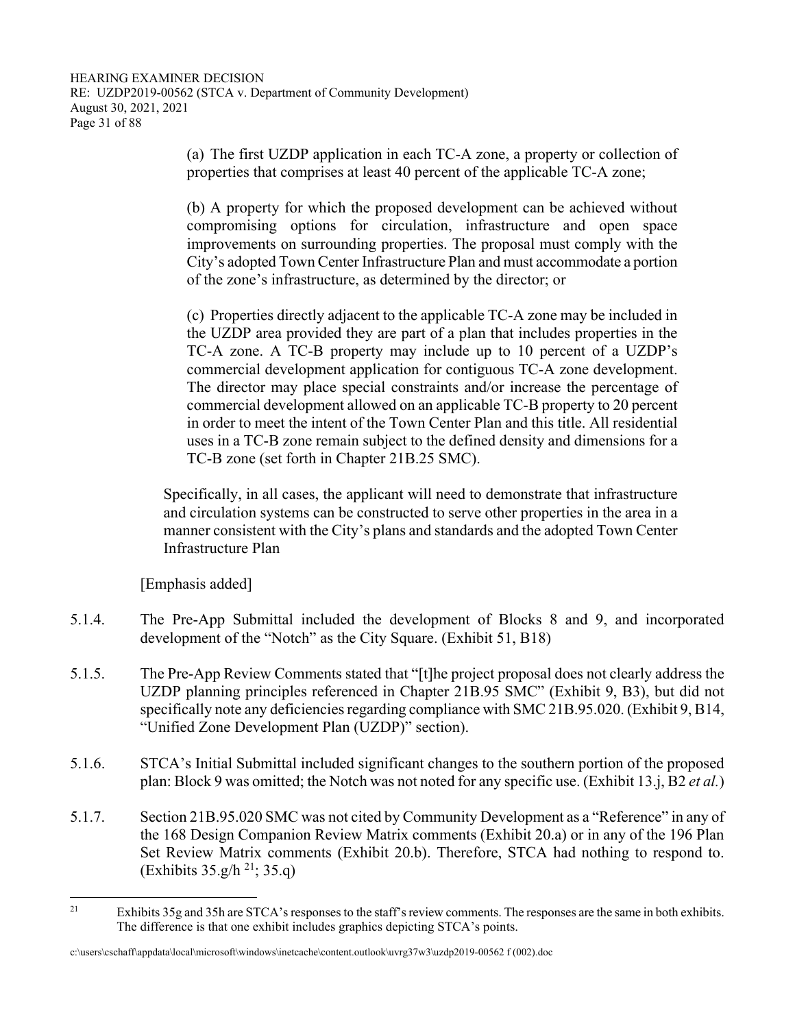(a) The first UZDP application in each TC-A zone, a property or collection of properties that comprises at least 40 percent of the applicable TC-A zone;

(b) A property for which the proposed development can be achieved without compromising options for circulation, infrastructure and open space improvements on surrounding properties. The proposal must comply with the City's adopted Town Center Infrastructure Plan and must accommodate a portion of the zone's infrastructure, as determined by the director; or

(c) Properties directly adjacent to the applicable TC-A zone may be included in the UZDP area provided they are part of a plan that includes properties in the TC-A zone. A TC-B property may include up to 10 percent of a UZDP's commercial development application for contiguous TC-A zone development. The director may place special constraints and/or increase the percentage of commercial development allowed on an applicable TC-B property to 20 percent in order to meet the intent of the Town Center Plan and this title. All residential uses in a TC-B zone remain subject to the defined density and dimensions for a TC-B zone (set forth in Chapter 21B.25 SMC).

Specifically, in all cases, the applicant will need to demonstrate that infrastructure and circulation systems can be constructed to serve other properties in the area in a manner consistent with the City's plans and standards and the adopted Town Center Infrastructure Plan

[Emphasis added]

5.1.4. The Pre-App Submittal included the development of Blocks 8 and 9, and incorporated development of the "Notch" as the City Square. (Exhibit 51, B18)

5.1.5. The Pre-App Review Comments stated that "[t]he project proposal does not clearly address the UZDP planning principles referenced in Chapter 21B.95 SMC" (Exhibit 9, B3), but did not specifically note any deficiencies regarding compliance with SMC 21B.95.020. (Exhibit 9, B14, "Unified Zone Development Plan (UZDP)" section).

5.1.6. STCA's Initial Submittal included significant changes to the southern portion of the proposed plan: Block 9 was omitted; the Notch was not noted for any specific use. (Exhibit 13.j, B2 *et al.*)

5.1.7. Section 21B.95.020 SMC was not cited by Community Development as a "Reference" in any of the 168 Design Companion Review Matrix comments (Exhibit 20.a) or in any of the 196 Plan Set Review Matrix comments (Exhibit 20.b). Therefore, STCA had nothing to respond to. (Exhibits 35.g/h [21]; 35.q)

[21] Exhibits 35g and 35h are STCA's responses to the staff's review comments. The responses are the same in both exhibits. The difference is that one exhibit includes graphics depicting STCA's points.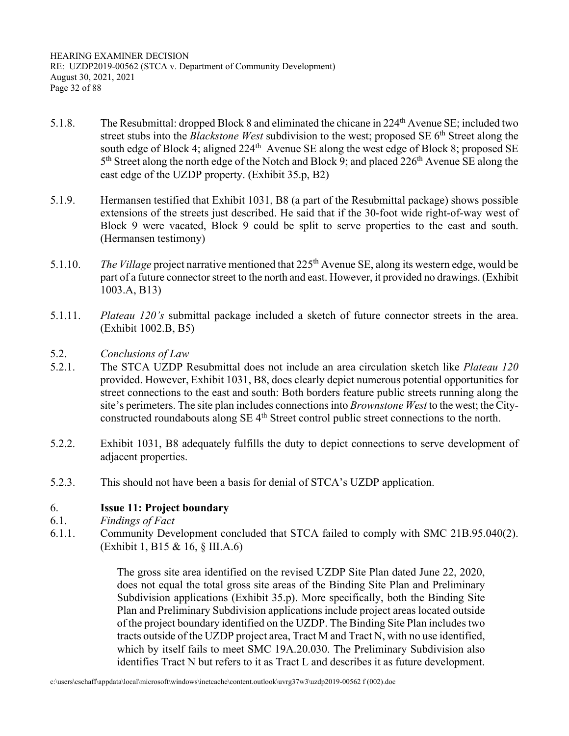5.1.8. The Resubmittal: dropped Block 8 and eliminated the chicane in 224th Avenue SE; included two street stubs into the *Blackstone West* subdivision to the west; proposed SE 6th Street along the south edge of Block 4; aligned 224th Avenue SE along the west edge of Block 8; proposed SE 5th Street along the north edge of the Notch and Block 9; and placed 226th Avenue SE along the east edge of the UZDP property. (Exhibit 35.p, B2)

5.1.9. Hermansen testified that Exhibit 1031, B8 (a part of the Resubmittal package) shows possible extensions of the streets just described. He said that if the 30-foot wide right-of-way west of Block 9 were vacated, Block 9 could be split to serve properties to the east and south. (Hermansen testimony)

5.1.10. *The Village* project narrative mentioned that 225th Avenue SE, along its western edge, would be part of a future connector street to the north and east. However, it provided no drawings. (Exhibit 1003.A, B13)

5.1.11. *Plateau 120's* submittal package included a sketch of future connector streets in the area. (Exhibit 1002.B, B5)

5.2. *Conclusions of Law*

5.2.1. The STCA UZDP Resubmittal does not include an area circulation sketch like *Plateau 120* provided. However, Exhibit 1031, B8, does clearly depict numerous potential opportunities for street connections to the east and south: Both borders feature public streets running along the site's perimeters. The site plan includes connections into *Brownstone West* to the west; the City-constructed roundabouts along SE 4th Street control public street connections to the north.

5.2.2. Exhibit 1031, B8 adequately fulfills the duty to depict connections to serve development of adjacent properties.

5.2.3. This should not have been a basis for denial of STCA's UZDP application.

## 6. Issue 11: Project boundary

6.1. *Findings of Fact*

6.1.1. Community Development concluded that STCA failed to comply with SMC 21B.95.040(2). (Exhibit 1, B15 & 16, § III.A.6)

> The gross site area identified on the revised UZDP Site Plan dated June 22, 2020, does not equal the total gross site areas of the Binding Site Plan and Preliminary Subdivision applications (Exhibit 35.p). More specifically, both the Binding Site Plan and Preliminary Subdivision applications include project areas located outside of the project boundary identified on the UZDP. The Binding Site Plan includes two tracts outside of the UZDP project area, Tract M and Tract N, with no use identified, which by itself fails to meet SMC 19A.20.030. The Preliminary Subdivision also identifies Tract N but refers to it as Tract L and describes it as future development.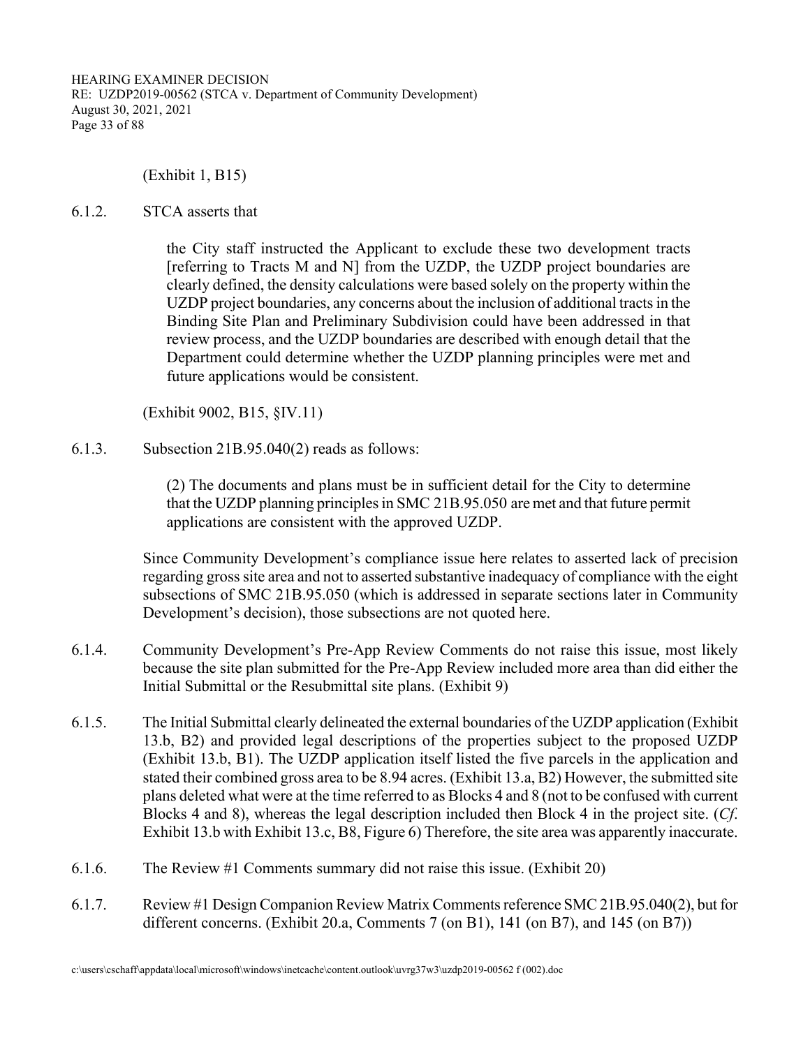(Exhibit 1, B15)

6.1.2. STCA asserts that

> the City staff instructed the Applicant to exclude these two development tracts [referring to Tracts M and N] from the UZDP, the UZDP project boundaries are clearly defined, the density calculations were based solely on the property within the UZDP project boundaries, any concerns about the inclusion of additional tracts in the Binding Site Plan and Preliminary Subdivision could have been addressed in that review process, and the UZDP boundaries are described with enough detail that the Department could determine whether the UZDP planning principles were met and future applications would be consistent.

(Exhibit 9002, B15, §IV.11)

6.1.3. Subsection 21B.95.040(2) reads as follows:

> (2) The documents and plans must be in sufficient detail for the City to determine that the UZDP planning principles in SMC 21B.95.050 are met and that future permit applications are consistent with the approved UZDP.

Since Community Development's compliance issue here relates to asserted lack of precision regarding gross site area and not to asserted substantive inadequacy of compliance with the eight subsections of SMC 21B.95.050 (which is addressed in separate sections later in Community Development's decision), those subsections are not quoted here.

6.1.4. Community Development's Pre-App Review Comments do not raise this issue, most likely because the site plan submitted for the Pre-App Review included more area than did either the Initial Submittal or the Resubmittal site plans. (Exhibit 9)

6.1.5. The Initial Submittal clearly delineated the external boundaries of the UZDP application (Exhibit 13.b, B2) and provided legal descriptions of the properties subject to the proposed UZDP (Exhibit 13.b, B1). The UZDP application itself listed the five parcels in the application and stated their combined gross area to be 8.94 acres. (Exhibit 13.a, B2) However, the submitted site plans deleted what were at the time referred to as Blocks 4 and 8 (not to be confused with current Blocks 4 and 8), whereas the legal description included then Block 4 in the project site. (*Cf*. Exhibit 13.b with Exhibit 13.c, B8, Figure 6) Therefore, the site area was apparently inaccurate.

6.1.6. The Review #1 Comments summary did not raise this issue. (Exhibit 20)

6.1.7. Review #1 Design Companion Review Matrix Comments reference SMC 21B.95.040(2), but for different concerns. (Exhibit 20.a, Comments 7 (on B1), 141 (on B7), and 145 (on B7))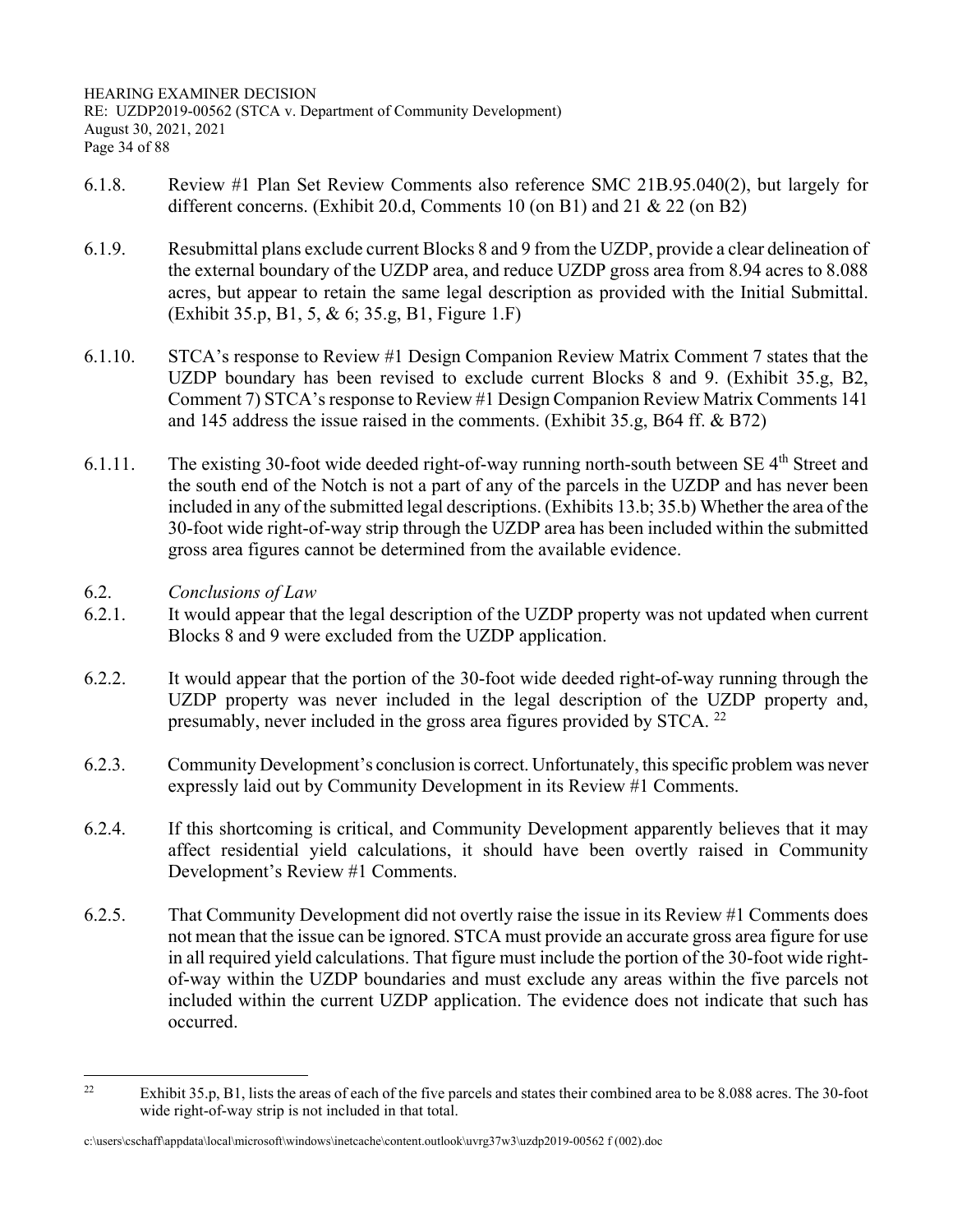6.1.8. Review #1 Plan Set Review Comments also reference SMC 21B.95.040(2), but largely for different concerns. (Exhibit 20.d, Comments 10 (on B1) and 21 & 22 (on B2)

6.1.9. Resubmittal plans exclude current Blocks 8 and 9 from the UZDP, provide a clear delineation of the external boundary of the UZDP area, and reduce UZDP gross area from 8.94 acres to 8.088 acres, but appear to retain the same legal description as provided with the Initial Submittal. (Exhibit 35.p, B1, 5, & 6; 35.g, B1, Figure 1.F)

6.1.10. STCA's response to Review #1 Design Companion Review Matrix Comment 7 states that the UZDP boundary has been revised to exclude current Blocks 8 and 9. (Exhibit 35.g, B2, Comment 7) STCA's response to Review #1 Design Companion Review Matrix Comments 141 and 145 address the issue raised in the comments. (Exhibit 35.g, B64 ff. & B72)

6.1.11. The existing 30-foot wide deeded right-of-way running north-south between SE 4th Street and the south end of the Notch is not a part of any of the parcels in the UZDP and has never been included in any of the submitted legal descriptions. (Exhibits 13.b; 35.b) Whether the area of the 30-foot wide right-of-way strip through the UZDP area has been included within the submitted gross area figures cannot be determined from the available evidence.

6.2. *Conclusions of Law*

6.2.1. It would appear that the legal description of the UZDP property was not updated when current Blocks 8 and 9 were excluded from the UZDP application.

6.2.2. It would appear that the portion of the 30-foot wide deeded right-of-way running through the UZDP property was never included in the legal description of the UZDP property and, presumably, never included in the gross area figures provided by STCA. [22]

6.2.3. Community Development's conclusion is correct. Unfortunately, this specific problem was never expressly laid out by Community Development in its Review #1 Comments.

6.2.4. If this shortcoming is critical, and Community Development apparently believes that it may affect residential yield calculations, it should have been overtly raised in Community Development's Review #1 Comments.

6.2.5. That Community Development did not overtly raise the issue in its Review #1 Comments does not mean that the issue can be ignored. STCA must provide an accurate gross area figure for use in all required yield calculations. That figure must include the portion of the 30-foot wide right-of-way within the UZDP boundaries and must exclude any areas within the five parcels not included within the current UZDP application. The evidence does not indicate that such has occurred.

---

[22] Exhibit 35.p, B1, lists the areas of each of the five parcels and states their combined area to be 8.088 acres. The 30-foot wide right-of-way strip is not included in that total.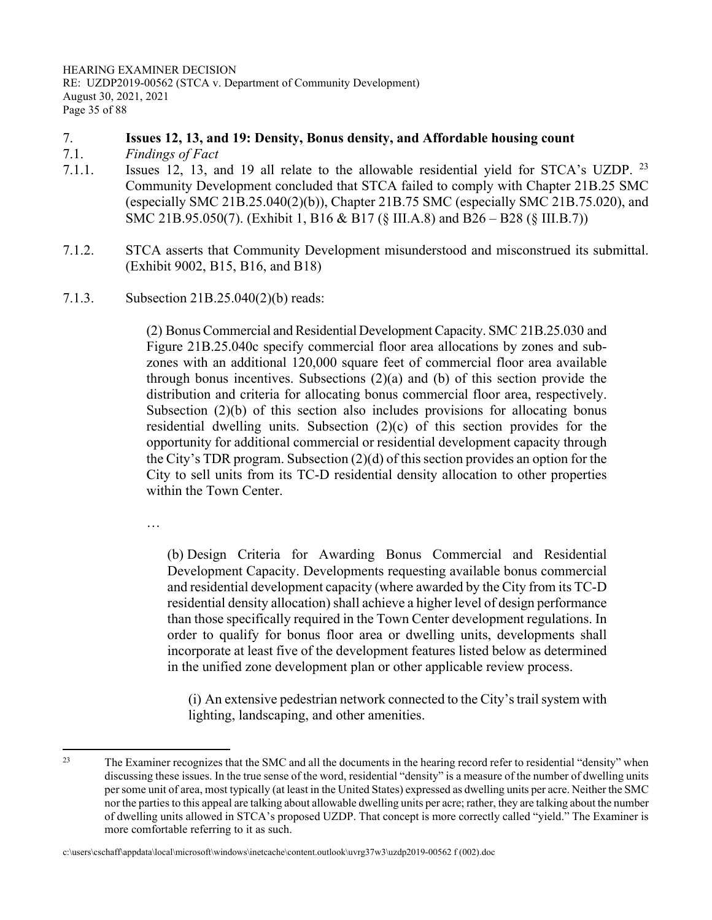## 7. Issues 12, 13, and 19: Density, Bonus density, and Affordable housing count

### 7.1. *Findings of Fact*

7.1.1. Issues 12, 13, and 19 all relate to the allowable residential yield for STCA's UZDP. [23] Community Development concluded that STCA failed to comply with Chapter 21B.25 SMC (especially SMC 21B.25.040(2)(b)), Chapter 21B.75 SMC (especially SMC 21B.75.020), and SMC 21B.95.050(7). (Exhibit 1, B16 & B17 (§ III.A.8) and B26 – B28 (§ III.B.7))

7.1.2. STCA asserts that Community Development misunderstood and misconstrued its submittal. (Exhibit 9002, B15, B16, and B18)

7.1.3. Subsection 21B.25.040(2)(b) reads:

> (2) Bonus Commercial and Residential Development Capacity. SMC 21B.25.030 and Figure 21B.25.040c specify commercial floor area allocations by zones and sub-zones with an additional 120,000 square feet of commercial floor area available through bonus incentives. Subsections (2)(a) and (b) of this section provide the distribution and criteria for allocating bonus commercial floor area, respectively. Subsection (2)(b) of this section also includes provisions for allocating bonus residential dwelling units. Subsection (2)(c) of this section provides for the opportunity for additional commercial or residential development capacity through the City's TDR program. Subsection (2)(d) of this section provides an option for the City to sell units from its TC-D residential density allocation to other properties within the Town Center.
>
> …
>
> (b) Design Criteria for Awarding Bonus Commercial and Residential Development Capacity. Developments requesting available bonus commercial and residential development capacity (where awarded by the City from its TC-D residential density allocation) shall achieve a higher level of design performance than those specifically required in the Town Center development regulations. In order to qualify for bonus floor area or dwelling units, developments shall incorporate at least five of the development features listed below as determined in the unified zone development plan or other applicable review process.
>
> (i) An extensive pedestrian network connected to the City's trail system with lighting, landscaping, and other amenities.

---

[23] The Examiner recognizes that the SMC and all the documents in the hearing record refer to residential "density" when discussing these issues. In the true sense of the word, residential "density" is a measure of the number of dwelling units per some unit of area, most typically (at least in the United States) expressed as dwelling units per acre. Neither the SMC nor the parties to this appeal are talking about allowable dwelling units per acre; rather, they are talking about the number of dwelling units allowed in STCA's proposed UZDP. That concept is more correctly called "yield." The Examiner is more comfortable referring to it as such.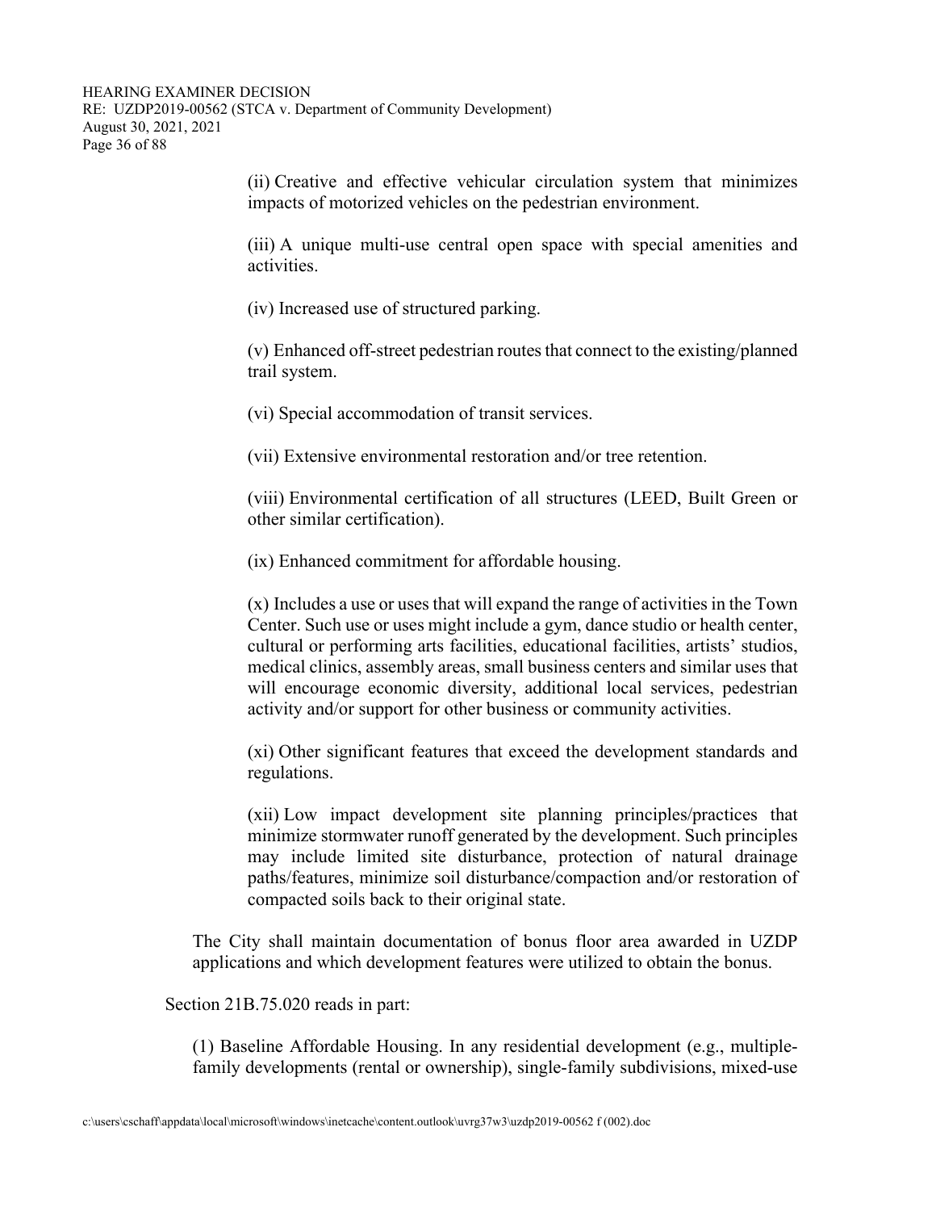(ii) Creative and effective vehicular circulation system that minimizes impacts of motorized vehicles on the pedestrian environment.

(iii) A unique multi-use central open space with special amenities and activities.

(iv) Increased use of structured parking.

(v) Enhanced off-street pedestrian routes that connect to the existing/planned trail system.

(vi) Special accommodation of transit services.

(vii) Extensive environmental restoration and/or tree retention.

(viii) Environmental certification of all structures (LEED, Built Green or other similar certification).

(ix) Enhanced commitment for affordable housing.

(x) Includes a use or uses that will expand the range of activities in the Town Center. Such use or uses might include a gym, dance studio or health center, cultural or performing arts facilities, educational facilities, artists' studios, medical clinics, assembly areas, small business centers and similar uses that will encourage economic diversity, additional local services, pedestrian activity and/or support for other business or community activities.

(xi) Other significant features that exceed the development standards and regulations.

(xii) Low impact development site planning principles/practices that minimize stormwater runoff generated by the development. Such principles may include limited site disturbance, protection of natural drainage paths/features, minimize soil disturbance/compaction and/or restoration of compacted soils back to their original state.

The City shall maintain documentation of bonus floor area awarded in UZDP applications and which development features were utilized to obtain the bonus.

Section 21B.75.020 reads in part:

(1) Baseline Affordable Housing. In any residential development (e.g., multiple-family developments (rental or ownership), single-family subdivisions, mixed-use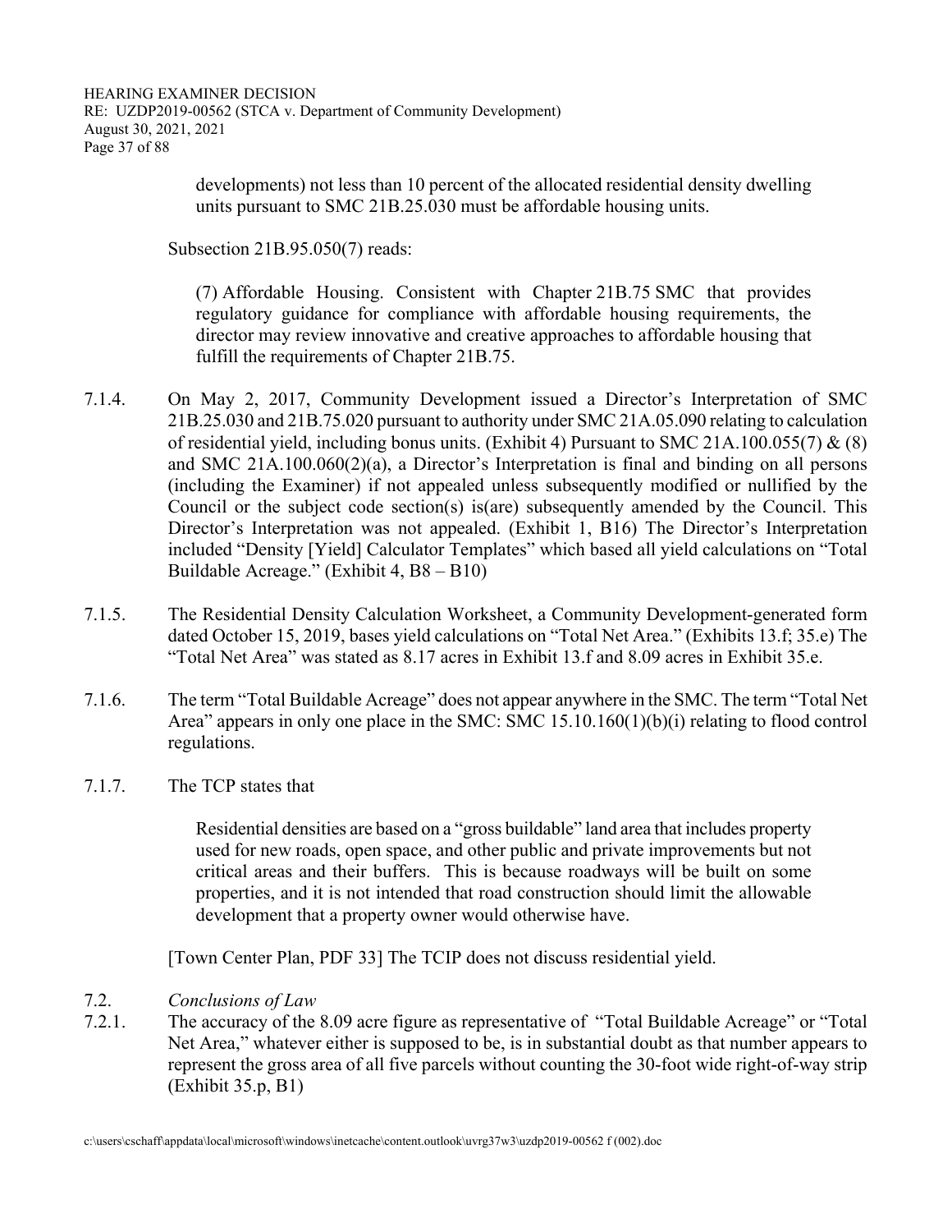developments) not less than 10 percent of the allocated residential density dwelling units pursuant to SMC 21B.25.030 must be affordable housing units.

Subsection 21B.95.050(7) reads:

> (7) Affordable Housing. Consistent with Chapter 21B.75 SMC that provides regulatory guidance for compliance with affordable housing requirements, the director may review innovative and creative approaches to affordable housing that fulfill the requirements of Chapter 21B.75.

7.1.4. On May 2, 2017, Community Development issued a Director's Interpretation of SMC 21B.25.030 and 21B.75.020 pursuant to authority under SMC 21A.05.090 relating to calculation of residential yield, including bonus units. (Exhibit 4) Pursuant to SMC 21A.100.055(7) & (8) and SMC 21A.100.060(2)(a), a Director's Interpretation is final and binding on all persons (including the Examiner) if not appealed unless subsequently modified or nullified by the Council or the subject code section(s) is(are) subsequently amended by the Council. This Director's Interpretation was not appealed. (Exhibit 1, B16) The Director's Interpretation included "Density [Yield] Calculator Templates" which based all yield calculations on "Total Buildable Acreage." (Exhibit 4, B8 – B10)

7.1.5. The Residential Density Calculation Worksheet, a Community Development-generated form dated October 15, 2019, bases yield calculations on "Total Net Area." (Exhibits 13.f; 35.e) The "Total Net Area" was stated as 8.17 acres in Exhibit 13.f and 8.09 acres in Exhibit 35.e.

7.1.6. The term "Total Buildable Acreage" does not appear anywhere in the SMC. The term "Total Net Area" appears in only one place in the SMC: SMC 15.10.160(1)(b)(i) relating to flood control regulations.

7.1.7. The TCP states that

> Residential densities are based on a "gross buildable" land area that includes property used for new roads, open space, and other public and private improvements but not critical areas and their buffers. This is because roadways will be built on some properties, and it is not intended that road construction should limit the allowable development that a property owner would otherwise have.

[Town Center Plan, PDF 33] The TCIP does not discuss residential yield.

7.2. *Conclusions of Law*

7.2.1. The accuracy of the 8.09 acre figure as representative of "Total Buildable Acreage" or "Total Net Area," whatever either is supposed to be, is in substantial doubt as that number appears to represent the gross area of all five parcels without counting the 30-foot wide right-of-way strip (Exhibit 35.p, B1)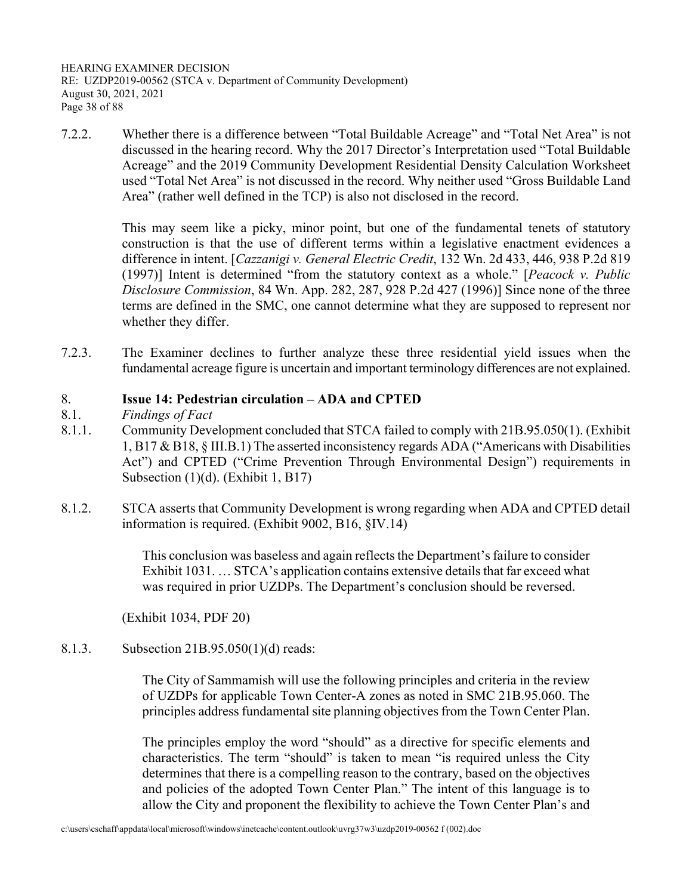7.2.2. Whether there is a difference between "Total Buildable Acreage" and "Total Net Area" is not discussed in the hearing record. Why the 2017 Director's Interpretation used "Total Buildable Acreage" and the 2019 Community Development Residential Density Calculation Worksheet used "Total Net Area" is not discussed in the record. Why neither used "Gross Buildable Land Area" (rather well defined in the TCP) is also not disclosed in the record.

This may seem like a picky, minor point, but one of the fundamental tenets of statutory construction is that the use of different terms within a legislative enactment evidences a difference in intent. [*Cazzanigi v. General Electric Credit*, 132 Wn. 2d 433, 446, 938 P.2d 819 (1997)] Intent is determined "from the statutory context as a whole." [*Peacock v. Public Disclosure Commission*, 84 Wn. App. 282, 287, 928 P.2d 427 (1996)] Since none of the three terms are defined in the SMC, one cannot determine what they are supposed to represent nor whether they differ.

7.2.3. The Examiner declines to further analyze these three residential yield issues when the fundamental acreage figure is uncertain and important terminology differences are not explained.

## 8. Issue 14: Pedestrian circulation – ADA and CPTED

8.1. *Findings of Fact*

8.1.1. Community Development concluded that STCA failed to comply with 21B.95.050(1). (Exhibit 1, B17 & B18, § III.B.1) The asserted inconsistency regards ADA ("Americans with Disabilities Act") and CPTED ("Crime Prevention Through Environmental Design") requirements in Subsection (1)(d). (Exhibit 1, B17)

8.1.2. STCA asserts that Community Development is wrong regarding when ADA and CPTED detail information is required. (Exhibit 9002, B16, §IV.14)

> This conclusion was baseless and again reflects the Department's failure to consider Exhibit 1031. … STCA's application contains extensive details that far exceed what was required in prior UZDPs. The Department's conclusion should be reversed.

(Exhibit 1034, PDF 20)

8.1.3. Subsection 21B.95.050(1)(d) reads:

> The City of Sammamish will use the following principles and criteria in the review of UZDPs for applicable Town Center-A zones as noted in SMC 21B.95.060. The principles address fundamental site planning objectives from the Town Center Plan.
>
> The principles employ the word "should" as a directive for specific elements and characteristics. The term "should" is taken to mean "is required unless the City determines that there is a compelling reason to the contrary, based on the objectives and policies of the adopted Town Center Plan." The intent of this language is to allow the City and proponent the flexibility to achieve the Town Center Plan's and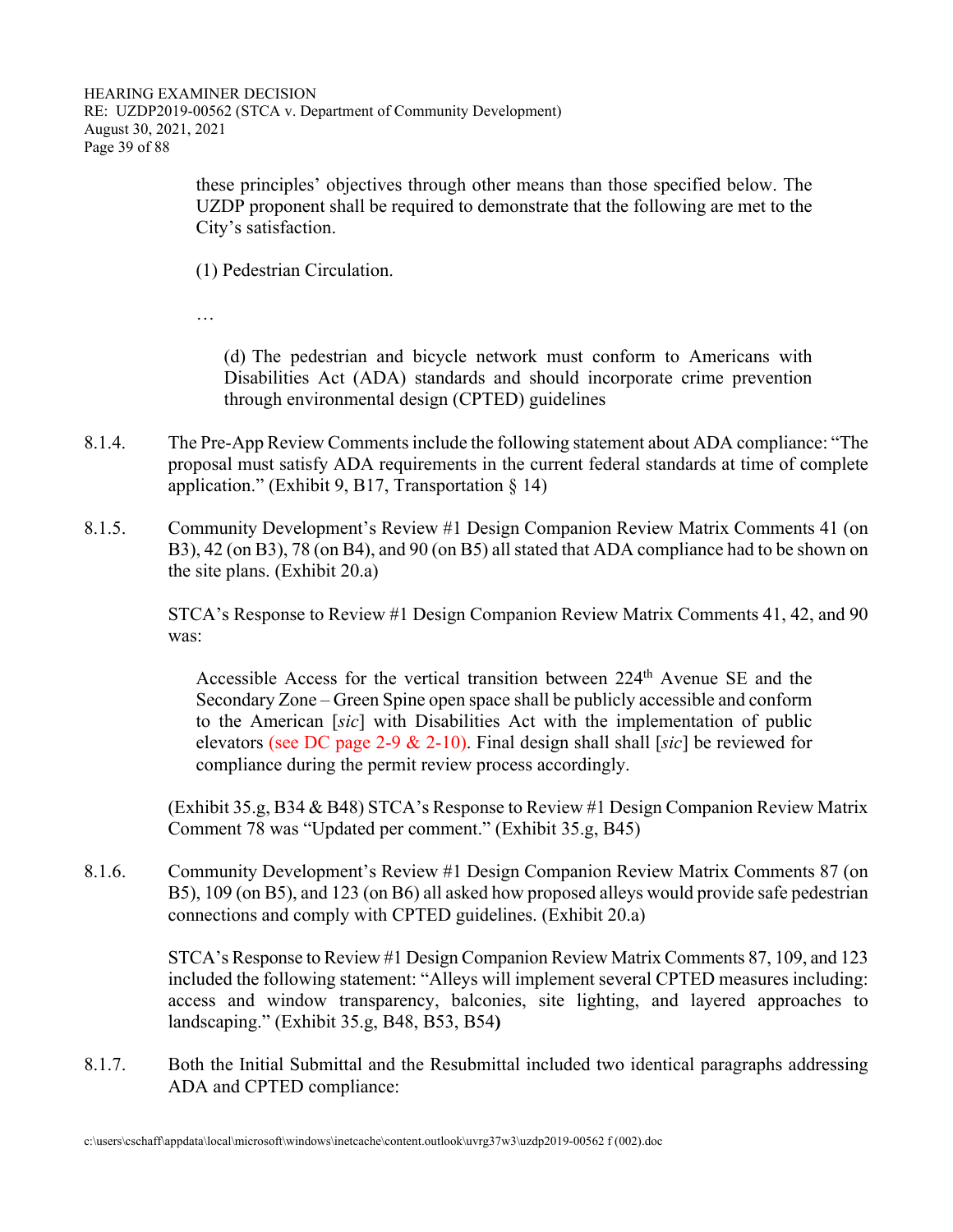> these principles' objectives through other means than those specified below. The UZDP proponent shall be required to demonstrate that the following are met to the City's satisfaction.
>
> (1) Pedestrian Circulation.
>
> …
>
> > (d) The pedestrian and bicycle network must conform to Americans with Disabilities Act (ADA) standards and should incorporate crime prevention through environmental design (CPTED) guidelines

8.1.4. The Pre-App Review Comments include the following statement about ADA compliance: "The proposal must satisfy ADA requirements in the current federal standards at time of complete application." (Exhibit 9, B17, Transportation § 14)

8.1.5. Community Development's Review #1 Design Companion Review Matrix Comments 41 (on B3), 42 (on B3), 78 (on B4), and 90 (on B5) all stated that ADA compliance had to be shown on the site plans. (Exhibit 20.a)

STCA's Response to Review #1 Design Companion Review Matrix Comments 41, 42, and 90 was:

> Accessible Access for the vertical transition between 224th Avenue SE and the Secondary Zone – Green Spine open space shall be publicly accessible and conform to the American [*sic*] with Disabilities Act with the implementation of public elevators (see DC page 2-9 & 2-10). Final design shall shall [*sic*] be reviewed for compliance during the permit review process accordingly.

(Exhibit 35.g, B34 & B48) STCA's Response to Review #1 Design Companion Review Matrix Comment 78 was "Updated per comment." (Exhibit 35.g, B45)

8.1.6. Community Development's Review #1 Design Companion Review Matrix Comments 87 (on B5), 109 (on B5), and 123 (on B6) all asked how proposed alleys would provide safe pedestrian connections and comply with CPTED guidelines. (Exhibit 20.a)

STCA's Response to Review #1 Design Companion Review Matrix Comments 87, 109, and 123 included the following statement: "Alleys will implement several CPTED measures including: access and window transparency, balconies, site lighting, and layered approaches to landscaping." (Exhibit 35.g, B48, B53, B54**)**

8.1.7. Both the Initial Submittal and the Resubmittal included two identical paragraphs addressing ADA and CPTED compliance: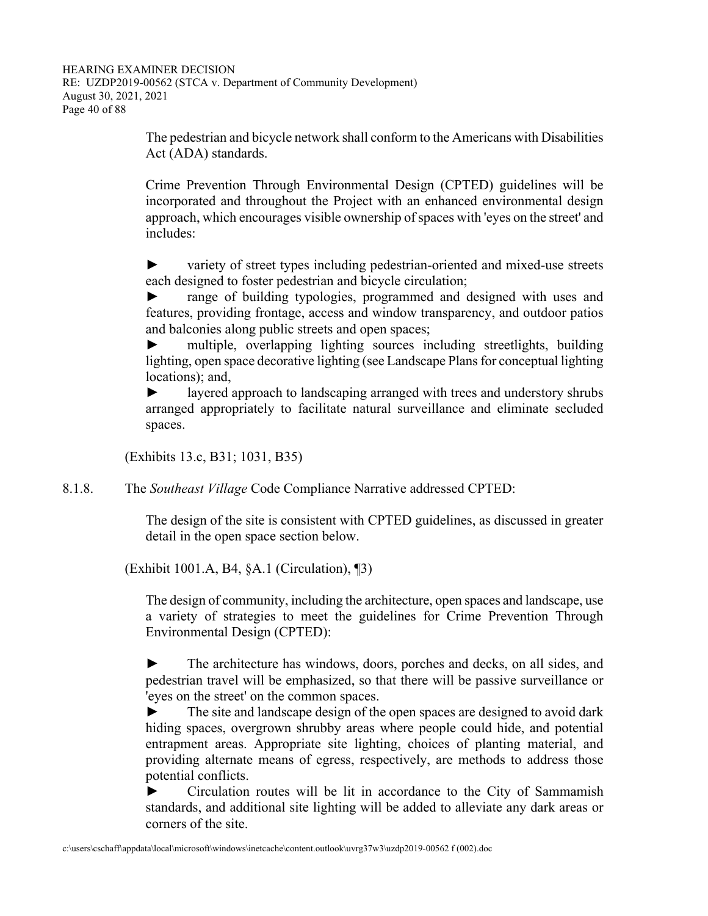The pedestrian and bicycle network shall conform to the Americans with Disabilities Act (ADA) standards.

Crime Prevention Through Environmental Design (CPTED) guidelines will be incorporated and throughout the Project with an enhanced environmental design approach, which encourages visible ownership of spaces with 'eyes on the street' and includes:

► variety of street types including pedestrian-oriented and mixed-use streets each designed to foster pedestrian and bicycle circulation;
► range of building typologies, programmed and designed with uses and features, providing frontage, access and window transparency, and outdoor patios and balconies along public streets and open spaces;
► multiple, overlapping lighting sources including streetlights, building lighting, open space decorative lighting (see Landscape Plans for conceptual lighting locations); and,
► layered approach to landscaping arranged with trees and understory shrubs arranged appropriately to facilitate natural surveillance and eliminate secluded spaces.

(Exhibits 13.c, B31; 1031, B35)

8.1.8. The *Southeast Village* Code Compliance Narrative addressed CPTED:

The design of the site is consistent with CPTED guidelines, as discussed in greater detail in the open space section below.

(Exhibit 1001.A, B4, §A.1 (Circulation), ¶3)

The design of community, including the architecture, open spaces and landscape, use a variety of strategies to meet the guidelines for Crime Prevention Through Environmental Design (CPTED):

► The architecture has windows, doors, porches and decks, on all sides, and pedestrian travel will be emphasized, so that there will be passive surveillance or 'eyes on the street' on the common spaces.
► The site and landscape design of the open spaces are designed to avoid dark hiding spaces, overgrown shrubby areas where people could hide, and potential entrapment areas. Appropriate site lighting, choices of planting material, and providing alternate means of egress, respectively, are methods to address those potential conflicts.
► Circulation routes will be lit in accordance to the City of Sammamish standards, and additional site lighting will be added to alleviate any dark areas or corners of the site.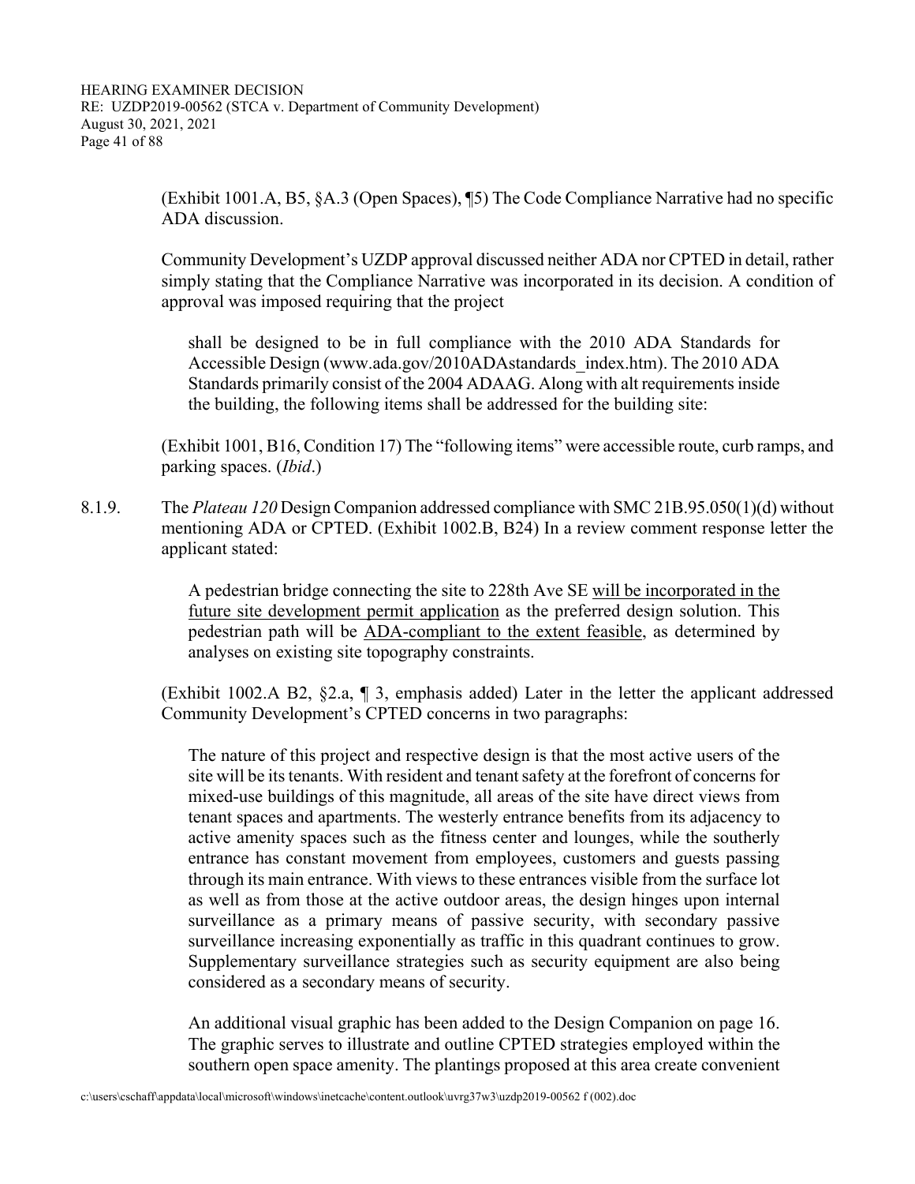(Exhibit 1001.A, B5, §A.3 (Open Spaces), ¶5) The Code Compliance Narrative had no specific ADA discussion.

Community Development's UZDP approval discussed neither ADA nor CPTED in detail, rather simply stating that the Compliance Narrative was incorporated in its decision. A condition of approval was imposed requiring that the project

> shall be designed to be in full compliance with the 2010 ADA Standards for Accessible Design (www.ada.gov/2010ADAstandards_index.htm). The 2010 ADA Standards primarily consist of the 2004 ADAAG. Along with alt requirements inside the building, the following items shall be addressed for the building site:

(Exhibit 1001, B16, Condition 17) The "following items" were accessible route, curb ramps, and parking spaces. (*Ibid*.)

8.1.9. The *Plateau 120* Design Companion addressed compliance with SMC 21B.95.050(1)(d) without mentioning ADA or CPTED. (Exhibit 1002.B, B24) In a review comment response letter the applicant stated:

> A pedestrian bridge connecting the site to 228th Ave SE <u>will be incorporated in the future site development permit application</u> as the preferred design solution. This pedestrian path will be <u>ADA-compliant to the extent feasible</u>, as determined by analyses on existing site topography constraints.

(Exhibit 1002.A B2, §2.a, ¶ 3, emphasis added) Later in the letter the applicant addressed Community Development's CPTED concerns in two paragraphs:

> The nature of this project and respective design is that the most active users of the site will be its tenants. With resident and tenant safety at the forefront of concerns for mixed-use buildings of this magnitude, all areas of the site have direct views from tenant spaces and apartments. The westerly entrance benefits from its adjacency to active amenity spaces such as the fitness center and lounges, while the southerly entrance has constant movement from employees, customers and guests passing through its main entrance. With views to these entrances visible from the surface lot as well as from those at the active outdoor areas, the design hinges upon internal surveillance as a primary means of passive security, with secondary passive surveillance increasing exponentially as traffic in this quadrant continues to grow. Supplementary surveillance strategies such as security equipment are also being considered as a secondary means of security.
>
> An additional visual graphic has been added to the Design Companion on page 16. The graphic serves to illustrate and outline CPTED strategies employed within the southern open space amenity. The plantings proposed at this area create convenient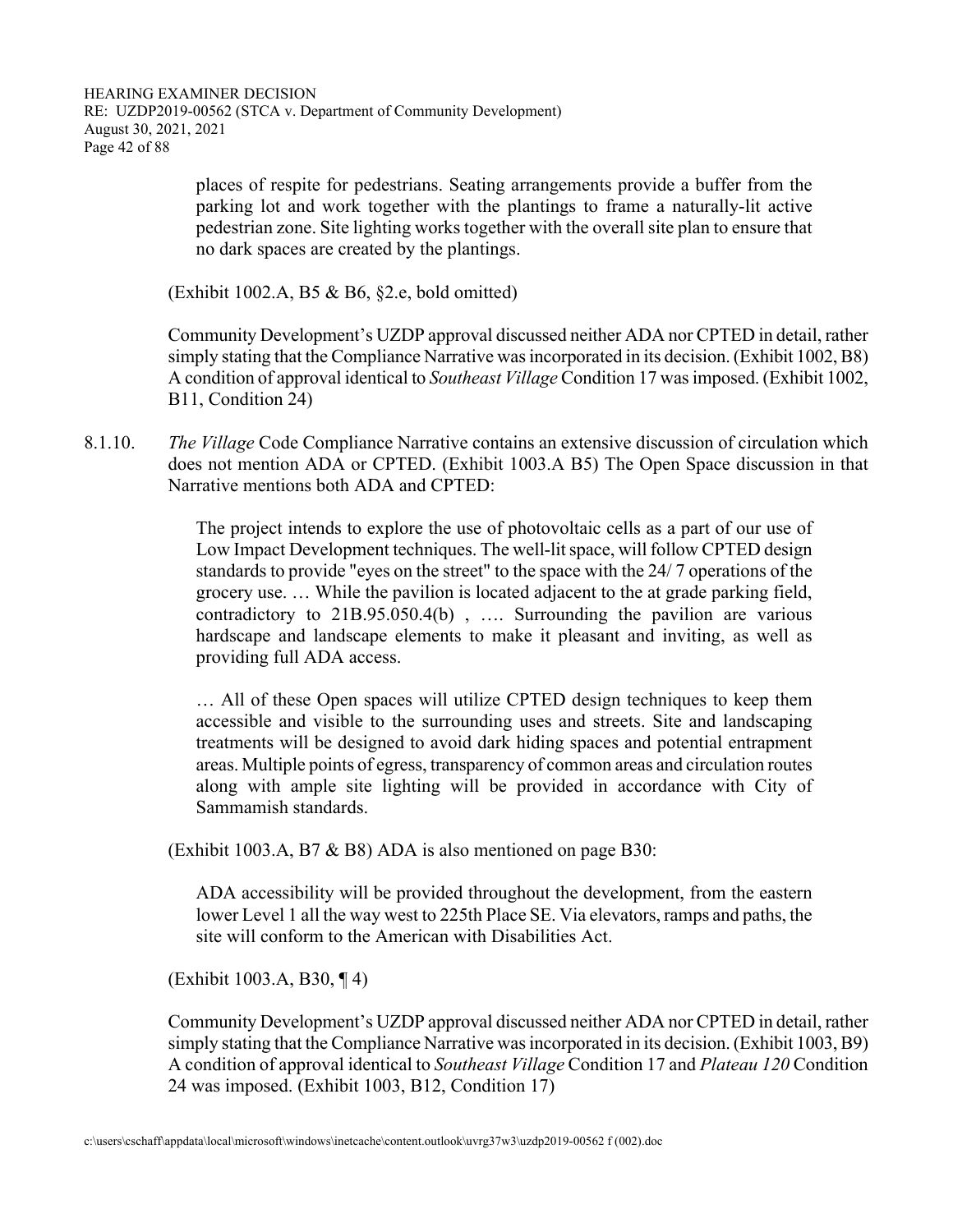> places of respite for pedestrians. Seating arrangements provide a buffer from the parking lot and work together with the plantings to frame a naturally-lit active pedestrian zone. Site lighting works together with the overall site plan to ensure that no dark spaces are created by the plantings.

(Exhibit 1002.A, B5 & B6, §2.e, bold omitted)

Community Development's UZDP approval discussed neither ADA nor CPTED in detail, rather simply stating that the Compliance Narrative was incorporated in its decision. (Exhibit 1002, B8) A condition of approval identical to *Southeast Village* Condition 17 was imposed. (Exhibit 1002, B11, Condition 24)

8.1.10. *The Village* Code Compliance Narrative contains an extensive discussion of circulation which does not mention ADA or CPTED. (Exhibit 1003.A B5) The Open Space discussion in that Narrative mentions both ADA and CPTED:

> The project intends to explore the use of photovoltaic cells as a part of our use of Low Impact Development techniques. The well-lit space, will follow CPTED design standards to provide "eyes on the street" to the space with the 24/ 7 operations of the grocery use. … While the pavilion is located adjacent to the at grade parking field, contradictory to 21B.95.050.4(b) , …. Surrounding the pavilion are various hardscape and landscape elements to make it pleasant and inviting, as well as providing full ADA access.
>
> … All of these Open spaces will utilize CPTED design techniques to keep them accessible and visible to the surrounding uses and streets. Site and landscaping treatments will be designed to avoid dark hiding spaces and potential entrapment areas. Multiple points of egress, transparency of common areas and circulation routes along with ample site lighting will be provided in accordance with City of Sammamish standards.

(Exhibit 1003.A, B7 & B8) ADA is also mentioned on page B30:

> ADA accessibility will be provided throughout the development, from the eastern lower Level 1 all the way west to 225th Place SE. Via elevators, ramps and paths, the site will conform to the American with Disabilities Act.

(Exhibit 1003.A, B30, ¶ 4)

Community Development's UZDP approval discussed neither ADA nor CPTED in detail, rather simply stating that the Compliance Narrative was incorporated in its decision. (Exhibit 1003, B9) A condition of approval identical to *Southeast Village* Condition 17 and *Plateau 120* Condition 24 was imposed. (Exhibit 1003, B12, Condition 17)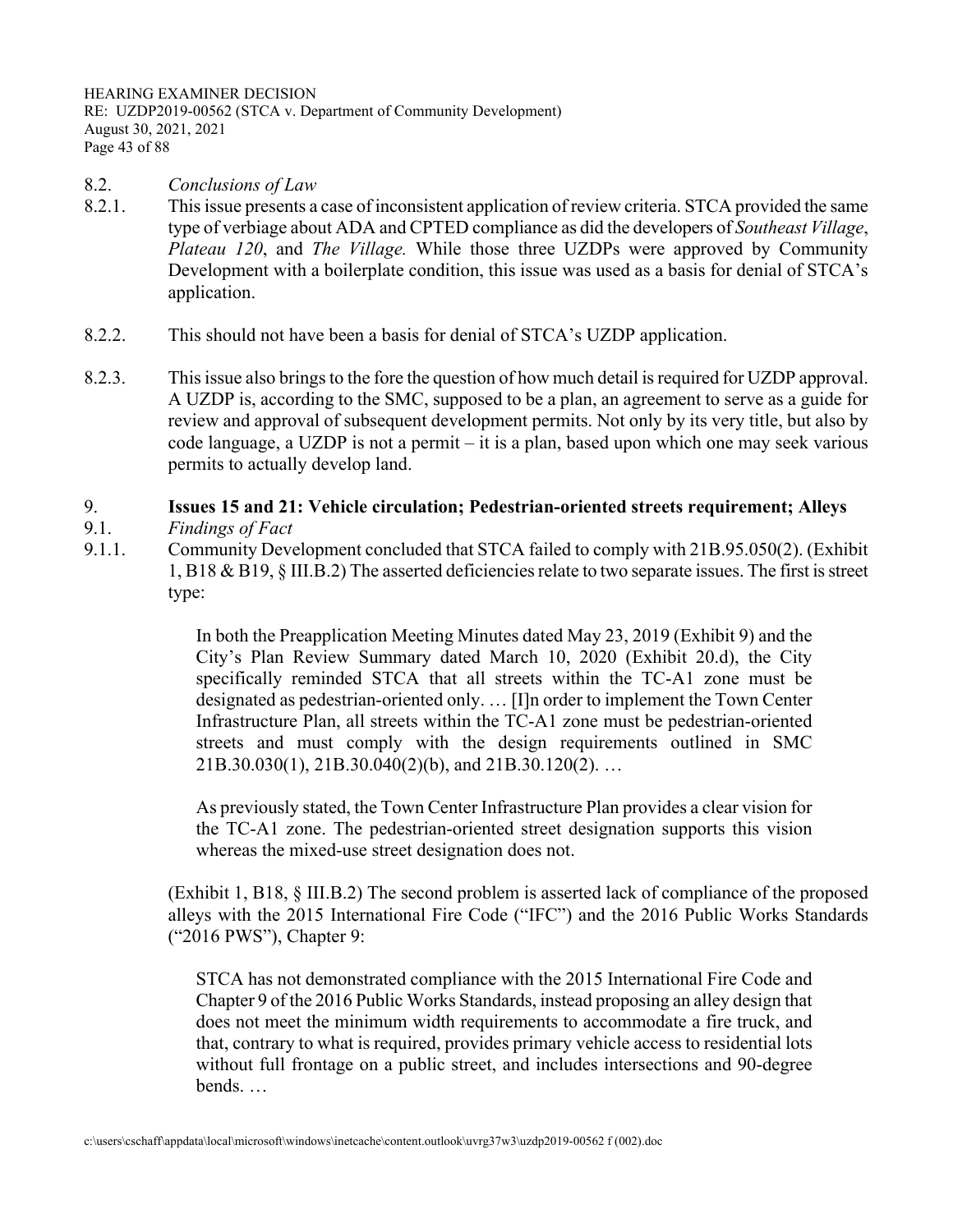8.2. *Conclusions of Law*

8.2.1. This issue presents a case of inconsistent application of review criteria. STCA provided the same type of verbiage about ADA and CPTED compliance as did the developers of *Southeast Village*, *Plateau 120*, and *The Village.* While those three UZDPs were approved by Community Development with a boilerplate condition, this issue was used as a basis for denial of STCA's application.

8.2.2. This should not have been a basis for denial of STCA's UZDP application.

8.2.3. This issue also brings to the fore the question of how much detail is required for UZDP approval. A UZDP is, according to the SMC, supposed to be a plan, an agreement to serve as a guide for review and approval of subsequent development permits. Not only by its very title, but also by code language, a UZDP is not a permit – it is a plan, based upon which one may seek various permits to actually develop land.

## 9. Issues 15 and 21: Vehicle circulation; Pedestrian-oriented streets requirement; Alleys

9.1. *Findings of Fact*

9.1.1. Community Development concluded that STCA failed to comply with 21B.95.050(2). (Exhibit 1, B18 & B19, § III.B.2) The asserted deficiencies relate to two separate issues. The first is street type:

> In both the Preapplication Meeting Minutes dated May 23, 2019 (Exhibit 9) and the City's Plan Review Summary dated March 10, 2020 (Exhibit 20.d), the City specifically reminded STCA that all streets within the TC-A1 zone must be designated as pedestrian-oriented only. … [I]n order to implement the Town Center Infrastructure Plan, all streets within the TC-A1 zone must be pedestrian-oriented streets and must comply with the design requirements outlined in SMC 21B.30.030(1), 21B.30.040(2)(b), and 21B.30.120(2). …
>
> As previously stated, the Town Center Infrastructure Plan provides a clear vision for the TC-A1 zone. The pedestrian-oriented street designation supports this vision whereas the mixed-use street designation does not.

(Exhibit 1, B18, § III.B.2) The second problem is asserted lack of compliance of the proposed alleys with the 2015 International Fire Code ("IFC") and the 2016 Public Works Standards ("2016 PWS"), Chapter 9:

> STCA has not demonstrated compliance with the 2015 International Fire Code and Chapter 9 of the 2016 Public Works Standards, instead proposing an alley design that does not meet the minimum width requirements to accommodate a fire truck, and that, contrary to what is required, provides primary vehicle access to residential lots without full frontage on a public street, and includes intersections and 90-degree bends. …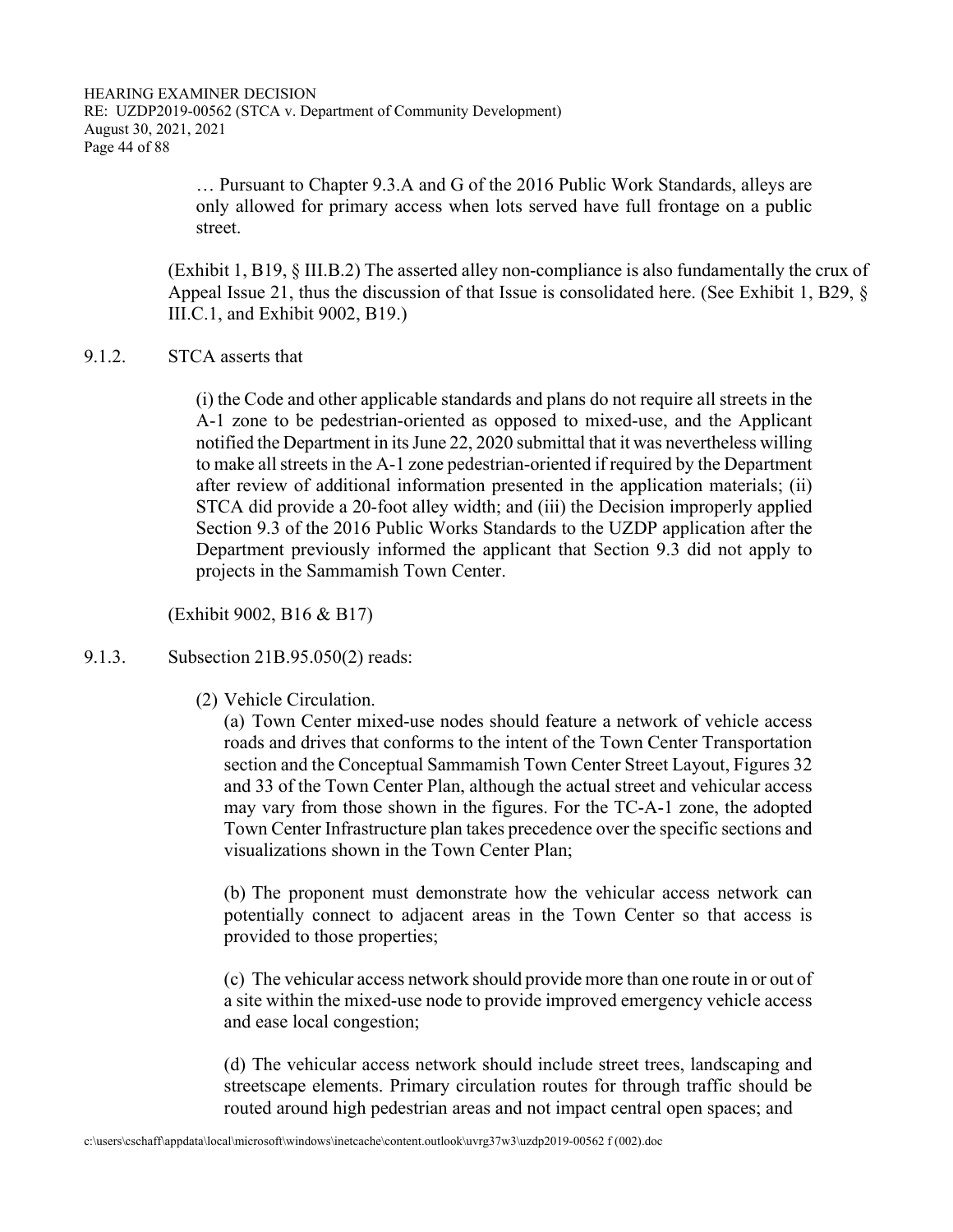> … Pursuant to Chapter 9.3.A and G of the 2016 Public Work Standards, alleys are only allowed for primary access when lots served have full frontage on a public street.

(Exhibit 1, B19, § III.B.2) The asserted alley non-compliance is also fundamentally the crux of Appeal Issue 21, thus the discussion of that Issue is consolidated here. (See Exhibit 1, B29, § III.C.1, and Exhibit 9002, B19.)

9.1.2. STCA asserts that

> (i) the Code and other applicable standards and plans do not require all streets in the A-1 zone to be pedestrian-oriented as opposed to mixed-use, and the Applicant notified the Department in its June 22, 2020 submittal that it was nevertheless willing to make all streets in the A-1 zone pedestrian-oriented if required by the Department after review of additional information presented in the application materials; (ii) STCA did provide a 20-foot alley width; and (iii) the Decision improperly applied Section 9.3 of the 2016 Public Works Standards to the UZDP application after the Department previously informed the applicant that Section 9.3 did not apply to projects in the Sammamish Town Center.

(Exhibit 9002, B16 & B17)

9.1.3. Subsection 21B.95.050(2) reads:

> (2) Vehicle Circulation.
>
> (a) Town Center mixed-use nodes should feature a network of vehicle access roads and drives that conforms to the intent of the Town Center Transportation section and the Conceptual Sammamish Town Center Street Layout, Figures 32 and 33 of the Town Center Plan, although the actual street and vehicular access may vary from those shown in the figures. For the TC-A-1 zone, the adopted Town Center Infrastructure plan takes precedence over the specific sections and visualizations shown in the Town Center Plan;
>
> (b) The proponent must demonstrate how the vehicular access network can potentially connect to adjacent areas in the Town Center so that access is provided to those properties;
>
> (c) The vehicular access network should provide more than one route in or out of a site within the mixed-use node to provide improved emergency vehicle access and ease local congestion;
>
> (d) The vehicular access network should include street trees, landscaping and streetscape elements. Primary circulation routes for through traffic should be routed around high pedestrian areas and not impact central open spaces; and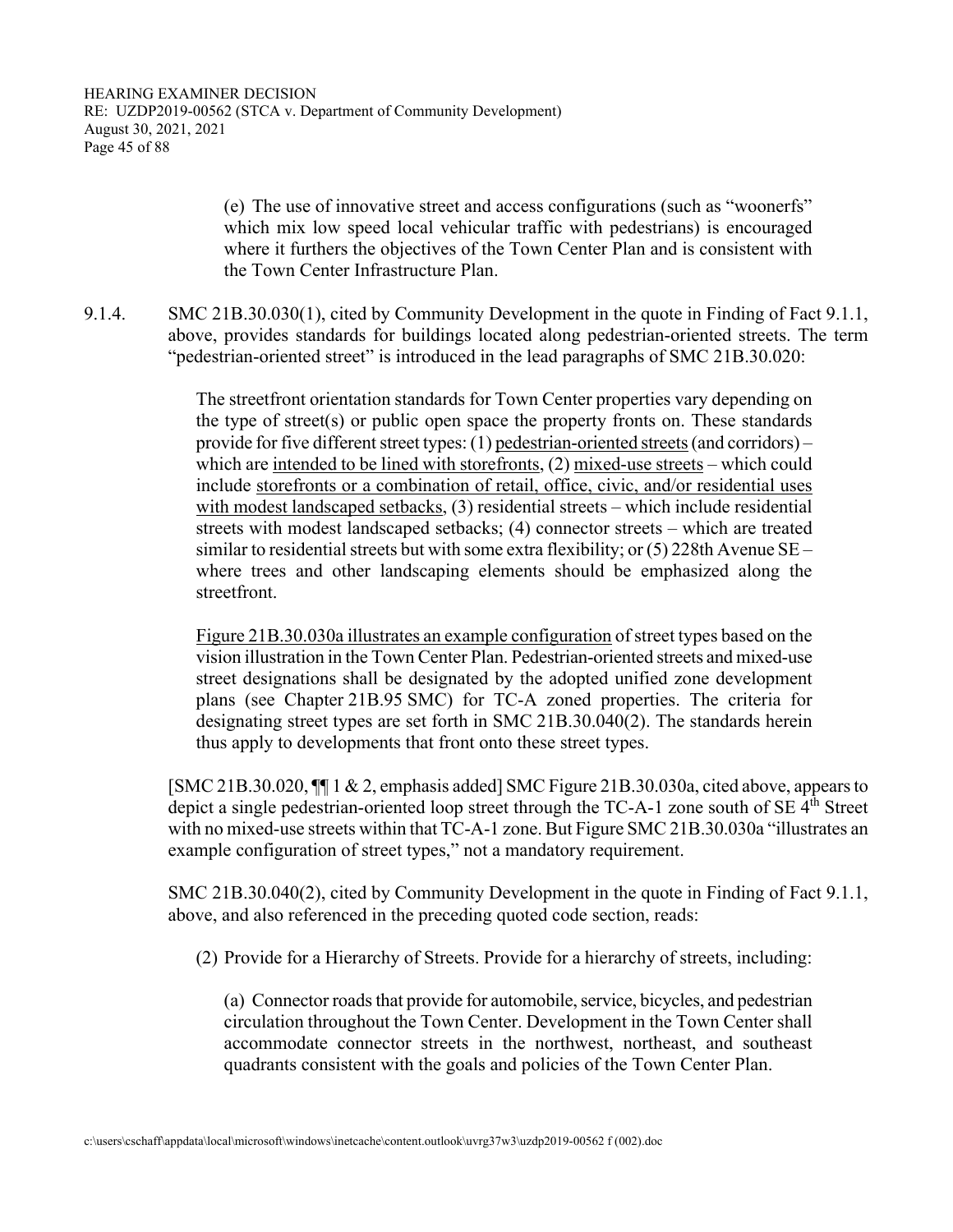(e) The use of innovative street and access configurations (such as "woonerfs" which mix low speed local vehicular traffic with pedestrians) is encouraged where it furthers the objectives of the Town Center Plan and is consistent with the Town Center Infrastructure Plan.

9.1.4. SMC 21B.30.030(1), cited by Community Development in the quote in Finding of Fact 9.1.1, above, provides standards for buildings located along pedestrian-oriented streets. The term "pedestrian-oriented street" is introduced in the lead paragraphs of SMC 21B.30.020:

> The streetfront orientation standards for Town Center properties vary depending on the type of street(s) or public open space the property fronts on. These standards provide for five different street types: (1) <u>pedestrian-oriented streets</u> (and corridors) – which are <u>intended to be lined with storefronts</u>, (2) <u>mixed-use streets</u> – which could include <u>storefronts or a combination of retail, office, civic, and/or residential uses with modest landscaped setbacks</u>, (3) residential streets – which include residential streets with modest landscaped setbacks; (4) connector streets – which are treated similar to residential streets but with some extra flexibility; or (5) 228th Avenue SE – where trees and other landscaping elements should be emphasized along the streetfront.
>
> <u>Figure 21B.30.030a illustrates an example configuration</u> of street types based on the vision illustration in the Town Center Plan. Pedestrian-oriented streets and mixed-use street designations shall be designated by the adopted unified zone development plans (see Chapter 21B.95 SMC) for TC-A zoned properties. The criteria for designating street types are set forth in SMC 21B.30.040(2). The standards herein thus apply to developments that front onto these street types.

[SMC 21B.30.020, ¶¶ 1 & 2, emphasis added] SMC Figure 21B.30.030a, cited above, appears to depict a single pedestrian-oriented loop street through the TC-A-1 zone south of SE 4th Street with no mixed-use streets within that TC-A-1 zone. But Figure SMC 21B.30.030a "illustrates an example configuration of street types," not a mandatory requirement.

SMC 21B.30.040(2), cited by Community Development in the quote in Finding of Fact 9.1.1, above, and also referenced in the preceding quoted code section, reads:

> (2) Provide for a Hierarchy of Streets. Provide for a hierarchy of streets, including:
>
> (a) Connector roads that provide for automobile, service, bicycles, and pedestrian circulation throughout the Town Center. Development in the Town Center shall accommodate connector streets in the northwest, northeast, and southeast quadrants consistent with the goals and policies of the Town Center Plan.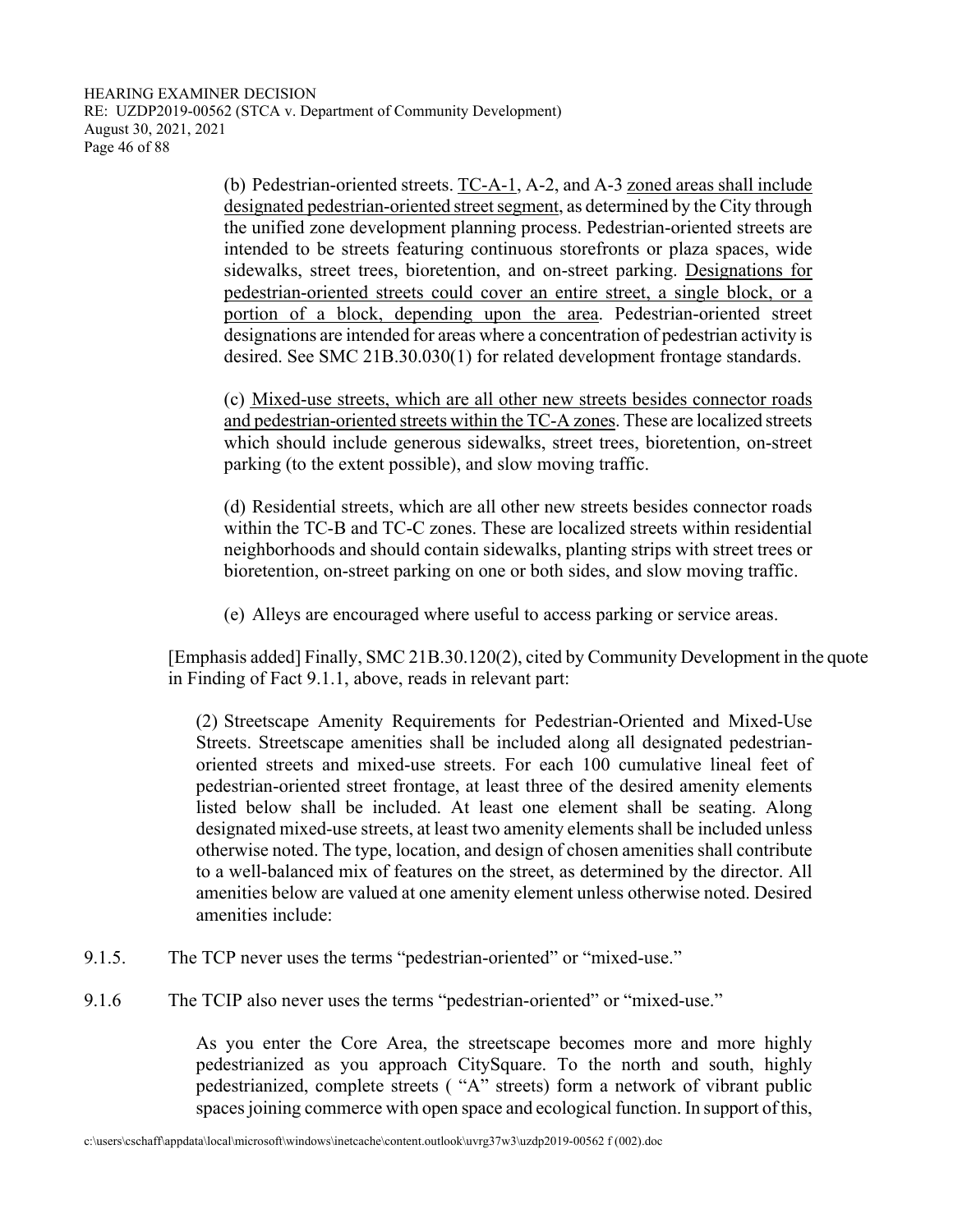(b) Pedestrian-oriented streets. <u>TC-A-1</u>, A-2, and A-3 <u>zoned areas shall include designated pedestrian-oriented street segment</u>, as determined by the City through the unified zone development planning process. Pedestrian-oriented streets are intended to be streets featuring continuous storefronts or plaza spaces, wide sidewalks, street trees, bioretention, and on-street parking. <u>Designations for pedestrian-oriented streets could cover an entire street, a single block, or a portion of a block, depending upon the area</u>. Pedestrian-oriented street designations are intended for areas where a concentration of pedestrian activity is desired. See SMC 21B.30.030(1) for related development frontage standards.

> (c) <u>Mixed-use streets, which are all other new streets besides connector roads and pedestrian-oriented streets within the TC-A zones</u>. These are localized streets which should include generous sidewalks, street trees, bioretention, on-street parking (to the extent possible), and slow moving traffic.
>
> (d) Residential streets, which are all other new streets besides connector roads within the TC-B and TC-C zones. These are localized streets within residential neighborhoods and should contain sidewalks, planting strips with street trees or bioretention, on-street parking on one or both sides, and slow moving traffic.
>
> (e) Alleys are encouraged where useful to access parking or service areas.

[Emphasis added] Finally, SMC 21B.30.120(2), cited by Community Development in the quote in Finding of Fact 9.1.1, above, reads in relevant part:

> (2) Streetscape Amenity Requirements for Pedestrian-Oriented and Mixed-Use Streets. Streetscape amenities shall be included along all designated pedestrian-oriented streets and mixed-use streets. For each 100 cumulative lineal feet of pedestrian-oriented street frontage, at least three of the desired amenity elements listed below shall be included. At least one element shall be seating. Along designated mixed-use streets, at least two amenity elements shall be included unless otherwise noted. The type, location, and design of chosen amenities shall contribute to a well-balanced mix of features on the street, as determined by the director. All amenities below are valued at one amenity element unless otherwise noted. Desired amenities include:

9.1.5. The TCP never uses the terms "pedestrian-oriented" or "mixed-use."

9.1.6 The TCIP also never uses the terms "pedestrian-oriented" or "mixed-use."

> As you enter the Core Area, the streetscape becomes more and more highly pedestrianized as you approach CitySquare. To the north and south, highly pedestrianized, complete streets ( "A" streets) form a network of vibrant public spaces joining commerce with open space and ecological function. In support of this,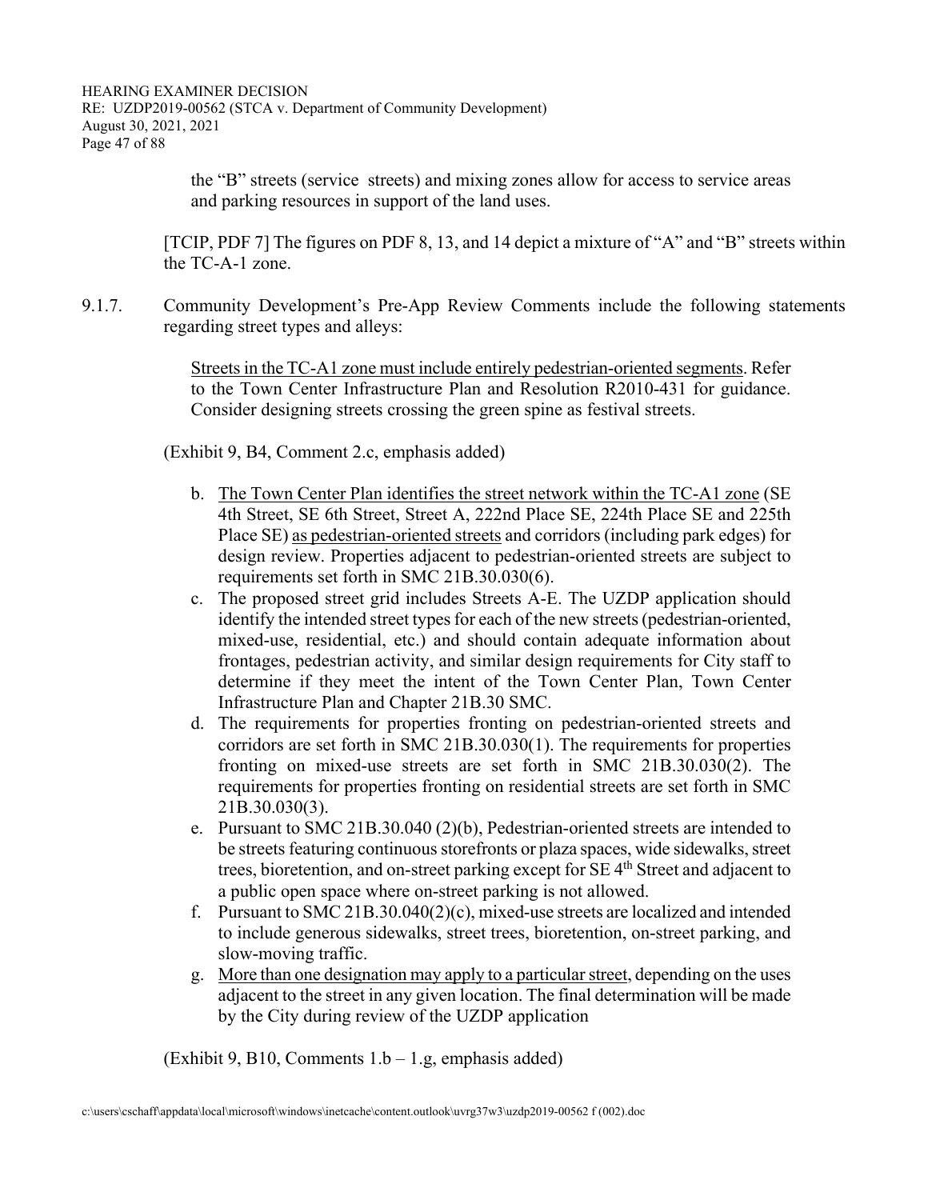the “B” streets (service streets) and mixing zones allow for access to service areas and parking resources in support of the land uses.

[TCIP, PDF 7] The figures on PDF 8, 13, and 14 depict a mixture of “A” and “B” streets within the TC-A-1 zone.

9.1.7. Community Development’s Pre-App Review Comments include the following statements regarding street types and alleys:

> <u>Streets in the TC-A1 zone must include entirely pedestrian-oriented segments</u>. Refer to the Town Center Infrastructure Plan and Resolution R2010-431 for guidance. Consider designing streets crossing the green spine as festival streets.

(Exhibit 9, B4, Comment 2.c, emphasis added)

> b. <u>The Town Center Plan identifies the street network within the TC-A1 zone</u> (SE 4th Street, SE 6th Street, Street A, 222nd Place SE, 224th Place SE and 225th Place SE) <u>as pedestrian-oriented streets</u> and corridors (including park edges) for design review. Properties adjacent to pedestrian-oriented streets are subject to requirements set forth in SMC 21B.30.030(6).
>
> c. The proposed street grid includes Streets A-E. The UZDP application should identify the intended street types for each of the new streets (pedestrian-oriented, mixed-use, residential, etc.) and should contain adequate information about frontages, pedestrian activity, and similar design requirements for City staff to determine if they meet the intent of the Town Center Plan, Town Center Infrastructure Plan and Chapter 21B.30 SMC.
>
> d. The requirements for properties fronting on pedestrian-oriented streets and corridors are set forth in SMC 21B.30.030(1). The requirements for properties fronting on mixed-use streets are set forth in SMC 21B.30.030(2). The requirements for properties fronting on residential streets are set forth in SMC 21B.30.030(3).
>
> e. Pursuant to SMC 21B.30.040 (2)(b), Pedestrian-oriented streets are intended to be streets featuring continuous storefronts or plaza spaces, wide sidewalks, street trees, bioretention, and on-street parking except for SE 4th Street and adjacent to a public open space where on-street parking is not allowed.
>
> f. Pursuant to SMC 21B.30.040(2)(c), mixed-use streets are localized and intended to include generous sidewalks, street trees, bioretention, on-street parking, and slow-moving traffic.
>
> g. <u>More than one designation may apply to a particular street</u>, depending on the uses adjacent to the street in any given location. The final determination will be made by the City during review of the UZDP application

(Exhibit 9, B10, Comments 1.b – 1.g, emphasis added)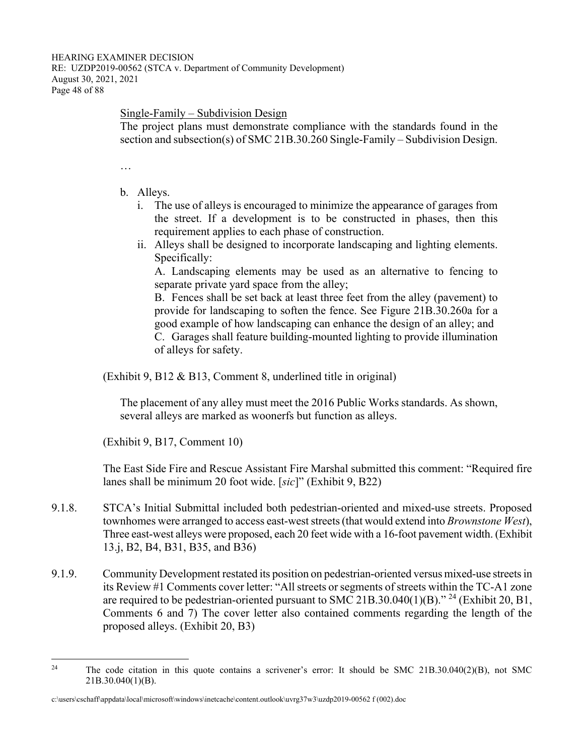Single-Family – Subdivision Design

The project plans must demonstrate compliance with the standards found in the section and subsection(s) of SMC 21B.30.260 Single-Family – Subdivision Design.

…

b. Alleys.
   i. The use of alleys is encouraged to minimize the appearance of garages from the street. If a development is to be constructed in phases, then this requirement applies to each phase of construction.
   ii. Alleys shall be designed to incorporate landscaping and lighting elements. Specifically:
   A. Landscaping elements may be used as an alternative to fencing to separate private yard space from the alley;
   B. Fences shall be set back at least three feet from the alley (pavement) to provide for landscaping to soften the fence. See Figure 21B.30.260a for a good example of how landscaping can enhance the design of an alley; and
   C. Garages shall feature building-mounted lighting to provide illumination of alleys for safety.

(Exhibit 9, B12 & B13, Comment 8, underlined title in original)

The placement of any alley must meet the 2016 Public Works standards. As shown, several alleys are marked as woonerfs but function as alleys.

(Exhibit 9, B17, Comment 10)

The East Side Fire and Rescue Assistant Fire Marshal submitted this comment: "Required fire lanes shall be minimum 20 foot wide. [*sic*]" (Exhibit 9, B22)

9.1.8. STCA's Initial Submittal included both pedestrian-oriented and mixed-use streets. Proposed townhomes were arranged to access east-west streets (that would extend into *Brownstone West*), Three east-west alleys were proposed, each 20 feet wide with a 16-foot pavement width. (Exhibit 13.j, B2, B4, B31, B35, and B36)

9.1.9. Community Development restated its position on pedestrian-oriented versus mixed-use streets in its Review #1 Comments cover letter: "All streets or segments of streets within the TC-A1 zone are required to be pedestrian-oriented pursuant to SMC 21B.30.040(1)(B)." [24] (Exhibit 20, B1, Comments 6 and 7) The cover letter also contained comments regarding the length of the proposed alleys. (Exhibit 20, B3)

[24] The code citation in this quote contains a scrivener's error: It should be SMC 21B.30.040(2)(B), not SMC 21B.30.040(1)(B).

c:\users\cschaff\appdata\local\microsoft\windows\inetcache\content.outlook\uvrg37w3\uzdp2019-00562 f (002).doc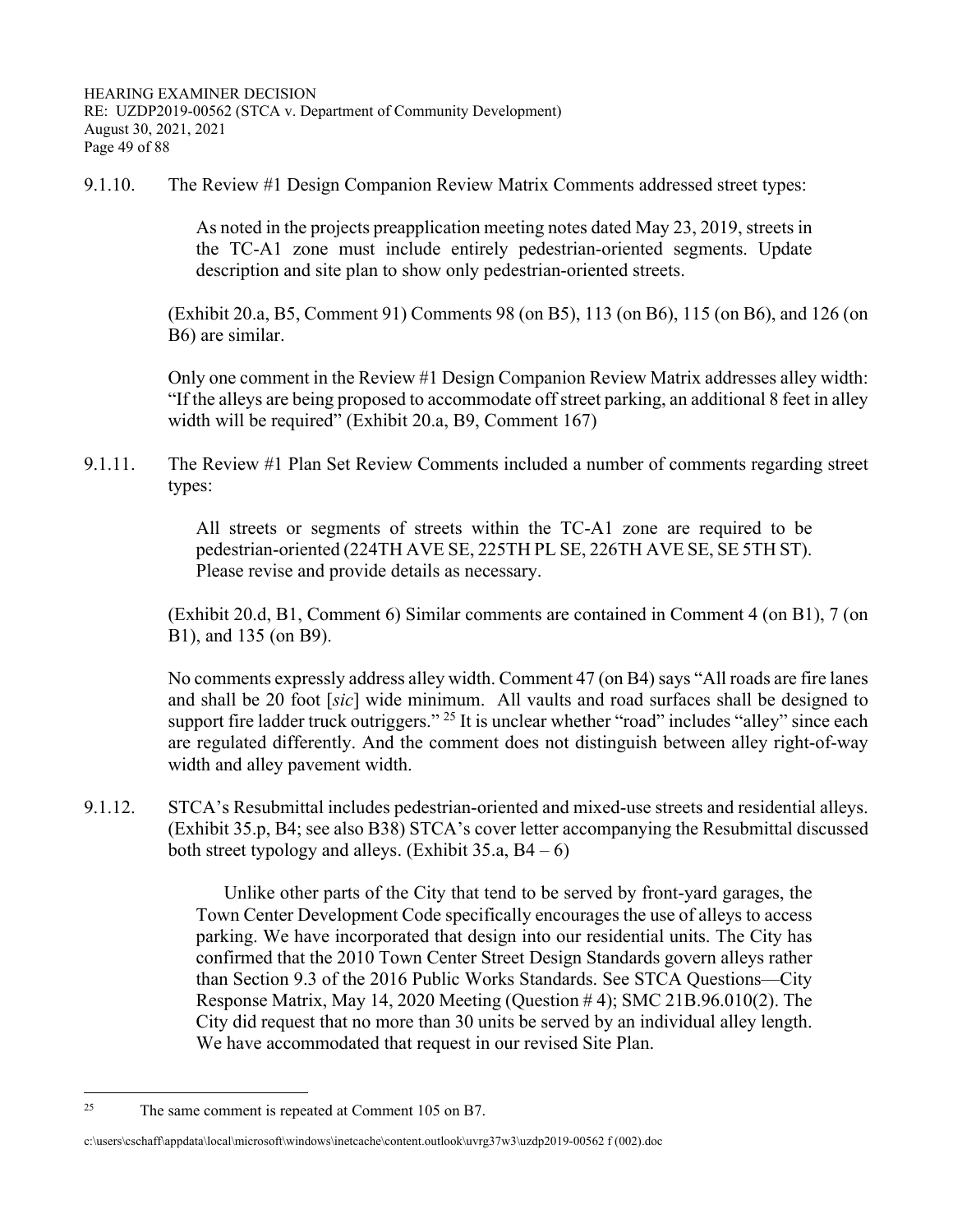9.1.10. The Review #1 Design Companion Review Matrix Comments addressed street types:

> As noted in the projects preapplication meeting notes dated May 23, 2019, streets in the TC-A1 zone must include entirely pedestrian-oriented segments. Update description and site plan to show only pedestrian-oriented streets.

(Exhibit 20.a, B5, Comment 91) Comments 98 (on B5), 113 (on B6), 115 (on B6), and 126 (on B6) are similar.

Only one comment in the Review #1 Design Companion Review Matrix addresses alley width: "If the alleys are being proposed to accommodate off street parking, an additional 8 feet in alley width will be required" (Exhibit 20.a, B9, Comment 167)

9.1.11. The Review #1 Plan Set Review Comments included a number of comments regarding street types:

> All streets or segments of streets within the TC-A1 zone are required to be pedestrian-oriented (224TH AVE SE, 225TH PL SE, 226TH AVE SE, SE 5TH ST). Please revise and provide details as necessary.

(Exhibit 20.d, B1, Comment 6) Similar comments are contained in Comment 4 (on B1), 7 (on B1), and 135 (on B9).

No comments expressly address alley width. Comment 47 (on B4) says "All roads are fire lanes and shall be 20 foot [*sic*] wide minimum. All vaults and road surfaces shall be designed to support fire ladder truck outriggers." [25] It is unclear whether "road" includes "alley" since each are regulated differently. And the comment does not distinguish between alley right-of-way width and alley pavement width.

9.1.12. STCA's Resubmittal includes pedestrian-oriented and mixed-use streets and residential alleys. (Exhibit 35.p, B4; see also B38) STCA's cover letter accompanying the Resubmittal discussed both street typology and alleys. (Exhibit 35.a, B4 – 6)

> Unlike other parts of the City that tend to be served by front-yard garages, the Town Center Development Code specifically encourages the use of alleys to access parking. We have incorporated that design into our residential units. The City has confirmed that the 2010 Town Center Street Design Standards govern alleys rather than Section 9.3 of the 2016 Public Works Standards. See STCA Questions—City Response Matrix, May 14, 2020 Meeting (Question # 4); SMC 21B.96.010(2). The City did request that no more than 30 units be served by an individual alley length. We have accommodated that request in our revised Site Plan.

[25] The same comment is repeated at Comment 105 on B7.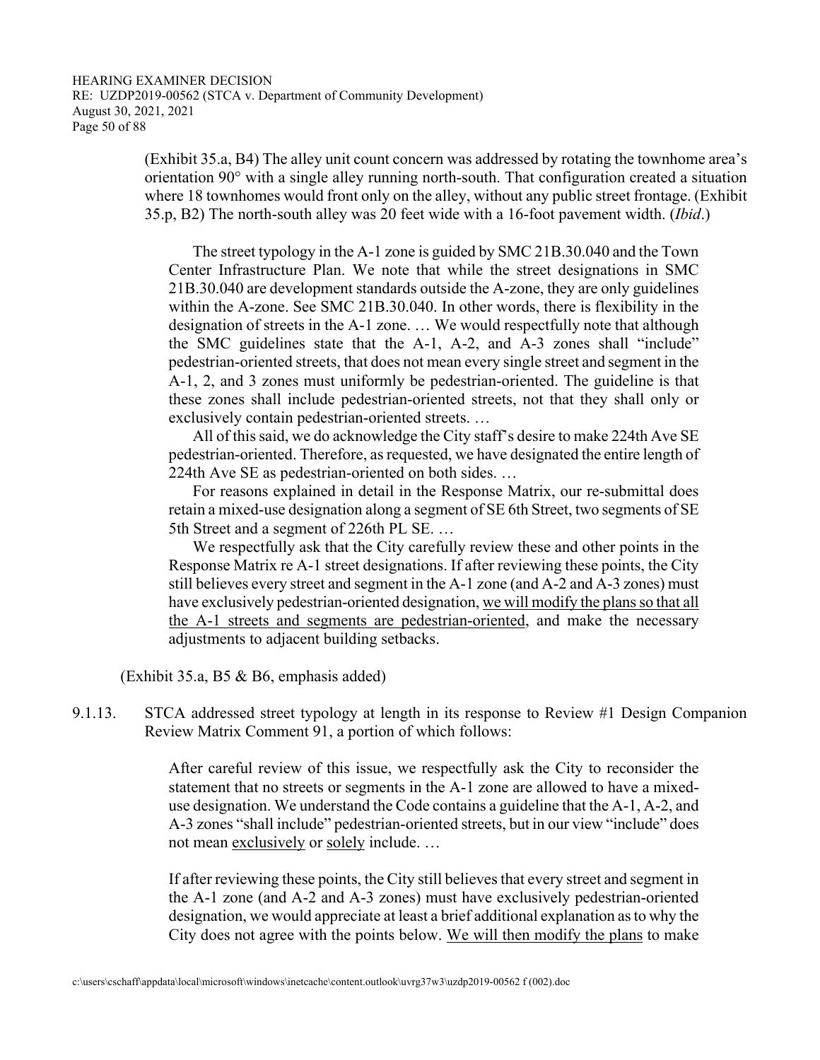(Exhibit 35.a, B4) The alley unit count concern was addressed by rotating the townhome area's orientation 90° with a single alley running north-south. That configuration created a situation where 18 townhomes would front only on the alley, without any public street frontage. (Exhibit 35.p, B2) The north-south alley was 20 feet wide with a 16-foot pavement width. (*Ibid*.)

> The street typology in the A-1 zone is guided by SMC 21B.30.040 and the Town Center Infrastructure Plan. We note that while the street designations in SMC 21B.30.040 are development standards outside the A-zone, they are only guidelines within the A-zone. See SMC 21B.30.040. In other words, there is flexibility in the designation of streets in the A-1 zone. … We would respectfully note that although the SMC guidelines state that the A-1, A-2, and A-3 zones shall "include" pedestrian-oriented streets, that does not mean every single street and segment in the A-1, 2, and 3 zones must uniformly be pedestrian-oriented. The guideline is that these zones shall include pedestrian-oriented streets, not that they shall only or exclusively contain pedestrian-oriented streets. …
>
> All of this said, we do acknowledge the City staff's desire to make 224th Ave SE pedestrian-oriented. Therefore, as requested, we have designated the entire length of 224th Ave SE as pedestrian-oriented on both sides. …
>
> For reasons explained in detail in the Response Matrix, our re-submittal does retain a mixed-use designation along a segment of SE 6th Street, two segments of SE 5th Street and a segment of 226th PL SE. …
>
> We respectfully ask that the City carefully review these and other points in the Response Matrix re A-1 street designations. If after reviewing these points, the City still believes every street and segment in the A-1 zone (and A-2 and A-3 zones) must have exclusively pedestrian-oriented designation, <u>we will modify the plans so that all the A-1 streets and segments are pedestrian-oriented</u>, and make the necessary adjustments to adjacent building setbacks.

(Exhibit 35.a, B5 & B6, emphasis added)

9.1.13. STCA addressed street typology at length in its response to Review #1 Design Companion Review Matrix Comment 91, a portion of which follows:

> After careful review of this issue, we respectfully ask the City to reconsider the statement that no streets or segments in the A-1 zone are allowed to have a mixed-use designation. We understand the Code contains a guideline that the A-1, A-2, and A-3 zones "shall include" pedestrian-oriented streets, but in our view "include" does not mean <u>exclusively</u> or <u>solely</u> include. …
>
> If after reviewing these points, the City still believes that every street and segment in the A-1 zone (and A-2 and A-3 zones) must have exclusively pedestrian-oriented designation, we would appreciate at least a brief additional explanation as to why the City does not agree with the points below. <u>We will then modify the plans</u> to make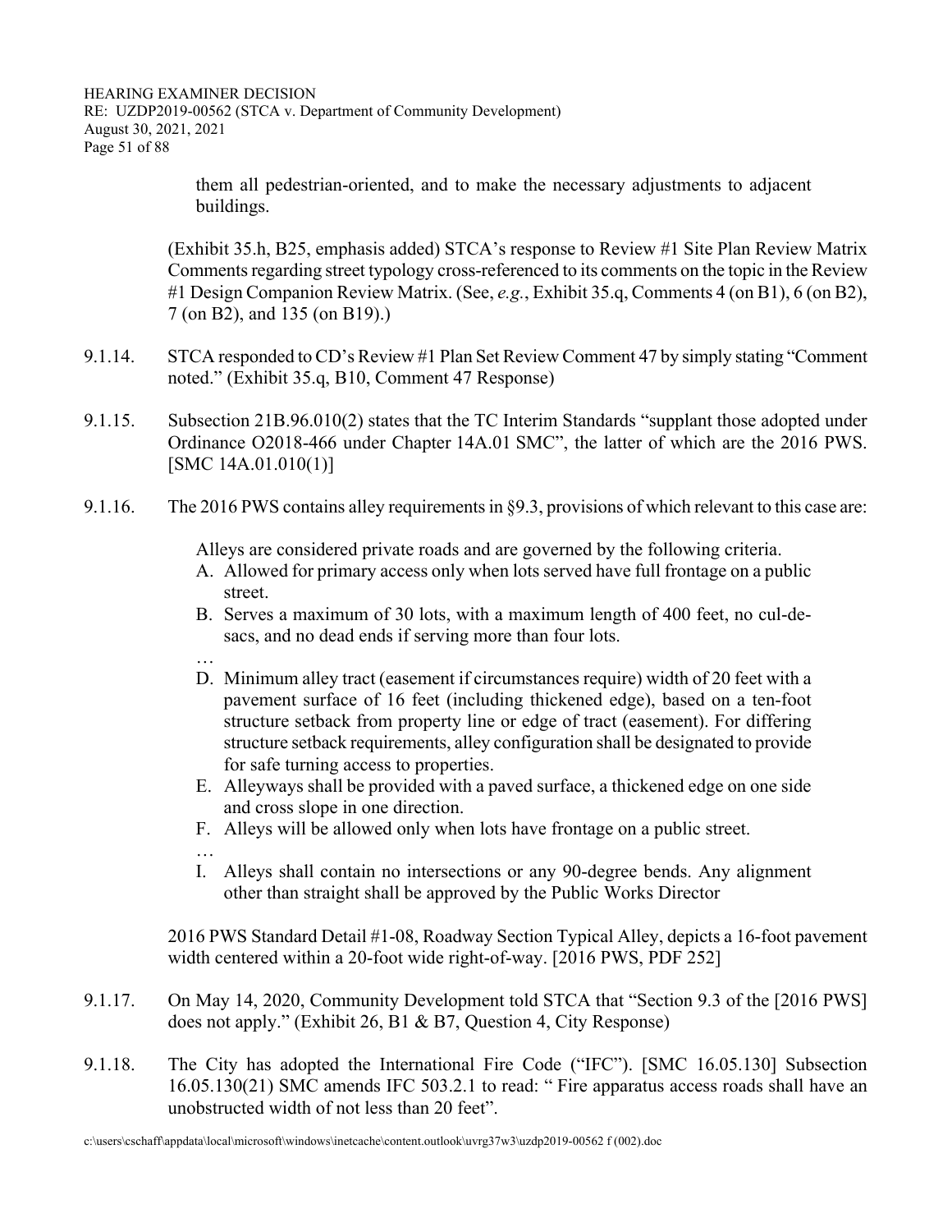them all pedestrian-oriented, and to make the necessary adjustments to adjacent buildings.

(Exhibit 35.h, B25, emphasis added) STCA's response to Review #1 Site Plan Review Matrix Comments regarding street typology cross-referenced to its comments on the topic in the Review #1 Design Companion Review Matrix. (See, *e.g.*, Exhibit 35.q, Comments 4 (on B1), 6 (on B2), 7 (on B2), and 135 (on B19).)

9.1.14. STCA responded to CD's Review #1 Plan Set Review Comment 47 by simply stating "Comment noted." (Exhibit 35.q, B10, Comment 47 Response)

9.1.15. Subsection 21B.96.010(2) states that the TC Interim Standards "supplant those adopted under Ordinance O2018-466 under Chapter 14A.01 SMC", the latter of which are the 2016 PWS. [SMC 14A.01.010(1)]

9.1.16. The 2016 PWS contains alley requirements in §9.3, provisions of which relevant to this case are:

Alleys are considered private roads and are governed by the following criteria.

A. Allowed for primary access only when lots served have full frontage on a public street.
B. Serves a maximum of 30 lots, with a maximum length of 400 feet, no cul-de-sacs, and no dead ends if serving more than four lots.

…

D. Minimum alley tract (easement if circumstances require) width of 20 feet with a pavement surface of 16 feet (including thickened edge), based on a ten-foot structure setback from property line or edge of tract (easement). For differing structure setback requirements, alley configuration shall be designated to provide for safe turning access to properties.
E. Alleyways shall be provided with a paved surface, a thickened edge on one side and cross slope in one direction.
F. Alleys will be allowed only when lots have frontage on a public street.

…

I. Alleys shall contain no intersections or any 90-degree bends. Any alignment other than straight shall be approved by the Public Works Director

2016 PWS Standard Detail #1-08, Roadway Section Typical Alley, depicts a 16-foot pavement width centered within a 20-foot wide right-of-way. [2016 PWS, PDF 252]

9.1.17. On May 14, 2020, Community Development told STCA that "Section 9.3 of the [2016 PWS] does not apply." (Exhibit 26, B1 & B7, Question 4, City Response)

9.1.18. The City has adopted the International Fire Code ("IFC"). [SMC 16.05.130] Subsection 16.05.130(21) SMC amends IFC 503.2.1 to read: " Fire apparatus access roads shall have an unobstructed width of not less than 20 feet".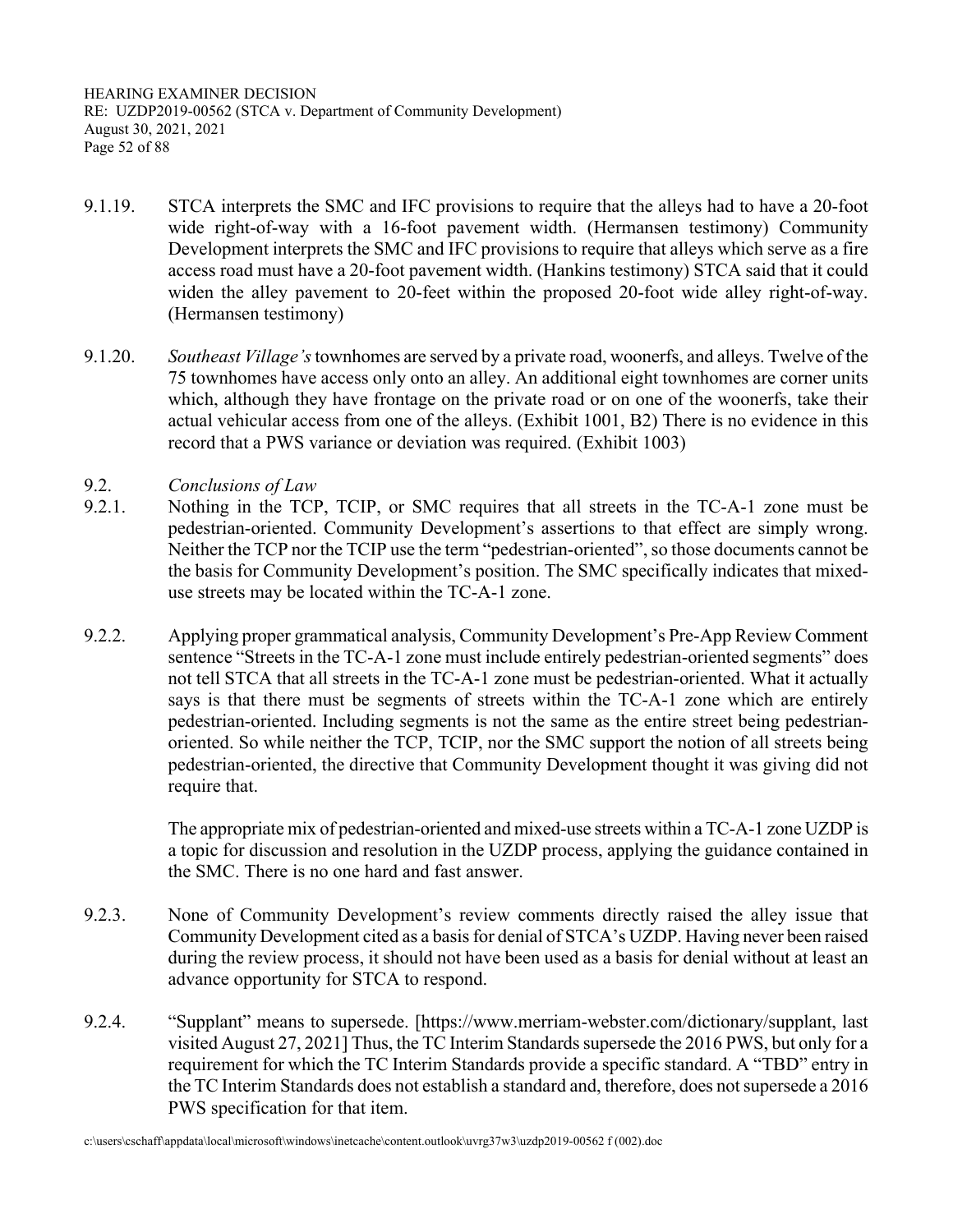9.1.19. STCA interprets the SMC and IFC provisions to require that the alleys had to have a 20-foot wide right-of-way with a 16-foot pavement width. (Hermansen testimony) Community Development interprets the SMC and IFC provisions to require that alleys which serve as a fire access road must have a 20-foot pavement width. (Hankins testimony) STCA said that it could widen the alley pavement to 20-feet within the proposed 20-foot wide alley right-of-way. (Hermansen testimony)

9.1.20. *Southeast Village's* townhomes are served by a private road, woonerfs, and alleys. Twelve of the 75 townhomes have access only onto an alley. An additional eight townhomes are corner units which, although they have frontage on the private road or on one of the woonerfs, take their actual vehicular access from one of the alleys. (Exhibit 1001, B2) There is no evidence in this record that a PWS variance or deviation was required. (Exhibit 1003)

9.2. *Conclusions of Law*

9.2.1. Nothing in the TCP, TCIP, or SMC requires that all streets in the TC-A-1 zone must be pedestrian-oriented. Community Development's assertions to that effect are simply wrong. Neither the TCP nor the TCIP use the term "pedestrian-oriented", so those documents cannot be the basis for Community Development's position. The SMC specifically indicates that mixed-use streets may be located within the TC-A-1 zone.

9.2.2. Applying proper grammatical analysis, Community Development's Pre-App Review Comment sentence "Streets in the TC-A-1 zone must include entirely pedestrian-oriented segments" does not tell STCA that all streets in the TC-A-1 zone must be pedestrian-oriented. What it actually says is that there must be segments of streets within the TC-A-1 zone which are entirely pedestrian-oriented. Including segments is not the same as the entire street being pedestrian-oriented. So while neither the TCP, TCIP, nor the SMC support the notion of all streets being pedestrian-oriented, the directive that Community Development thought it was giving did not require that.

The appropriate mix of pedestrian-oriented and mixed-use streets within a TC-A-1 zone UZDP is a topic for discussion and resolution in the UZDP process, applying the guidance contained in the SMC. There is no one hard and fast answer.

9.2.3. None of Community Development's review comments directly raised the alley issue that Community Development cited as a basis for denial of STCA's UZDP. Having never been raised during the review process, it should not have been used as a basis for denial without at least an advance opportunity for STCA to respond.

9.2.4. "Supplant" means to supersede. [https://www.merriam-webster.com/dictionary/supplant, last visited August 27, 2021] Thus, the TC Interim Standards supersede the 2016 PWS, but only for a requirement for which the TC Interim Standards provide a specific standard. A "TBD" entry in the TC Interim Standards does not establish a standard and, therefore, does not supersede a 2016 PWS specification for that item.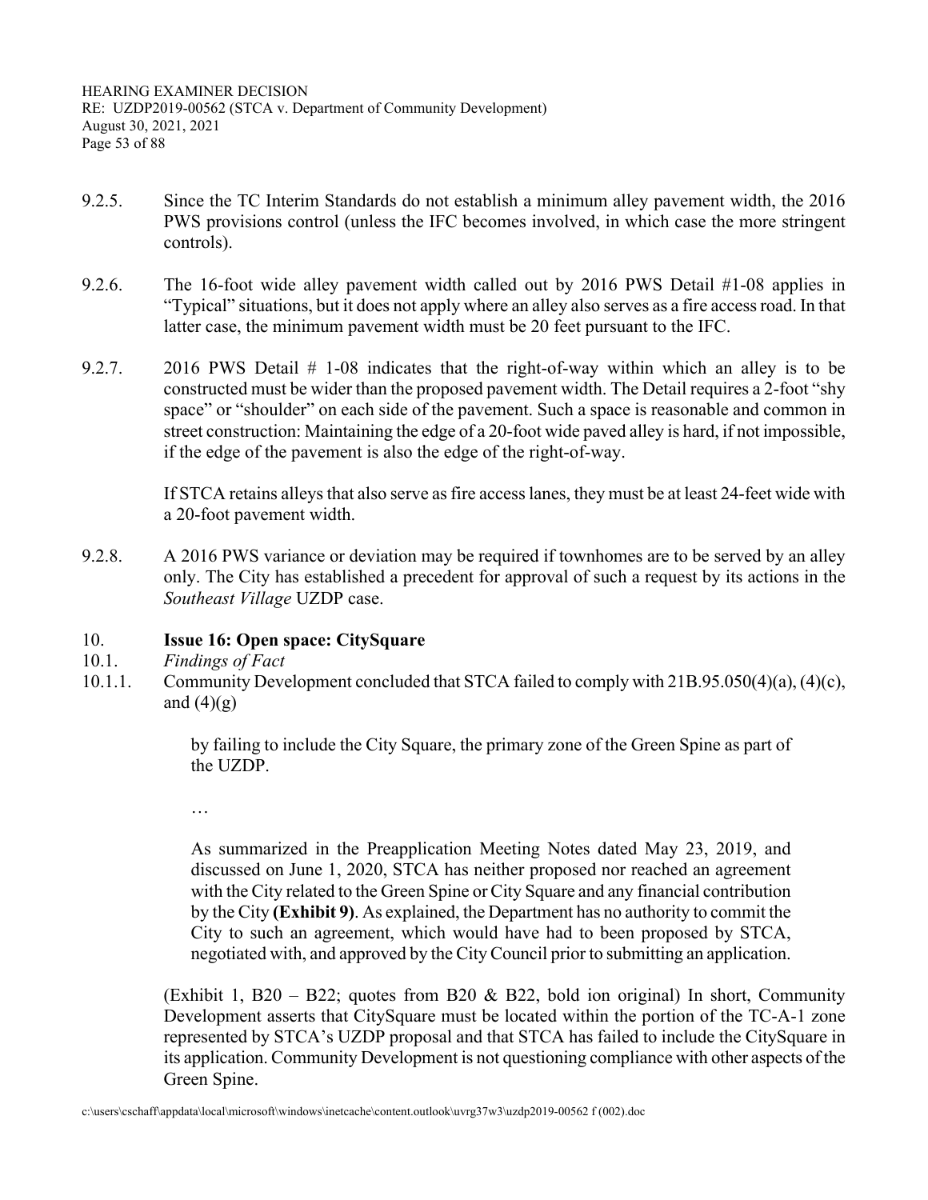9.2.5. Since the TC Interim Standards do not establish a minimum alley pavement width, the 2016 PWS provisions control (unless the IFC becomes involved, in which case the more stringent controls).

9.2.6. The 16-foot wide alley pavement width called out by 2016 PWS Detail #1-08 applies in "Typical" situations, but it does not apply where an alley also serves as a fire access road. In that latter case, the minimum pavement width must be 20 feet pursuant to the IFC.

9.2.7. 2016 PWS Detail # 1-08 indicates that the right-of-way within which an alley is to be constructed must be wider than the proposed pavement width. The Detail requires a 2-foot "shy space" or "shoulder" on each side of the pavement. Such a space is reasonable and common in street construction: Maintaining the edge of a 20-foot wide paved alley is hard, if not impossible, if the edge of the pavement is also the edge of the right-of-way.

If STCA retains alleys that also serve as fire access lanes, they must be at least 24-feet wide with a 20-foot pavement width.

9.2.8. A 2016 PWS variance or deviation may be required if townhomes are to be served by an alley only. The City has established a precedent for approval of such a request by its actions in the *Southeast Village* UZDP case.

10. **Issue 16: Open space: CitySquare**

10.1. *Findings of Fact*

10.1.1. Community Development concluded that STCA failed to comply with 21B.95.050(4)(a), (4)(c), and (4)(g)

> by failing to include the City Square, the primary zone of the Green Spine as part of the UZDP.
>
> …
>
> As summarized in the Preapplication Meeting Notes dated May 23, 2019, and discussed on June 1, 2020, STCA has neither proposed nor reached an agreement with the City related to the Green Spine or City Square and any financial contribution by the City **(Exhibit 9)**. As explained, the Department has no authority to commit the City to such an agreement, which would have had to been proposed by STCA, negotiated with, and approved by the City Council prior to submitting an application.

(Exhibit 1, B20 – B22; quotes from B20 & B22, bold ion original) In short, Community Development asserts that CitySquare must be located within the portion of the TC-A-1 zone represented by STCA's UZDP proposal and that STCA has failed to include the CitySquare in its application. Community Development is not questioning compliance with other aspects of the Green Spine.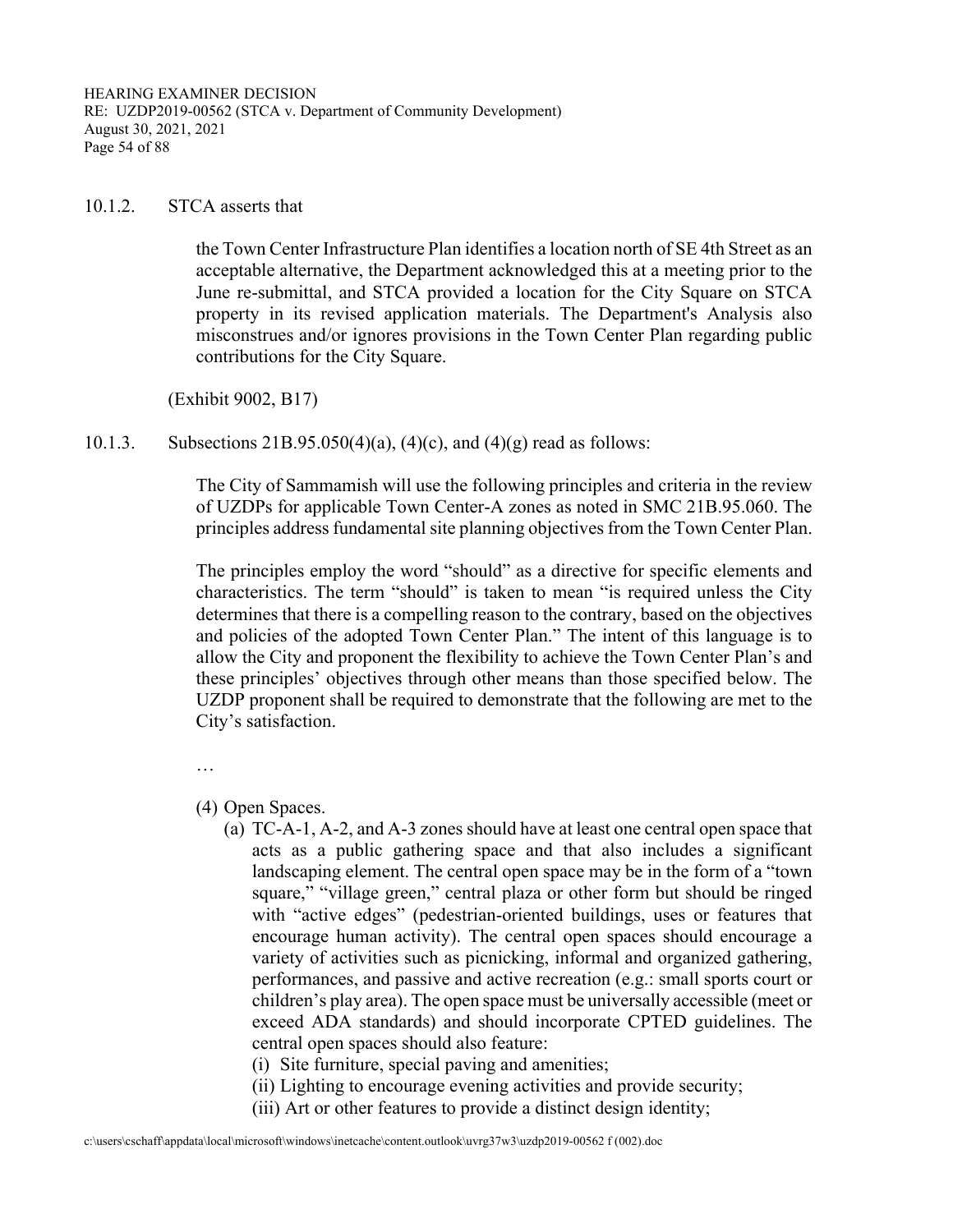10.1.2. STCA asserts that

> the Town Center Infrastructure Plan identifies a location north of SE 4th Street as an acceptable alternative, the Department acknowledged this at a meeting prior to the June re-submittal, and STCA provided a location for the City Square on STCA property in its revised application materials. The Department's Analysis also misconstrues and/or ignores provisions in the Town Center Plan regarding public contributions for the City Square.

(Exhibit 9002, B17)

10.1.3. Subsections 21B.95.050(4)(a), (4)(c), and (4)(g) read as follows:

> The City of Sammamish will use the following principles and criteria in the review of UZDPs for applicable Town Center-A zones as noted in SMC 21B.95.060. The principles address fundamental site planning objectives from the Town Center Plan.
>
> The principles employ the word "should" as a directive for specific elements and characteristics. The term "should" is taken to mean "is required unless the City determines that there is a compelling reason to the contrary, based on the objectives and policies of the adopted Town Center Plan." The intent of this language is to allow the City and proponent the flexibility to achieve the Town Center Plan's and these principles' objectives through other means than those specified below. The UZDP proponent shall be required to demonstrate that the following are met to the City's satisfaction.
>
> …
>
> (4) Open Spaces.
>
> (a) TC-A-1, A-2, and A-3 zones should have at least one central open space that acts as a public gathering space and that also includes a significant landscaping element. The central open space may be in the form of a "town square," "village green," central plaza or other form but should be ringed with "active edges" (pedestrian-oriented buildings, uses or features that encourage human activity). The central open spaces should encourage a variety of activities such as picnicking, informal and organized gathering, performances, and passive and active recreation (e.g.: small sports court or children's play area). The open space must be universally accessible (meet or exceed ADA standards) and should incorporate CPTED guidelines. The central open spaces should also feature:
>
> (i) Site furniture, special paving and amenities;
>
> (ii) Lighting to encourage evening activities and provide security;
>
> (iii) Art or other features to provide a distinct design identity;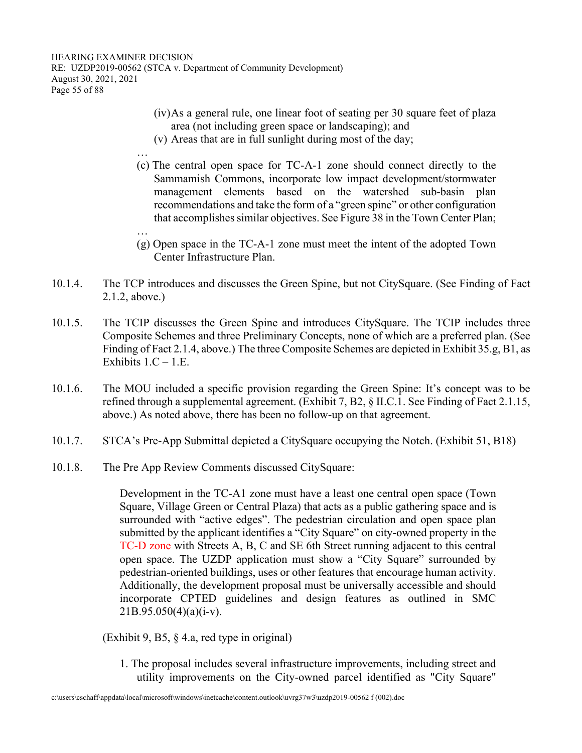(iv) As a general rule, one linear foot of seating per 30 square feet of plaza area (not including green space or landscaping); and

(v) Areas that are in full sunlight during most of the day;

…

(c) The central open space for TC-A-1 zone should connect directly to the Sammamish Commons, incorporate low impact development/stormwater management elements based on the watershed sub-basin plan recommendations and take the form of a "green spine" or other configuration that accomplishes similar objectives. See Figure 38 in the Town Center Plan;

…

(g) Open space in the TC-A-1 zone must meet the intent of the adopted Town Center Infrastructure Plan.

10.1.4. The TCP introduces and discusses the Green Spine, but not CitySquare. (See Finding of Fact 2.1.2, above.)

10.1.5. The TCIP discusses the Green Spine and introduces CitySquare. The TCIP includes three Composite Schemes and three Preliminary Concepts, none of which are a preferred plan. (See Finding of Fact 2.1.4, above.) The three Composite Schemes are depicted in Exhibit 35.g, B1, as Exhibits 1.C – 1.E.

10.1.6. The MOU included a specific provision regarding the Green Spine: It's concept was to be refined through a supplemental agreement. (Exhibit 7, B2, § II.C.1. See Finding of Fact 2.1.15, above.) As noted above, there has been no follow-up on that agreement.

10.1.7. STCA's Pre-App Submittal depicted a CitySquare occupying the Notch. (Exhibit 51, B18)

10.1.8. The Pre App Review Comments discussed CitySquare:

> Development in the TC-A1 zone must have a least one central open space (Town Square, Village Green or Central Plaza) that acts as a public gathering space and is surrounded with "active edges". The pedestrian circulation and open space plan submitted by the applicant identifies a "City Square" on city-owned property in the TC-D zone with Streets A, B, C and SE 6th Street running adjacent to this central open space. The UZDP application must show a "City Square" surrounded by pedestrian-oriented buildings, uses or other features that encourage human activity. Additionally, the development proposal must be universally accessible and should incorporate CPTED guidelines and design features as outlined in SMC 21B.95.050(4)(a)(i-v).

(Exhibit 9, B5, § 4.a, red type in original)

1. The proposal includes several infrastructure improvements, including street and utility improvements on the City-owned parcel identified as "City Square"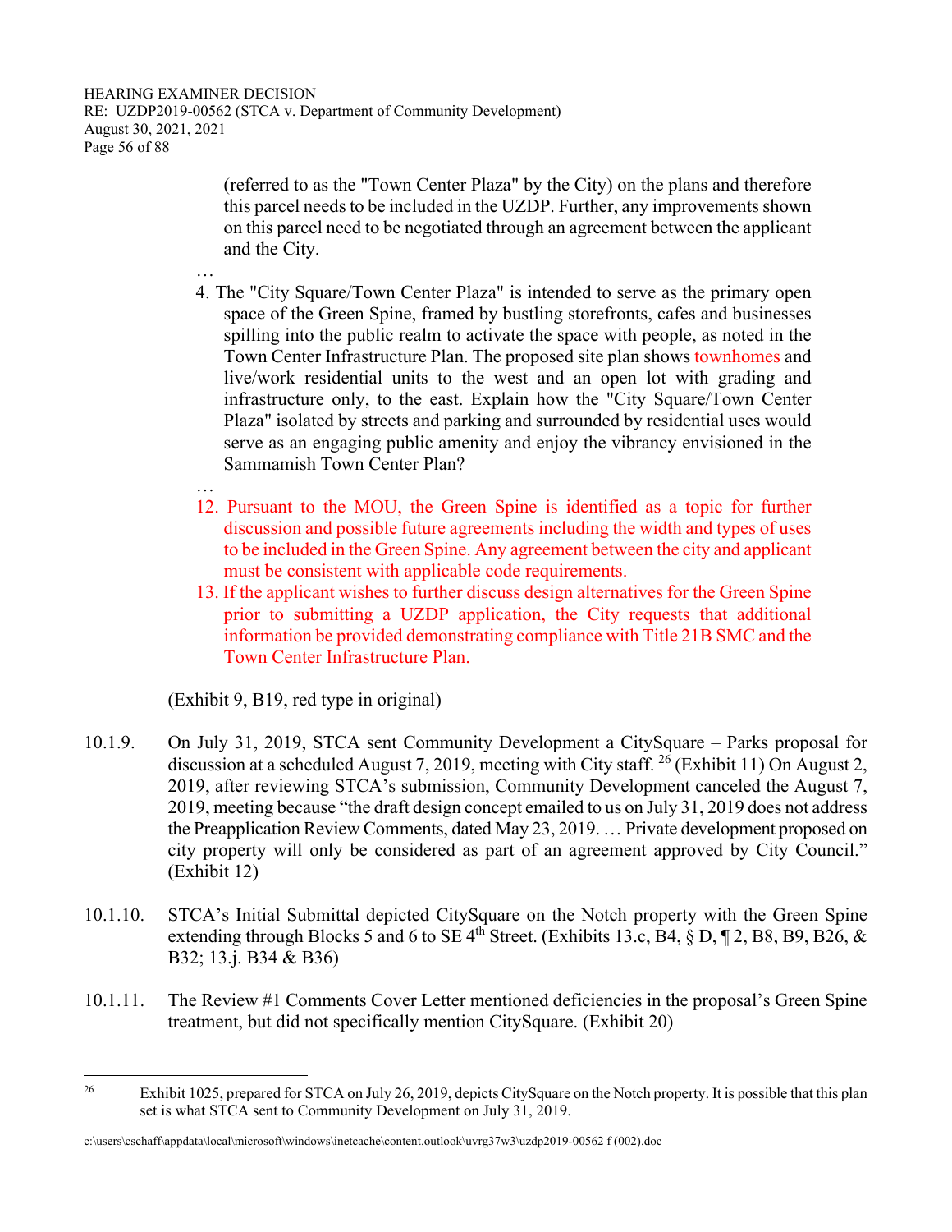(referred to as the "Town Center Plaza" by the City) on the plans and therefore this parcel needs to be included in the UZDP. Further, any improvements shown on this parcel need to be negotiated through an agreement between the applicant and the City.

…

4. The "City Square/Town Center Plaza" is intended to serve as the primary open space of the Green Spine, framed by bustling storefronts, cafes and businesses spilling into the public realm to activate the space with people, as noted in the Town Center Infrastructure Plan. The proposed site plan shows townhomes and live/work residential units to the west and an open lot with grading and infrastructure only, to the east. Explain how the "City Square/Town Center Plaza" isolated by streets and parking and surrounded by residential uses would serve as an engaging public amenity and enjoy the vibrancy envisioned in the Sammamish Town Center Plan?

…

12. Pursuant to the MOU, the Green Spine is identified as a topic for further discussion and possible future agreements including the width and types of uses to be included in the Green Spine. Any agreement between the city and applicant must be consistent with applicable code requirements.
13. If the applicant wishes to further discuss design alternatives for the Green Spine prior to submitting a UZDP application, the City requests that additional information be provided demonstrating compliance with Title 21B SMC and the Town Center Infrastructure Plan."

(Exhibit 9, B19, red type in original)

10.1.9. On July 31, 2019, STCA sent Community Development a CitySquare – Parks proposal for discussion at a scheduled August 7, 2019, meeting with City staff.[26] (Exhibit 11) On August 2, 2019, after reviewing STCA's submission, Community Development canceled the August 7, 2019, meeting because "the draft design concept emailed to us on July 31, 2019 does not address the Preapplication Review Comments, dated May 23, 2019. … Private development proposed on city property will only be considered as part of an agreement approved by City Council." (Exhibit 12)

10.1.10. STCA's Initial Submittal depicted CitySquare on the Notch property with the Green Spine extending through Blocks 5 and 6 to SE 4th Street. (Exhibits 13.c, B4, § D, ¶ 2, B8, B9, B26, & B32; 13.j. B34 & B36)

10.1.11. The Review #1 Comments Cover Letter mentioned deficiencies in the proposal's Green Spine treatment, but did not specifically mention CitySquare. (Exhibit 20)

---

[26] Exhibit 1025, prepared for STCA on July 26, 2019, depicts CitySquare on the Notch property. It is possible that this plan set is what STCA sent to Community Development on July 31, 2019.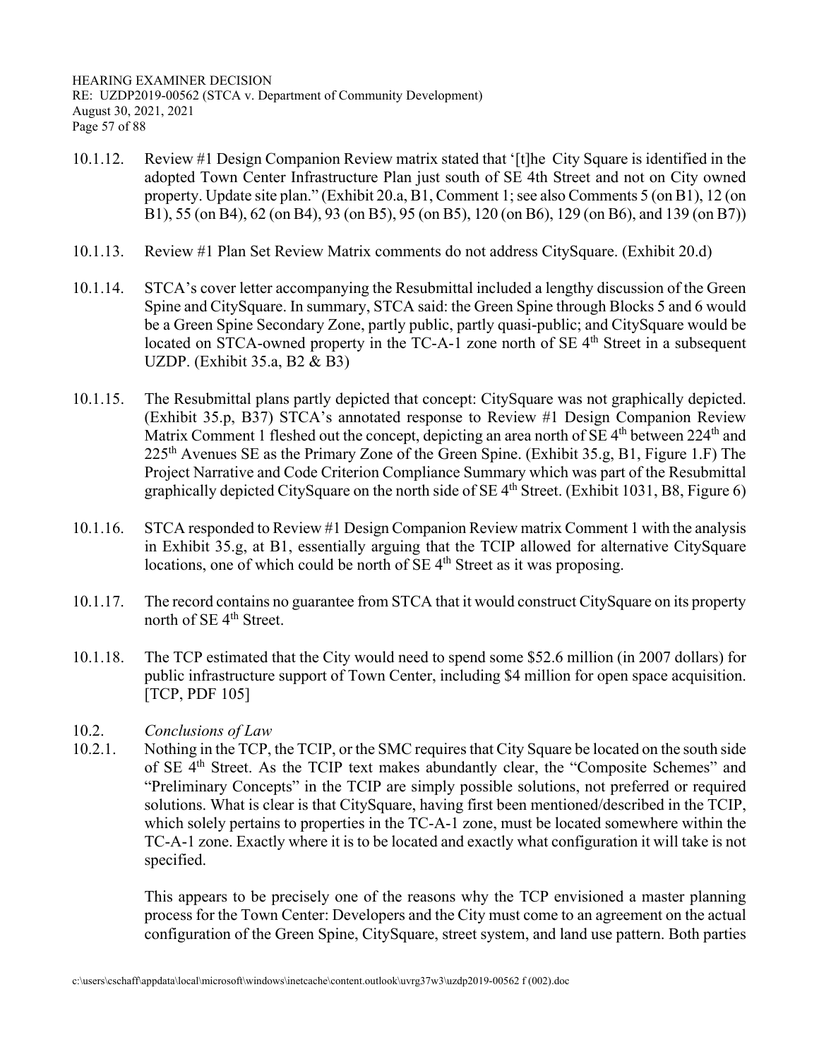10.1.12. Review #1 Design Companion Review matrix stated that '[t]he City Square is identified in the adopted Town Center Infrastructure Plan just south of SE 4th Street and not on City owned property. Update site plan." (Exhibit 20.a, B1, Comment 1; see also Comments 5 (on B1), 12 (on B1), 55 (on B4), 62 (on B4), 93 (on B5), 95 (on B5), 120 (on B6), 129 (on B6), and 139 (on B7))

10.1.13. Review #1 Plan Set Review Matrix comments do not address CitySquare. (Exhibit 20.d)

10.1.14. STCA's cover letter accompanying the Resubmittal included a lengthy discussion of the Green Spine and CitySquare. In summary, STCA said: the Green Spine through Blocks 5 and 6 would be a Green Spine Secondary Zone, partly public, partly quasi-public; and CitySquare would be located on STCA-owned property in the TC-A-1 zone north of SE 4th Street in a subsequent UZDP. (Exhibit 35.a, B2 & B3)

10.1.15. The Resubmittal plans partly depicted that concept: CitySquare was not graphically depicted. (Exhibit 35.p, B37) STCA's annotated response to Review #1 Design Companion Review Matrix Comment 1 fleshed out the concept, depicting an area north of SE 4th between 224th and 225th Avenues SE as the Primary Zone of the Green Spine. (Exhibit 35.g, B1, Figure 1.F) The Project Narrative and Code Criterion Compliance Summary which was part of the Resubmittal graphically depicted CitySquare on the north side of SE 4th Street. (Exhibit 1031, B8, Figure 6)

10.1.16. STCA responded to Review #1 Design Companion Review matrix Comment 1 with the analysis in Exhibit 35.g, at B1, essentially arguing that the TCIP allowed for alternative CitySquare locations, one of which could be north of SE 4th Street as it was proposing.

10.1.17. The record contains no guarantee from STCA that it would construct CitySquare on its property north of SE 4th Street.

10.1.18. The TCP estimated that the City would need to spend some $52.6 million (in 2007 dollars) for public infrastructure support of Town Center, including $4 million for open space acquisition. [TCP, PDF 105]

10.2. *Conclusions of Law*

10.2.1. Nothing in the TCP, the TCIP, or the SMC requires that City Square be located on the south side of SE 4th Street. As the TCIP text makes abundantly clear, the "Composite Schemes" and "Preliminary Concepts" in the TCIP are simply possible solutions, not preferred or required solutions. What is clear is that CitySquare, having first been mentioned/described in the TCIP, which solely pertains to properties in the TC-A-1 zone, must be located somewhere within the TC-A-1 zone. Exactly where it is to be located and exactly what configuration it will take is not specified.

This appears to be precisely one of the reasons why the TCP envisioned a master planning process for the Town Center: Developers and the City must come to an agreement on the actual configuration of the Green Spine, CitySquare, street system, and land use pattern. Both parties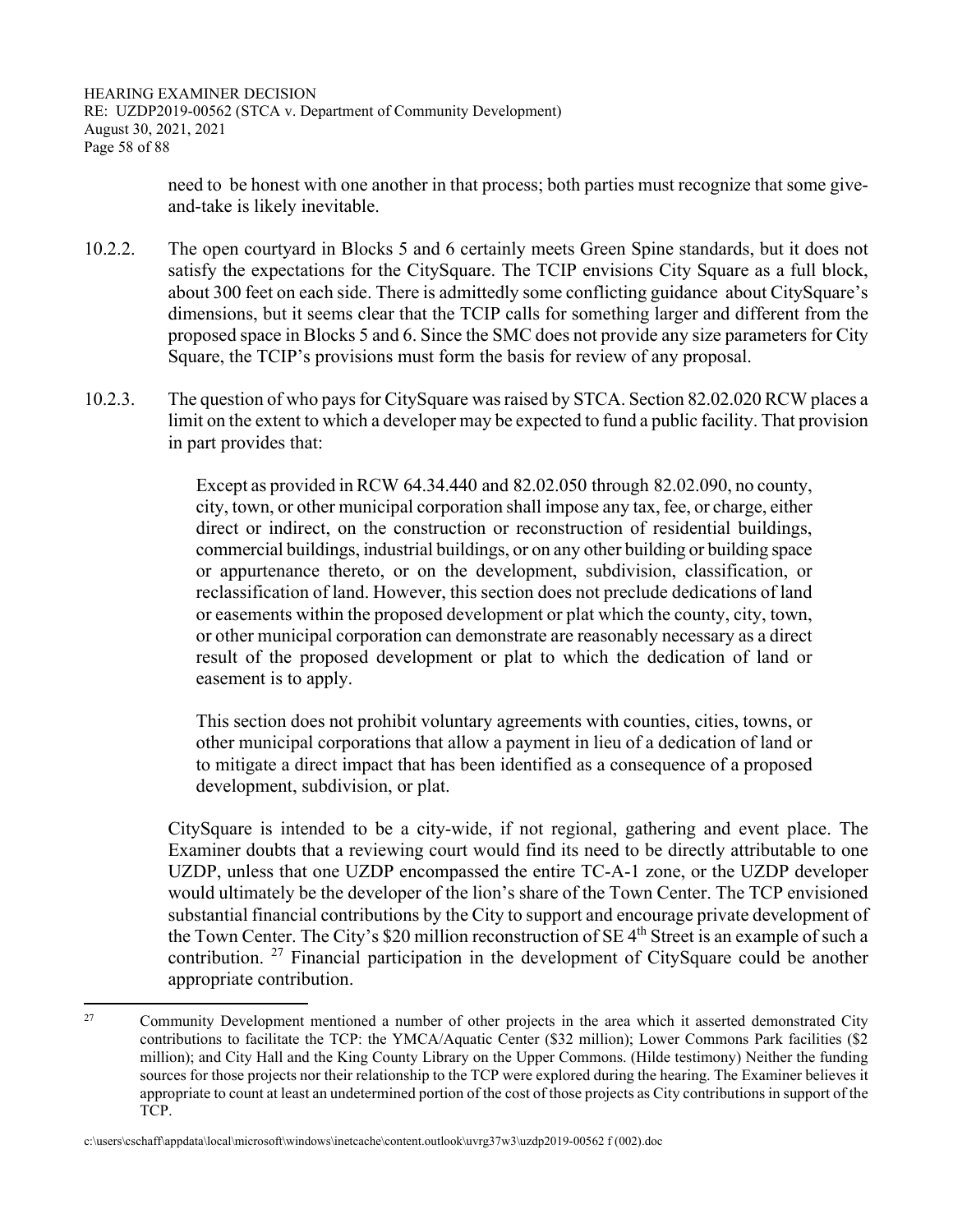need to be honest with one another in that process; both parties must recognize that some give-and-take is likely inevitable.

10.2.2. The open courtyard in Blocks 5 and 6 certainly meets Green Spine standards, but it does not satisfy the expectations for the CitySquare. The TCIP envisions City Square as a full block, about 300 feet on each side. There is admittedly some conflicting guidance about CitySquare's dimensions, but it seems clear that the TCIP calls for something larger and different from the proposed space in Blocks 5 and 6. Since the SMC does not provide any size parameters for City Square, the TCIP's provisions must form the basis for review of any proposal.

10.2.3. The question of who pays for CitySquare was raised by STCA. Section 82.02.020 RCW places a limit on the extent to which a developer may be expected to fund a public facility. That provision in part provides that:

> Except as provided in RCW 64.34.440 and 82.02.050 through 82.02.090, no county, city, town, or other municipal corporation shall impose any tax, fee, or charge, either direct or indirect, on the construction or reconstruction of residential buildings, commercial buildings, industrial buildings, or on any other building or building space or appurtenance thereto, or on the development, subdivision, classification, or reclassification of land. However, this section does not preclude dedications of land or easements within the proposed development or plat which the county, city, town, or other municipal corporation can demonstrate are reasonably necessary as a direct result of the proposed development or plat to which the dedication of land or easement is to apply.
>
> This section does not prohibit voluntary agreements with counties, cities, towns, or other municipal corporations that allow a payment in lieu of a dedication of land or to mitigate a direct impact that has been identified as a consequence of a proposed development, subdivision, or plat.

CitySquare is intended to be a city-wide, if not regional, gathering and event place. The Examiner doubts that a reviewing court would find its need to be directly attributable to one UZDP, unless that one UZDP encompassed the entire TC-A-1 zone, or the UZDP developer would ultimately be the developer of the lion's share of the Town Center. The TCP envisioned substantial financial contributions by the City to support and encourage private development of the Town Center. The City's $20 million reconstruction of SE 4th Street is an example of such a contribution. [27] Financial participation in the development of CitySquare could be another appropriate contribution.

[27] Community Development mentioned a number of other projects in the area which it asserted demonstrated City contributions to facilitate the TCP: the YMCA/Aquatic Center ($32 million); Lower Commons Park facilities ($2 million); and City Hall and the King County Library on the Upper Commons. (Hilde testimony) Neither the funding sources for those projects nor their relationship to the TCP were explored during the hearing. The Examiner believes it appropriate to count at least an undetermined portion of the cost of those projects as City contributions in support of the TCP.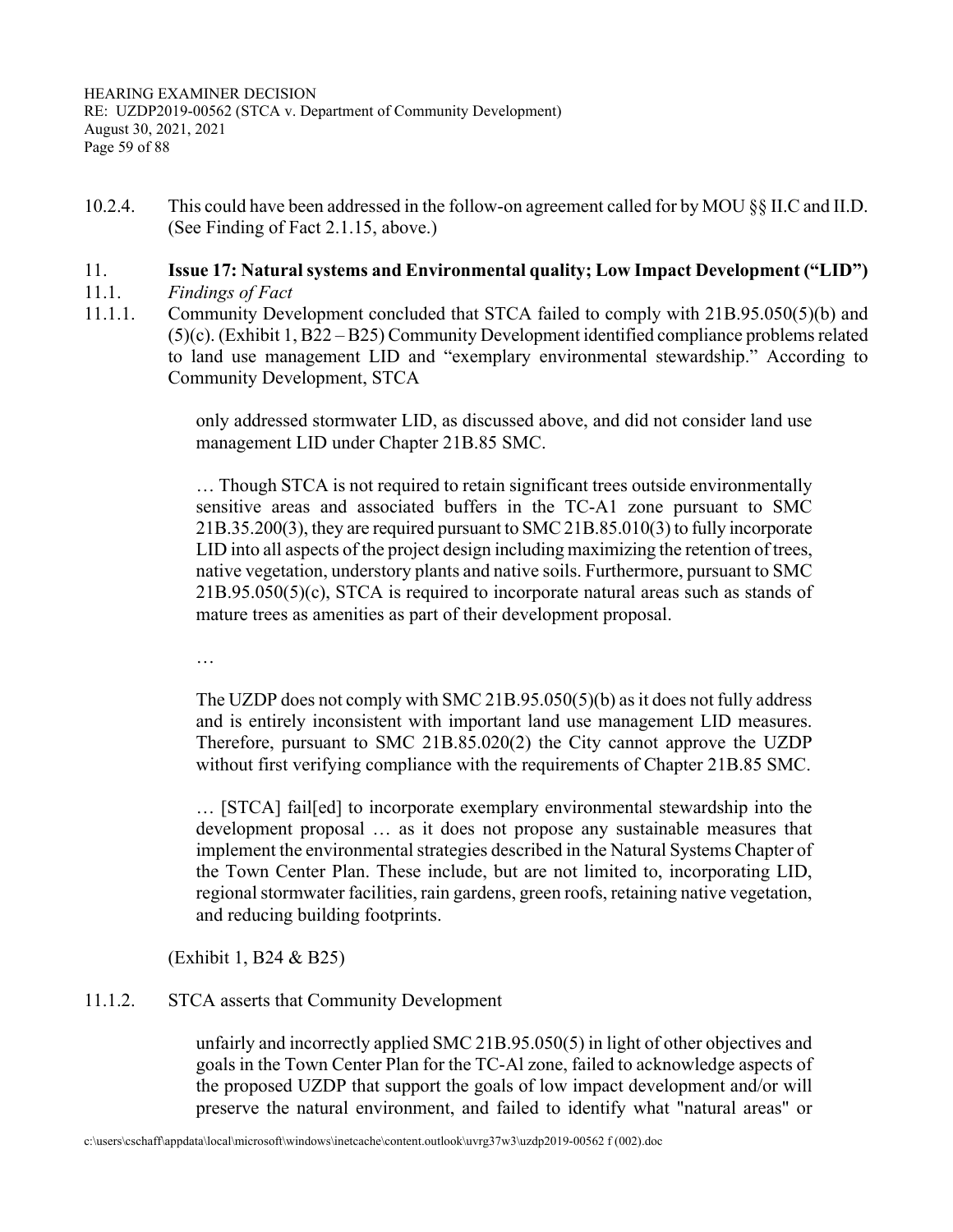10.2.4. This could have been addressed in the follow-on agreement called for by MOU §§ II.C and II.D. (See Finding of Fact 2.1.15, above.)

## 11. Issue 17: Natural systems and Environmental quality; Low Impact Development ("LID")

### 11.1. *Findings of Fact*

11.1.1. Community Development concluded that STCA failed to comply with 21B.95.050(5)(b) and (5)(c). (Exhibit 1, B22 – B25) Community Development identified compliance problems related to land use management LID and "exemplary environmental stewardship." According to Community Development, STCA

> only addressed stormwater LID, as discussed above, and did not consider land use management LID under Chapter 21B.85 SMC.
>
> … Though STCA is not required to retain significant trees outside environmentally sensitive areas and associated buffers in the TC-A1 zone pursuant to SMC 21B.35.200(3), they are required pursuant to SMC 21B.85.010(3) to fully incorporate LID into all aspects of the project design including maximizing the retention of trees, native vegetation, understory plants and native soils. Furthermore, pursuant to SMC 21B.95.050(5)(c), STCA is required to incorporate natural areas such as stands of mature trees as amenities as part of their development proposal.
>
> …
>
> The UZDP does not comply with SMC 21B.95.050(5)(b) as it does not fully address and is entirely inconsistent with important land use management LID measures. Therefore, pursuant to SMC 21B.85.020(2) the City cannot approve the UZDP without first verifying compliance with the requirements of Chapter 21B.85 SMC.
>
> … [STCA] fail[ed] to incorporate exemplary environmental stewardship into the development proposal … as it does not propose any sustainable measures that implement the environmental strategies described in the Natural Systems Chapter of the Town Center Plan. These include, but are not limited to, incorporating LID, regional stormwater facilities, rain gardens, green roofs, retaining native vegetation, and reducing building footprints.

(Exhibit 1, B24 & B25)

11.1.2. STCA asserts that Community Development

> unfairly and incorrectly applied SMC 21B.95.050(5) in light of other objectives and goals in the Town Center Plan for the TC-Al zone, failed to acknowledge aspects of the proposed UZDP that support the goals of low impact development and/or will preserve the natural environment, and failed to identify what "natural areas" or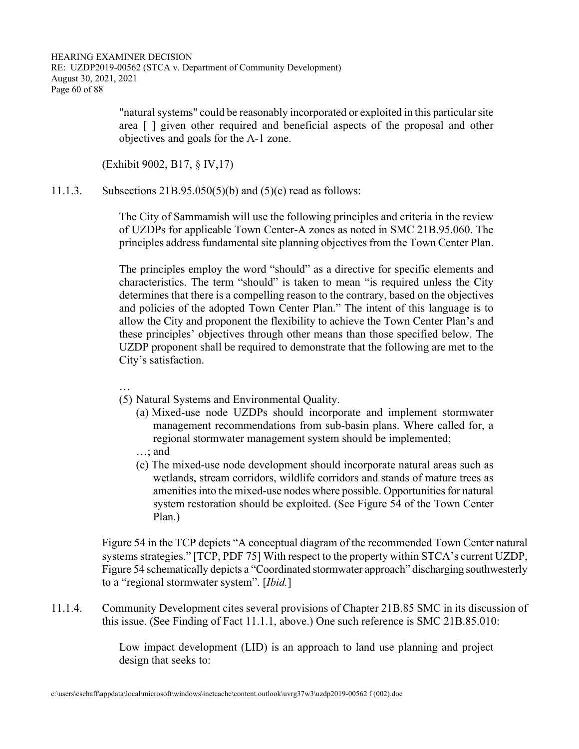> "natural systems" could be reasonably incorporated or exploited in this particular site area [ ] given other required and beneficial aspects of the proposal and other objectives and goals for the A-1 zone.

(Exhibit 9002, B17, § IV,17)

11.1.3. Subsections 21B.95.050(5)(b) and (5)(c) read as follows:

> The City of Sammamish will use the following principles and criteria in the review of UZDPs for applicable Town Center-A zones as noted in SMC 21B.95.060. The principles address fundamental site planning objectives from the Town Center Plan.
>
> The principles employ the word "should" as a directive for specific elements and characteristics. The term "should" is taken to mean "is required unless the City determines that there is a compelling reason to the contrary, based on the objectives and policies of the adopted Town Center Plan." The intent of this language is to allow the City and proponent the flexibility to achieve the Town Center Plan's and these principles' objectives through other means than those specified below. The UZDP proponent shall be required to demonstrate that the following are met to the City's satisfaction.
>
> …
>
> (5) Natural Systems and Environmental Quality.
>
> (a) Mixed-use node UZDPs should incorporate and implement stormwater management recommendations from sub-basin plans. Where called for, a regional stormwater management system should be implemented;
>
> …; and
>
> (c) The mixed-use node development should incorporate natural areas such as wetlands, stream corridors, wildlife corridors and stands of mature trees as amenities into the mixed-use nodes where possible. Opportunities for natural system restoration should be exploited. (See Figure 54 of the Town Center Plan.)

Figure 54 in the TCP depicts "A conceptual diagram of the recommended Town Center natural systems strategies." [TCP, PDF 75] With respect to the property within STCA's current UZDP, Figure 54 schematically depicts a "Coordinated stormwater approach" discharging southwesterly to a "regional stormwater system". [*Ibid.*]

11.1.4. Community Development cites several provisions of Chapter 21B.85 SMC in its discussion of this issue. (See Finding of Fact 11.1.1, above.) One such reference is SMC 21B.85.010:

> Low impact development (LID) is an approach to land use planning and project design that seeks to: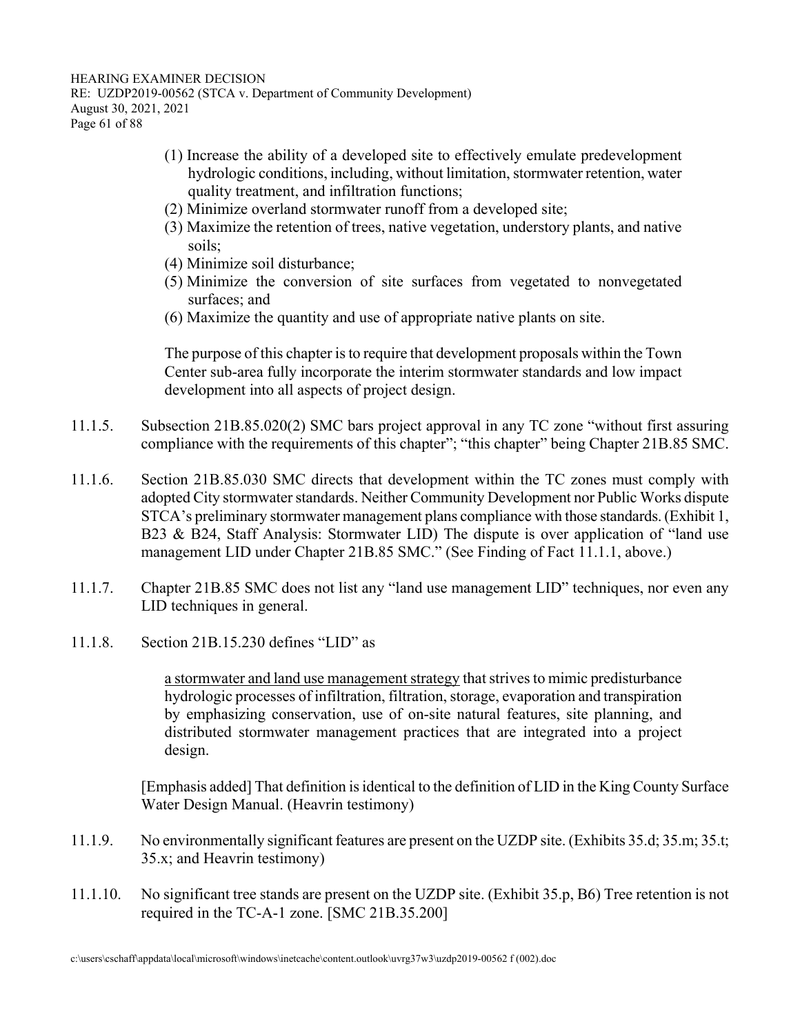(1) Increase the ability of a developed site to effectively emulate predevelopment hydrologic conditions, including, without limitation, stormwater retention, water quality treatment, and infiltration functions;
(2) Minimize overland stormwater runoff from a developed site;
(3) Maximize the retention of trees, native vegetation, understory plants, and native soils;
(4) Minimize soil disturbance;
(5) Minimize the conversion of site surfaces from vegetated to nonvegetated surfaces; and
(6) Maximize the quantity and use of appropriate native plants on site.

The purpose of this chapter is to require that development proposals within the Town Center sub-area fully incorporate the interim stormwater standards and low impact development into all aspects of project design.

11.1.5. Subsection 21B.85.020(2) SMC bars project approval in any TC zone "without first assuring compliance with the requirements of this chapter"; "this chapter" being Chapter 21B.85 SMC.

11.1.6. Section 21B.85.030 SMC directs that development within the TC zones must comply with adopted City stormwater standards. Neither Community Development nor Public Works dispute STCA's preliminary stormwater management plans compliance with those standards. (Exhibit 1, B23 & B24, Staff Analysis: Stormwater LID) The dispute is over application of "land use management LID under Chapter 21B.85 SMC." (See Finding of Fact 11.1.1, above.)

11.1.7. Chapter 21B.85 SMC does not list any "land use management LID" techniques, nor even any LID techniques in general.

11.1.8. Section 21B.15.230 defines "LID" as

> <u>a stormwater and land use management strategy</u> that strives to mimic predisturbance hydrologic processes of infiltration, filtration, storage, evaporation and transpiration by emphasizing conservation, use of on-site natural features, site planning, and distributed stormwater management practices that are integrated into a project design.

[Emphasis added] That definition is identical to the definition of LID in the King County Surface Water Design Manual. (Heavrin testimony)

11.1.9. No environmentally significant features are present on the UZDP site. (Exhibits 35.d; 35.m; 35.t; 35.x; and Heavrin testimony)

11.1.10. No significant tree stands are present on the UZDP site. (Exhibit 35.p, B6) Tree retention is not required in the TC-A-1 zone. [SMC 21B.35.200]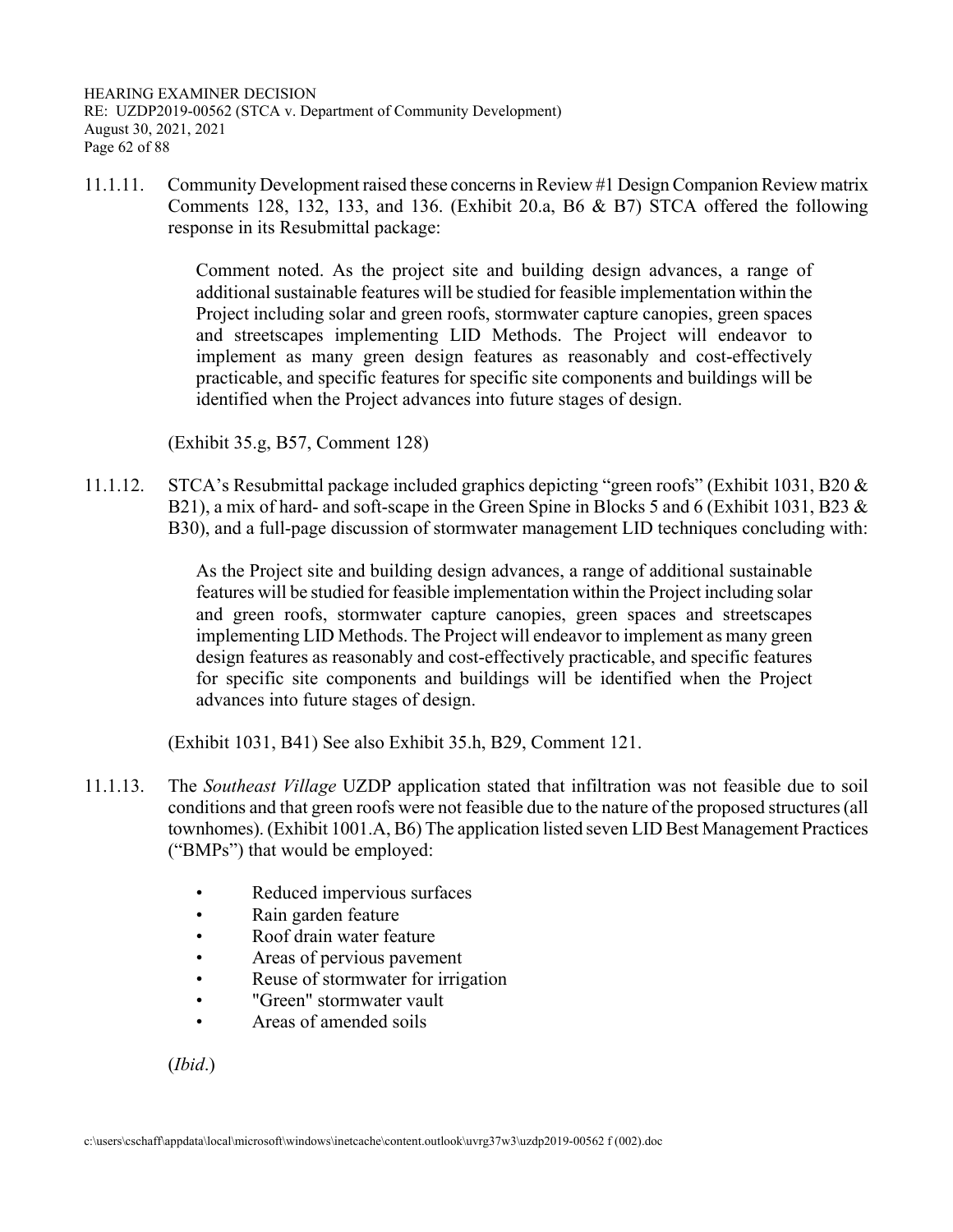11.1.11. Community Development raised these concerns in Review #1 Design Companion Review matrix Comments 128, 132, 133, and 136. (Exhibit 20.a, B6 & B7) STCA offered the following response in its Resubmittal package:

> Comment noted. As the project site and building design advances, a range of additional sustainable features will be studied for feasible implementation within the Project including solar and green roofs, stormwater capture canopies, green spaces and streetscapes implementing LID Methods. The Project will endeavor to implement as many green design features as reasonably and cost-effectively practicable, and specific features for specific site components and buildings will be identified when the Project advances into future stages of design.

(Exhibit 35.g, B57, Comment 128)

11.1.12. STCA's Resubmittal package included graphics depicting "green roofs" (Exhibit 1031, B20 & B21), a mix of hard- and soft-scape in the Green Spine in Blocks 5 and 6 (Exhibit 1031, B23 & B30), and a full-page discussion of stormwater management LID techniques concluding with:

> As the Project site and building design advances, a range of additional sustainable features will be studied for feasible implementation within the Project including solar and green roofs, stormwater capture canopies, green spaces and streetscapes implementing LID Methods. The Project will endeavor to implement as many green design features as reasonably and cost-effectively practicable, and specific features for specific site components and buildings will be identified when the Project advances into future stages of design.

(Exhibit 1031, B41) See also Exhibit 35.h, B29, Comment 121.

11.1.13. The *Southeast Village* UZDP application stated that infiltration was not feasible due to soil conditions and that green roofs were not feasible due to the nature of the proposed structures (all townhomes). (Exhibit 1001.A, B6) The application listed seven LID Best Management Practices ("BMPs") that would be employed:

- Reduced impervious surfaces
- Rain garden feature
- Roof drain water feature
- Areas of pervious pavement
- Reuse of stormwater for irrigation
- "Green" stormwater vault
- Areas of amended soils

(*Ibid*.)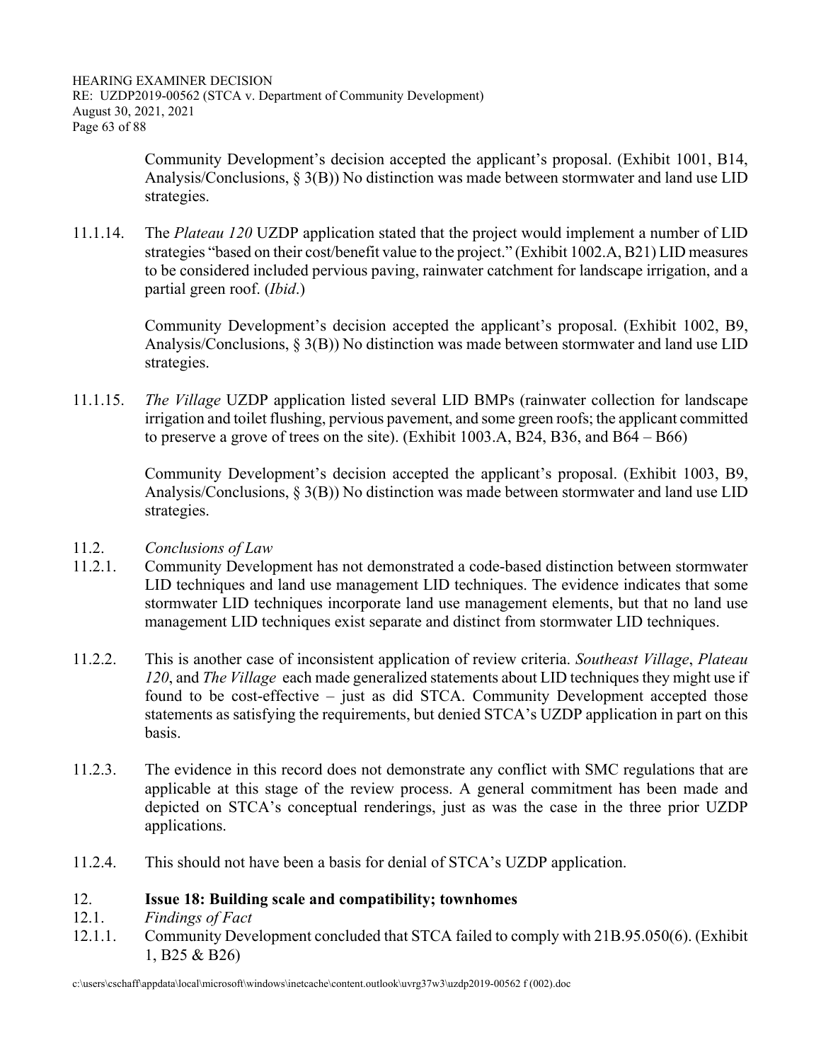Community Development's decision accepted the applicant's proposal. (Exhibit 1001, B14, Analysis/Conclusions, § 3(B)) No distinction was made between stormwater and land use LID strategies.

11.1.14. The *Plateau 120* UZDP application stated that the project would implement a number of LID strategies "based on their cost/benefit value to the project." (Exhibit 1002.A, B21) LID measures to be considered included pervious paving, rainwater catchment for landscape irrigation, and a partial green roof. (*Ibid*.)

Community Development's decision accepted the applicant's proposal. (Exhibit 1002, B9, Analysis/Conclusions, § 3(B)) No distinction was made between stormwater and land use LID strategies.

11.1.15. *The Village* UZDP application listed several LID BMPs (rainwater collection for landscape irrigation and toilet flushing, pervious pavement, and some green roofs; the applicant committed to preserve a grove of trees on the site). (Exhibit 1003.A, B24, B36, and B64 – B66)

Community Development's decision accepted the applicant's proposal. (Exhibit 1003, B9, Analysis/Conclusions, § 3(B)) No distinction was made between stormwater and land use LID strategies.

11.2. *Conclusions of Law*

11.2.1. Community Development has not demonstrated a code-based distinction between stormwater LID techniques and land use management LID techniques. The evidence indicates that some stormwater LID techniques incorporate land use management elements, but that no land use management LID techniques exist separate and distinct from stormwater LID techniques.

11.2.2. This is another case of inconsistent application of review criteria. *Southeast Village*, *Plateau 120*, and *The Village* each made generalized statements about LID techniques they might use if found to be cost-effective – just as did STCA. Community Development accepted those statements as satisfying the requirements, but denied STCA's UZDP application in part on this basis.

11.2.3. The evidence in this record does not demonstrate any conflict with SMC regulations that are applicable at this stage of the review process. A general commitment has been made and depicted on STCA's conceptual renderings, just as was the case in the three prior UZDP applications.

11.2.4. This should not have been a basis for denial of STCA's UZDP application.

## 12. Issue 18: Building scale and compatibility; townhomes

12.1. *Findings of Fact*

12.1.1. Community Development concluded that STCA failed to comply with 21B.95.050(6). (Exhibit 1, B25 & B26)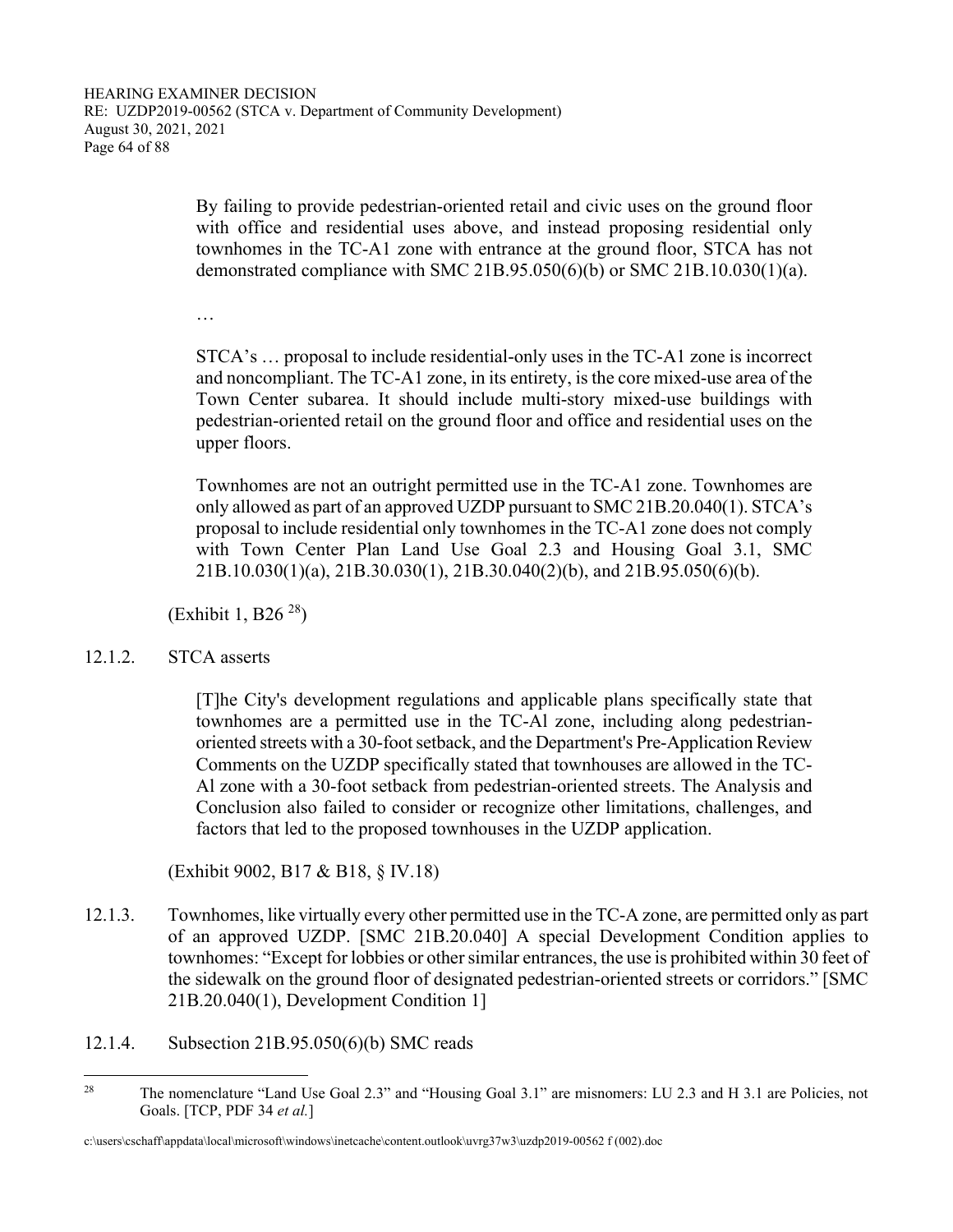> By failing to provide pedestrian-oriented retail and civic uses on the ground floor with office and residential uses above, and instead proposing residential only townhomes in the TC-A1 zone with entrance at the ground floor, STCA has not demonstrated compliance with SMC 21B.95.050(6)(b) or SMC 21B.10.030(1)(a).
>
> …
>
> STCA's … proposal to include residential-only uses in the TC-A1 zone is incorrect and noncompliant. The TC-A1 zone, in its entirety, is the core mixed-use area of the Town Center subarea. It should include multi-story mixed-use buildings with pedestrian-oriented retail on the ground floor and office and residential uses on the upper floors.
>
> Townhomes are not an outright permitted use in the TC-A1 zone. Townhomes are only allowed as part of an approved UZDP pursuant to SMC 21B.20.040(1). STCA's proposal to include residential only townhomes in the TC-A1 zone does not comply with Town Center Plan Land Use Goal 2.3 and Housing Goal 3.1, SMC 21B.10.030(1)(a), 21B.30.030(1), 21B.30.040(2)(b), and 21B.95.050(6)(b).

(Exhibit 1, B26 [28])

12.1.2. STCA asserts

> [T]he City's development regulations and applicable plans specifically state that townhomes are a permitted use in the TC-Al zone, including along pedestrian-oriented streets with a 30-foot setback, and the Department's Pre-Application Review Comments on the UZDP specifically stated that townhouses are allowed in the TC-Al zone with a 30-foot setback from pedestrian-oriented streets. The Analysis and Conclusion also failed to consider or recognize other limitations, challenges, and factors that led to the proposed townhouses in the UZDP application.

(Exhibit 9002, B17 & B18, § IV.18)

12.1.3. Townhomes, like virtually every other permitted use in the TC-A zone, are permitted only as part of an approved UZDP. [SMC 21B.20.040] A special Development Condition applies to townhomes: "Except for lobbies or other similar entrances, the use is prohibited within 30 feet of the sidewalk on the ground floor of designated pedestrian-oriented streets or corridors." [SMC 21B.20.040(1), Development Condition 1]

12.1.4. Subsection 21B.95.050(6)(b) SMC reads

---

[28] The nomenclature "Land Use Goal 2.3" and "Housing Goal 3.1" are misnomers: LU 2.3 and H 3.1 are Policies, not Goals. [TCP, PDF 34 *et al.*]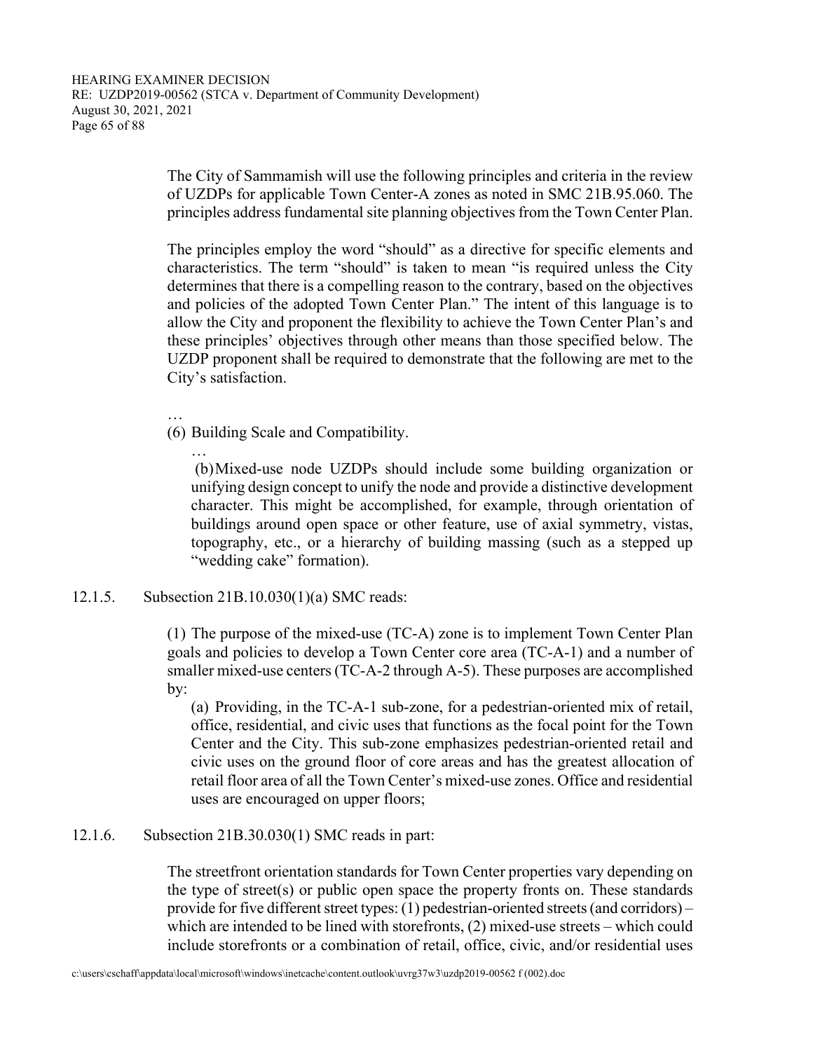The City of Sammamish will use the following principles and criteria in the review of UZDPs for applicable Town Center-A zones as noted in SMC 21B.95.060. The principles address fundamental site planning objectives from the Town Center Plan.

The principles employ the word "should" as a directive for specific elements and characteristics. The term "should" is taken to mean "is required unless the City determines that there is a compelling reason to the contrary, based on the objectives and policies of the adopted Town Center Plan." The intent of this language is to allow the City and proponent the flexibility to achieve the Town Center Plan's and these principles' objectives through other means than those specified below. The UZDP proponent shall be required to demonstrate that the following are met to the City's satisfaction.

…

(6) Building Scale and Compatibility.

…

(b) Mixed-use node UZDPs should include some building organization or unifying design concept to unify the node and provide a distinctive development character. This might be accomplished, for example, through orientation of buildings around open space or other feature, use of axial symmetry, vistas, topography, etc., or a hierarchy of building massing (such as a stepped up "wedding cake" formation).

12.1.5. Subsection 21B.10.030(1)(a) SMC reads:

(1) The purpose of the mixed-use (TC-A) zone is to implement Town Center Plan goals and policies to develop a Town Center core area (TC-A-1) and a number of smaller mixed-use centers (TC-A-2 through A-5). These purposes are accomplished by:

(a) Providing, in the TC-A-1 sub-zone, for a pedestrian-oriented mix of retail, office, residential, and civic uses that functions as the focal point for the Town Center and the City. This sub-zone emphasizes pedestrian-oriented retail and civic uses on the ground floor of core areas and has the greatest allocation of retail floor area of all the Town Center's mixed-use zones. Office and residential uses are encouraged on upper floors;

12.1.6. Subsection 21B.30.030(1) SMC reads in part:

The streetfront orientation standards for Town Center properties vary depending on the type of street(s) or public open space the property fronts on. These standards provide for five different street types: (1) pedestrian-oriented streets (and corridors) – which are intended to be lined with storefronts, (2) mixed-use streets – which could include storefronts or a combination of retail, office, civic, and/or residential uses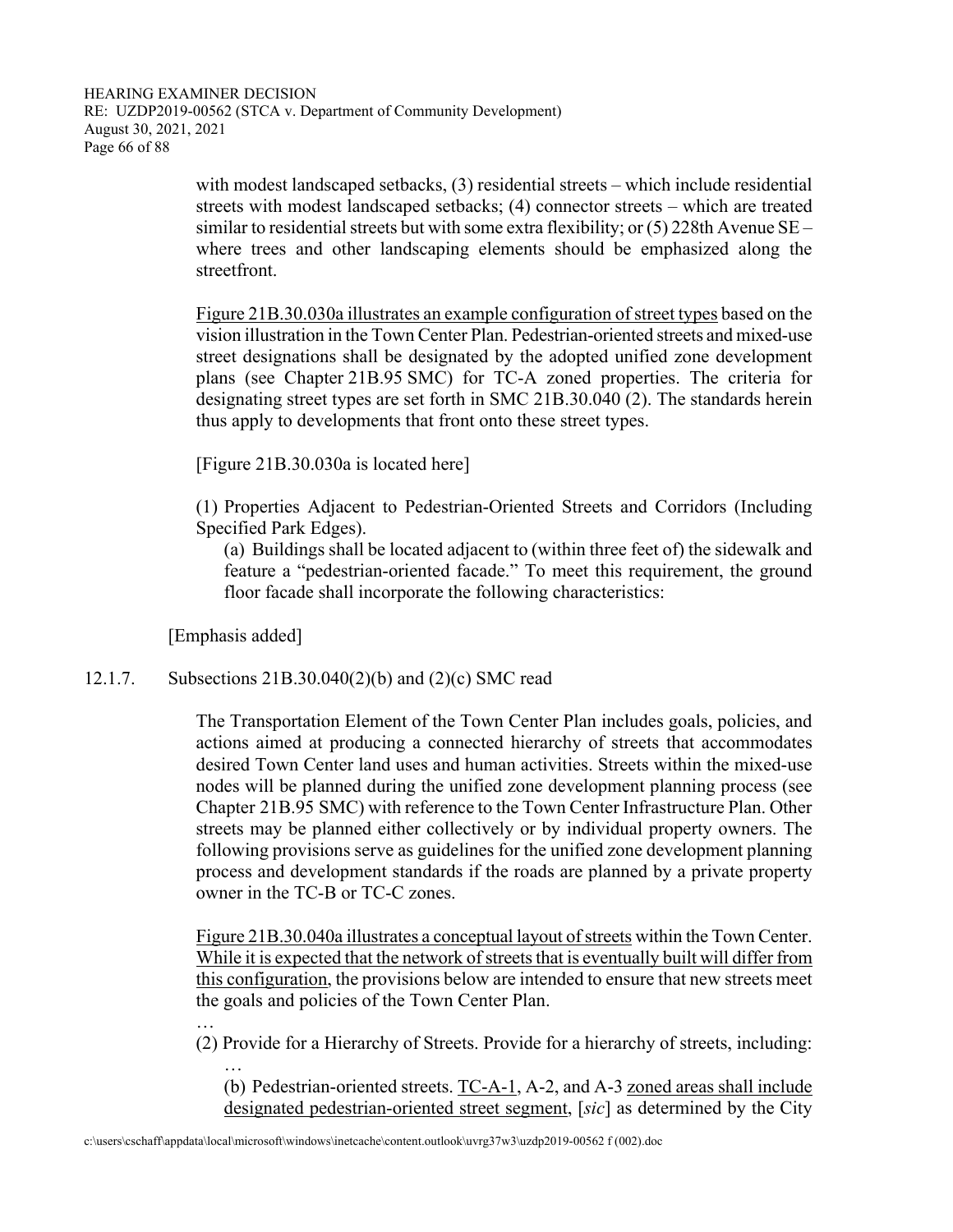with modest landscaped setbacks, (3) residential streets – which include residential streets with modest landscaped setbacks; (4) connector streets – which are treated similar to residential streets but with some extra flexibility; or (5) 228th Avenue SE – where trees and other landscaping elements should be emphasized along the streetfront.

<u>Figure 21B.30.030a illustrates an example configuration of street types</u> based on the vision illustration in the Town Center Plan. Pedestrian-oriented streets and mixed-use street designations shall be designated by the adopted unified zone development plans (see Chapter 21B.95 SMC) for TC-A zoned properties. The criteria for designating street types are set forth in SMC 21B.30.040 (2). The standards herein thus apply to developments that front onto these street types.

[Figure 21B.30.030a is located here]

(1) Properties Adjacent to Pedestrian-Oriented Streets and Corridors (Including Specified Park Edges).

(a) Buildings shall be located adjacent to (within three feet of) the sidewalk and feature a "pedestrian-oriented facade." To meet this requirement, the ground floor facade shall incorporate the following characteristics:

[Emphasis added]

12.1.7. Subsections 21B.30.040(2)(b) and (2)(c) SMC read

The Transportation Element of the Town Center Plan includes goals, policies, and actions aimed at producing a connected hierarchy of streets that accommodates desired Town Center land uses and human activities. Streets within the mixed-use nodes will be planned during the unified zone development planning process (see Chapter 21B.95 SMC) with reference to the Town Center Infrastructure Plan. Other streets may be planned either collectively or by individual property owners. The following provisions serve as guidelines for the unified zone development planning process and development standards if the roads are planned by a private property owner in the TC-B or TC-C zones.

<u>Figure 21B.30.040a illustrates a conceptual layout of streets</u> within the Town Center. <u>While it is expected that the network of streets that is eventually built will differ from this configuration</u>, the provisions below are intended to ensure that new streets meet the goals and policies of the Town Center Plan.

…

(2) Provide for a Hierarchy of Streets. Provide for a hierarchy of streets, including:

…

(b) Pedestrian-oriented streets. <u>TC-A-1</u>, A-2, and A-3 <u>zoned areas shall include designated pedestrian-oriented street segment</u>, [*sic*] as determined by the City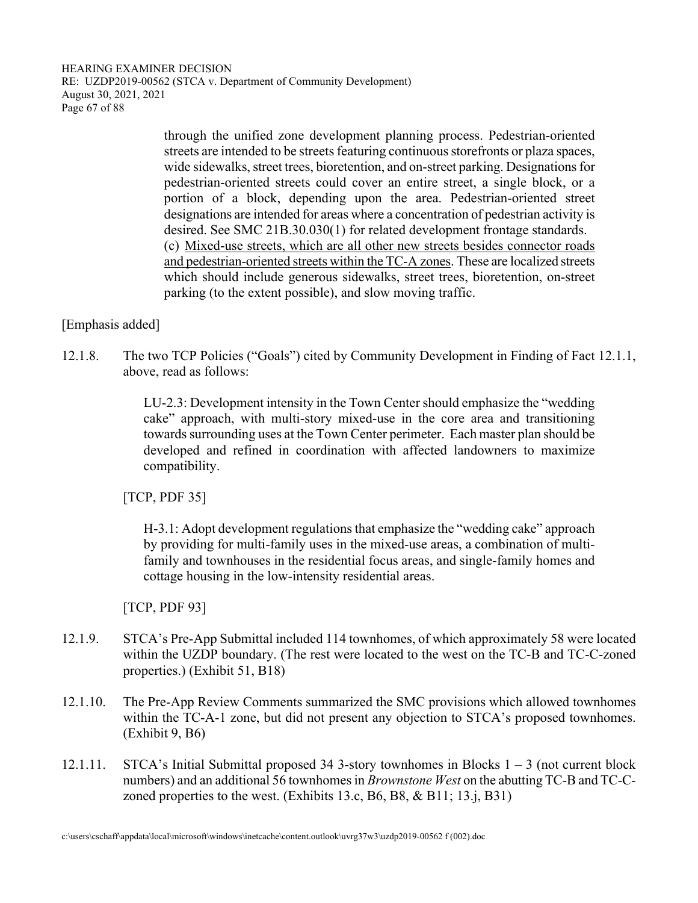> through the unified zone development planning process. Pedestrian-oriented streets are intended to be streets featuring continuous storefronts or plaza spaces, wide sidewalks, street trees, bioretention, and on-street parking. Designations for pedestrian-oriented streets could cover an entire street, a single block, or a portion of a block, depending upon the area. Pedestrian-oriented street designations are intended for areas where a concentration of pedestrian activity is desired. See SMC 21B.30.030(1) for related development frontage standards.
>
> (c) <u>Mixed-use streets, which are all other new streets besides connector roads and pedestrian-oriented streets within the TC-A zones</u>. These are localized streets which should include generous sidewalks, street trees, bioretention, on-street parking (to the extent possible), and slow moving traffic.

[Emphasis added]

12.1.8. The two TCP Policies ("Goals") cited by Community Development in Finding of Fact 12.1.1, above, read as follows:

> LU-2.3: Development intensity in the Town Center should emphasize the "wedding cake" approach, with multi-story mixed-use in the core area and transitioning towards surrounding uses at the Town Center perimeter. Each master plan should be developed and refined in coordination with affected landowners to maximize compatibility.

[TCP, PDF 35]

> H-3.1: Adopt development regulations that emphasize the "wedding cake" approach by providing for multi-family uses in the mixed-use areas, a combination of multi-family and townhouses in the residential focus areas, and single-family homes and cottage housing in the low-intensity residential areas.

[TCP, PDF 93]

12.1.9. STCA's Pre-App Submittal included 114 townhomes, of which approximately 58 were located within the UZDP boundary. (The rest were located to the west on the TC-B and TC-C-zoned properties.) (Exhibit 51, B18)

12.1.10. The Pre-App Review Comments summarized the SMC provisions which allowed townhomes within the TC-A-1 zone, but did not present any objection to STCA's proposed townhomes. (Exhibit 9, B6)

12.1.11. STCA's Initial Submittal proposed 34 3-story townhomes in Blocks 1 – 3 (not current block numbers) and an additional 56 townhomes in *Brownstone West* on the abutting TC-B and TC-C-zoned properties to the west. (Exhibits 13.c, B6, B8, & B11; 13.j, B31)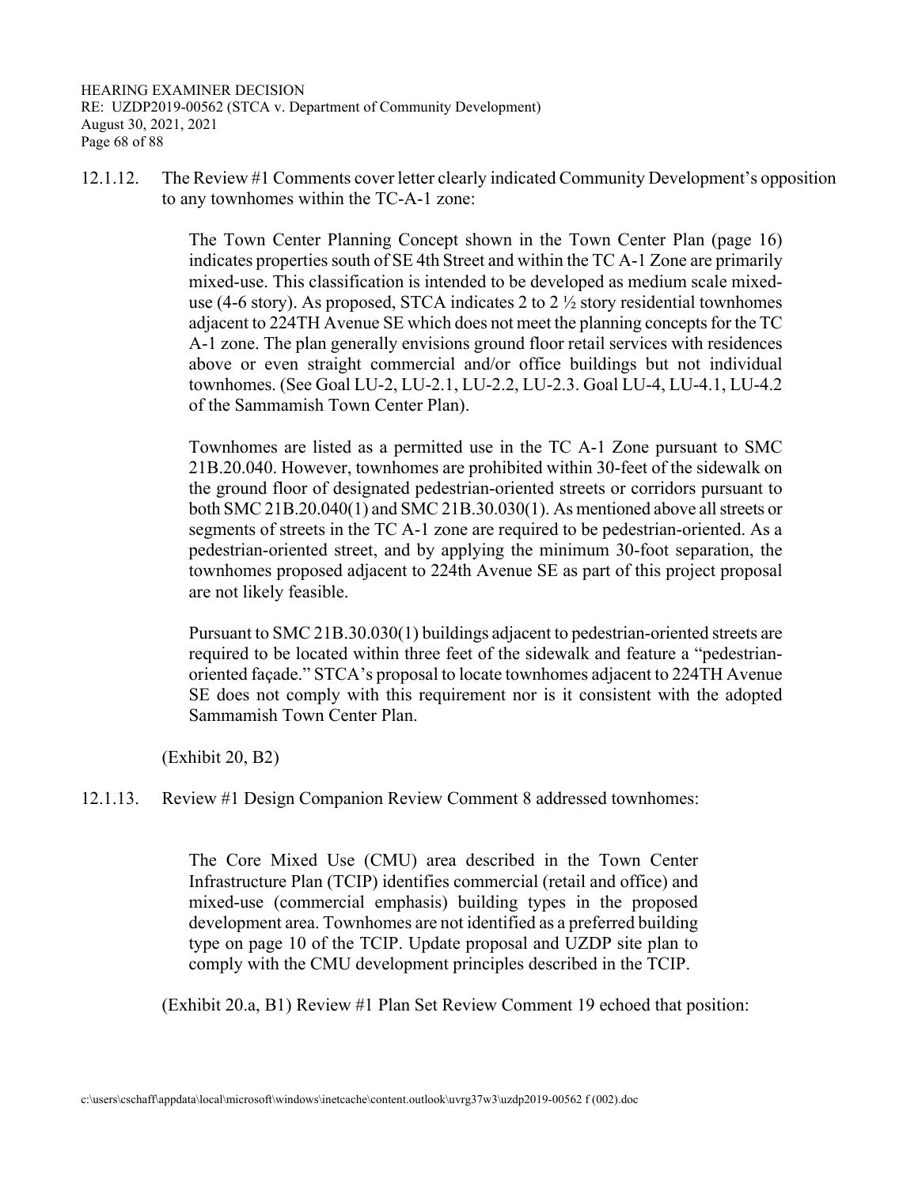12.1.12. The Review #1 Comments cover letter clearly indicated Community Development's opposition to any townhomes within the TC-A-1 zone:

> The Town Center Planning Concept shown in the Town Center Plan (page 16) indicates properties south of SE 4th Street and within the TC A-1 Zone are primarily mixed-use. This classification is intended to be developed as medium scale mixed-use (4-6 story). As proposed, STCA indicates 2 to 2 ½ story residential townhomes adjacent to 224TH Avenue SE which does not meet the planning concepts for the TC A-1 zone. The plan generally envisions ground floor retail services with residences above or even straight commercial and/or office buildings but not individual townhomes. (See Goal LU-2, LU-2.1, LU-2.2, LU-2.3. Goal LU-4, LU-4.1, LU-4.2 of the Sammamish Town Center Plan).
>
> Townhomes are listed as a permitted use in the TC A-1 Zone pursuant to SMC 21B.20.040. However, townhomes are prohibited within 30-feet of the sidewalk on the ground floor of designated pedestrian-oriented streets or corridors pursuant to both SMC 21B.20.040(1) and SMC 21B.30.030(1). As mentioned above all streets or segments of streets in the TC A-1 zone are required to be pedestrian-oriented. As a pedestrian-oriented street, and by applying the minimum 30-foot separation, the townhomes proposed adjacent to 224th Avenue SE as part of this project proposal are not likely feasible.
>
> Pursuant to SMC 21B.30.030(1) buildings adjacent to pedestrian-oriented streets are required to be located within three feet of the sidewalk and feature a "pedestrian-oriented façade." STCA's proposal to locate townhomes adjacent to 224TH Avenue SE does not comply with this requirement nor is it consistent with the adopted Sammamish Town Center Plan.

(Exhibit 20, B2)

12.1.13. Review #1 Design Companion Review Comment 8 addressed townhomes:

> The Core Mixed Use (CMU) area described in the Town Center Infrastructure Plan (TCIP) identifies commercial (retail and office) and mixed-use (commercial emphasis) building types in the proposed development area. Townhomes are not identified as a preferred building type on page 10 of the TCIP. Update proposal and UZDP site plan to comply with the CMU development principles described in the TCIP.

(Exhibit 20.a, B1) Review #1 Plan Set Review Comment 19 echoed that position: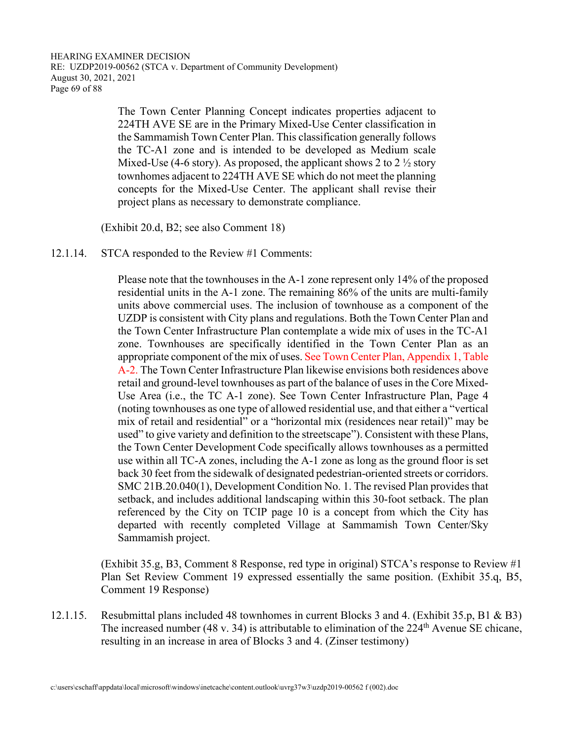> The Town Center Planning Concept indicates properties adjacent to 224TH AVE SE are in the Primary Mixed-Use Center classification in the Sammamish Town Center Plan. This classification generally follows the TC-A1 zone and is intended to be developed as Medium scale Mixed-Use (4-6 story). As proposed, the applicant shows 2 to 2 ½ story townhomes adjacent to 224TH AVE SE which do not meet the planning concepts for the Mixed-Use Center. The applicant shall revise their project plans as necessary to demonstrate compliance.

(Exhibit 20.d, B2; see also Comment 18)

12.1.14. STCA responded to the Review #1 Comments:

> Please note that the townhouses in the A-1 zone represent only 14% of the proposed residential units in the A-1 zone. The remaining 86% of the units are multi-family units above commercial uses. The inclusion of townhouse as a component of the UZDP is consistent with City plans and regulations. Both the Town Center Plan and the Town Center Infrastructure Plan contemplate a wide mix of uses in the TC-A1 zone. Townhouses are specifically identified in the Town Center Plan as an appropriate component of the mix of uses. See Town Center Plan, Appendix 1, Table A-2. The Town Center Infrastructure Plan likewise envisions both residences above retail and ground-level townhouses as part of the balance of uses in the Core Mixed-Use Area (i.e., the TC A-1 zone). See Town Center Infrastructure Plan, Page 4 (noting townhouses as one type of allowed residential use, and that either a "vertical mix of retail and residential" or a "horizontal mix (residences near retail)" may be used" to give variety and definition to the streetscape"). Consistent with these Plans, the Town Center Development Code specifically allows townhouses as a permitted use within all TC-A zones, including the A-1 zone as long as the ground floor is set back 30 feet from the sidewalk of designated pedestrian-oriented streets or corridors. SMC 21B.20.040(1), Development Condition No. 1. The revised Plan provides that setback, and includes additional landscaping within this 30-foot setback. The plan referenced by the City on TCIP page 10 is a concept from which the City has departed with recently completed Village at Sammamish Town Center/Sky Sammamish project.

(Exhibit 35.g, B3, Comment 8 Response, red type in original) STCA's response to Review #1 Plan Set Review Comment 19 expressed essentially the same position. (Exhibit 35.q, B5, Comment 19 Response)

12.1.15. Resubmittal plans included 48 townhomes in current Blocks 3 and 4. (Exhibit 35.p, B1 & B3) The increased number (48 v. 34) is attributable to elimination of the 224th Avenue SE chicane, resulting in an increase in area of Blocks 3 and 4. (Zinser testimony)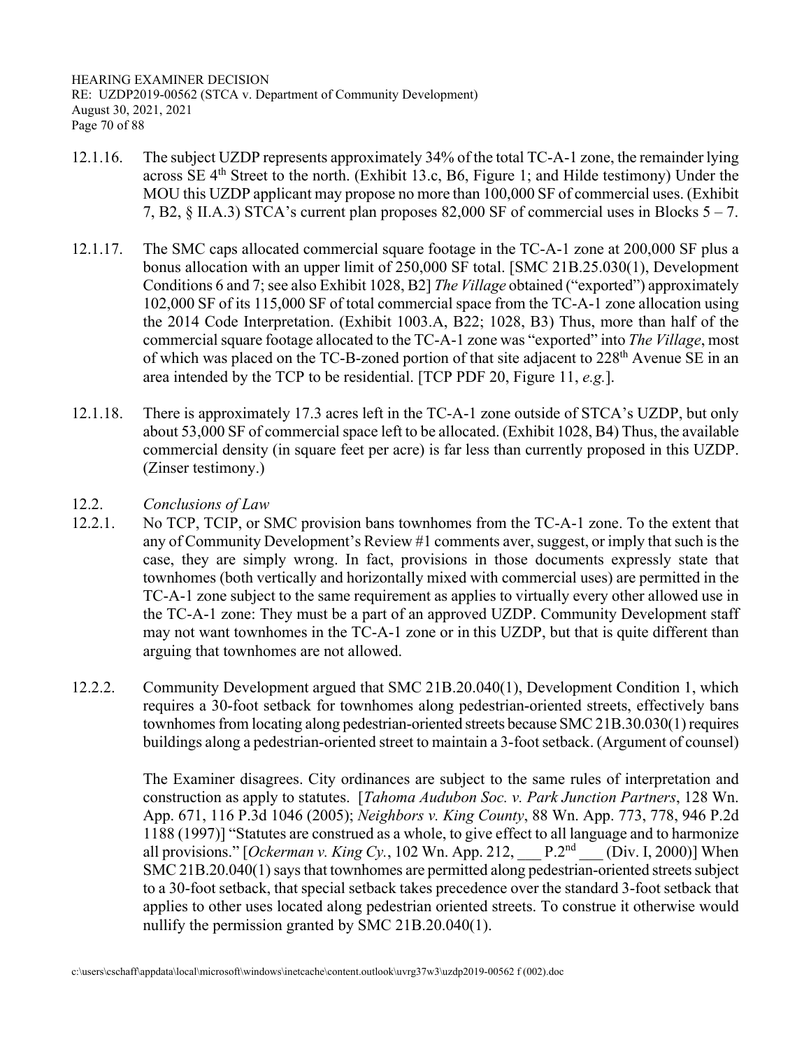12.1.16. The subject UZDP represents approximately 34% of the total TC-A-1 zone, the remainder lying across SE 4th Street to the north. (Exhibit 13.c, B6, Figure 1; and Hilde testimony) Under the MOU this UZDP applicant may propose no more than 100,000 SF of commercial uses. (Exhibit 7, B2, § II.A.3) STCA's current plan proposes 82,000 SF of commercial uses in Blocks 5 – 7.

12.1.17. The SMC caps allocated commercial square footage in the TC-A-1 zone at 200,000 SF plus a bonus allocation with an upper limit of 250,000 SF total. [SMC 21B.25.030(1), Development Conditions 6 and 7; see also Exhibit 1028, B2] *The Village* obtained ("exported") approximately 102,000 SF of its 115,000 SF of total commercial space from the TC-A-1 zone allocation using the 2014 Code Interpretation. (Exhibit 1003.A, B22; 1028, B3) Thus, more than half of the commercial square footage allocated to the TC-A-1 zone was "exported" into *The Village*, most of which was placed on the TC-B-zoned portion of that site adjacent to 228th Avenue SE in an area intended by the TCP to be residential. [TCP PDF 20, Figure 11, *e.g.*].

12.1.18. There is approximately 17.3 acres left in the TC-A-1 zone outside of STCA's UZDP, but only about 53,000 SF of commercial space left to be allocated. (Exhibit 1028, B4) Thus, the available commercial density (in square feet per acre) is far less than currently proposed in this UZDP. (Zinser testimony.)

12.2. *Conclusions of Law*

12.2.1. No TCP, TCIP, or SMC provision bans townhomes from the TC-A-1 zone. To the extent that any of Community Development's Review #1 comments aver, suggest, or imply that such is the case, they are simply wrong. In fact, provisions in those documents expressly state that townhomes (both vertically and horizontally mixed with commercial uses) are permitted in the TC-A-1 zone subject to the same requirement as applies to virtually every other allowed use in the TC-A-1 zone: They must be a part of an approved UZDP. Community Development staff may not want townhomes in the TC-A-1 zone or in this UZDP, but that is quite different than arguing that townhomes are not allowed.

12.2.2. Community Development argued that SMC 21B.20.040(1), Development Condition 1, which requires a 30-foot setback for townhomes along pedestrian-oriented streets, effectively bans townhomes from locating along pedestrian-oriented streets because SMC 21B.30.030(1) requires buildings along a pedestrian-oriented street to maintain a 3-foot setback. (Argument of counsel)

The Examiner disagrees. City ordinances are subject to the same rules of interpretation and construction as apply to statutes. [*Tahoma Audubon Soc. v. Park Junction Partners*, 128 Wn. App. 671, 116 P.3d 1046 (2005); *Neighbors v. King County*, 88 Wn. App. 773, 778, 946 P.2d 1188 (1997)] "Statutes are construed as a whole, to give effect to all language and to harmonize all provisions." [*Ockerman v. King Cy.*, 102 Wn. App. 212, ___ P.2nd ___ (Div. I, 2000)] When SMC 21B.20.040(1) says that townhomes are permitted along pedestrian-oriented streets subject to a 30-foot setback, that special setback takes precedence over the standard 3-foot setback that applies to other uses located along pedestrian oriented streets. To construe it otherwise would nullify the permission granted by SMC 21B.20.040(1).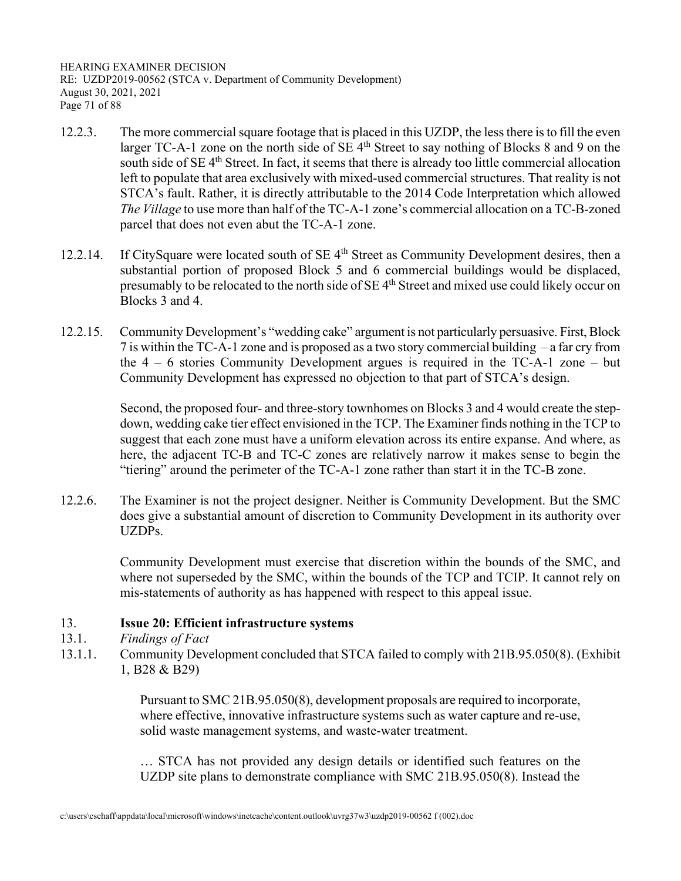12.2.3. The more commercial square footage that is placed in this UZDP, the less there is to fill the even larger TC-A-1 zone on the north side of SE 4th Street to say nothing of Blocks 8 and 9 on the south side of SE 4th Street. In fact, it seems that there is already too little commercial allocation left to populate that area exclusively with mixed-used commercial structures. That reality is not STCA's fault. Rather, it is directly attributable to the 2014 Code Interpretation which allowed *The Village* to use more than half of the TC-A-1 zone's commercial allocation on a TC-B-zoned parcel that does not even abut the TC-A-1 zone.

12.2.14. If CitySquare were located south of SE 4th Street as Community Development desires, then a substantial portion of proposed Block 5 and 6 commercial buildings would be displaced, presumably to be relocated to the north side of SE 4th Street and mixed use could likely occur on Blocks 3 and 4.

12.2.15. Community Development's "wedding cake" argument is not particularly persuasive. First, Block 7 is within the TC-A-1 zone and is proposed as a two story commercial building – a far cry from the 4 – 6 stories Community Development argues is required in the TC-A-1 zone – but Community Development has expressed no objection to that part of STCA's design.

Second, the proposed four- and three-story townhomes on Blocks 3 and 4 would create the step-down, wedding cake tier effect envisioned in the TCP. The Examiner finds nothing in the TCP to suggest that each zone must have a uniform elevation across its entire expanse. And where, as here, the adjacent TC-B and TC-C zones are relatively narrow it makes sense to begin the "tiering" around the perimeter of the TC-A-1 zone rather than start it in the TC-B zone.

12.2.6. The Examiner is not the project designer. Neither is Community Development. But the SMC does give a substantial amount of discretion to Community Development in its authority over UZDPs.

Community Development must exercise that discretion within the bounds of the SMC, and where not superseded by the SMC, within the bounds of the TCP and TCIP. It cannot rely on mis-statements of authority as has happened with respect to this appeal issue.

## 13. Issue 20: Efficient infrastructure systems

13.1. *Findings of Fact*

13.1.1. Community Development concluded that STCA failed to comply with 21B.95.050(8). (Exhibit 1, B28 & B29)

> Pursuant to SMC 21B.95.050(8), development proposals are required to incorporate, where effective, innovative infrastructure systems such as water capture and re-use, solid waste management systems, and waste-water treatment.
>
> … STCA has not provided any design details or identified such features on the UZDP site plans to demonstrate compliance with SMC 21B.95.050(8). Instead the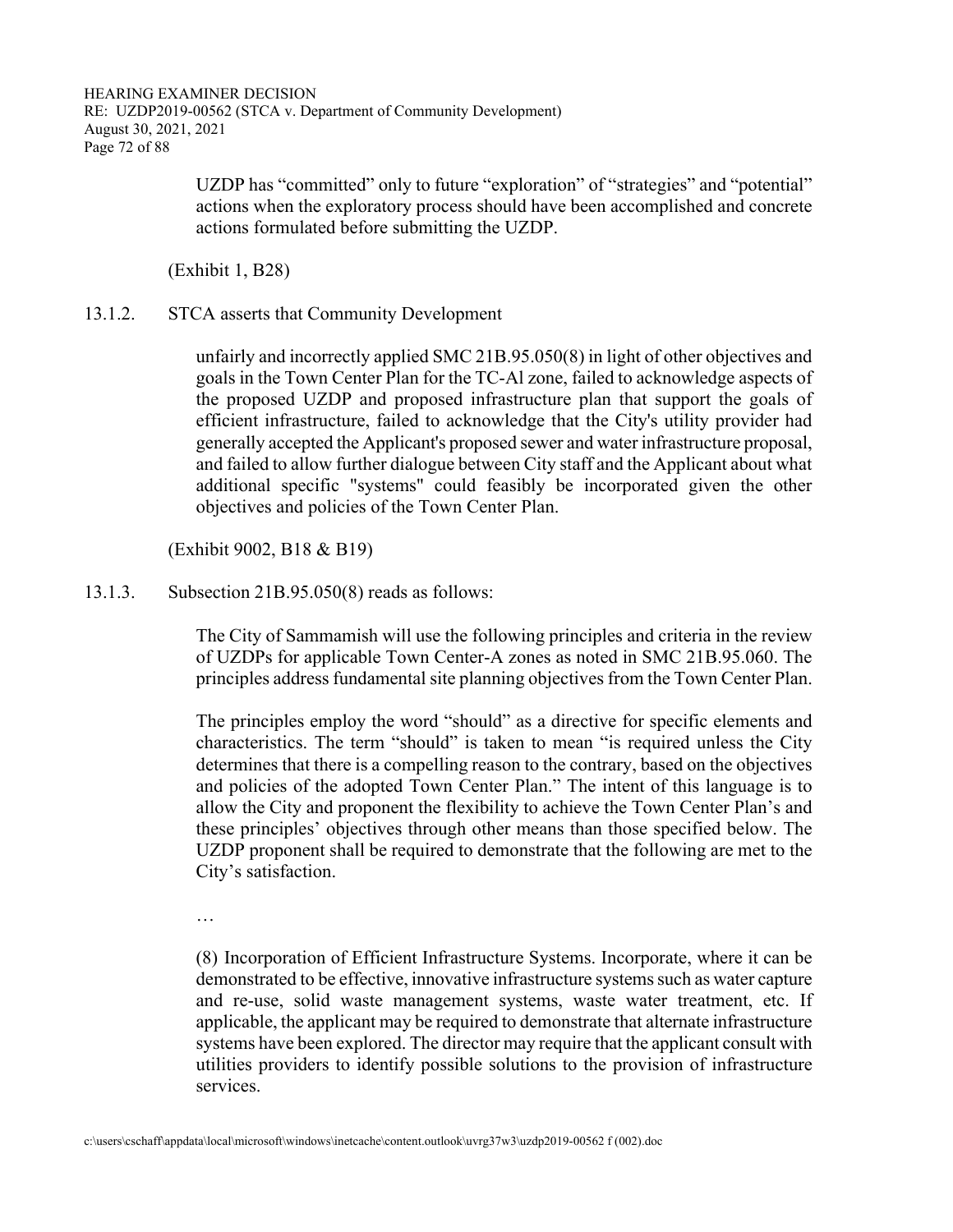> UZDP has "committed" only to future "exploration" of "strategies" and "potential" actions when the exploratory process should have been accomplished and concrete actions formulated before submitting the UZDP.

(Exhibit 1, B28)

13.1.2. STCA asserts that Community Development

> unfairly and incorrectly applied SMC 21B.95.050(8) in light of other objectives and goals in the Town Center Plan for the TC-Al zone, failed to acknowledge aspects of the proposed UZDP and proposed infrastructure plan that support the goals of efficient infrastructure, failed to acknowledge that the City's utility provider had generally accepted the Applicant's proposed sewer and water infrastructure proposal, and failed to allow further dialogue between City staff and the Applicant about what additional specific "systems" could feasibly be incorporated given the other objectives and policies of the Town Center Plan.

(Exhibit 9002, B18 & B19)

13.1.3. Subsection 21B.95.050(8) reads as follows:

> The City of Sammamish will use the following principles and criteria in the review of UZDPs for applicable Town Center-A zones as noted in SMC 21B.95.060. The principles address fundamental site planning objectives from the Town Center Plan.
>
> The principles employ the word "should" as a directive for specific elements and characteristics. The term "should" is taken to mean "is required unless the City determines that there is a compelling reason to the contrary, based on the objectives and policies of the adopted Town Center Plan." The intent of this language is to allow the City and proponent the flexibility to achieve the Town Center Plan's and these principles' objectives through other means than those specified below. The UZDP proponent shall be required to demonstrate that the following are met to the City's satisfaction.
>
> …
>
> (8) Incorporation of Efficient Infrastructure Systems. Incorporate, where it can be demonstrated to be effective, innovative infrastructure systems such as water capture and re-use, solid waste management systems, waste water treatment, etc. If applicable, the applicant may be required to demonstrate that alternate infrastructure systems have been explored. The director may require that the applicant consult with utilities providers to identify possible solutions to the provision of infrastructure services.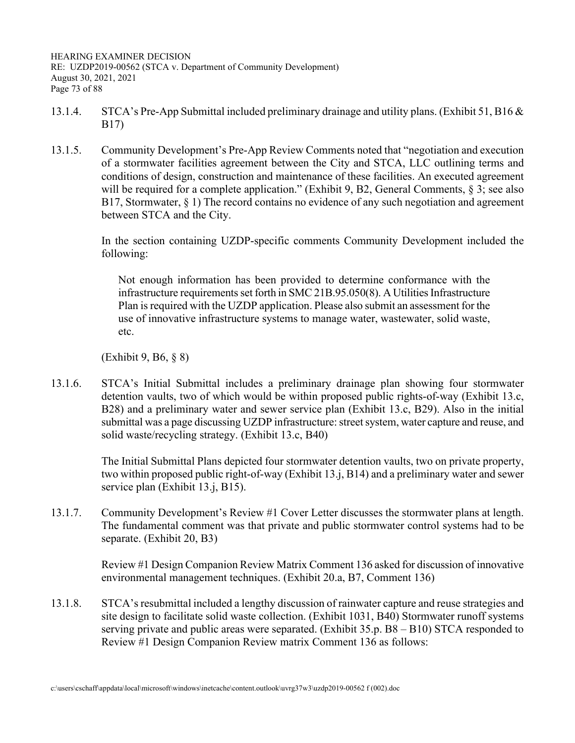13.1.4. STCA's Pre-App Submittal included preliminary drainage and utility plans. (Exhibit 51, B16 & B17)

13.1.5. Community Development's Pre-App Review Comments noted that "negotiation and execution of a stormwater facilities agreement between the City and STCA, LLC outlining terms and conditions of design, construction and maintenance of these facilities. An executed agreement will be required for a complete application." (Exhibit 9, B2, General Comments, § 3; see also B17, Stormwater, § 1) The record contains no evidence of any such negotiation and agreement between STCA and the City.

In the section containing UZDP-specific comments Community Development included the following:

> Not enough information has been provided to determine conformance with the infrastructure requirements set forth in SMC 21B.95.050(8). A Utilities Infrastructure Plan is required with the UZDP application. Please also submit an assessment for the use of innovative infrastructure systems to manage water, wastewater, solid waste, etc.

(Exhibit 9, B6, § 8)

13.1.6. STCA's Initial Submittal includes a preliminary drainage plan showing four stormwater detention vaults, two of which would be within proposed public rights-of-way (Exhibit 13.c, B28) and a preliminary water and sewer service plan (Exhibit 13.c, B29). Also in the initial submittal was a page discussing UZDP infrastructure: street system, water capture and reuse, and solid waste/recycling strategy. (Exhibit 13.c, B40)

The Initial Submittal Plans depicted four stormwater detention vaults, two on private property, two within proposed public right-of-way (Exhibit 13.j, B14) and a preliminary water and sewer service plan (Exhibit 13.j, B15).

13.1.7. Community Development's Review #1 Cover Letter discusses the stormwater plans at length. The fundamental comment was that private and public stormwater control systems had to be separate. (Exhibit 20, B3)

Review #1 Design Companion Review Matrix Comment 136 asked for discussion of innovative environmental management techniques. (Exhibit 20.a, B7, Comment 136)

13.1.8. STCA's resubmittal included a lengthy discussion of rainwater capture and reuse strategies and site design to facilitate solid waste collection. (Exhibit 1031, B40) Stormwater runoff systems serving private and public areas were separated. (Exhibit 35.p. B8 – B10) STCA responded to Review #1 Design Companion Review matrix Comment 136 as follows: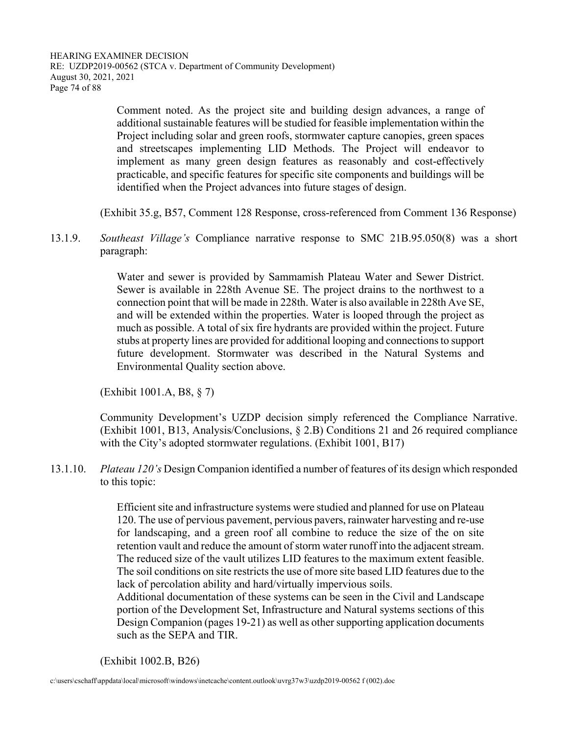> Comment noted. As the project site and building design advances, a range of additional sustainable features will be studied for feasible implementation within the Project including solar and green roofs, stormwater capture canopies, green spaces and streetscapes implementing LID Methods. The Project will endeavor to implement as many green design features as reasonably and cost-effectively practicable, and specific features for specific site components and buildings will be identified when the Project advances into future stages of design.

(Exhibit 35.g, B57, Comment 128 Response, cross-referenced from Comment 136 Response)

13.1.9. *Southeast Village's* Compliance narrative response to SMC 21B.95.050(8) was a short paragraph:

> Water and sewer is provided by Sammamish Plateau Water and Sewer District. Sewer is available in 228th Avenue SE. The project drains to the northwest to a connection point that will be made in 228th. Water is also available in 228th Ave SE, and will be extended within the properties. Water is looped through the project as much as possible. A total of six fire hydrants are provided within the project. Future stubs at property lines are provided for additional looping and connections to support future development. Stormwater was described in the Natural Systems and Environmental Quality section above.

(Exhibit 1001.A, B8, § 7)

Community Development's UZDP decision simply referenced the Compliance Narrative. (Exhibit 1001, B13, Analysis/Conclusions, § 2.B) Conditions 21 and 26 required compliance with the City's adopted stormwater regulations. (Exhibit 1001, B17)

13.1.10. *Plateau 120's* Design Companion identified a number of features of its design which responded to this topic:

> Efficient site and infrastructure systems were studied and planned for use on Plateau 120. The use of pervious pavement, pervious pavers, rainwater harvesting and re-use for landscaping, and a green roof all combine to reduce the size of the on site retention vault and reduce the amount of storm water runoff into the adjacent stream. The reduced size of the vault utilizes LID features to the maximum extent feasible. The soil conditions on site restricts the use of more site based LID features due to the lack of percolation ability and hard/virtually impervious soils.
> Additional documentation of these systems can be seen in the Civil and Landscape portion of the Development Set, Infrastructure and Natural systems sections of this Design Companion (pages 19-21) as well as other supporting application documents such as the SEPA and TIR.

(Exhibit 1002.B, B26)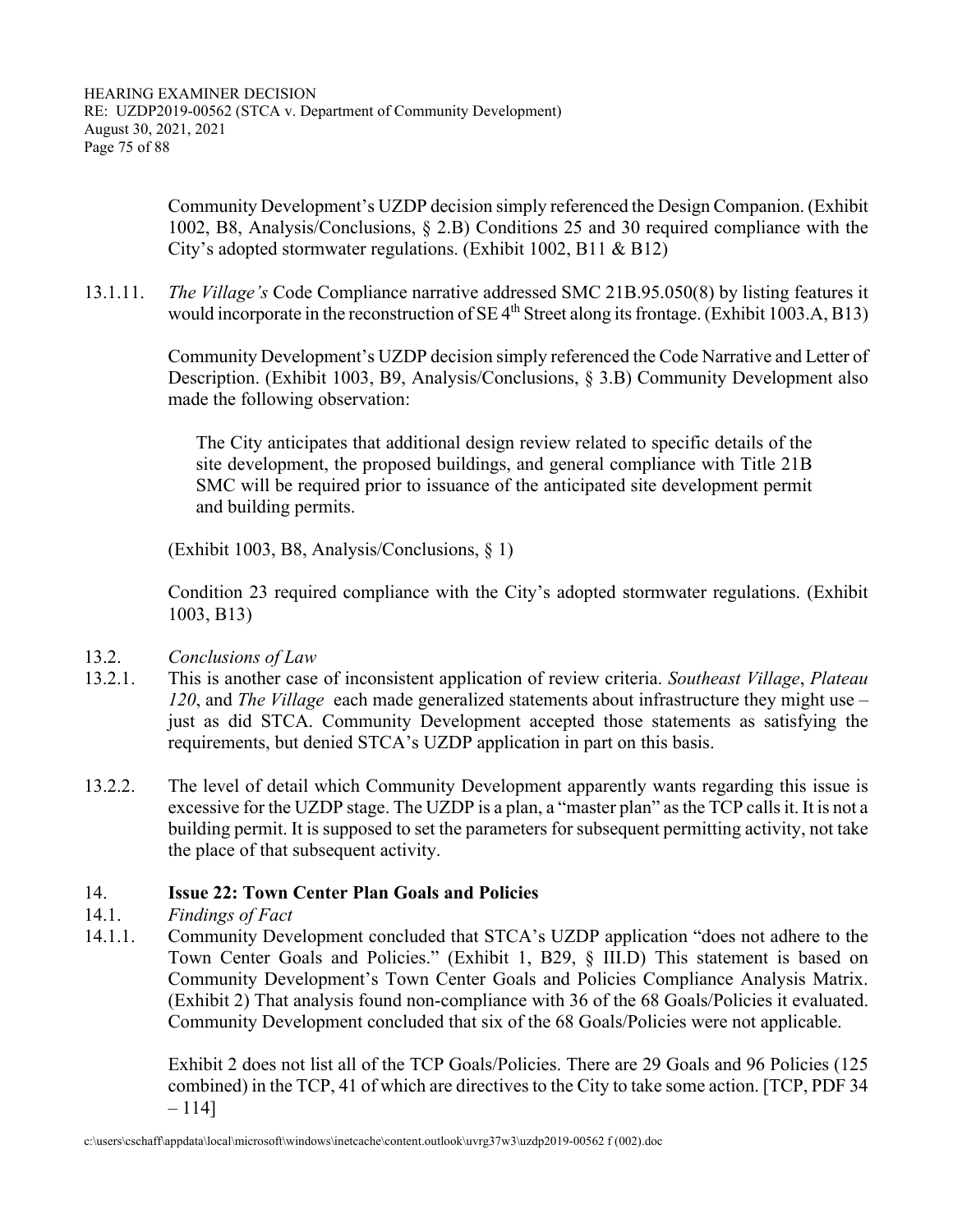Community Development's UZDP decision simply referenced the Design Companion. (Exhibit 1002, B8, Analysis/Conclusions, § 2.B) Conditions 25 and 30 required compliance with the City's adopted stormwater regulations. (Exhibit 1002, B11 & B12)

13.1.11. *The Village's* Code Compliance narrative addressed SMC 21B.95.050(8) by listing features it would incorporate in the reconstruction of SE 4th Street along its frontage. (Exhibit 1003.A, B13)

Community Development's UZDP decision simply referenced the Code Narrative and Letter of Description. (Exhibit 1003, B9, Analysis/Conclusions, § 3.B) Community Development also made the following observation:

> The City anticipates that additional design review related to specific details of the site development, the proposed buildings, and general compliance with Title 21B SMC will be required prior to issuance of the anticipated site development permit and building permits.

(Exhibit 1003, B8, Analysis/Conclusions, § 1)

Condition 23 required compliance with the City's adopted stormwater regulations. (Exhibit 1003, B13)

13.2. *Conclusions of Law*

13.2.1. This is another case of inconsistent application of review criteria. *Southeast Village*, *Plateau 120*, and *The Village* each made generalized statements about infrastructure they might use – just as did STCA. Community Development accepted those statements as satisfying the requirements, but denied STCA's UZDP application in part on this basis.

13.2.2. The level of detail which Community Development apparently wants regarding this issue is excessive for the UZDP stage. The UZDP is a plan, a "master plan" as the TCP calls it. It is not a building permit. It is supposed to set the parameters for subsequent permitting activity, not take the place of that subsequent activity.

## 14. **Issue 22: Town Center Plan Goals and Policies**

14.1. *Findings of Fact*

14.1.1. Community Development concluded that STCA's UZDP application "does not adhere to the Town Center Goals and Policies." (Exhibit 1, B29, § III.D) This statement is based on Community Development's Town Center Goals and Policies Compliance Analysis Matrix. (Exhibit 2) That analysis found non-compliance with 36 of the 68 Goals/Policies it evaluated. Community Development concluded that six of the 68 Goals/Policies were not applicable.

Exhibit 2 does not list all of the TCP Goals/Policies. There are 29 Goals and 96 Policies (125 combined) in the TCP, 41 of which are directives to the City to take some action. [TCP, PDF 34 – 114]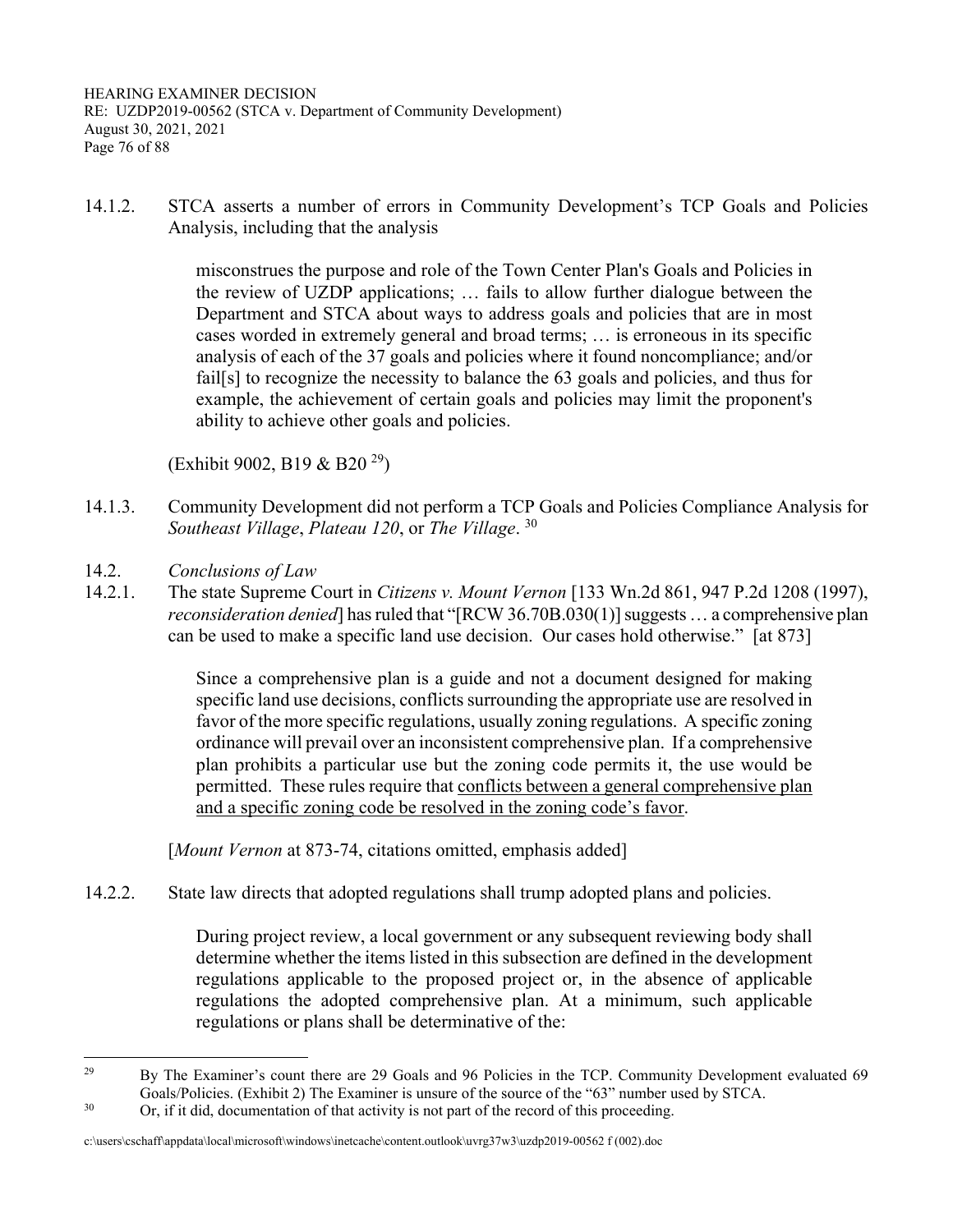14.1.2. STCA asserts a number of errors in Community Development's TCP Goals and Policies Analysis, including that the analysis

> misconstrues the purpose and role of the Town Center Plan's Goals and Policies in the review of UZDP applications; … fails to allow further dialogue between the Department and STCA about ways to address goals and policies that are in most cases worded in extremely general and broad terms; … is erroneous in its specific analysis of each of the 37 goals and policies where it found noncompliance; and/or fail[s] to recognize the necessity to balance the 63 goals and policies, and thus for example, the achievement of certain goals and policies may limit the proponent's ability to achieve other goals and policies.

(Exhibit 9002, B19 & B20 [29])

14.1.3. Community Development did not perform a TCP Goals and Policies Compliance Analysis for *Southeast Village*, *Plateau 120*, or *The Village*. [30]

14.2. *Conclusions of Law*

14.2.1. The state Supreme Court in *Citizens v. Mount Vernon* [133 Wn.2d 861, 947 P.2d 1208 (1997), *reconsideration denied*] has ruled that "[RCW 36.70B.030(1)] suggests … a comprehensive plan can be used to make a specific land use decision. Our cases hold otherwise." [at 873]

> Since a comprehensive plan is a guide and not a document designed for making specific land use decisions, conflicts surrounding the appropriate use are resolved in favor of the more specific regulations, usually zoning regulations. A specific zoning ordinance will prevail over an inconsistent comprehensive plan. If a comprehensive plan prohibits a particular use but the zoning code permits it, the use would be permitted. These rules require that <u>conflicts between a general comprehensive plan and a specific zoning code be resolved in the zoning code's favor</u>.

[*Mount Vernon* at 873-74, citations omitted, emphasis added]

14.2.2. State law directs that adopted regulations shall trump adopted plans and policies.

> During project review, a local government or any subsequent reviewing body shall determine whether the items listed in this subsection are defined in the development regulations applicable to the proposed project or, in the absence of applicable regulations the adopted comprehensive plan. At a minimum, such applicable regulations or plans shall be determinative of the:

---

[29] By The Examiner's count there are 29 Goals and 96 Policies in the TCP. Community Development evaluated 69 Goals/Policies. (Exhibit 2) The Examiner is unsure of the source of the "63" number used by STCA.

[30] Or, if it did, documentation of that activity is not part of the record of this proceeding.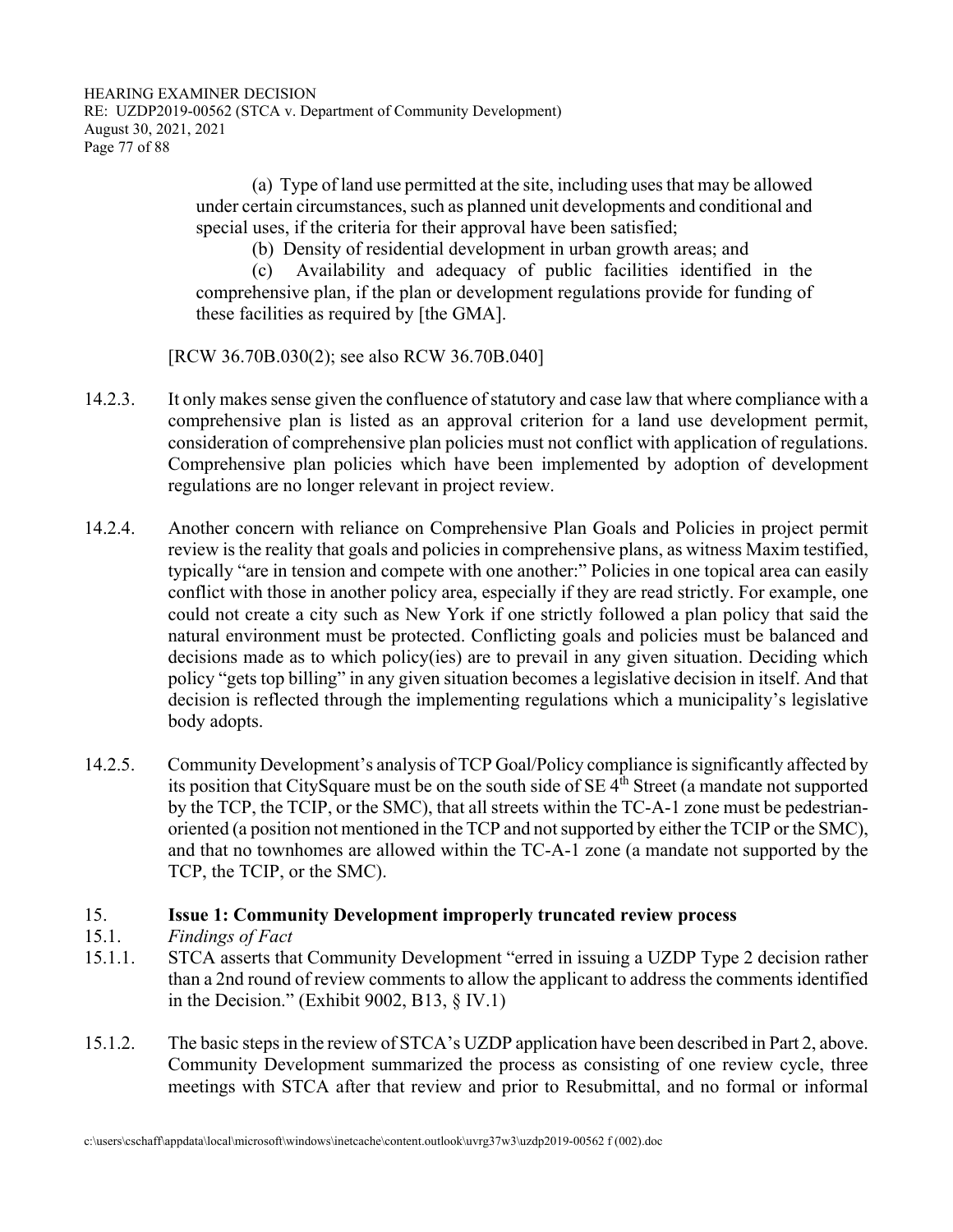(a) Type of land use permitted at the site, including uses that may be allowed under certain circumstances, such as planned unit developments and conditional and special uses, if the criteria for their approval have been satisfied;

(b) Density of residential development in urban growth areas; and

(c) Availability and adequacy of public facilities identified in the comprehensive plan, if the plan or development regulations provide for funding of these facilities as required by [the GMA].

[RCW 36.70B.030(2); see also RCW 36.70B.040]

14.2.3. It only makes sense given the confluence of statutory and case law that where compliance with a comprehensive plan is listed as an approval criterion for a land use development permit, consideration of comprehensive plan policies must not conflict with application of regulations. Comprehensive plan policies which have been implemented by adoption of development regulations are no longer relevant in project review.

14.2.4. Another concern with reliance on Comprehensive Plan Goals and Policies in project permit review is the reality that goals and policies in comprehensive plans, as witness Maxim testified, typically "are in tension and compete with one another:" Policies in one topical area can easily conflict with those in another policy area, especially if they are read strictly. For example, one could not create a city such as New York if one strictly followed a plan policy that said the natural environment must be protected. Conflicting goals and policies must be balanced and decisions made as to which policy(ies) are to prevail in any given situation. Deciding which policy "gets top billing" in any given situation becomes a legislative decision in itself. And that decision is reflected through the implementing regulations which a municipality's legislative body adopts.

14.2.5. Community Development's analysis of TCP Goal/Policy compliance is significantly affected by its position that CitySquare must be on the south side of SE 4th Street (a mandate not supported by the TCP, the TCIP, or the SMC), that all streets within the TC-A-1 zone must be pedestrian-oriented (a position not mentioned in the TCP and not supported by either the TCIP or the SMC), and that no townhomes are allowed within the TC-A-1 zone (a mandate not supported by the TCP, the TCIP, or the SMC).

## 15. Issue 1: Community Development improperly truncated review process

15.1. *Findings of Fact*

15.1.1. STCA asserts that Community Development "erred in issuing a UZDP Type 2 decision rather than a 2nd round of review comments to allow the applicant to address the comments identified in the Decision." (Exhibit 9002, B13, § IV.1)

15.1.2. The basic steps in the review of STCA's UZDP application have been described in Part 2, above. Community Development summarized the process as consisting of one review cycle, three meetings with STCA after that review and prior to Resubmittal, and no formal or informal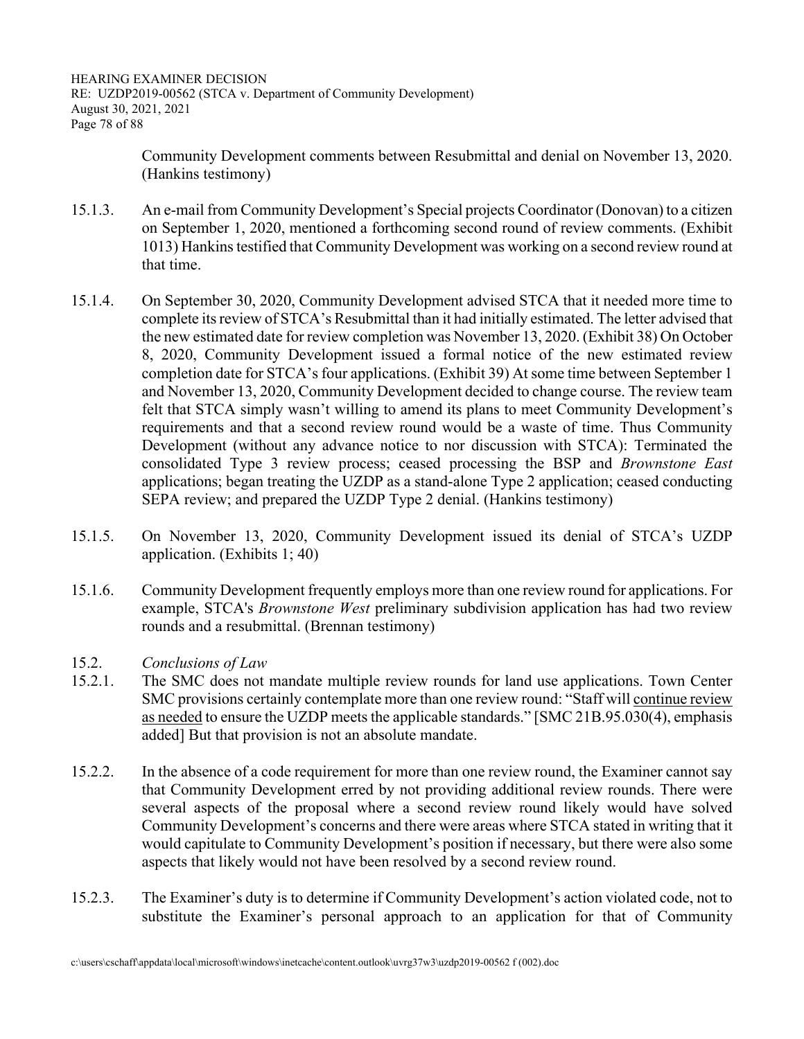Community Development comments between Resubmittal and denial on November 13, 2020. (Hankins testimony)

15.1.3. An e-mail from Community Development's Special projects Coordinator (Donovan) to a citizen on September 1, 2020, mentioned a forthcoming second round of review comments. (Exhibit 1013) Hankins testified that Community Development was working on a second review round at that time.

15.1.4. On September 30, 2020, Community Development advised STCA that it needed more time to complete its review of STCA's Resubmittal than it had initially estimated. The letter advised that the new estimated date for review completion was November 13, 2020. (Exhibit 38) On October 8, 2020, Community Development issued a formal notice of the new estimated review completion date for STCA's four applications. (Exhibit 39) At some time between September 1 and November 13, 2020, Community Development decided to change course. The review team felt that STCA simply wasn't willing to amend its plans to meet Community Development's requirements and that a second review round would be a waste of time. Thus Community Development (without any advance notice to nor discussion with STCA): Terminated the consolidated Type 3 review process; ceased processing the BSP and *Brownstone East* applications; began treating the UZDP as a stand-alone Type 2 application; ceased conducting SEPA review; and prepared the UZDP Type 2 denial. (Hankins testimony)

15.1.5. On November 13, 2020, Community Development issued its denial of STCA's UZDP application. (Exhibits 1; 40)

15.1.6. Community Development frequently employs more than one review round for applications. For example, STCA's *Brownstone West* preliminary subdivision application has had two review rounds and a resubmittal. (Brennan testimony)

15.2. *Conclusions of Law*

15.2.1. The SMC does not mandate multiple review rounds for land use applications. Town Center SMC provisions certainly contemplate more than one review round: "Staff will <u>continue review as needed</u> to ensure the UZDP meets the applicable standards." [SMC 21B.95.030(4), emphasis added] But that provision is not an absolute mandate.

15.2.2. In the absence of a code requirement for more than one review round, the Examiner cannot say that Community Development erred by not providing additional review rounds. There were several aspects of the proposal where a second review round likely would have solved Community Development's concerns and there were areas where STCA stated in writing that it would capitulate to Community Development's position if necessary, but there were also some aspects that likely would not have been resolved by a second review round.

15.2.3. The Examiner's duty is to determine if Community Development's action violated code, not to substitute the Examiner's personal approach to an application for that of Community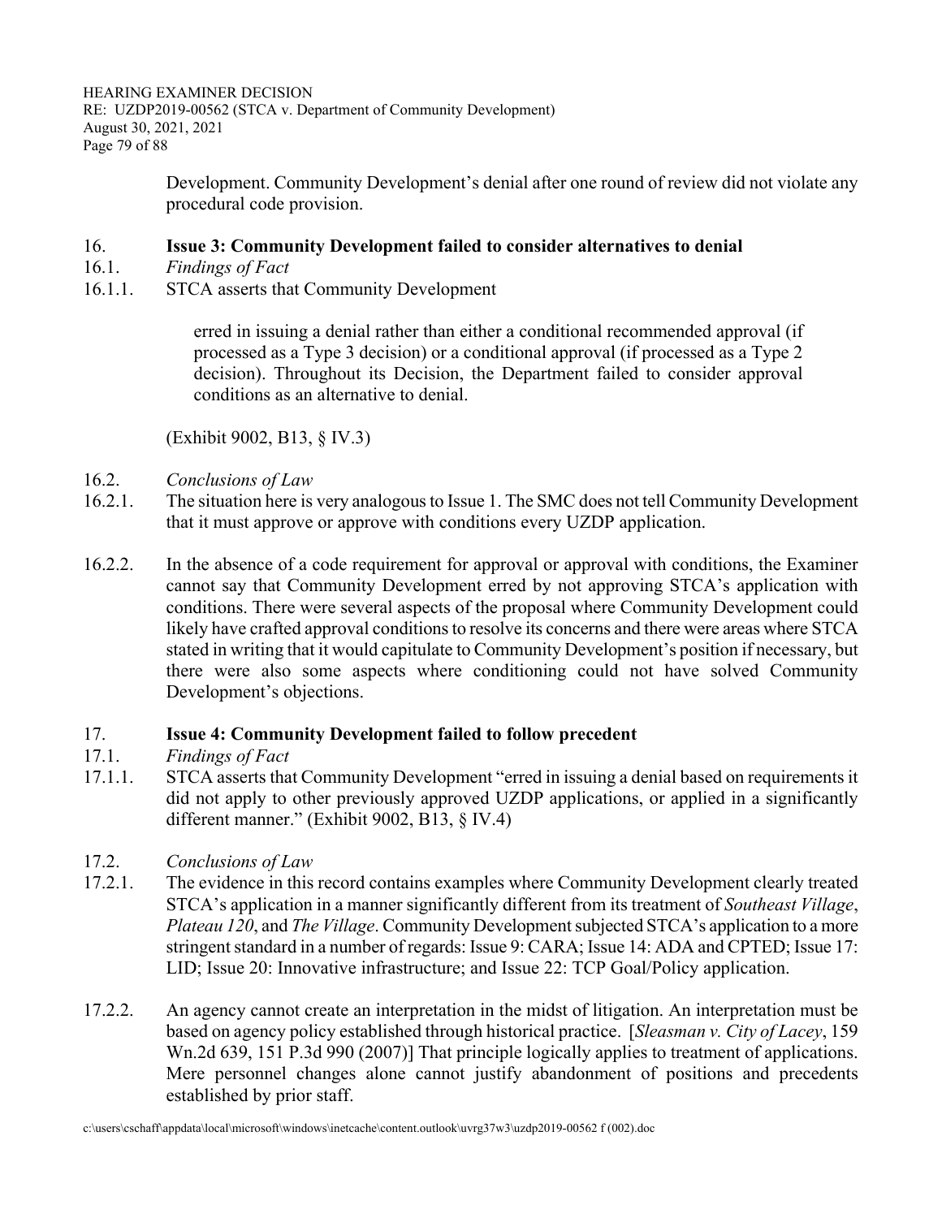Development. Community Development's denial after one round of review did not violate any procedural code provision.

16. **Issue 3: Community Development failed to consider alternatives to denial**

16.1. *Findings of Fact*

16.1.1. STCA asserts that Community Development

> erred in issuing a denial rather than either a conditional recommended approval (if processed as a Type 3 decision) or a conditional approval (if processed as a Type 2 decision). Throughout its Decision, the Department failed to consider approval conditions as an alternative to denial.

(Exhibit 9002, B13, § IV.3)

16.2. *Conclusions of Law*

16.2.1. The situation here is very analogous to Issue 1. The SMC does not tell Community Development that it must approve or approve with conditions every UZDP application.

16.2.2. In the absence of a code requirement for approval or approval with conditions, the Examiner cannot say that Community Development erred by not approving STCA's application with conditions. There were several aspects of the proposal where Community Development could likely have crafted approval conditions to resolve its concerns and there were areas where STCA stated in writing that it would capitulate to Community Development's position if necessary, but there were also some aspects where conditioning could not have solved Community Development's objections.

17. **Issue 4: Community Development failed to follow precedent**

17.1. *Findings of Fact*

17.1.1. STCA asserts that Community Development "erred in issuing a denial based on requirements it did not apply to other previously approved UZDP applications, or applied in a significantly different manner." (Exhibit 9002, B13, § IV.4)

17.2. *Conclusions of Law*

17.2.1. The evidence in this record contains examples where Community Development clearly treated STCA's application in a manner significantly different from its treatment of *Southeast Village*, *Plateau 120*, and *The Village*. Community Development subjected STCA's application to a more stringent standard in a number of regards: Issue 9: CARA; Issue 14: ADA and CPTED; Issue 17: LID; Issue 20: Innovative infrastructure; and Issue 22: TCP Goal/Policy application.

17.2.2. An agency cannot create an interpretation in the midst of litigation. An interpretation must be based on agency policy established through historical practice. [*Sleasman v. City of Lacey*, 159 Wn.2d 639, 151 P.3d 990 (2007)] That principle logically applies to treatment of applications. Mere personnel changes alone cannot justify abandonment of positions and precedents established by prior staff.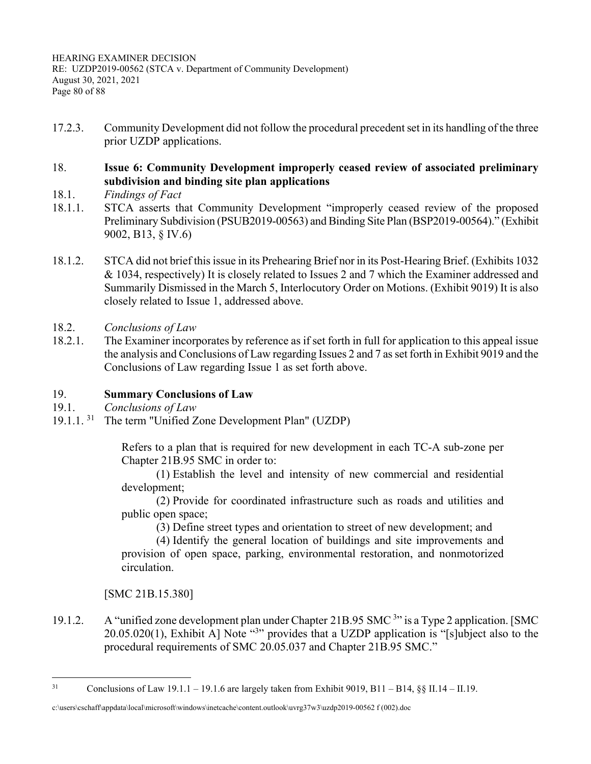17.2.3. Community Development did not follow the procedural precedent set in its handling of the three prior UZDP applications.

18. **Issue 6: Community Development improperly ceased review of associated preliminary subdivision and binding site plan applications**

18.1. *Findings of Fact*

18.1.1. STCA asserts that Community Development "improperly ceased review of the proposed Preliminary Subdivision (PSUB2019-00563) and Binding Site Plan (BSP2019-00564)." (Exhibit 9002, B13, § IV.6)

18.1.2. STCA did not brief this issue in its Prehearing Brief nor in its Post-Hearing Brief. (Exhibits 1032 & 1034, respectively) It is closely related to Issues 2 and 7 which the Examiner addressed and Summarily Dismissed in the March 5, Interlocutory Order on Motions. (Exhibit 9019) It is also closely related to Issue 1, addressed above.

18.2. *Conclusions of Law*

18.2.1. The Examiner incorporates by reference as if set forth in full for application to this appeal issue the analysis and Conclusions of Law regarding Issues 2 and 7 as set forth in Exhibit 9019 and the Conclusions of Law regarding Issue 1 as set forth above.

19. **Summary Conclusions of Law**

19.1. *Conclusions of Law*

19.1.1. [31] The term "Unified Zone Development Plan" (UZDP)

> Refers to a plan that is required for new development in each TC-A sub-zone per Chapter 21B.95 SMC in order to:
>
> (1) Establish the level and intensity of new commercial and residential development;
>
> (2) Provide for coordinated infrastructure such as roads and utilities and public open space;
>
> (3) Define street types and orientation to street of new development; and
>
> (4) Identify the general location of buildings and site improvements and provision of open space, parking, environmental restoration, and nonmotorized circulation.
>
> [SMC 21B.15.380]

19.1.2. A "unified zone development plan under Chapter 21B.95 SMC [3]" is a Type 2 application. [SMC 20.05.020(1), Exhibit A] Note "[3]" provides that a UZDP application is "[s]ubject also to the procedural requirements of SMC 20.05.037 and Chapter 21B.95 SMC."

---

[31] Conclusions of Law 19.1.1 – 19.1.6 are largely taken from Exhibit 9019, B11 – B14, §§ II.14 – II.19.

c:\users\cschaff\appdata\local\microsoft\windows\inetcache\content.outlook\uvrg37w3\uzdp2019-00562 f (002).doc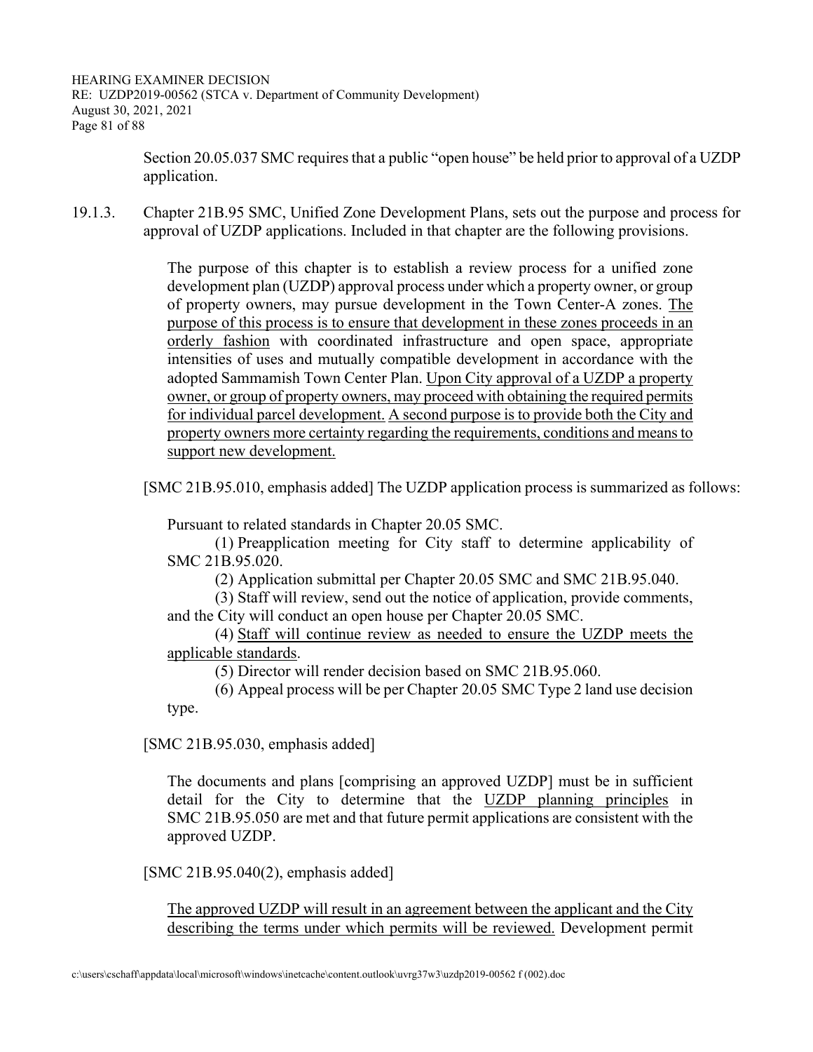Section 20.05.037 SMC requires that a public "open house" be held prior to approval of a UZDP application.

19.1.3. Chapter 21B.95 SMC, Unified Zone Development Plans, sets out the purpose and process for approval of UZDP applications. Included in that chapter are the following provisions.

> The purpose of this chapter is to establish a review process for a unified zone development plan (UZDP) approval process under which a property owner, or group of property owners, may pursue development in the Town Center-A zones. <u>The purpose of this process is to ensure that development in these zones proceeds in an orderly fashion</u> with coordinated infrastructure and open space, appropriate intensities of uses and mutually compatible development in accordance with the adopted Sammamish Town Center Plan. <u>Upon City approval of a UZDP a property owner, or group of property owners, may proceed with obtaining the required permits for individual parcel development.</u> <u>A second purpose is to provide both the City and property owners more certainty regarding the requirements, conditions and means to support new development.</u>

[SMC 21B.95.010, emphasis added] The UZDP application process is summarized as follows:

> Pursuant to related standards in Chapter 20.05 SMC.
>
> (1) Preapplication meeting for City staff to determine applicability of SMC 21B.95.020.
>
> (2) Application submittal per Chapter 20.05 SMC and SMC 21B.95.040.
>
> (3) Staff will review, send out the notice of application, provide comments, and the City will conduct an open house per Chapter 20.05 SMC.
>
> (4) <u>Staff will continue review as needed to ensure the UZDP meets the applicable standards</u>.
>
> (5) Director will render decision based on SMC 21B.95.060.
>
> (6) Appeal process will be per Chapter 20.05 SMC Type 2 land use decision type.

[SMC 21B.95.030, emphasis added]

> The documents and plans [comprising an approved UZDP] must be in sufficient detail for the City to determine that the <u>UZDP planning principles</u> in SMC 21B.95.050 are met and that future permit applications are consistent with the approved UZDP.

[SMC 21B.95.040(2), emphasis added]

> <u>The approved UZDP will result in an agreement between the applicant and the City describing the terms under which permits will be reviewed.</u> Development permit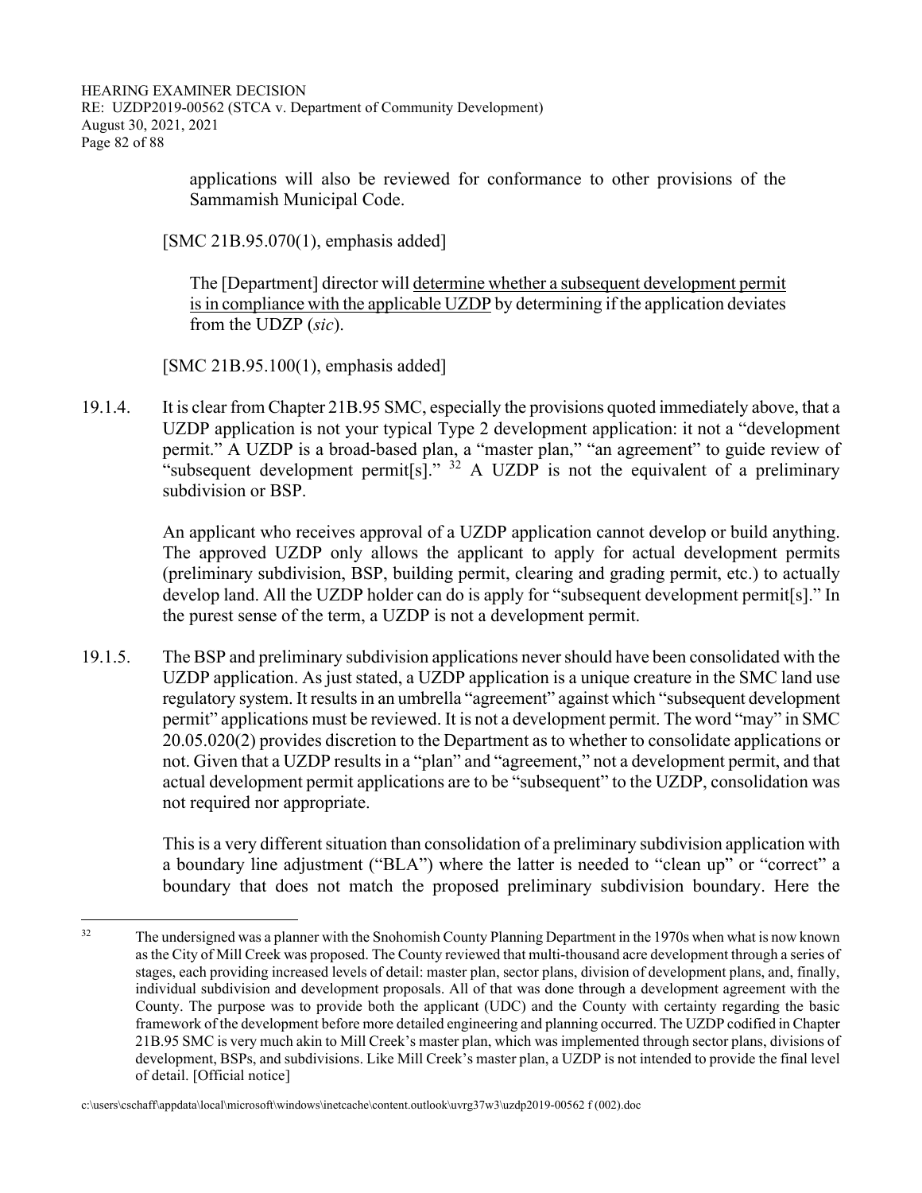applications will also be reviewed for conformance to other provisions of the Sammamish Municipal Code.

[SMC 21B.95.070(1), emphasis added]

> The [Department] director will <u>determine whether a subsequent development permit is in compliance with the applicable UZDP</u> by determining if the application deviates from the UDZP (*sic*).

[SMC 21B.95.100(1), emphasis added]

19.1.4. It is clear from Chapter 21B.95 SMC, especially the provisions quoted immediately above, that a UZDP application is not your typical Type 2 development application: it not a "development permit." A UZDP is a broad-based plan, a "master plan," "an agreement" to guide review of "subsequent development permit[s]." [32] A UZDP is not the equivalent of a preliminary subdivision or BSP.

An applicant who receives approval of a UZDP application cannot develop or build anything. The approved UZDP only allows the applicant to apply for actual development permits (preliminary subdivision, BSP, building permit, clearing and grading permit, etc.) to actually develop land. All the UZDP holder can do is apply for "subsequent development permit[s]." In the purest sense of the term, a UZDP is not a development permit.

19.1.5. The BSP and preliminary subdivision applications never should have been consolidated with the UZDP application. As just stated, a UZDP application is a unique creature in the SMC land use regulatory system. It results in an umbrella "agreement" against which "subsequent development permit" applications must be reviewed. It is not a development permit. The word "may" in SMC 20.05.020(2) provides discretion to the Department as to whether to consolidate applications or not. Given that a UZDP results in a "plan" and "agreement," not a development permit, and that actual development permit applications are to be "subsequent" to the UZDP, consolidation was not required nor appropriate.

This is a very different situation than consolidation of a preliminary subdivision application with a boundary line adjustment ("BLA") where the latter is needed to "clean up" or "correct" a boundary that does not match the proposed preliminary subdivision boundary. Here the

---

[32] The undersigned was a planner with the Snohomish County Planning Department in the 1970s when what is now known as the City of Mill Creek was proposed. The County reviewed that multi-thousand acre development through a series of stages, each providing increased levels of detail: master plan, sector plans, division of development plans, and, finally, individual subdivision and development proposals. All of that was done through a development agreement with the County. The purpose was to provide both the applicant (UDC) and the County with certainty regarding the basic framework of the development before more detailed engineering and planning occurred. The UZDP codified in Chapter 21B.95 SMC is very much akin to Mill Creek's master plan, which was implemented through sector plans, divisions of development, BSPs, and subdivisions. Like Mill Creek's master plan, a UZDP is not intended to provide the final level of detail. [Official notice]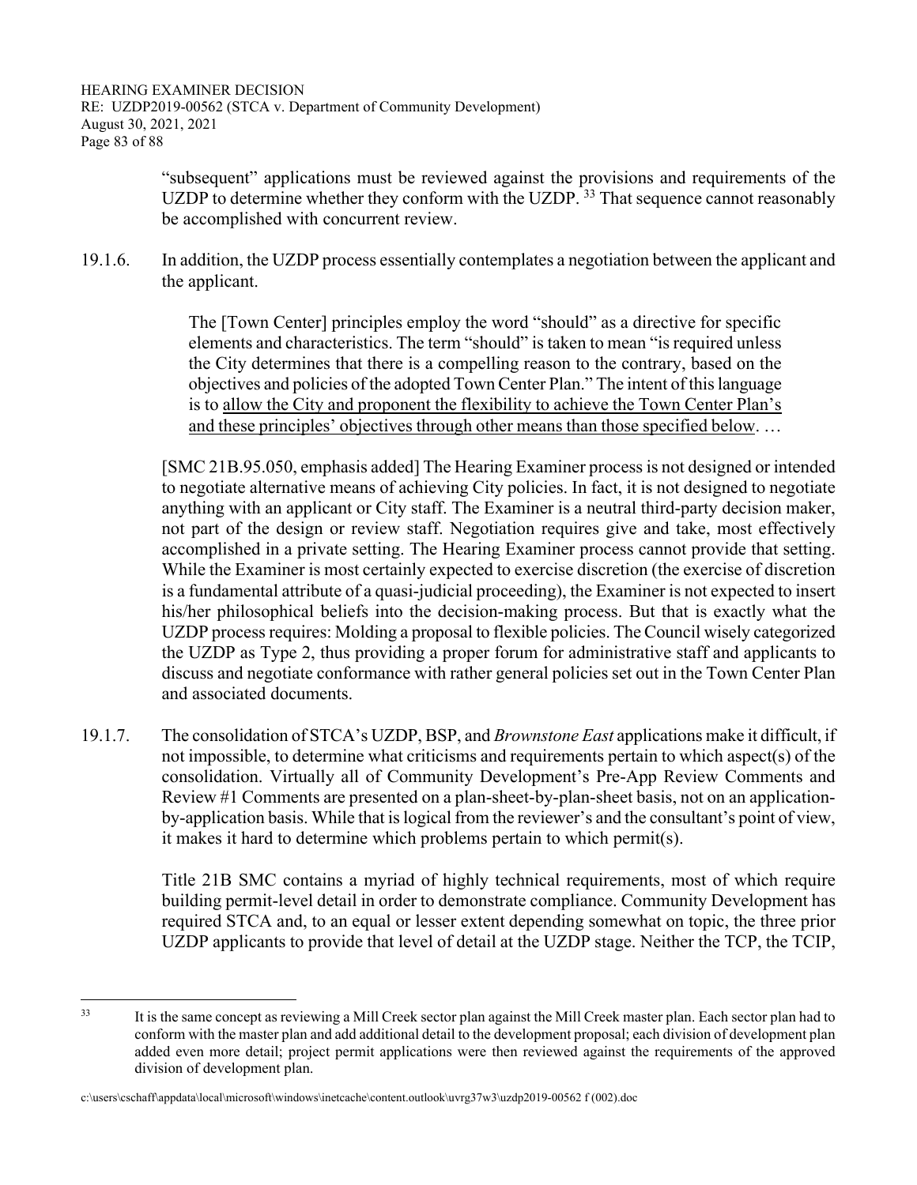"subsequent" applications must be reviewed against the provisions and requirements of the UZDP to determine whether they conform with the UZDP.[33] That sequence cannot reasonably be accomplished with concurrent review.

19.1.6. In addition, the UZDP process essentially contemplates a negotiation between the applicant and the applicant.

> The [Town Center] principles employ the word "should" as a directive for specific elements and characteristics. The term "should" is taken to mean "is required unless the City determines that there is a compelling reason to the contrary, based on the objectives and policies of the adopted Town Center Plan." The intent of this language is to <u>allow the City and proponent the flexibility to achieve the Town Center Plan's and these principles' objectives through other means than those specified below</u>. …

[SMC 21B.95.050, emphasis added] The Hearing Examiner process is not designed or intended to negotiate alternative means of achieving City policies. In fact, it is not designed to negotiate anything with an applicant or City staff. The Examiner is a neutral third-party decision maker, not part of the design or review staff. Negotiation requires give and take, most effectively accomplished in a private setting. The Hearing Examiner process cannot provide that setting. While the Examiner is most certainly expected to exercise discretion (the exercise of discretion is a fundamental attribute of a quasi-judicial proceeding), the Examiner is not expected to insert his/her philosophical beliefs into the decision-making process. But that is exactly what the UZDP process requires: Molding a proposal to flexible policies. The Council wisely categorized the UZDP as Type 2, thus providing a proper forum for administrative staff and applicants to discuss and negotiate conformance with rather general policies set out in the Town Center Plan and associated documents.

19.1.7. The consolidation of STCA's UZDP, BSP, and *Brownstone East* applications make it difficult, if not impossible, to determine what criticisms and requirements pertain to which aspect(s) of the consolidation. Virtually all of Community Development's Pre-App Review Comments and Review #1 Comments are presented on a plan-sheet-by-plan-sheet basis, not on an application-by-application basis. While that is logical from the reviewer's and the consultant's point of view, it makes it hard to determine which problems pertain to which permit(s).

Title 21B SMC contains a myriad of highly technical requirements, most of which require building permit-level detail in order to demonstrate compliance. Community Development has required STCA and, to an equal or lesser extent depending somewhat on topic, the three prior UZDP applicants to provide that level of detail at the UZDP stage. Neither the TCP, the TCIP,

---

[33] It is the same concept as reviewing a Mill Creek sector plan against the Mill Creek master plan. Each sector plan had to conform with the master plan and add additional detail to the development proposal; each division of development plan added even more detail; project permit applications were then reviewed against the requirements of the approved division of development plan.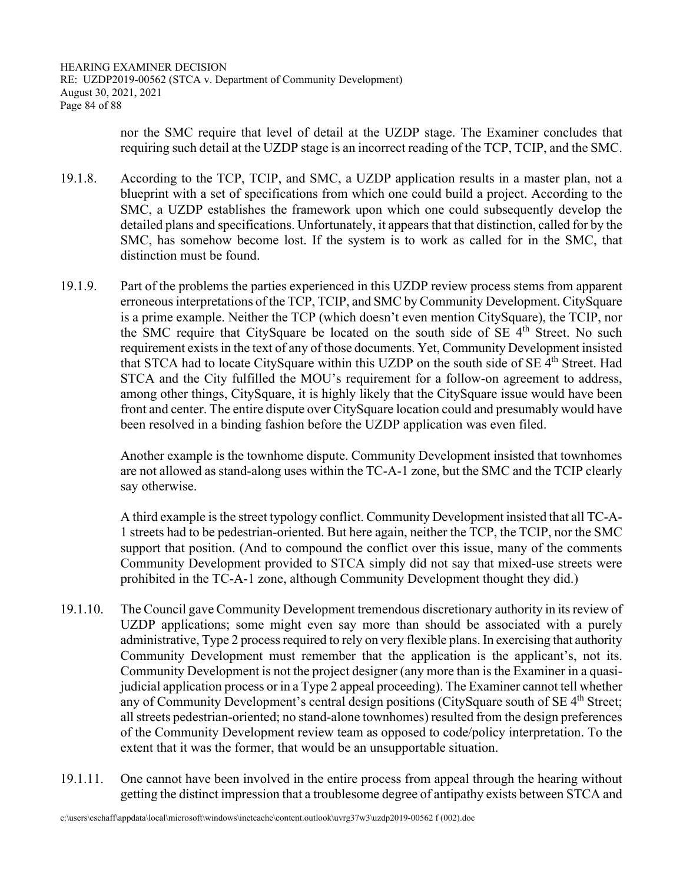nor the SMC require that level of detail at the UZDP stage. The Examiner concludes that requiring such detail at the UZDP stage is an incorrect reading of the TCP, TCIP, and the SMC.

19.1.8. According to the TCP, TCIP, and SMC, a UZDP application results in a master plan, not a blueprint with a set of specifications from which one could build a project. According to the SMC, a UZDP establishes the framework upon which one could subsequently develop the detailed plans and specifications. Unfortunately, it appears that that distinction, called for by the SMC, has somehow become lost. If the system is to work as called for in the SMC, that distinction must be found.

19.1.9. Part of the problems the parties experienced in this UZDP review process stems from apparent erroneous interpretations of the TCP, TCIP, and SMC by Community Development. CitySquare is a prime example. Neither the TCP (which doesn't even mention CitySquare), the TCIP, nor the SMC require that CitySquare be located on the south side of SE 4th Street. No such requirement exists in the text of any of those documents. Yet, Community Development insisted that STCA had to locate CitySquare within this UZDP on the south side of SE 4th Street. Had STCA and the City fulfilled the MOU's requirement for a follow-on agreement to address, among other things, CitySquare, it is highly likely that the CitySquare issue would have been front and center. The entire dispute over CitySquare location could and presumably would have been resolved in a binding fashion before the UZDP application was even filed.

Another example is the townhome dispute. Community Development insisted that townhomes are not allowed as stand-along uses within the TC-A-1 zone, but the SMC and the TCIP clearly say otherwise.

A third example is the street typology conflict. Community Development insisted that all TC-A-1 streets had to be pedestrian-oriented. But here again, neither the TCP, the TCIP, nor the SMC support that position. (And to compound the conflict over this issue, many of the comments Community Development provided to STCA simply did not say that mixed-use streets were prohibited in the TC-A-1 zone, although Community Development thought they did.)

19.1.10. The Council gave Community Development tremendous discretionary authority in its review of UZDP applications; some might even say more than should be associated with a purely administrative, Type 2 process required to rely on very flexible plans. In exercising that authority Community Development must remember that the application is the applicant's, not its. Community Development is not the project designer (any more than is the Examiner in a quasi-judicial application process or in a Type 2 appeal proceeding). The Examiner cannot tell whether any of Community Development's central design positions (CitySquare south of SE 4th Street; all streets pedestrian-oriented; no stand-alone townhomes) resulted from the design preferences of the Community Development review team as opposed to code/policy interpretation. To the extent that it was the former, that would be an unsupportable situation.

19.1.11. One cannot have been involved in the entire process from appeal through the hearing without getting the distinct impression that a troublesome degree of antipathy exists between STCA and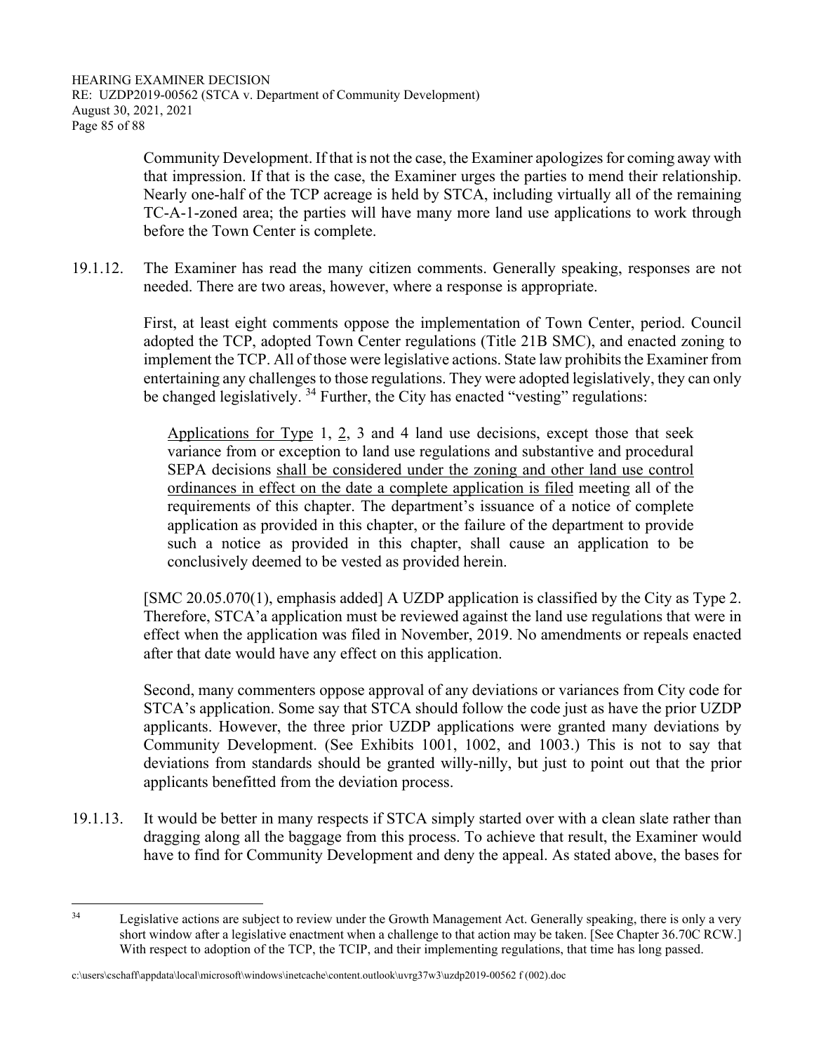Community Development. If that is not the case, the Examiner apologizes for coming away with that impression. If that is the case, the Examiner urges the parties to mend their relationship. Nearly one-half of the TCP acreage is held by STCA, including virtually all of the remaining TC-A-1-zoned area; the parties will have many more land use applications to work through before the Town Center is complete.

19.1.12. The Examiner has read the many citizen comments. Generally speaking, responses are not needed. There are two areas, however, where a response is appropriate.

First, at least eight comments oppose the implementation of Town Center, period. Council adopted the TCP, adopted Town Center regulations (Title 21B SMC), and enacted zoning to implement the TCP. All of those were legislative actions. State law prohibits the Examiner from entertaining any challenges to those regulations. They were adopted legislatively, they can only be changed legislatively. [34] Further, the City has enacted "vesting" regulations:

> <u>Applications for Type</u> 1, <u>2</u>, 3 and 4 land use decisions, except those that seek variance from or exception to land use regulations and substantive and procedural SEPA decisions <u>shall be considered under the zoning and other land use control ordinances in effect on the date a complete application is filed</u> meeting all of the requirements of this chapter. The department's issuance of a notice of complete application as provided in this chapter, or the failure of the department to provide such a notice as provided in this chapter, shall cause an application to be conclusively deemed to be vested as provided herein.

[SMC 20.05.070(1), emphasis added] A UZDP application is classified by the City as Type 2. Therefore, STCA'a application must be reviewed against the land use regulations that were in effect when the application was filed in November, 2019. No amendments or repeals enacted after that date would have any effect on this application.

Second, many commenters oppose approval of any deviations or variances from City code for STCA's application. Some say that STCA should follow the code just as have the prior UZDP applicants. However, the three prior UZDP applications were granted many deviations by Community Development. (See Exhibits 1001, 1002, and 1003.) This is not to say that deviations from standards should be granted willy-nilly, but just to point out that the prior applicants benefitted from the deviation process.

19.1.13. It would be better in many respects if STCA simply started over with a clean slate rather than dragging along all the baggage from this process. To achieve that result, the Examiner would have to find for Community Development and deny the appeal. As stated above, the bases for

---

[34] Legislative actions are subject to review under the Growth Management Act. Generally speaking, there is only a very short window after a legislative enactment when a challenge to that action may be taken. [See Chapter 36.70C RCW.] With respect to adoption of the TCP, the TCIP, and their implementing regulations, that time has long passed.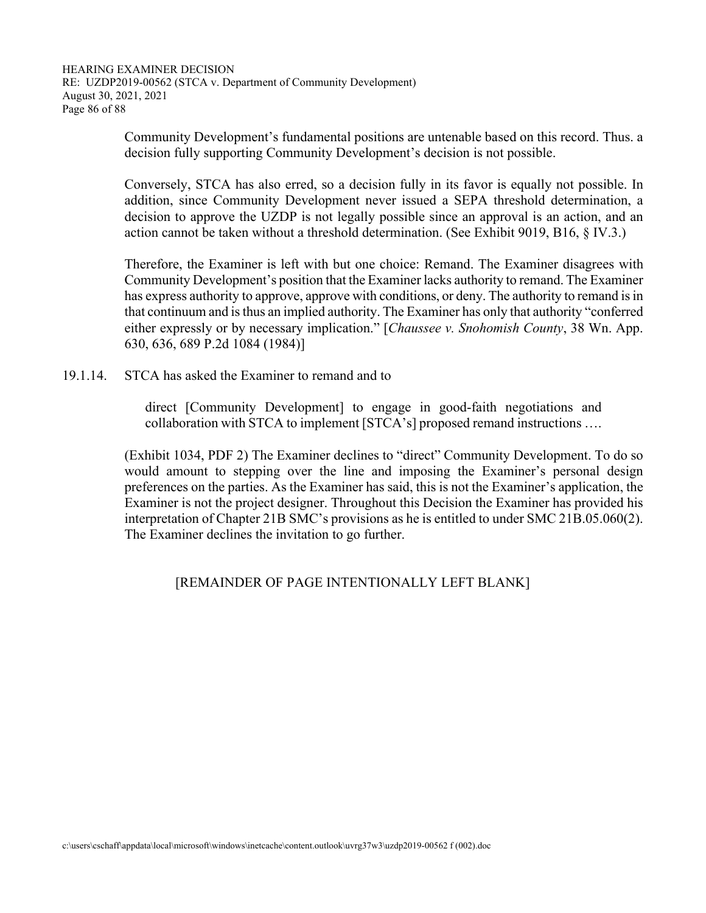Community Development's fundamental positions are untenable based on this record. Thus. a decision fully supporting Community Development's decision is not possible.

Conversely, STCA has also erred, so a decision fully in its favor is equally not possible. In addition, since Community Development never issued a SEPA threshold determination, a decision to approve the UZDP is not legally possible since an approval is an action, and an action cannot be taken without a threshold determination. (See Exhibit 9019, B16, § IV.3.)

Therefore, the Examiner is left with but one choice: Remand. The Examiner disagrees with Community Development's position that the Examiner lacks authority to remand. The Examiner has express authority to approve, approve with conditions, or deny. The authority to remand is in that continuum and is thus an implied authority. The Examiner has only that authority "conferred either expressly or by necessary implication." [*Chaussee v. Snohomish County*, 38 Wn. App. 630, 636, 689 P.2d 1084 (1984)]

19.1.14. STCA has asked the Examiner to remand and to

> direct [Community Development] to engage in good-faith negotiations and collaboration with STCA to implement [STCA's] proposed remand instructions ….

(Exhibit 1034, PDF 2) The Examiner declines to "direct" Community Development. To do so would amount to stepping over the line and imposing the Examiner's personal design preferences on the parties. As the Examiner has said, this is not the Examiner's application, the Examiner is not the project designer. Throughout this Decision the Examiner has provided his interpretation of Chapter 21B SMC's provisions as he is entitled to under SMC 21B.05.060(2). The Examiner declines the invitation to go further.

[REMAINDER OF PAGE INTENTIONALLY LEFT BLANK]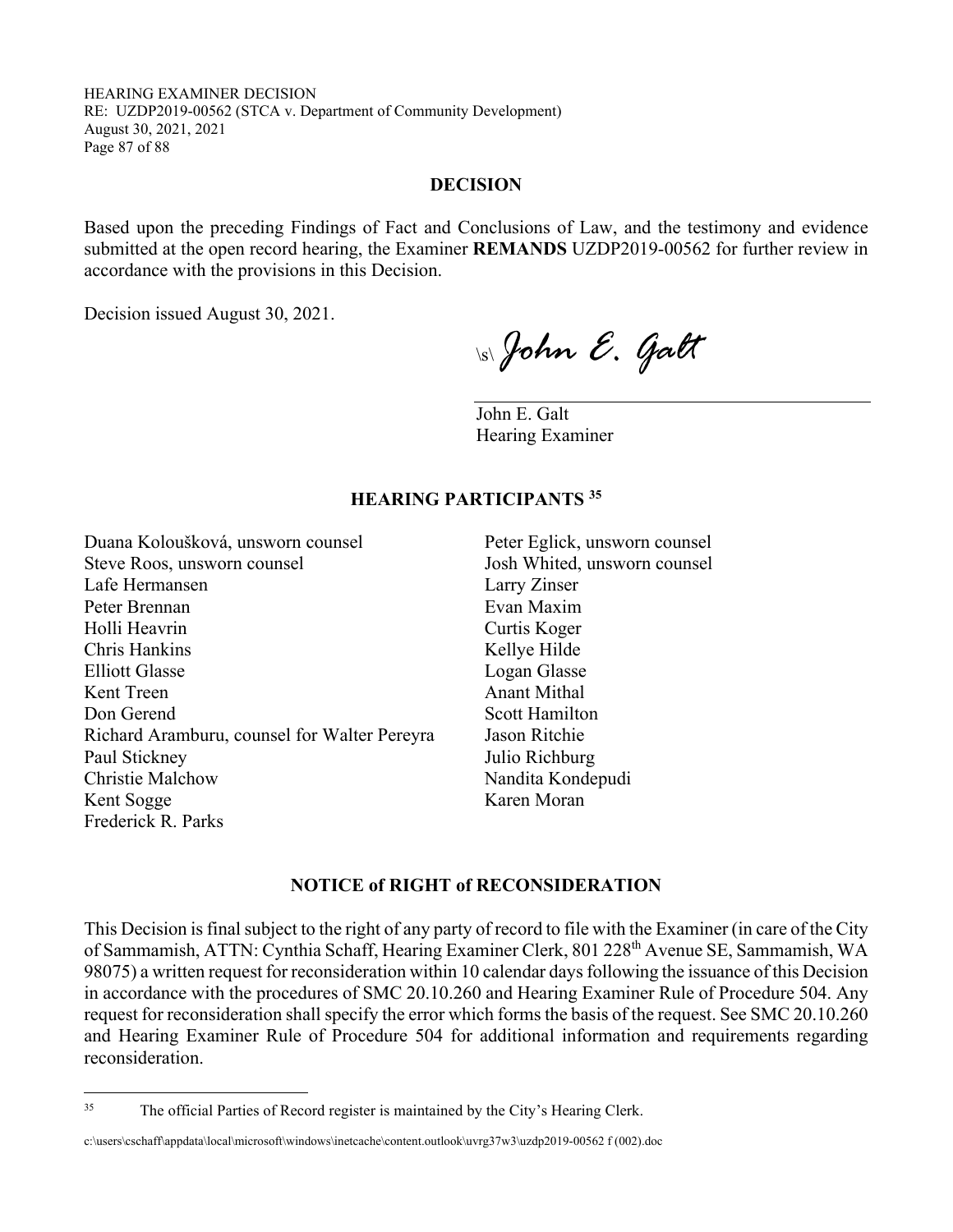## DECISION

Based upon the preceding Findings of Fact and Conclusions of Law, and the testimony and evidence submitted at the open record hearing, the Examiner **REMANDS** UZDP2019-00562 for further review in accordance with the provisions in this Decision.

Decision issued August 30, 2021.

\s\ *John E. Galt*

John E. Galt
Hearing Examiner

## HEARING PARTICIPANTS [35]

Duana Koloušková, unsworn counsel
Steve Roos, unsworn counsel
Lafe Hermansen
Peter Brennan
Holli Heavrin
Chris Hankins
Elliott Glasse
Kent Treen
Don Gerend
Richard Aramburu, counsel for Walter Pereyra
Paul Stickney
Christie Malchow
Kent Sogge
Frederick R. Parks
Peter Eglick, unsworn counsel
Josh Whited, unsworn counsel
Larry Zinser
Evan Maxim
Curtis Koger
Kellye Hilde
Logan Glasse
Anant Mithal
Scott Hamilton
Jason Ritchie
Julio Richburg
Nandita Kondepudi
Karen Moran

## NOTICE of RIGHT of RECONSIDERATION

This Decision is final subject to the right of any party of record to file with the Examiner (in care of the City of Sammamish, ATTN: Cynthia Schaff, Hearing Examiner Clerk, 801 228th Avenue SE, Sammamish, WA 98075) a written request for reconsideration within 10 calendar days following the issuance of this Decision in accordance with the procedures of SMC 20.10.260 and Hearing Examiner Rule of Procedure 504. Any request for reconsideration shall specify the error which forms the basis of the request. See SMC 20.10.260 and Hearing Examiner Rule of Procedure 504 for additional information and requirements regarding reconsideration.

---

[35] The official Parties of Record register is maintained by the City's Hearing Clerk.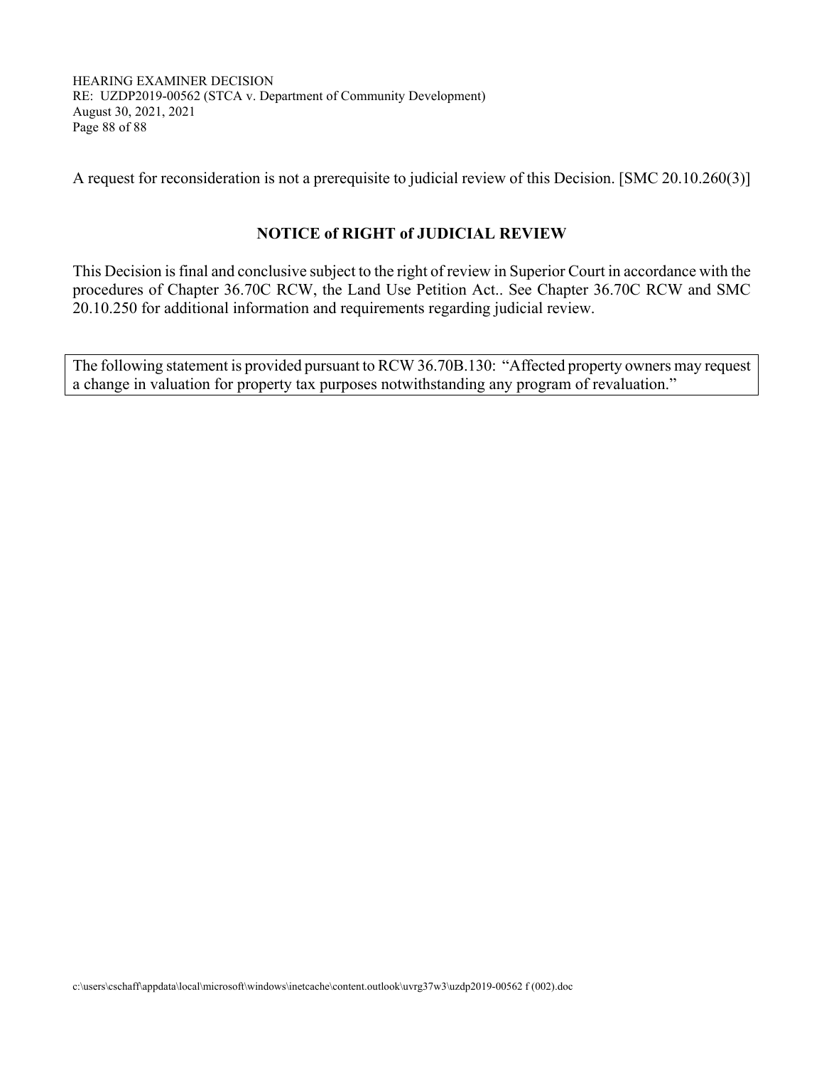A request for reconsideration is not a prerequisite to judicial review of this Decision. [SMC 20.10.260(3)]

## NOTICE of RIGHT of JUDICIAL REVIEW

This Decision is final and conclusive subject to the right of review in Superior Court in accordance with the procedures of Chapter 36.70C RCW, the Land Use Petition Act.. See Chapter 36.70C RCW and SMC 20.10.250 for additional information and requirements regarding judicial review.

The following statement is provided pursuant to RCW 36.70B.130: "Affected property owners may request a change in valuation for property tax purposes notwithstanding any program of revaluation."